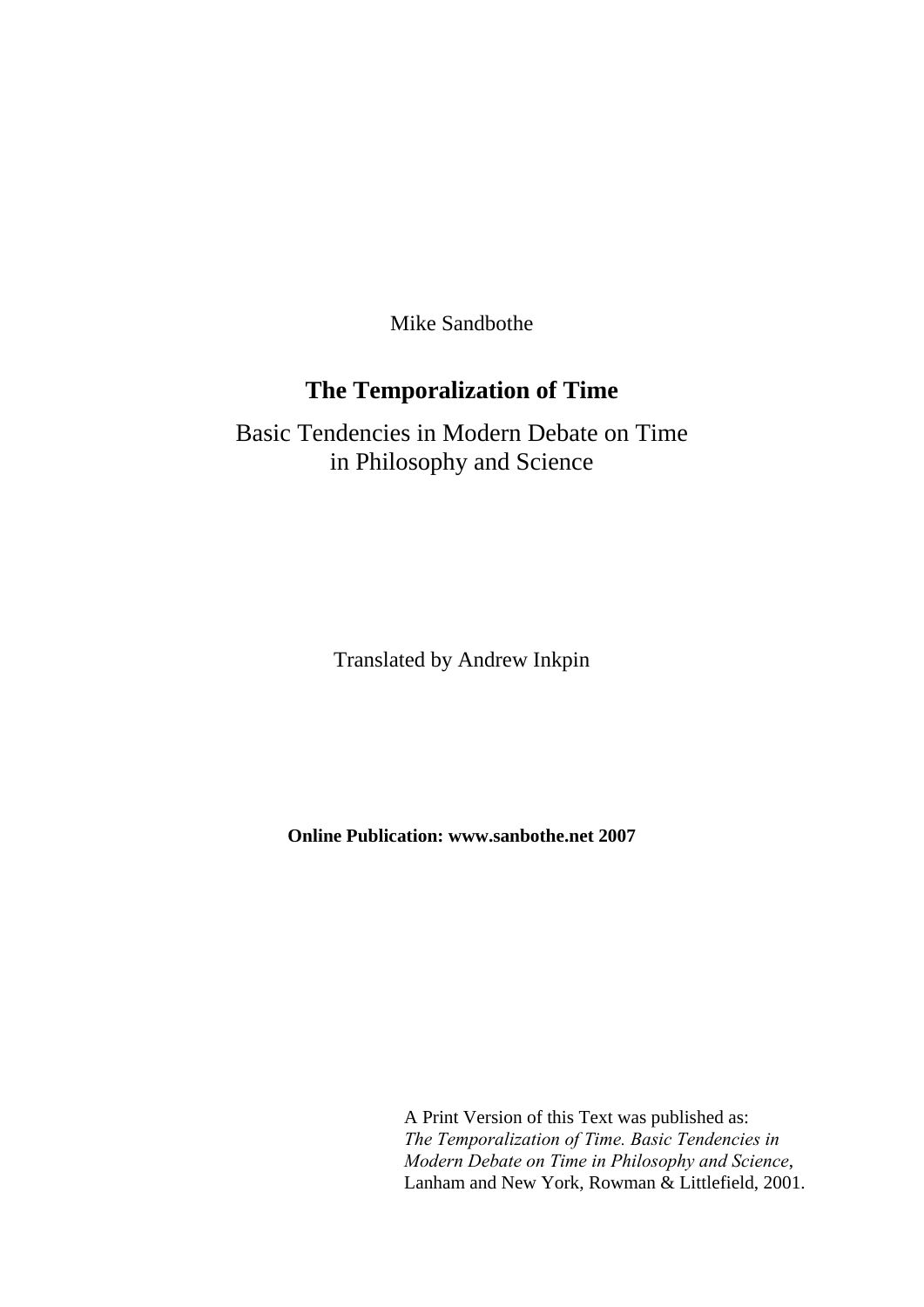Mike Sandbothe

# The Temporalization of Time

## Basic Tendencies in Modern Debate on Time in Philosophy and Science

Translated by Andrew Inkpin

**Online Publication: www.sanbothe.net 2007**

A Print Version of this Text was published as:
*The Temporalization of Time. Basic Tendencies in Modern Debate on Time in Philosophy and Science*, Lanham and New York, Rowman & Littlefield, 2001.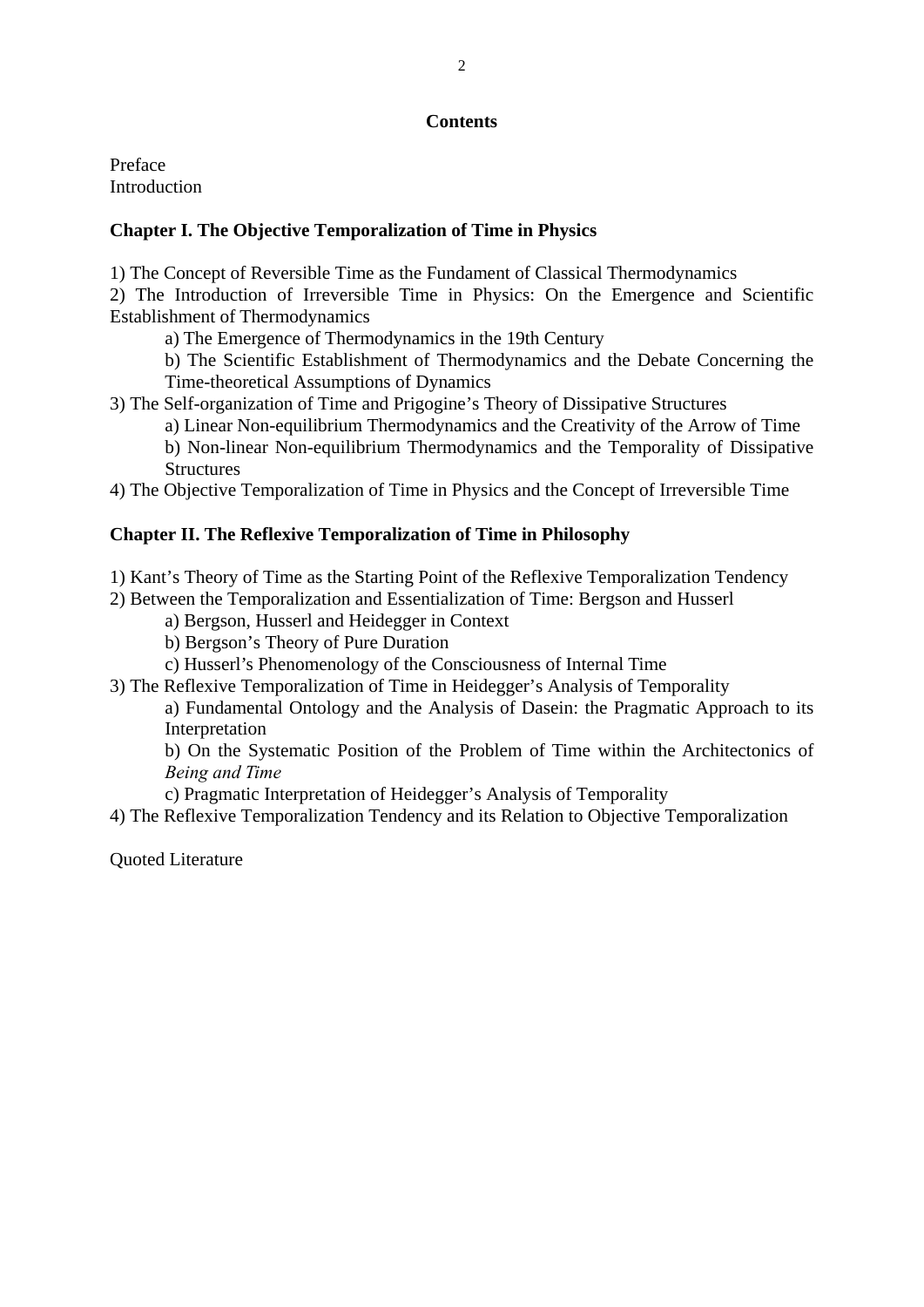## Contents

Preface
Introduction

### Chapter I. The Objective Temporalization of Time in Physics

1) The Concept of Reversible Time as the Fundament of Classical Thermodynamics
2) The Introduction of Irreversible Time in Physics: On the Emergence and Scientific Establishment of Thermodynamics
    a) The Emergence of Thermodynamics in the 19th Century
    b) The Scientific Establishment of Thermodynamics and the Debate Concerning the Time-theoretical Assumptions of Dynamics
3) The Self-organization of Time and Prigogine's Theory of Dissipative Structures
    a) Linear Non-equilibrium Thermodynamics and the Creativity of the Arrow of Time
    b) Non-linear Non-equilibrium Thermodynamics and the Temporality of Dissipative Structures
4) The Objective Temporalization of Time in Physics and the Concept of Irreversible Time

### Chapter II. The Reflexive Temporalization of Time in Philosophy

1) Kant's Theory of Time as the Starting Point of the Reflexive Temporalization Tendency
2) Between the Temporalization and Essentialization of Time: Bergson and Husserl
    a) Bergson, Husserl and Heidegger in Context
    b) Bergson's Theory of Pure Duration
    c) Husserl's Phenomenology of the Consciousness of Internal Time
3) The Reflexive Temporalization of Time in Heidegger's Analysis of Temporality
    a) Fundamental Ontology and the Analysis of Dasein: the Pragmatic Approach to its Interpretation
    b) On the Systematic Position of the Problem of Time within the Architectonics of *Being and Time*
    c) Pragmatic Interpretation of Heidegger's Analysis of Temporality
4) The Reflexive Temporalization Tendency and its Relation to Objective Temporalization

Quoted Literature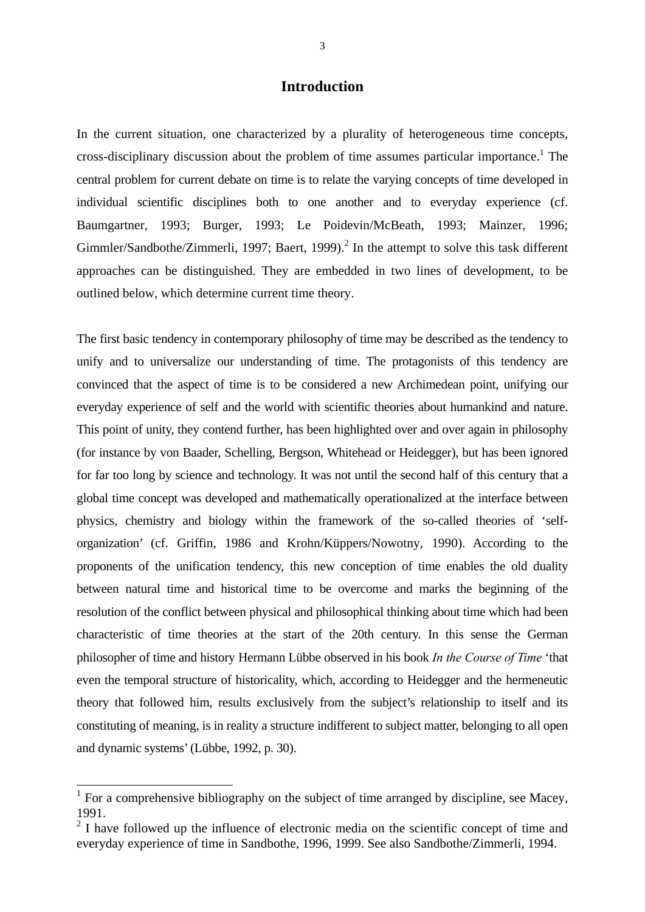# Introduction

In the current situation, one characterized by a plurality of heterogeneous time concepts, cross-disciplinary discussion about the problem of time assumes particular importance.[1] The central problem for current debate on time is to relate the varying concepts of time developed in individual scientific disciplines both to one another and to everyday experience (cf. Baumgartner, 1993; Burger, 1993; Le Poidevin/McBeath, 1993; Mainzer, 1996; Gimmler/Sandbothe/Zimmerli, 1997; Baert, 1999).[2] In the attempt to solve this task different approaches can be distinguished. They are embedded in two lines of development, to be outlined below, which determine current time theory.

The first basic tendency in contemporary philosophy of time may be described as the tendency to unify and to universalize our understanding of time. The protagonists of this tendency are convinced that the aspect of time is to be considered a new Archimedean point, unifying our everyday experience of self and the world with scientific theories about humankind and nature. This point of unity, they contend further, has been highlighted over and over again in philosophy (for instance by von Baader, Schelling, Bergson, Whitehead or Heidegger), but has been ignored for far too long by science and technology. It was not until the second half of this century that a global time concept was developed and mathematically operationalized at the interface between physics, chemistry and biology within the framework of the so-called theories of 'self-organization' (cf. Griffin, 1986 and Krohn/Küppers/Nowotny, 1990). According to the proponents of the unification tendency, this new conception of time enables the old duality between natural time and historical time to be overcome and marks the beginning of the resolution of the conflict between physical and philosophical thinking about time which had been characteristic of time theories at the start of the 20th century. In this sense the German philosopher of time and history Hermann Lübbe observed in his book *In the Course of Time* 'that even the temporal structure of historicality, which, according to Heidegger and the hermeneutic theory that followed him, results exclusively from the subject's relationship to itself and its constituting of meaning, is in reality a structure indifferent to subject matter, belonging to all open and dynamic systems' (Lübbe, 1992, p. 30).

---

[1] For a comprehensive bibliography on the subject of time arranged by discipline, see Macey, 1991.

[2] I have followed up the influence of electronic media on the scientific concept of time and everyday experience of time in Sandbothe, 1996, 1999. See also Sandbothe/Zimmerli, 1994.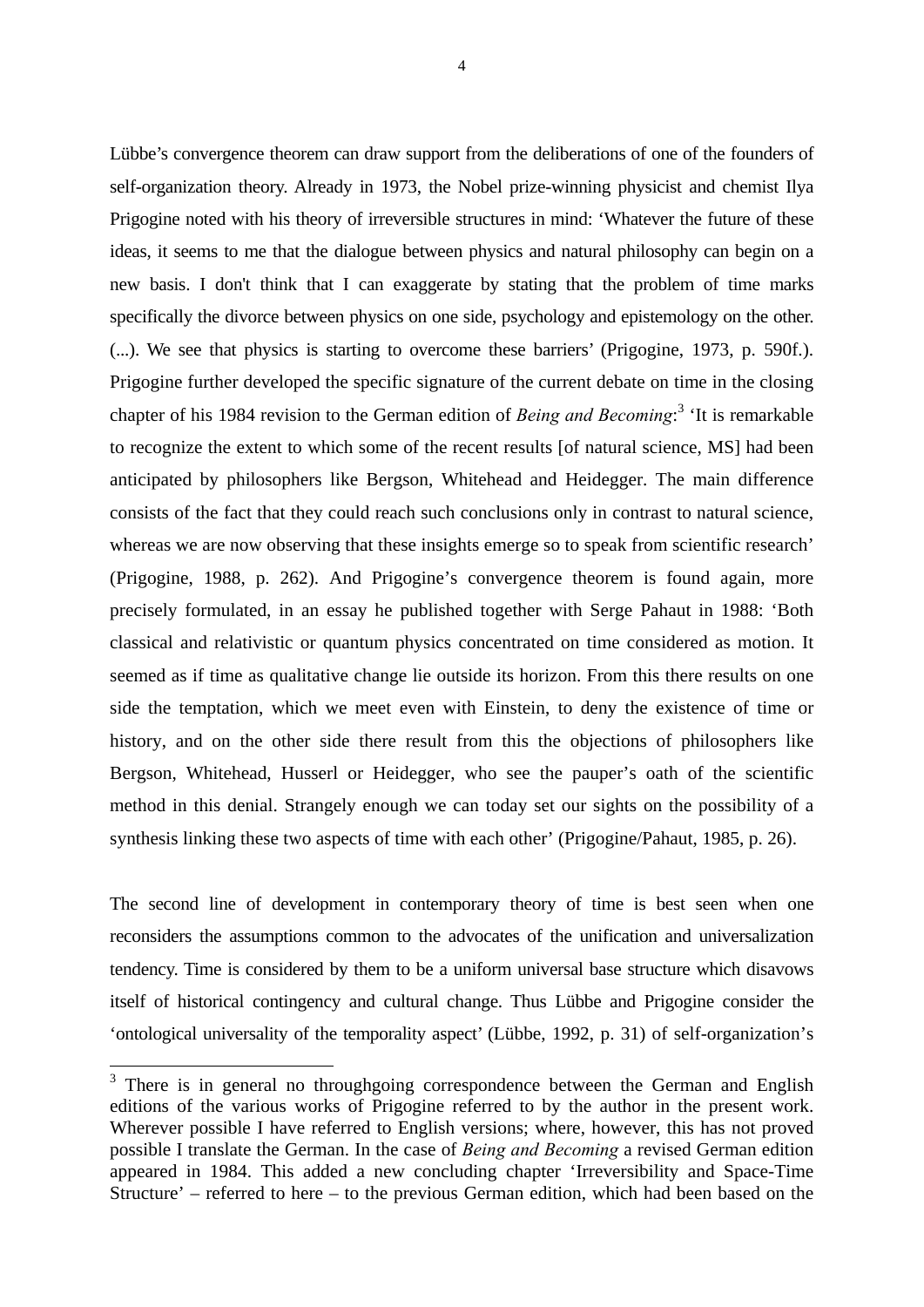Lübbe's convergence theorem can draw support from the deliberations of one of the founders of self-organization theory. Already in 1973, the Nobel prize-winning physicist and chemist Ilya Prigogine noted with his theory of irreversible structures in mind: 'Whatever the future of these ideas, it seems to me that the dialogue between physics and natural philosophy can begin on a new basis. I don't think that I can exaggerate by stating that the problem of time marks specifically the divorce between physics on one side, psychology and epistemology on the other. (...). We see that physics is starting to overcome these barriers' (Prigogine, 1973, p. 590f.). Prigogine further developed the specific signature of the current debate on time in the closing chapter of his 1984 revision to the German edition of *Being and Becoming*:[3] 'It is remarkable to recognize the extent to which some of the recent results [of natural science, MS] had been anticipated by philosophers like Bergson, Whitehead and Heidegger. The main difference consists of the fact that they could reach such conclusions only in contrast to natural science, whereas we are now observing that these insights emerge so to speak from scientific research' (Prigogine, 1988, p. 262). And Prigogine's convergence theorem is found again, more precisely formulated, in an essay he published together with Serge Pahaut in 1988: 'Both classical and relativistic or quantum physics concentrated on time considered as motion. It seemed as if time as qualitative change lie outside its horizon. From this there results on one side the temptation, which we meet even with Einstein, to deny the existence of time or history, and on the other side there result from this the objections of philosophers like Bergson, Whitehead, Husserl or Heidegger, who see the pauper's oath of the scientific method in this denial. Strangely enough we can today set our sights on the possibility of a synthesis linking these two aspects of time with each other' (Prigogine/Pahaut, 1985, p. 26).

The second line of development in contemporary theory of time is best seen when one reconsiders the assumptions common to the advocates of the unification and universalization tendency. Time is considered by them to be a uniform universal base structure which disavows itself of historical contingency and cultural change. Thus Lübbe and Prigogine consider the 'ontological universality of the temporality aspect' (Lübbe, 1992, p. 31) of self-organization's

[3] There is in general no throughgoing correspondence between the German and English editions of the various works of Prigogine referred to by the author in the present work. Wherever possible I have referred to English versions; where, however, this has not proved possible I translate the German. In the case of *Being and Becoming* a revised German edition appeared in 1984. This added a new concluding chapter 'Irreversibility and Space-Time Structure' – referred to here – to the previous German edition, which had been based on the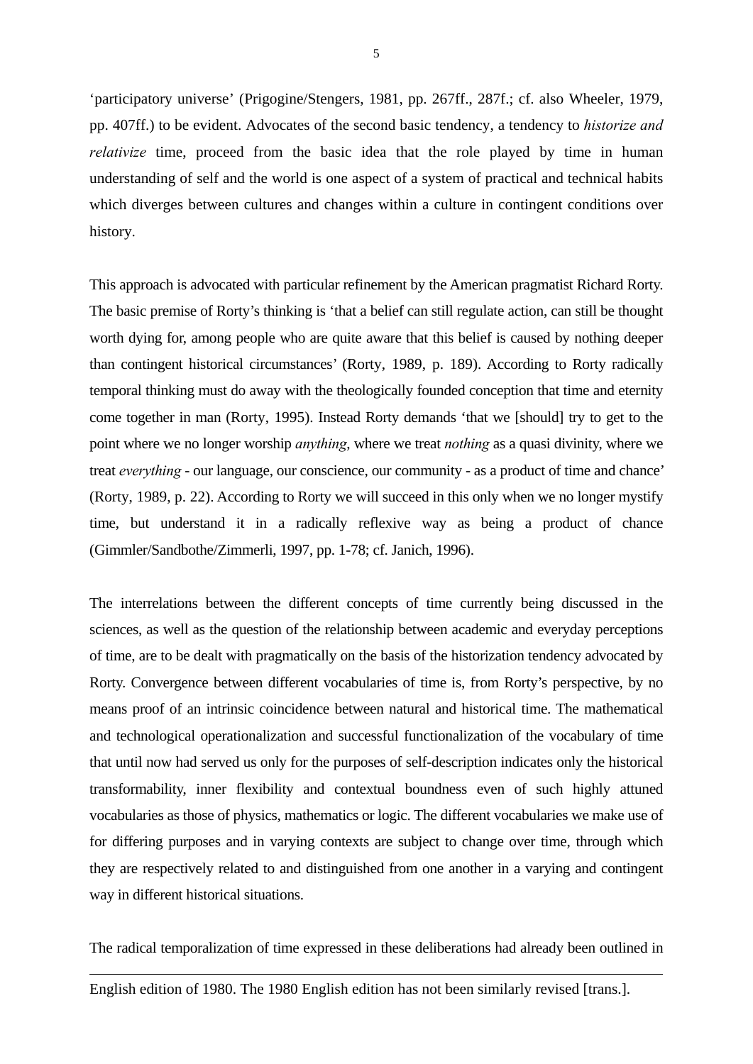'participatory universe' (Prigogine/Stengers, 1981, pp. 267ff., 287f.; cf. also Wheeler, 1979, pp. 407ff.) to be evident. Advocates of the second basic tendency, a tendency to *historize and relativize* time, proceed from the basic idea that the role played by time in human understanding of self and the world is one aspect of a system of practical and technical habits which diverges between cultures and changes within a culture in contingent conditions over history.

This approach is advocated with particular refinement by the American pragmatist Richard Rorty. The basic premise of Rorty's thinking is 'that a belief can still regulate action, can still be thought worth dying for, among people who are quite aware that this belief is caused by nothing deeper than contingent historical circumstances' (Rorty, 1989, p. 189). According to Rorty radically temporal thinking must do away with the theologically founded conception that time and eternity come together in man (Rorty, 1995). Instead Rorty demands 'that we [should] try to get to the point where we no longer worship *anything*, where we treat *nothing* as a quasi divinity, where we treat *everything* - our language, our conscience, our community - as a product of time and chance' (Rorty, 1989, p. 22). According to Rorty we will succeed in this only when we no longer mystify time, but understand it in a radically reflexive way as being a product of chance (Gimmler/Sandbothe/Zimmerli, 1997, pp. 1-78; cf. Janich, 1996).

The interrelations between the different concepts of time currently being discussed in the sciences, as well as the question of the relationship between academic and everyday perceptions of time, are to be dealt with pragmatically on the basis of the historization tendency advocated by Rorty. Convergence between different vocabularies of time is, from Rorty's perspective, by no means proof of an intrinsic coincidence between natural and historical time. The mathematical and technological operationalization and successful functionalization of the vocabulary of time that until now had served us only for the purposes of self-description indicates only the historical transformability, inner flexibility and contextual boundness even of such highly attuned vocabularies as those of physics, mathematics or logic. The different vocabularies we make use of for differing purposes and in varying contexts are subject to change over time, through which they are respectively related to and distinguished from one another in a varying and contingent way in different historical situations.

The radical temporalization of time expressed in these deliberations had already been outlined in

---

English edition of 1980. The 1980 English edition has not been similarly revised [trans.].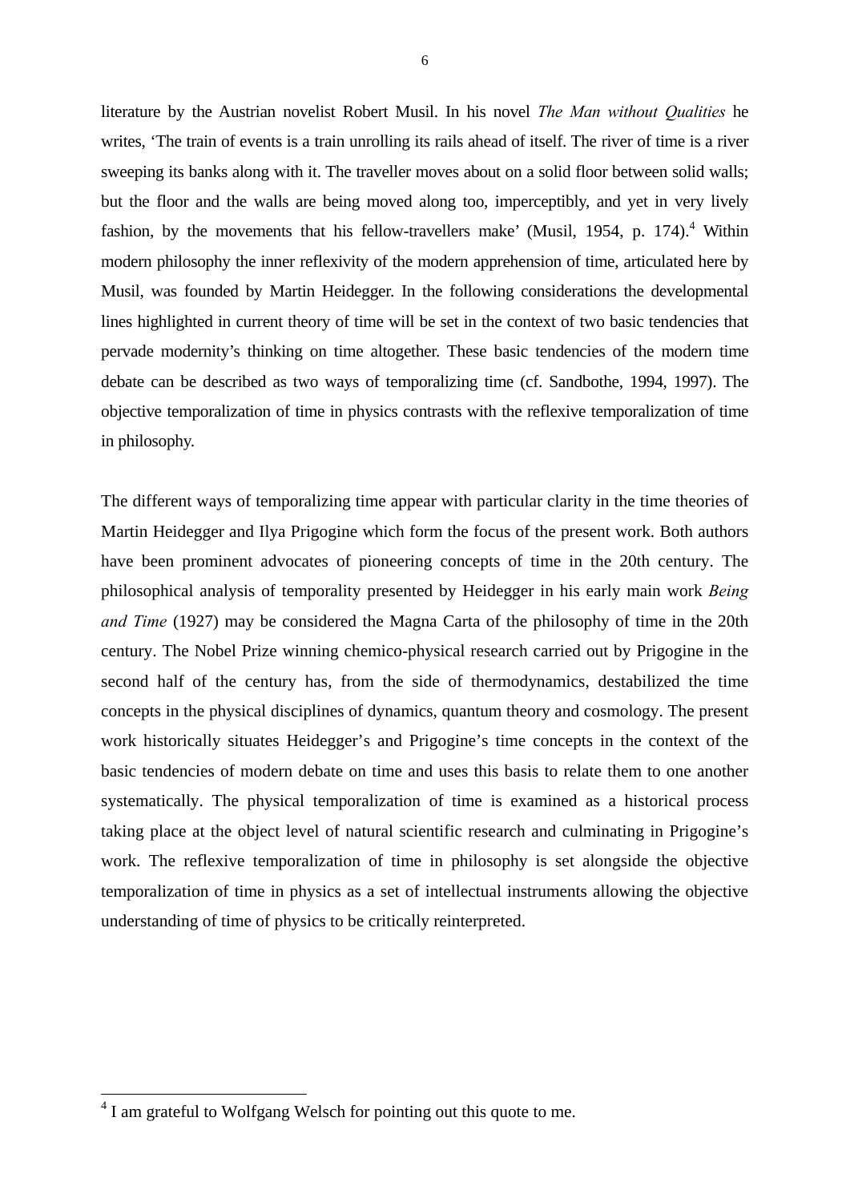literature by the Austrian novelist Robert Musil. In his novel *The Man without Qualities* he writes, ‘The train of events is a train unrolling its rails ahead of itself. The river of time is a river sweeping its banks along with it. The traveller moves about on a solid floor between solid walls; but the floor and the walls are being moved along too, imperceptibly, and yet in very lively fashion, by the movements that his fellow-travellers make’ (Musil, 1954, p. 174).[4] Within modern philosophy the inner reflexivity of the modern apprehension of time, articulated here by Musil, was founded by Martin Heidegger. In the following considerations the developmental lines highlighted in current theory of time will be set in the context of two basic tendencies that pervade modernity’s thinking on time altogether. These basic tendencies of the modern time debate can be described as two ways of temporalizing time (cf. Sandbothe, 1994, 1997). The objective temporalization of time in physics contrasts with the reflexive temporalization of time in philosophy.

The different ways of temporalizing time appear with particular clarity in the time theories of Martin Heidegger and Ilya Prigogine which form the focus of the present work. Both authors have been prominent advocates of pioneering concepts of time in the 20th century. The philosophical analysis of temporality presented by Heidegger in his early main work *Being and Time* (1927) may be considered the Magna Carta of the philosophy of time in the 20th century. The Nobel Prize winning chemico-physical research carried out by Prigogine in the second half of the century has, from the side of thermodynamics, destabilized the time concepts in the physical disciplines of dynamics, quantum theory and cosmology. The present work historically situates Heidegger’s and Prigogine’s time concepts in the context of the basic tendencies of modern debate on time and uses this basis to relate them to one another systematically. The physical temporalization of time is examined as a historical process taking place at the object level of natural scientific research and culminating in Prigogine’s work. The reflexive temporalization of time in philosophy is set alongside the objective temporalization of time in physics as a set of intellectual instruments allowing the objective understanding of time of physics to be critically reinterpreted.

[4] I am grateful to Wolfgang Welsch for pointing out this quote to me.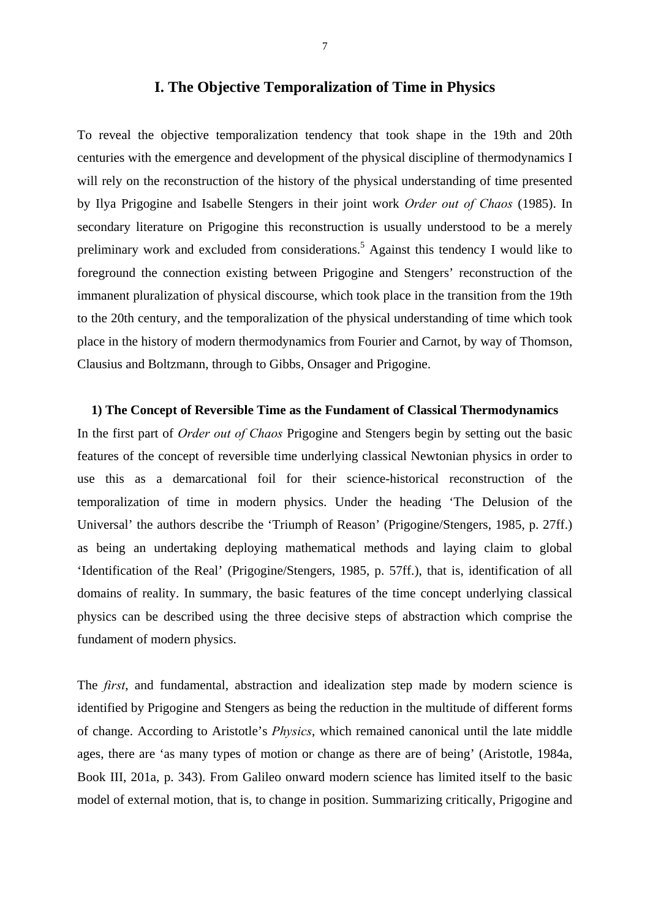# I. The Objective Temporalization of Time in Physics

To reveal the objective temporalization tendency that took shape in the 19th and 20th centuries with the emergence and development of the physical discipline of thermodynamics I will rely on the reconstruction of the history of the physical understanding of time presented by Ilya Prigogine and Isabelle Stengers in their joint work *Order out of Chaos* (1985). In secondary literature on Prigogine this reconstruction is usually understood to be a merely preliminary work and excluded from considerations.[5] Against this tendency I would like to foreground the connection existing between Prigogine and Stengers' reconstruction of the immanent pluralization of physical discourse, which took place in the transition from the 19th to the 20th century, and the temporalization of the physical understanding of time which took place in the history of modern thermodynamics from Fourier and Carnot, by way of Thomson, Clausius and Boltzmann, through to Gibbs, Onsager and Prigogine.

## 1) The Concept of Reversible Time as the Fundament of Classical Thermodynamics

In the first part of *Order out of Chaos* Prigogine and Stengers begin by setting out the basic features of the concept of reversible time underlying classical Newtonian physics in order to use this as a demarcational foil for their science-historical reconstruction of the temporalization of time in modern physics. Under the heading 'The Delusion of the Universal' the authors describe the 'Triumph of Reason' (Prigogine/Stengers, 1985, p. 27ff.) as being an undertaking deploying mathematical methods and laying claim to global 'Identification of the Real' (Prigogine/Stengers, 1985, p. 57ff.), that is, identification of all domains of reality. In summary, the basic features of the time concept underlying classical physics can be described using the three decisive steps of abstraction which comprise the fundament of modern physics.

The *first*, and fundamental, abstraction and idealization step made by modern science is identified by Prigogine and Stengers as being the reduction in the multitude of different forms of change. According to Aristotle's *Physics*, which remained canonical until the late middle ages, there are 'as many types of motion or change as there are of being' (Aristotle, 1984a, Book III, 201a, p. 343). From Galileo onward modern science has limited itself to the basic model of external motion, that is, to change in position. Summarizing critically, Prigogine and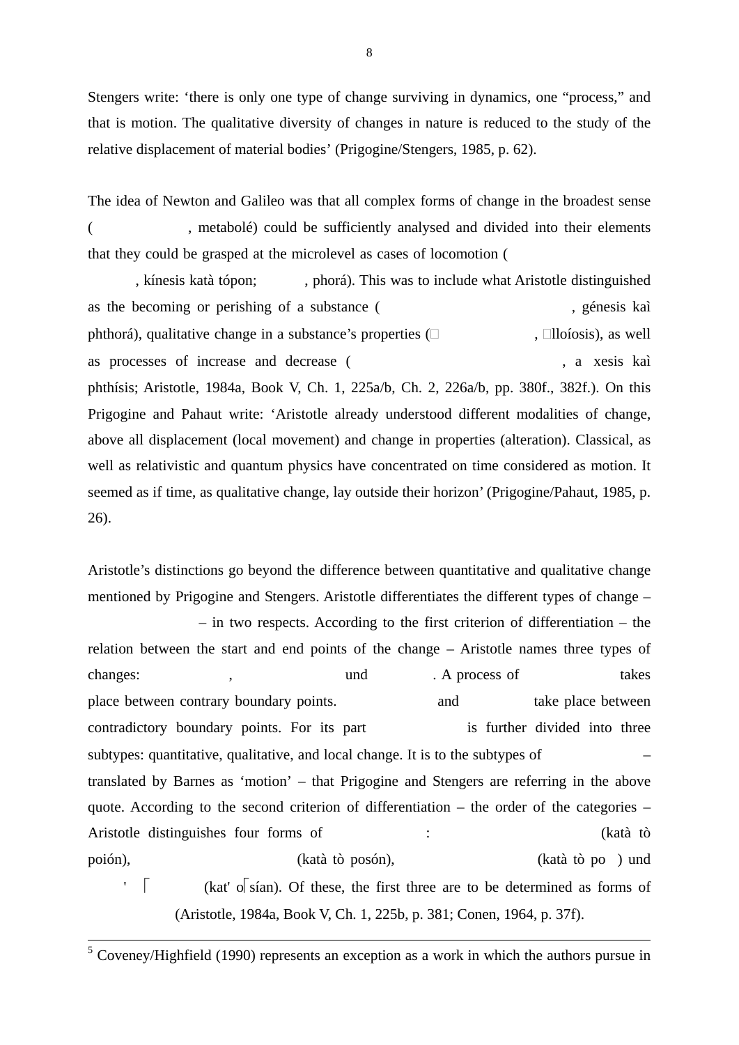Stengers write: ‘there is only one type of change surviving in dynamics, one “process,” and that is motion. The qualitative diversity of changes in nature is reduced to the study of the relative displacement of material bodies’ (Prigogine/Stengers, 1985, p. 62).

The idea of Newton and Galileo was that all complex forms of change in the broadest sense ( , metabolé) could be sufficiently analysed and divided into their elements that they could be grasped at the microlevel as cases of locomotion ( , kínesis katà tópon; , phorá). This was to include what Aristotle distinguished as the becoming or perishing of a substance ( , génesis kaì phthorá), qualitative change in a substance’s properties ( , lloíosis), as well as processes of increase and decrease ( , a xesis kaì phthísis; Aristotle, 1984a, Book V, Ch. 1, 225a/b, Ch. 2, 226a/b, pp. 380f., 382f.). On this Prigogine and Pahaut write: ‘Aristotle already understood different modalities of change, above all displacement (local movement) and change in properties (alteration). Classical, as well as relativistic and quantum physics have concentrated on time considered as motion. It seemed as if time, as qualitative change, lay outside their horizon’ (Prigogine/Pahaut, 1985, p. 26).

Aristotle’s distinctions go beyond the difference between quantitative and qualitative change mentioned by Prigogine and Stengers. Aristotle differentiates the different types of change – – in two respects. According to the first criterion of differentiation – the relation between the start and end points of the change – Aristotle names three types of changes: , und . A process of takes place between contrary boundary points. and take place between contradictory boundary points. For its part is further divided into three subtypes: quantitative, qualitative, and local change. It is to the subtypes of – translated by Barnes as ‘motion’ – that Prigogine and Stengers are referring in the above quote. According to the second criterion of differentiation – the order of the categories – Aristotle distinguishes four forms of : (katà tò poión), (katà tò posón), (katà tò po ) und (kat' o sían). Of these, the first three are to be determined as forms of (Aristotle, 1984a, Book V, Ch. 1, 225b, p. 381; Conen, 1964, p. 37f).

---

[5] Coveney/Highfield (1990) represents an exception as a work in which the authors pursue in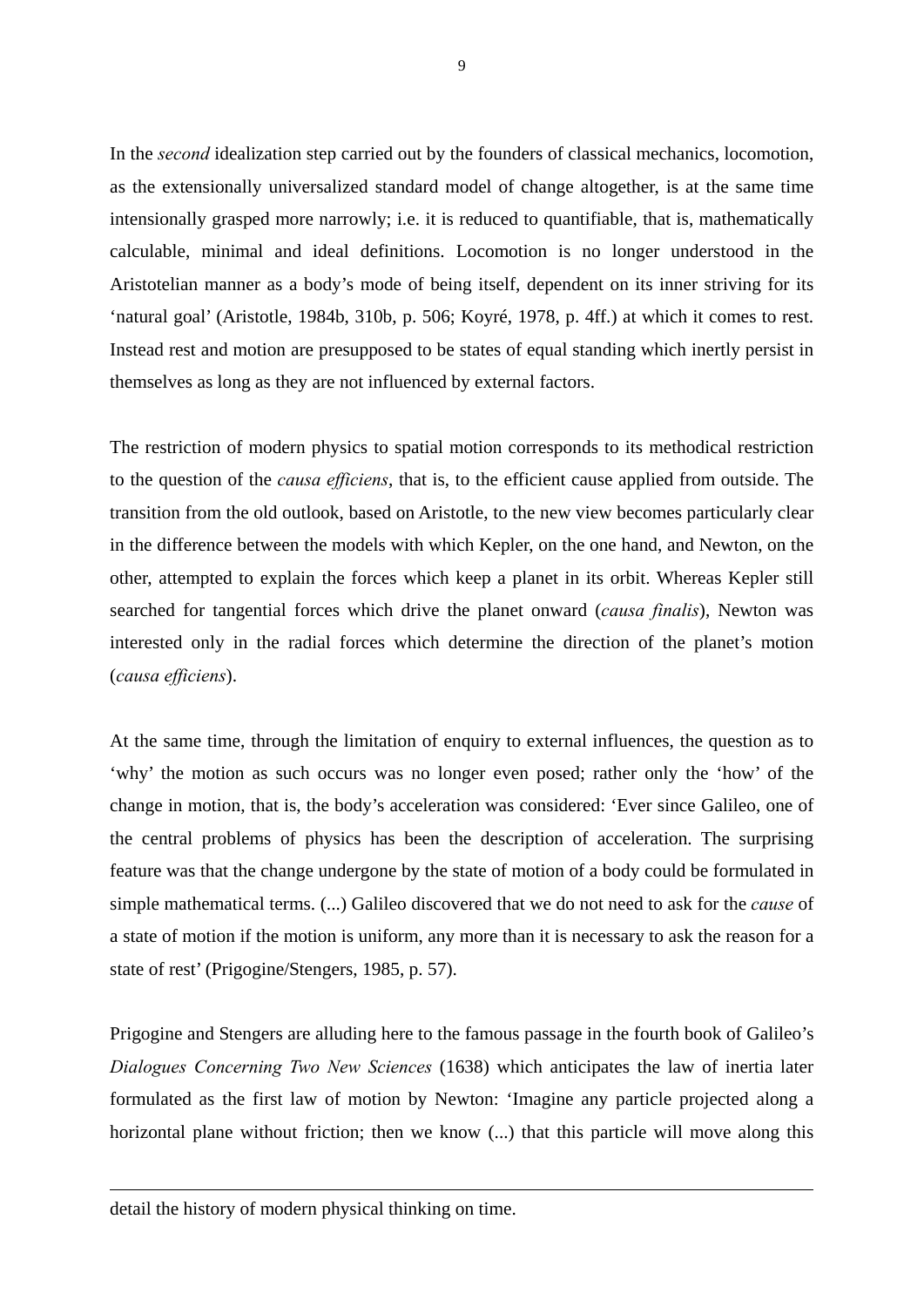In the *second* idealization step carried out by the founders of classical mechanics, locomotion, as the extensionally universalized standard model of change altogether, is at the same time intensionally grasped more narrowly; i.e. it is reduced to quantifiable, that is, mathematically calculable, minimal and ideal definitions. Locomotion is no longer understood in the Aristotelian manner as a body's mode of being itself, dependent on its inner striving for its 'natural goal' (Aristotle, 1984b, 310b, p. 506; Koyré, 1978, p. 4ff.) at which it comes to rest. Instead rest and motion are presupposed to be states of equal standing which inertly persist in themselves as long as they are not influenced by external factors.

The restriction of modern physics to spatial motion corresponds to its methodical restriction to the question of the *causa efficiens*, that is, to the efficient cause applied from outside. The transition from the old outlook, based on Aristotle, to the new view becomes particularly clear in the difference between the models with which Kepler, on the one hand, and Newton, on the other, attempted to explain the forces which keep a planet in its orbit. Whereas Kepler still searched for tangential forces which drive the planet onward (*causa finalis*), Newton was interested only in the radial forces which determine the direction of the planet's motion (*causa efficiens*).

At the same time, through the limitation of enquiry to external influences, the question as to 'why' the motion as such occurs was no longer even posed; rather only the 'how' of the change in motion, that is, the body's acceleration was considered: 'Ever since Galileo, one of the central problems of physics has been the description of acceleration. The surprising feature was that the change undergone by the state of motion of a body could be formulated in simple mathematical terms. (...) Galileo discovered that we do not need to ask for the *cause* of a state of motion if the motion is uniform, any more than it is necessary to ask the reason for a state of rest' (Prigogine/Stengers, 1985, p. 57).

Prigogine and Stengers are alluding here to the famous passage in the fourth book of Galileo's *Dialogues Concerning Two New Sciences* (1638) which anticipates the law of inertia later formulated as the first law of motion by Newton: 'Imagine any particle projected along a horizontal plane without friction; then we know (...) that this particle will move along this

---

detail the history of modern physical thinking on time.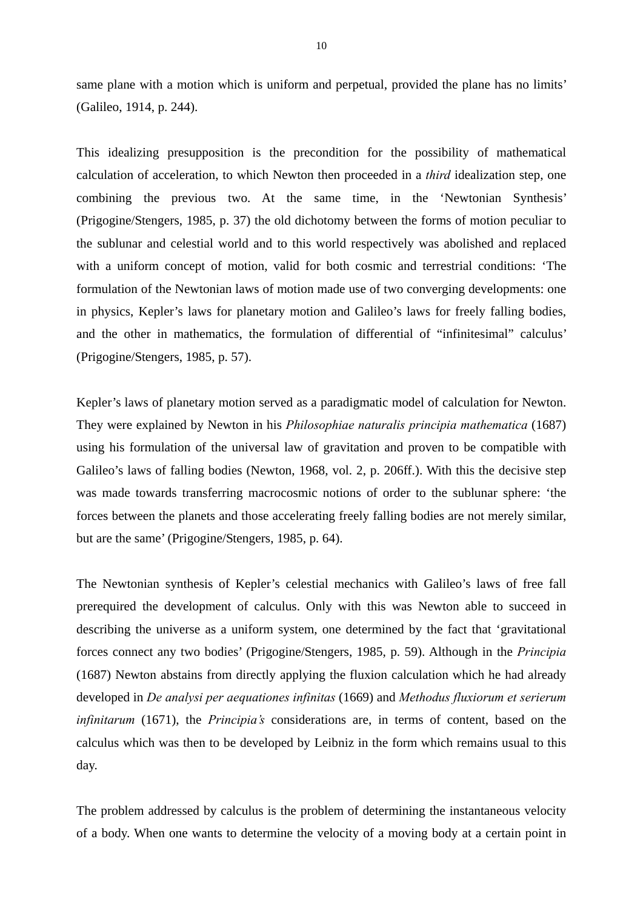same plane with a motion which is uniform and perpetual, provided the plane has no limits' (Galileo, 1914, p. 244).

This idealizing presupposition is the precondition for the possibility of mathematical calculation of acceleration, to which Newton then proceeded in a *third* idealization step, one combining the previous two. At the same time, in the 'Newtonian Synthesis' (Prigogine/Stengers, 1985, p. 37) the old dichotomy between the forms of motion peculiar to the sublunar and celestial world and to this world respectively was abolished and replaced with a uniform concept of motion, valid for both cosmic and terrestrial conditions: 'The formulation of the Newtonian laws of motion made use of two converging developments: one in physics, Kepler's laws for planetary motion and Galileo's laws for freely falling bodies, and the other in mathematics, the formulation of differential of "infinitesimal" calculus' (Prigogine/Stengers, 1985, p. 57).

Kepler's laws of planetary motion served as a paradigmatic model of calculation for Newton. They were explained by Newton in his *Philosophiae naturalis principia mathematica* (1687) using his formulation of the universal law of gravitation and proven to be compatible with Galileo's laws of falling bodies (Newton, 1968, vol. 2, p. 206ff.). With this the decisive step was made towards transferring macrocosmic notions of order to the sublunar sphere: 'the forces between the planets and those accelerating freely falling bodies are not merely similar, but are the same' (Prigogine/Stengers, 1985, p. 64).

The Newtonian synthesis of Kepler's celestial mechanics with Galileo's laws of free fall prerequired the development of calculus. Only with this was Newton able to succeed in describing the universe as a uniform system, one determined by the fact that 'gravitational forces connect any two bodies' (Prigogine/Stengers, 1985, p. 59). Although in the *Principia* (1687) Newton abstains from directly applying the fluxion calculation which he had already developed in *De analysi per aequationes infinitas* (1669) and *Methodus fluxiorum et serierum infinitarum* (1671), the *Principia's* considerations are, in terms of content, based on the calculus which was then to be developed by Leibniz in the form which remains usual to this day.

The problem addressed by calculus is the problem of determining the instantaneous velocity of a body. When one wants to determine the velocity of a moving body at a certain point in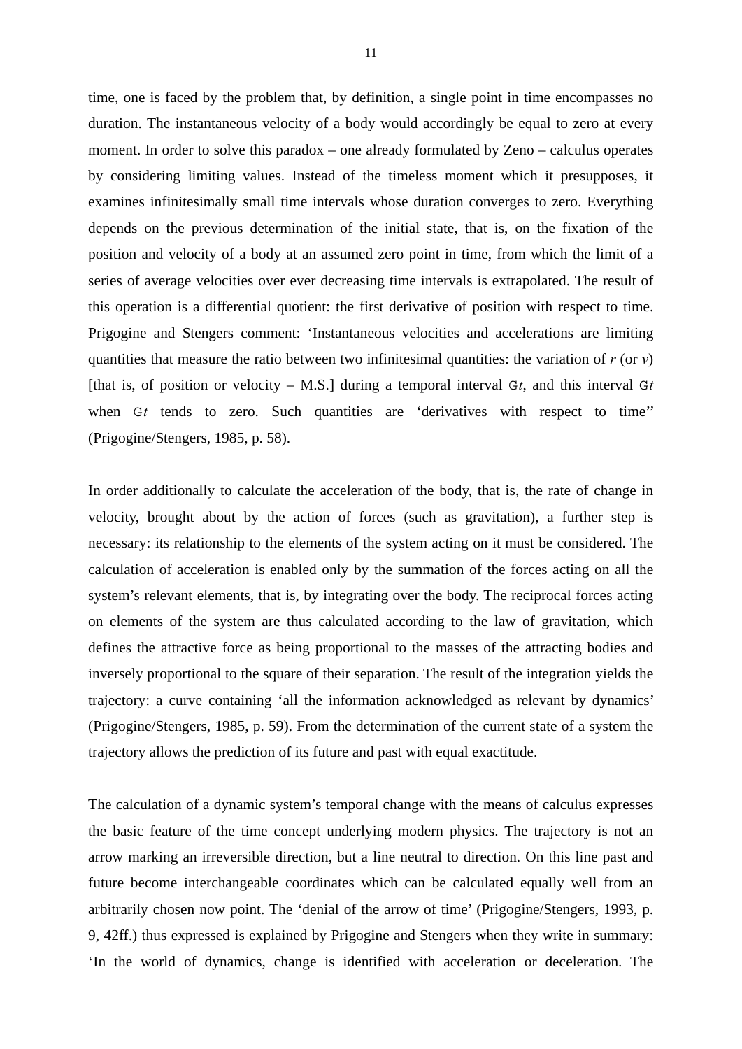time, one is faced by the problem that, by definition, a single point in time encompasses no duration. The instantaneous velocity of a body would accordingly be equal to zero at every moment. In order to solve this paradox – one already formulated by Zeno – calculus operates by considering limiting values. Instead of the timeless moment which it presupposes, it examines infinitesimally small time intervals whose duration converges to zero. Everything depends on the previous determination of the initial state, that is, on the fixation of the position and velocity of a body at an assumed zero point in time, from which the limit of a series of average velocities over ever decreasing time intervals is extrapolated. The result of this operation is a differential quotient: the first derivative of position with respect to time. Prigogine and Stengers comment: 'Instantaneous velocities and accelerations are limiting quantities that measure the ratio between two infinitesimal quantities: the variation of $r$ (or $v$) [that is, of position or velocity – M.S.] during a temporal interval $\Delta t$, and this interval $\Delta t$ when $\Delta t$ tends to zero. Such quantities are 'derivatives with respect to time'' (Prigogine/Stengers, 1985, p. 58).

In order additionally to calculate the acceleration of the body, that is, the rate of change in velocity, brought about by the action of forces (such as gravitation), a further step is necessary: its relationship to the elements of the system acting on it must be considered. The calculation of acceleration is enabled only by the summation of the forces acting on all the system's relevant elements, that is, by integrating over the body. The reciprocal forces acting on elements of the system are thus calculated according to the law of gravitation, which defines the attractive force as being proportional to the masses of the attracting bodies and inversely proportional to the square of their separation. The result of the integration yields the trajectory: a curve containing 'all the information acknowledged as relevant by dynamics' (Prigogine/Stengers, 1985, p. 59). From the determination of the current state of a system the trajectory allows the prediction of its future and past with equal exactitude.

The calculation of a dynamic system's temporal change with the means of calculus expresses the basic feature of the time concept underlying modern physics. The trajectory is not an arrow marking an irreversible direction, but a line neutral to direction. On this line past and future become interchangeable coordinates which can be calculated equally well from an arbitrarily chosen now point. The 'denial of the arrow of time' (Prigogine/Stengers, 1993, p. 9, 42ff.) thus expressed is explained by Prigogine and Stengers when they write in summary: 'In the world of dynamics, change is identified with acceleration or deceleration. The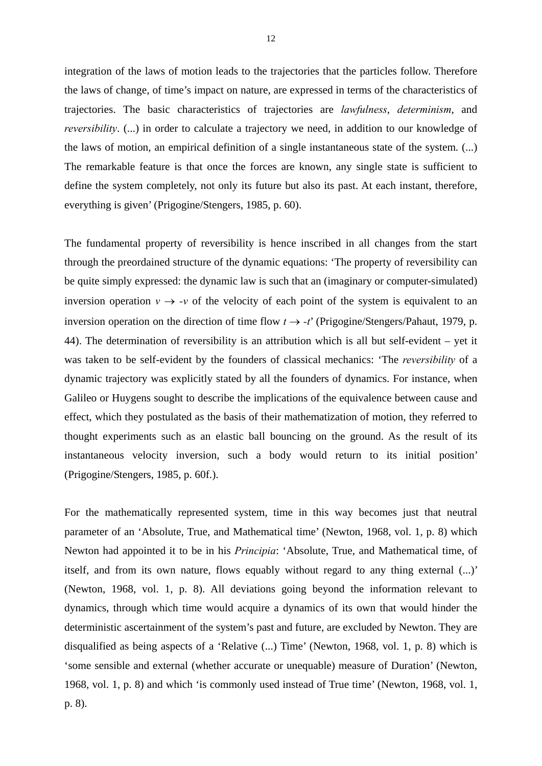integration of the laws of motion leads to the trajectories that the particles follow. Therefore the laws of change, of time's impact on nature, are expressed in terms of the characteristics of trajectories. The basic characteristics of trajectories are *lawfulness*, *determinism*, and *reversibility*. (...) in order to calculate a trajectory we need, in addition to our knowledge of the laws of motion, an empirical definition of a single instantaneous state of the system. (...) The remarkable feature is that once the forces are known, any single state is sufficient to define the system completely, not only its future but also its past. At each instant, therefore, everything is given' (Prigogine/Stengers, 1985, p. 60).

The fundamental property of reversibility is hence inscribed in all changes from the start through the preordained structure of the dynamic equations: 'The property of reversibility can be quite simply expressed: the dynamic law is such that an (imaginary or computer-simulated) inversion operation $v \rightarrow -v$ of the velocity of each point of the system is equivalent to an inversion operation on the direction of time flow $t \rightarrow -t$' (Prigogine/Stengers/Pahaut, 1979, p. 44). The determination of reversibility is an attribution which is all but self-evident – yet it was taken to be self-evident by the founders of classical mechanics: 'The *reversibility* of a dynamic trajectory was explicitly stated by all the founders of dynamics. For instance, when Galileo or Huygens sought to describe the implications of the equivalence between cause and effect, which they postulated as the basis of their mathematization of motion, they referred to thought experiments such as an elastic ball bouncing on the ground. As the result of its instantaneous velocity inversion, such a body would return to its initial position' (Prigogine/Stengers, 1985, p. 60f.).

For the mathematically represented system, time in this way becomes just that neutral parameter of an 'Absolute, True, and Mathematical time' (Newton, 1968, vol. 1, p. 8) which Newton had appointed it to be in his *Principia*: 'Absolute, True, and Mathematical time, of itself, and from its own nature, flows equably without regard to any thing external (...)' (Newton, 1968, vol. 1, p. 8). All deviations going beyond the information relevant to dynamics, through which time would acquire a dynamics of its own that would hinder the deterministic ascertainment of the system's past and future, are excluded by Newton. They are disqualified as being aspects of a 'Relative (...) Time' (Newton, 1968, vol. 1, p. 8) which is 'some sensible and external (whether accurate or unequable) measure of Duration' (Newton, 1968, vol. 1, p. 8) and which 'is commonly used instead of True time' (Newton, 1968, vol. 1, p. 8).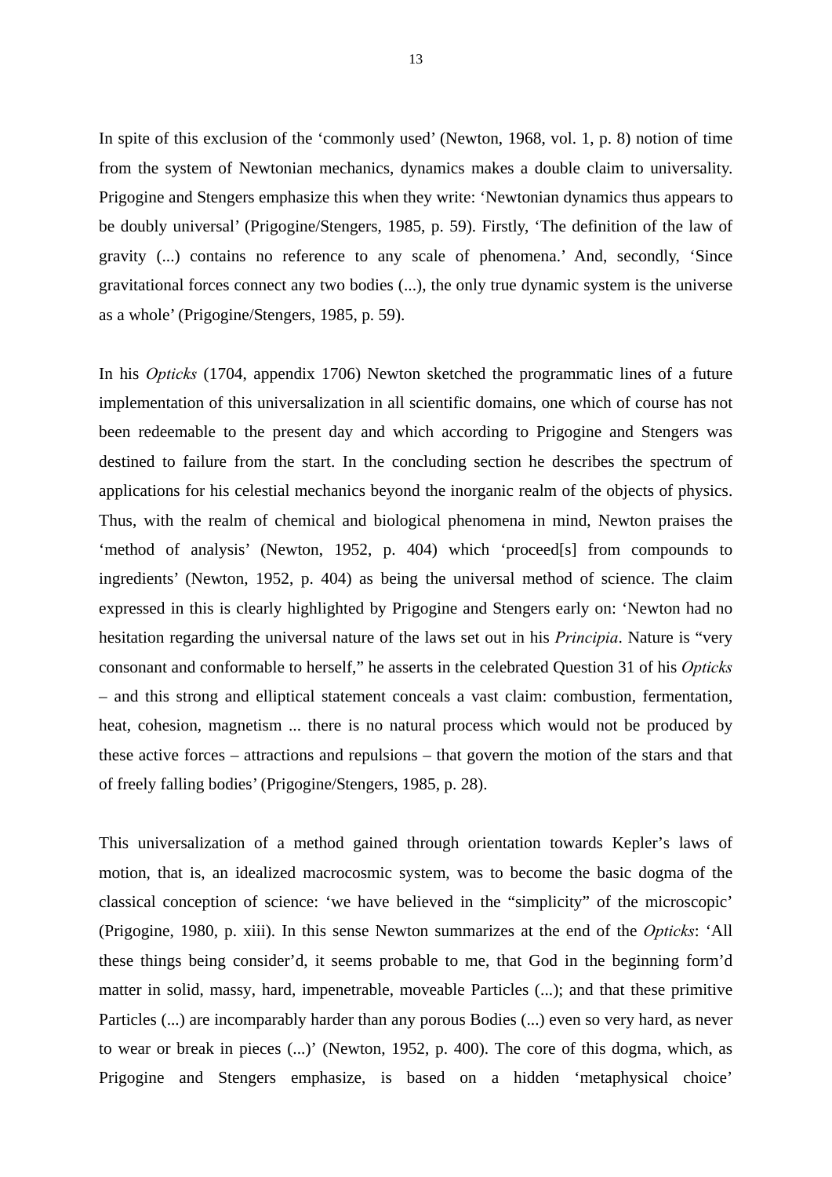In spite of this exclusion of the 'commonly used' (Newton, 1968, vol. 1, p. 8) notion of time from the system of Newtonian mechanics, dynamics makes a double claim to universality. Prigogine and Stengers emphasize this when they write: 'Newtonian dynamics thus appears to be doubly universal' (Prigogine/Stengers, 1985, p. 59). Firstly, 'The definition of the law of gravity (...) contains no reference to any scale of phenomena.' And, secondly, 'Since gravitational forces connect any two bodies (...), the only true dynamic system is the universe as a whole' (Prigogine/Stengers, 1985, p. 59).

In his *Opticks* (1704, appendix 1706) Newton sketched the programmatic lines of a future implementation of this universalization in all scientific domains, one which of course has not been redeemable to the present day and which according to Prigogine and Stengers was destined to failure from the start. In the concluding section he describes the spectrum of applications for his celestial mechanics beyond the inorganic realm of the objects of physics. Thus, with the realm of chemical and biological phenomena in mind, Newton praises the 'method of analysis' (Newton, 1952, p. 404) which 'proceed[s] from compounds to ingredients' (Newton, 1952, p. 404) as being the universal method of science. The claim expressed in this is clearly highlighted by Prigogine and Stengers early on: 'Newton had no hesitation regarding the universal nature of the laws set out in his *Principia*. Nature is "very consonant and conformable to herself," he asserts in the celebrated Question 31 of his *Opticks* – and this strong and elliptical statement conceals a vast claim: combustion, fermentation, heat, cohesion, magnetism ... there is no natural process which would not be produced by these active forces – attractions and repulsions – that govern the motion of the stars and that of freely falling bodies' (Prigogine/Stengers, 1985, p. 28).

This universalization of a method gained through orientation towards Kepler's laws of motion, that is, an idealized macrocosmic system, was to become the basic dogma of the classical conception of science: 'we have believed in the "simplicity" of the microscopic' (Prigogine, 1980, p. xiii). In this sense Newton summarizes at the end of the *Opticks*: 'All these things being consider'd, it seems probable to me, that God in the beginning form'd matter in solid, massy, hard, impenetrable, moveable Particles (...); and that these primitive Particles (...) are incomparably harder than any porous Bodies (...) even so very hard, as never to wear or break in pieces (...)' (Newton, 1952, p. 400). The core of this dogma, which, as Prigogine and Stengers emphasize, is based on a hidden 'metaphysical choice'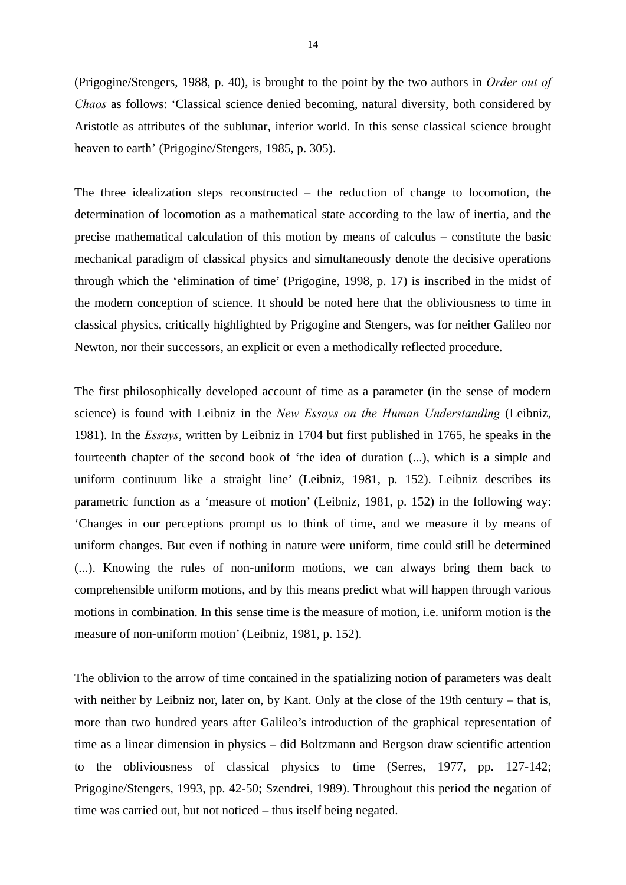(Prigogine/Stengers, 1988, p. 40), is brought to the point by the two authors in *Order out of Chaos* as follows: 'Classical science denied becoming, natural diversity, both considered by Aristotle as attributes of the sublunar, inferior world. In this sense classical science brought heaven to earth' (Prigogine/Stengers, 1985, p. 305).

The three idealization steps reconstructed – the reduction of change to locomotion, the determination of locomotion as a mathematical state according to the law of inertia, and the precise mathematical calculation of this motion by means of calculus – constitute the basic mechanical paradigm of classical physics and simultaneously denote the decisive operations through which the 'elimination of time' (Prigogine, 1998, p. 17) is inscribed in the midst of the modern conception of science. It should be noted here that the obliviousness to time in classical physics, critically highlighted by Prigogine and Stengers, was for neither Galileo nor Newton, nor their successors, an explicit or even a methodically reflected procedure.

The first philosophically developed account of time as a parameter (in the sense of modern science) is found with Leibniz in the *New Essays on the Human Understanding* (Leibniz, 1981). In the *Essays*, written by Leibniz in 1704 but first published in 1765, he speaks in the fourteenth chapter of the second book of 'the idea of duration (...), which is a simple and uniform continuum like a straight line' (Leibniz, 1981, p. 152). Leibniz describes its parametric function as a 'measure of motion' (Leibniz, 1981, p. 152) in the following way: 'Changes in our perceptions prompt us to think of time, and we measure it by means of uniform changes. But even if nothing in nature were uniform, time could still be determined (...). Knowing the rules of non-uniform motions, we can always bring them back to comprehensible uniform motions, and by this means predict what will happen through various motions in combination. In this sense time is the measure of motion, i.e. uniform motion is the measure of non-uniform motion' (Leibniz, 1981, p. 152).

The oblivion to the arrow of time contained in the spatializing notion of parameters was dealt with neither by Leibniz nor, later on, by Kant. Only at the close of the 19th century – that is, more than two hundred years after Galileo's introduction of the graphical representation of time as a linear dimension in physics – did Boltzmann and Bergson draw scientific attention to the obliviousness of classical physics to time (Serres, 1977, pp. 127-142; Prigogine/Stengers, 1993, pp. 42-50; Szendrei, 1989). Throughout this period the negation of time was carried out, but not noticed – thus itself being negated.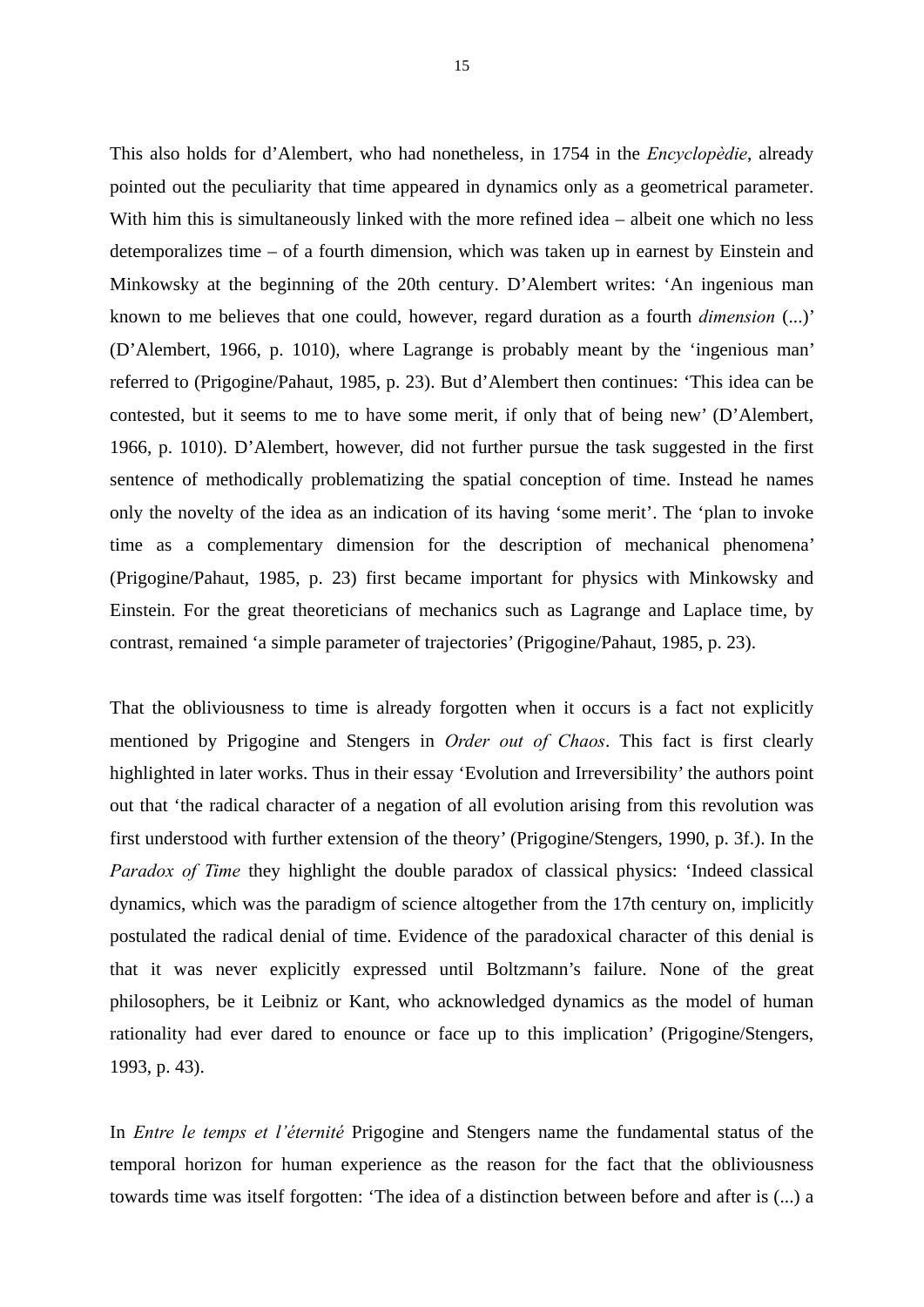This also holds for d'Alembert, who had nonetheless, in 1754 in the *Encyclopèdie*, already pointed out the peculiarity that time appeared in dynamics only as a geometrical parameter. With him this is simultaneously linked with the more refined idea – albeit one which no less detemporalizes time – of a fourth dimension, which was taken up in earnest by Einstein and Minkowsky at the beginning of the 20th century. D'Alembert writes: 'An ingenious man known to me believes that one could, however, regard duration as a fourth *dimension* (...)' (D'Alembert, 1966, p. 1010), where Lagrange is probably meant by the 'ingenious man' referred to (Prigogine/Pahaut, 1985, p. 23). But d'Alembert then continues: 'This idea can be contested, but it seems to me to have some merit, if only that of being new' (D'Alembert, 1966, p. 1010). D'Alembert, however, did not further pursue the task suggested in the first sentence of methodically problematizing the spatial conception of time. Instead he names only the novelty of the idea as an indication of its having 'some merit'. The 'plan to invoke time as a complementary dimension for the description of mechanical phenomena' (Prigogine/Pahaut, 1985, p. 23) first became important for physics with Minkowsky and Einstein. For the great theoreticians of mechanics such as Lagrange and Laplace time, by contrast, remained 'a simple parameter of trajectories' (Prigogine/Pahaut, 1985, p. 23).

That the obliviousness to time is already forgotten when it occurs is a fact not explicitly mentioned by Prigogine and Stengers in *Order out of Chaos*. This fact is first clearly highlighted in later works. Thus in their essay 'Evolution and Irreversibility' the authors point out that 'the radical character of a negation of all evolution arising from this revolution was first understood with further extension of the theory' (Prigogine/Stengers, 1990, p. 3f.). In the *Paradox of Time* they highlight the double paradox of classical physics: 'Indeed classical dynamics, which was the paradigm of science altogether from the 17th century on, implicitly postulated the radical denial of time. Evidence of the paradoxical character of this denial is that it was never explicitly expressed until Boltzmann's failure. None of the great philosophers, be it Leibniz or Kant, who acknowledged dynamics as the model of human rationality had ever dared to enounce or face up to this implication' (Prigogine/Stengers, 1993, p. 43).

In *Entre le temps et l'éternité* Prigogine and Stengers name the fundamental status of the temporal horizon for human experience as the reason for the fact that the obliviousness towards time was itself forgotten: 'The idea of a distinction between before and after is (...) a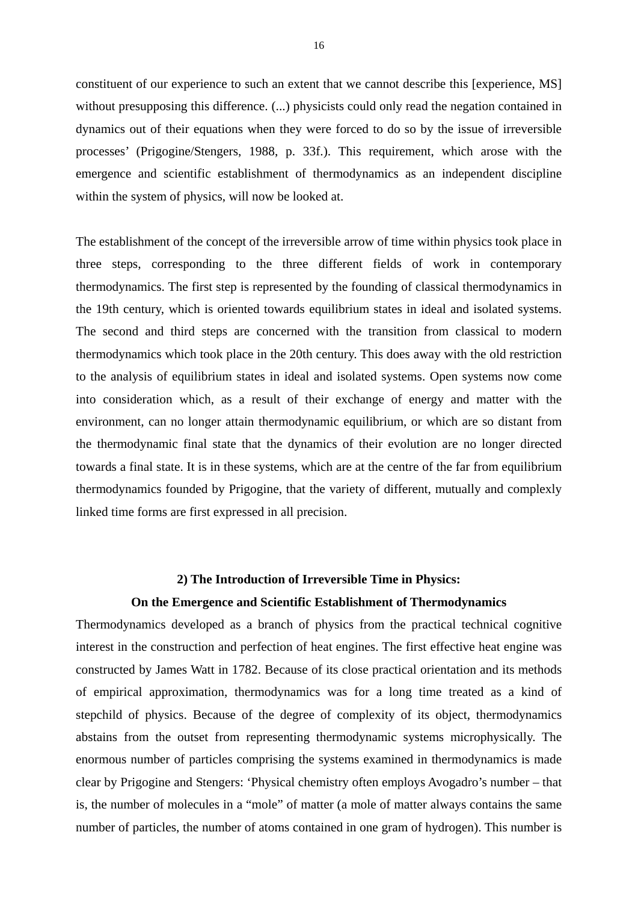constituent of our experience to such an extent that we cannot describe this [experience, MS] without presupposing this difference. (...) physicists could only read the negation contained in dynamics out of their equations when they were forced to do so by the issue of irreversible processes' (Prigogine/Stengers, 1988, p. 33f.). This requirement, which arose with the emergence and scientific establishment of thermodynamics as an independent discipline within the system of physics, will now be looked at.

The establishment of the concept of the irreversible arrow of time within physics took place in three steps, corresponding to the three different fields of work in contemporary thermodynamics. The first step is represented by the founding of classical thermodynamics in the 19th century, which is oriented towards equilibrium states in ideal and isolated systems. The second and third steps are concerned with the transition from classical to modern thermodynamics which took place in the 20th century. This does away with the old restriction to the analysis of equilibrium states in ideal and isolated systems. Open systems now come into consideration which, as a result of their exchange of energy and matter with the environment, can no longer attain thermodynamic equilibrium, or which are so distant from the thermodynamic final state that the dynamics of their evolution are no longer directed towards a final state. It is in these systems, which are at the centre of the far from equilibrium thermodynamics founded by Prigogine, that the variety of different, mutually and complexly linked time forms are first expressed in all precision.

## 2) The Introduction of Irreversible Time in Physics: On the Emergence and Scientific Establishment of Thermodynamics

Thermodynamics developed as a branch of physics from the practical technical cognitive interest in the construction and perfection of heat engines. The first effective heat engine was constructed by James Watt in 1782. Because of its close practical orientation and its methods of empirical approximation, thermodynamics was for a long time treated as a kind of stepchild of physics. Because of the degree of complexity of its object, thermodynamics abstains from the outset from representing thermodynamic systems microphysically. The enormous number of particles comprising the systems examined in thermodynamics is made clear by Prigogine and Stengers: 'Physical chemistry often employs Avogadro's number – that is, the number of molecules in a "mole" of matter (a mole of matter always contains the same number of particles, the number of atoms contained in one gram of hydrogen). This number is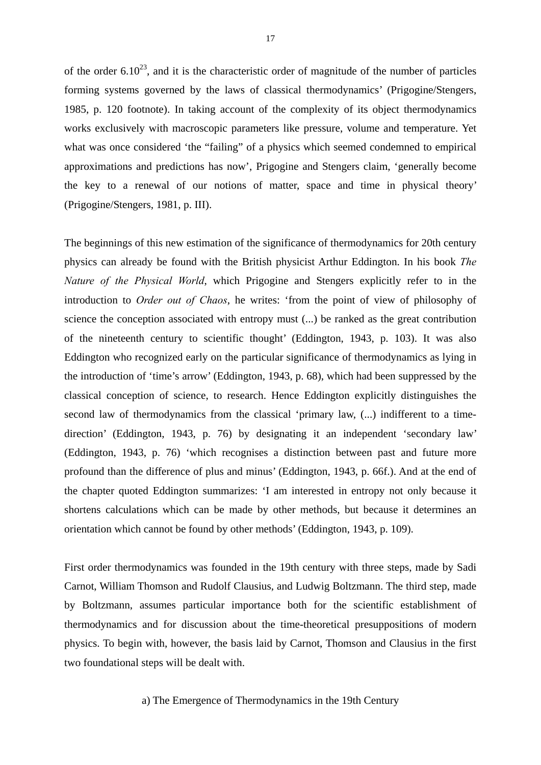of the order $6.10^{23}$, and it is the characteristic order of magnitude of the number of particles forming systems governed by the laws of classical thermodynamics' (Prigogine/Stengers, 1985, p. 120 footnote). In taking account of the complexity of its object thermodynamics works exclusively with macroscopic parameters like pressure, volume and temperature. Yet what was once considered 'the "failing" of a physics which seemed condemned to empirical approximations and predictions has now', Prigogine and Stengers claim, 'generally become the key to a renewal of our notions of matter, space and time in physical theory' (Prigogine/Stengers, 1981, p. III).

The beginnings of this new estimation of the significance of thermodynamics for 20th century physics can already be found with the British physicist Arthur Eddington. In his book *The Nature of the Physical World*, which Prigogine and Stengers explicitly refer to in the introduction to *Order out of Chaos*, he writes: 'from the point of view of philosophy of science the conception associated with entropy must (...) be ranked as the great contribution of the nineteenth century to scientific thought' (Eddington, 1943, p. 103). It was also Eddington who recognized early on the particular significance of thermodynamics as lying in the introduction of 'time's arrow' (Eddington, 1943, p. 68), which had been suppressed by the classical conception of science, to research. Hence Eddington explicitly distinguishes the second law of thermodynamics from the classical 'primary law, (...) indifferent to a time-direction' (Eddington, 1943, p. 76) by designating it an independent 'secondary law' (Eddington, 1943, p. 76) 'which recognises a distinction between past and future more profound than the difference of plus and minus' (Eddington, 1943, p. 66f.). And at the end of the chapter quoted Eddington summarizes: 'I am interested in entropy not only because it shortens calculations which can be made by other methods, but because it determines an orientation which cannot be found by other methods' (Eddington, 1943, p. 109).

First order thermodynamics was founded in the 19th century with three steps, made by Sadi Carnot, William Thomson and Rudolf Clausius, and Ludwig Boltzmann. The third step, made by Boltzmann, assumes particular importance both for the scientific establishment of thermodynamics and for discussion about the time-theoretical presuppositions of modern physics. To begin with, however, the basis laid by Carnot, Thomson and Clausius in the first two foundational steps will be dealt with.

### a) The Emergence of Thermodynamics in the 19th Century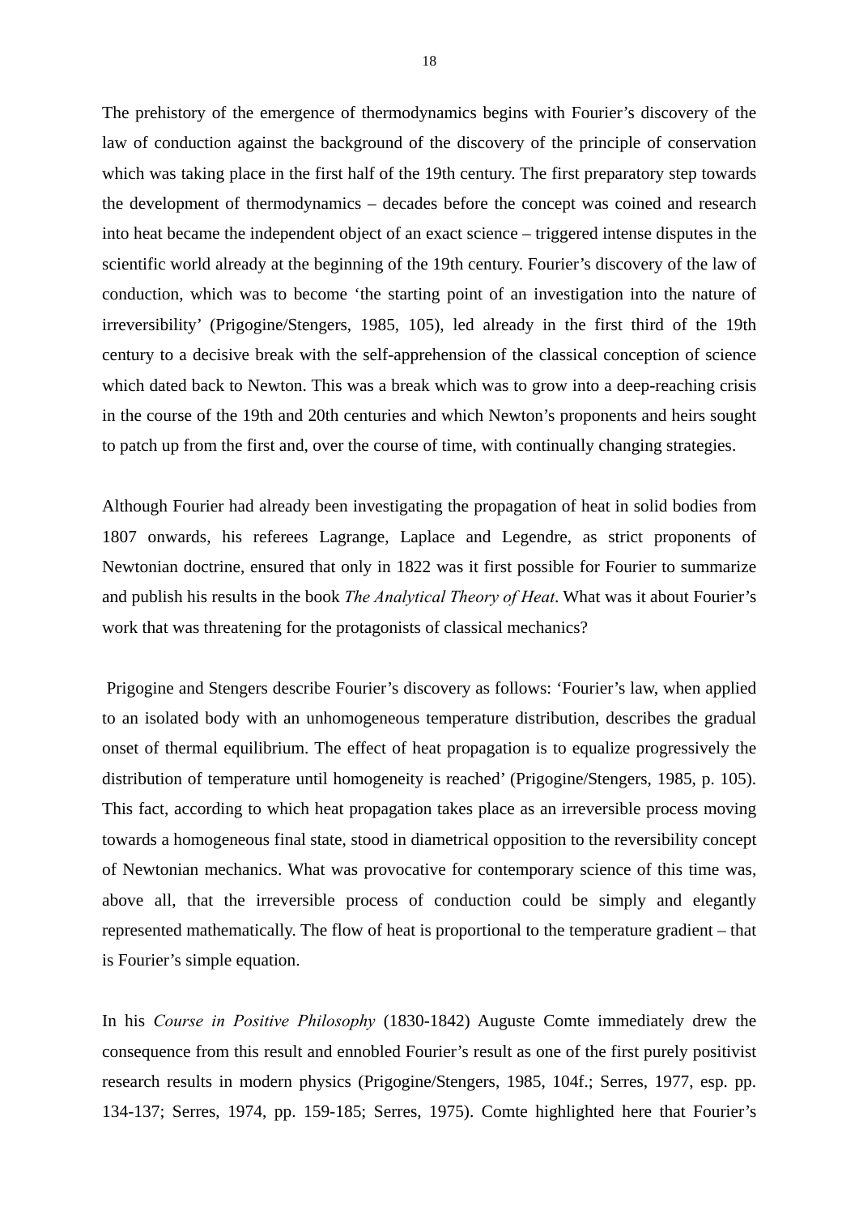The prehistory of the emergence of thermodynamics begins with Fourier's discovery of the law of conduction against the background of the discovery of the principle of conservation which was taking place in the first half of the 19th century. The first preparatory step towards the development of thermodynamics – decades before the concept was coined and research into heat became the independent object of an exact science – triggered intense disputes in the scientific world already at the beginning of the 19th century. Fourier's discovery of the law of conduction, which was to become 'the starting point of an investigation into the nature of irreversibility' (Prigogine/Stengers, 1985, 105), led already in the first third of the 19th century to a decisive break with the self-apprehension of the classical conception of science which dated back to Newton. This was a break which was to grow into a deep-reaching crisis in the course of the 19th and 20th centuries and which Newton's proponents and heirs sought to patch up from the first and, over the course of time, with continually changing strategies.

Although Fourier had already been investigating the propagation of heat in solid bodies from 1807 onwards, his referees Lagrange, Laplace and Legendre, as strict proponents of Newtonian doctrine, ensured that only in 1822 was it first possible for Fourier to summarize and publish his results in the book *The Analytical Theory of Heat*. What was it about Fourier's work that was threatening for the protagonists of classical mechanics?

Prigogine and Stengers describe Fourier's discovery as follows: 'Fourier's law, when applied to an isolated body with an unhomogeneous temperature distribution, describes the gradual onset of thermal equilibrium. The effect of heat propagation is to equalize progressively the distribution of temperature until homogeneity is reached' (Prigogine/Stengers, 1985, p. 105). This fact, according to which heat propagation takes place as an irreversible process moving towards a homogeneous final state, stood in diametrical opposition to the reversibility concept of Newtonian mechanics. What was provocative for contemporary science of this time was, above all, that the irreversible process of conduction could be simply and elegantly represented mathematically. The flow of heat is proportional to the temperature gradient – that is Fourier's simple equation.

In his *Course in Positive Philosophy* (1830-1842) Auguste Comte immediately drew the consequence from this result and ennobled Fourier's result as one of the first purely positivist research results in modern physics (Prigogine/Stengers, 1985, 104f.; Serres, 1977, esp. pp. 134-137; Serres, 1974, pp. 159-185; Serres, 1975). Comte highlighted here that Fourier's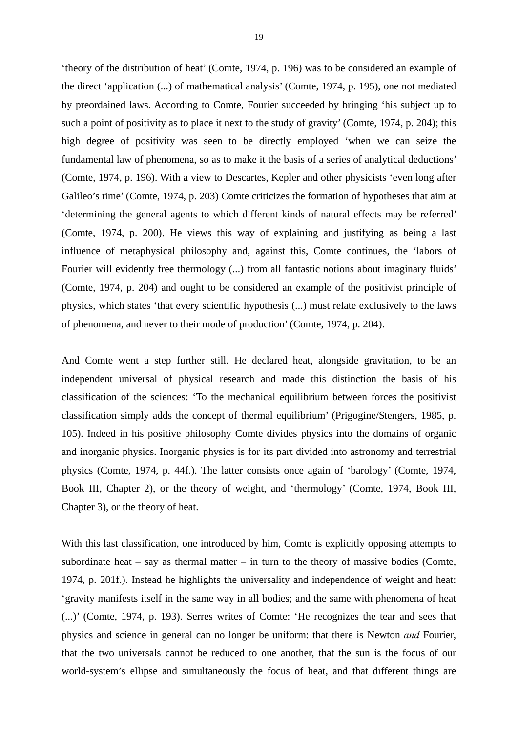'theory of the distribution of heat' (Comte, 1974, p. 196) was to be considered an example of the direct 'application (...) of mathematical analysis' (Comte, 1974, p. 195), one not mediated by preordained laws. According to Comte, Fourier succeeded by bringing 'his subject up to such a point of positivity as to place it next to the study of gravity' (Comte, 1974, p. 204); this high degree of positivity was seen to be directly employed 'when we can seize the fundamental law of phenomena, so as to make it the basis of a series of analytical deductions' (Comte, 1974, p. 196). With a view to Descartes, Kepler and other physicists 'even long after Galileo's time' (Comte, 1974, p. 203) Comte criticizes the formation of hypotheses that aim at 'determining the general agents to which different kinds of natural effects may be referred' (Comte, 1974, p. 200). He views this way of explaining and justifying as being a last influence of metaphysical philosophy and, against this, Comte continues, the 'labors of Fourier will evidently free thermology (...) from all fantastic notions about imaginary fluids' (Comte, 1974, p. 204) and ought to be considered an example of the positivist principle of physics, which states 'that every scientific hypothesis (...) must relate exclusively to the laws of phenomena, and never to their mode of production' (Comte, 1974, p. 204).

And Comte went a step further still. He declared heat, alongside gravitation, to be an independent universal of physical research and made this distinction the basis of his classification of the sciences: 'To the mechanical equilibrium between forces the positivist classification simply adds the concept of thermal equilibrium' (Prigogine/Stengers, 1985, p. 105). Indeed in his positive philosophy Comte divides physics into the domains of organic and inorganic physics. Inorganic physics is for its part divided into astronomy and terrestrial physics (Comte, 1974, p. 44f.). The latter consists once again of 'barology' (Comte, 1974, Book III, Chapter 2), or the theory of weight, and 'thermology' (Comte, 1974, Book III, Chapter 3), or the theory of heat.

With this last classification, one introduced by him, Comte is explicitly opposing attempts to subordinate heat – say as thermal matter – in turn to the theory of massive bodies (Comte, 1974, p. 201f.). Instead he highlights the universality and independence of weight and heat: 'gravity manifests itself in the same way in all bodies; and the same with phenomena of heat (...)' (Comte, 1974, p. 193). Serres writes of Comte: 'He recognizes the tear and sees that physics and science in general can no longer be uniform: that there is Newton *and* Fourier, that the two universals cannot be reduced to one another, that the sun is the focus of our world-system's ellipse and simultaneously the focus of heat, and that different things are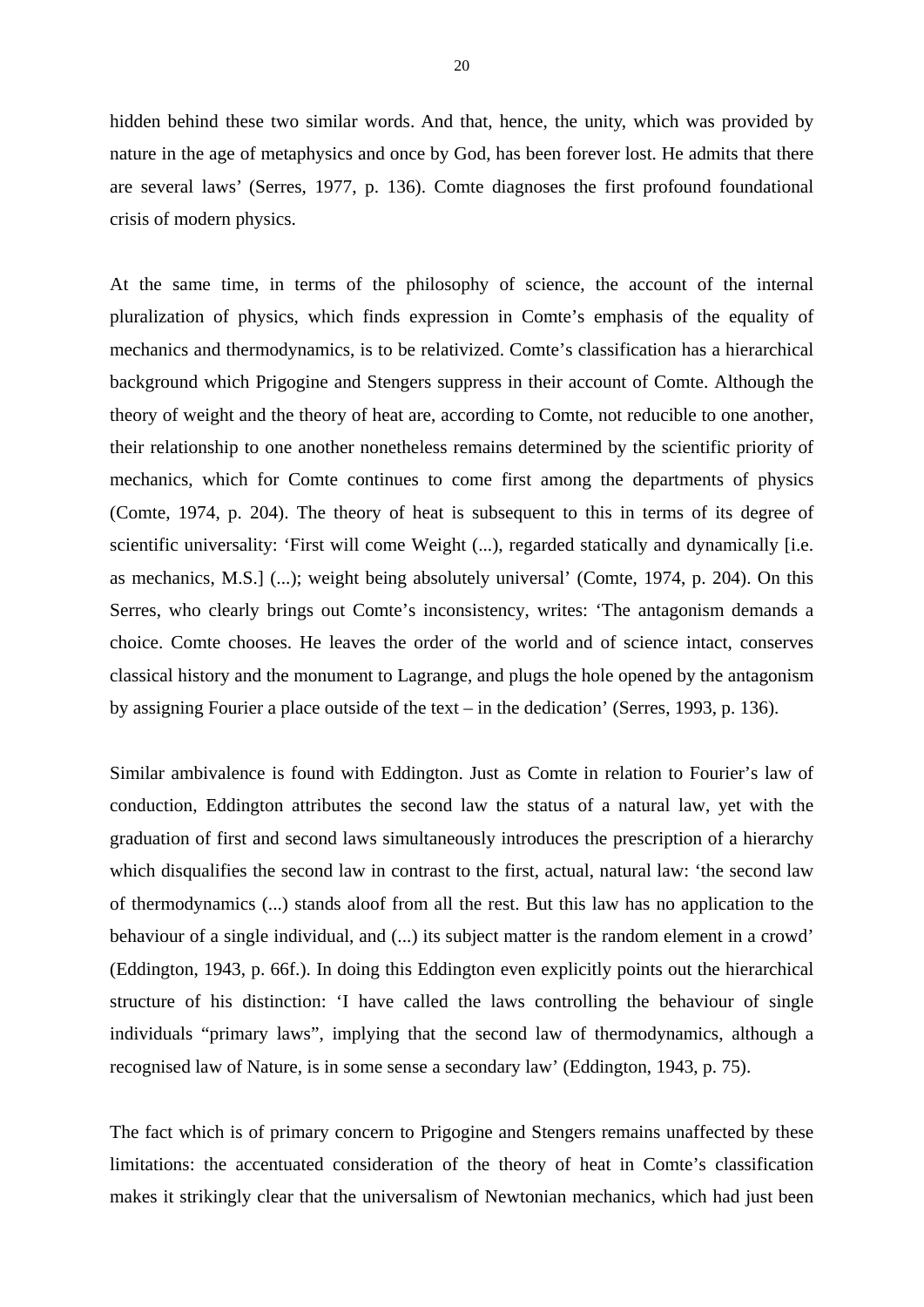hidden behind these two similar words. And that, hence, the unity, which was provided by nature in the age of metaphysics and once by God, has been forever lost. He admits that there are several laws' (Serres, 1977, p. 136). Comte diagnoses the first profound foundational crisis of modern physics.

At the same time, in terms of the philosophy of science, the account of the internal pluralization of physics, which finds expression in Comte's emphasis of the equality of mechanics and thermodynamics, is to be relativized. Comte's classification has a hierarchical background which Prigogine and Stengers suppress in their account of Comte. Although the theory of weight and the theory of heat are, according to Comte, not reducible to one another, their relationship to one another nonetheless remains determined by the scientific priority of mechanics, which for Comte continues to come first among the departments of physics (Comte, 1974, p. 204). The theory of heat is subsequent to this in terms of its degree of scientific universality: 'First will come Weight (...), regarded statically and dynamically [i.e. as mechanics, M.S.] (...); weight being absolutely universal' (Comte, 1974, p. 204). On this Serres, who clearly brings out Comte's inconsistency, writes: 'The antagonism demands a choice. Comte chooses. He leaves the order of the world and of science intact, conserves classical history and the monument to Lagrange, and plugs the hole opened by the antagonism by assigning Fourier a place outside of the text – in the dedication' (Serres, 1993, p. 136).

Similar ambivalence is found with Eddington. Just as Comte in relation to Fourier's law of conduction, Eddington attributes the second law the status of a natural law, yet with the graduation of first and second laws simultaneously introduces the prescription of a hierarchy which disqualifies the second law in contrast to the first, actual, natural law: 'the second law of thermodynamics (...) stands aloof from all the rest. But this law has no application to the behaviour of a single individual, and (...) its subject matter is the random element in a crowd' (Eddington, 1943, p. 66f.). In doing this Eddington even explicitly points out the hierarchical structure of his distinction: 'I have called the laws controlling the behaviour of single individuals "primary laws", implying that the second law of thermodynamics, although a recognised law of Nature, is in some sense a secondary law' (Eddington, 1943, p. 75).

The fact which is of primary concern to Prigogine and Stengers remains unaffected by these limitations: the accentuated consideration of the theory of heat in Comte's classification makes it strikingly clear that the universalism of Newtonian mechanics, which had just been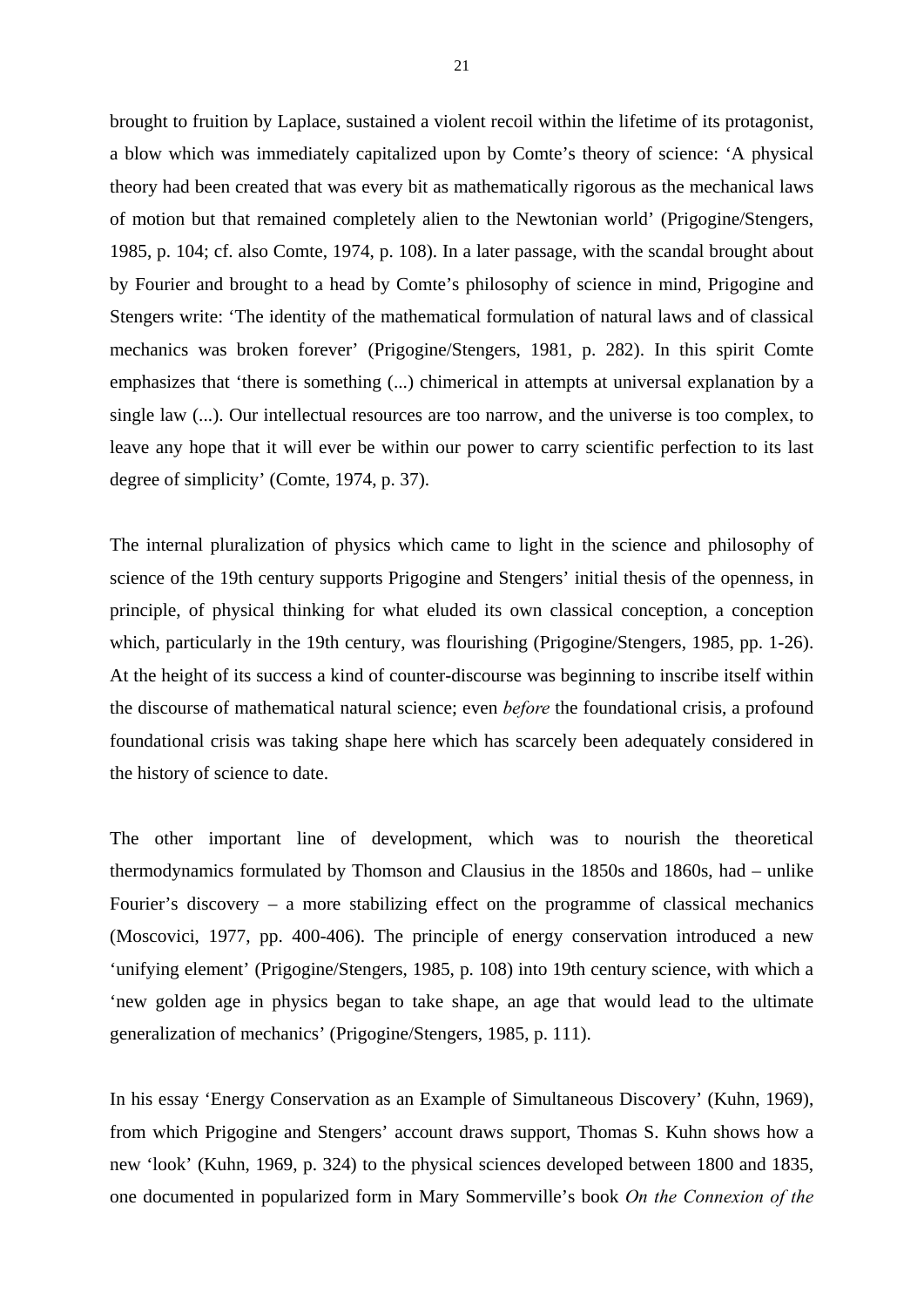brought to fruition by Laplace, sustained a violent recoil within the lifetime of its protagonist, a blow which was immediately capitalized upon by Comte's theory of science: 'A physical theory had been created that was every bit as mathematically rigorous as the mechanical laws of motion but that remained completely alien to the Newtonian world' (Prigogine/Stengers, 1985, p. 104; cf. also Comte, 1974, p. 108). In a later passage, with the scandal brought about by Fourier and brought to a head by Comte's philosophy of science in mind, Prigogine and Stengers write: 'The identity of the mathematical formulation of natural laws and of classical mechanics was broken forever' (Prigogine/Stengers, 1981, p. 282). In this spirit Comte emphasizes that 'there is something (...) chimerical in attempts at universal explanation by a single law (...). Our intellectual resources are too narrow, and the universe is too complex, to leave any hope that it will ever be within our power to carry scientific perfection to its last degree of simplicity' (Comte, 1974, p. 37).

The internal pluralization of physics which came to light in the science and philosophy of science of the 19th century supports Prigogine and Stengers' initial thesis of the openness, in principle, of physical thinking for what eluded its own classical conception, a conception which, particularly in the 19th century, was flourishing (Prigogine/Stengers, 1985, pp. 1-26). At the height of its success a kind of counter-discourse was beginning to inscribe itself within the discourse of mathematical natural science; even *before* the foundational crisis, a profound foundational crisis was taking shape here which has scarcely been adequately considered in the history of science to date.

The other important line of development, which was to nourish the theoretical thermodynamics formulated by Thomson and Clausius in the 1850s and 1860s, had – unlike Fourier's discovery – a more stabilizing effect on the programme of classical mechanics (Moscovici, 1977, pp. 400-406). The principle of energy conservation introduced a new 'unifying element' (Prigogine/Stengers, 1985, p. 108) into 19th century science, with which a 'new golden age in physics began to take shape, an age that would lead to the ultimate generalization of mechanics' (Prigogine/Stengers, 1985, p. 111).

In his essay 'Energy Conservation as an Example of Simultaneous Discovery' (Kuhn, 1969), from which Prigogine and Stengers' account draws support, Thomas S. Kuhn shows how a new 'look' (Kuhn, 1969, p. 324) to the physical sciences developed between 1800 and 1835, one documented in popularized form in Mary Sommerville's book *On the Connexion of the*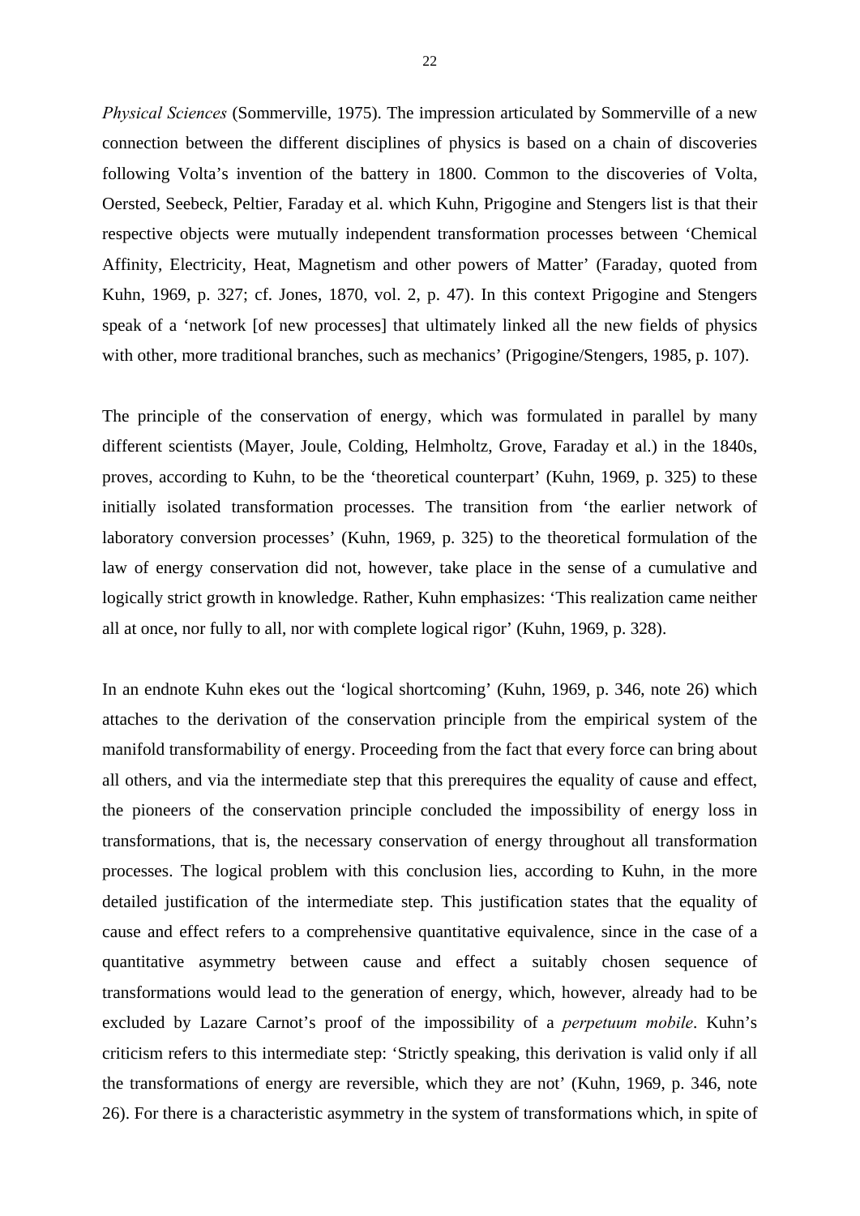*Physical Sciences* (Sommerville, 1975). The impression articulated by Sommerville of a new connection between the different disciplines of physics is based on a chain of discoveries following Volta's invention of the battery in 1800. Common to the discoveries of Volta, Oersted, Seebeck, Peltier, Faraday et al. which Kuhn, Prigogine and Stengers list is that their respective objects were mutually independent transformation processes between 'Chemical Affinity, Electricity, Heat, Magnetism and other powers of Matter' (Faraday, quoted from Kuhn, 1969, p. 327; cf. Jones, 1870, vol. 2, p. 47). In this context Prigogine and Stengers speak of a 'network [of new processes] that ultimately linked all the new fields of physics with other, more traditional branches, such as mechanics' (Prigogine/Stengers, 1985, p. 107).

The principle of the conservation of energy, which was formulated in parallel by many different scientists (Mayer, Joule, Colding, Helmholtz, Grove, Faraday et al.) in the 1840s, proves, according to Kuhn, to be the 'theoretical counterpart' (Kuhn, 1969, p. 325) to these initially isolated transformation processes. The transition from 'the earlier network of laboratory conversion processes' (Kuhn, 1969, p. 325) to the theoretical formulation of the law of energy conservation did not, however, take place in the sense of a cumulative and logically strict growth in knowledge. Rather, Kuhn emphasizes: 'This realization came neither all at once, nor fully to all, nor with complete logical rigor' (Kuhn, 1969, p. 328).

In an endnote Kuhn ekes out the 'logical shortcoming' (Kuhn, 1969, p. 346, note 26) which attaches to the derivation of the conservation principle from the empirical system of the manifold transformability of energy. Proceeding from the fact that every force can bring about all others, and via the intermediate step that this prerequires the equality of cause and effect, the pioneers of the conservation principle concluded the impossibility of energy loss in transformations, that is, the necessary conservation of energy throughout all transformation processes. The logical problem with this conclusion lies, according to Kuhn, in the more detailed justification of the intermediate step. This justification states that the equality of cause and effect refers to a comprehensive quantitative equivalence, since in the case of a quantitative asymmetry between cause and effect a suitably chosen sequence of transformations would lead to the generation of energy, which, however, already had to be excluded by Lazare Carnot's proof of the impossibility of a *perpetuum mobile*. Kuhn's criticism refers to this intermediate step: 'Strictly speaking, this derivation is valid only if all the transformations of energy are reversible, which they are not' (Kuhn, 1969, p. 346, note 26). For there is a characteristic asymmetry in the system of transformations which, in spite of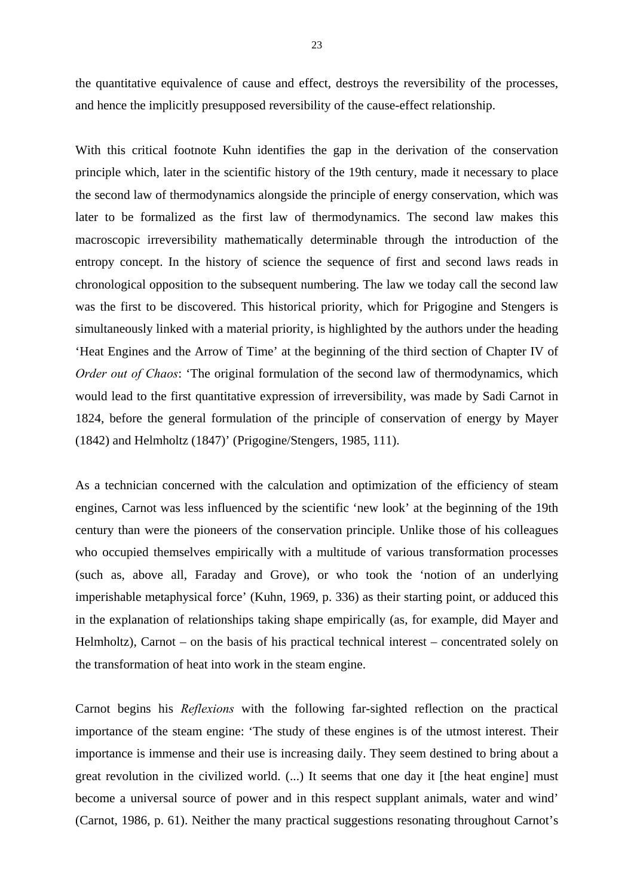the quantitative equivalence of cause and effect, destroys the reversibility of the processes, and hence the implicitly presupposed reversibility of the cause-effect relationship.

With this critical footnote Kuhn identifies the gap in the derivation of the conservation principle which, later in the scientific history of the 19th century, made it necessary to place the second law of thermodynamics alongside the principle of energy conservation, which was later to be formalized as the first law of thermodynamics. The second law makes this macroscopic irreversibility mathematically determinable through the introduction of the entropy concept. In the history of science the sequence of first and second laws reads in chronological opposition to the subsequent numbering. The law we today call the second law was the first to be discovered. This historical priority, which for Prigogine and Stengers is simultaneously linked with a material priority, is highlighted by the authors under the heading 'Heat Engines and the Arrow of Time' at the beginning of the third section of Chapter IV of *Order out of Chaos*: 'The original formulation of the second law of thermodynamics, which would lead to the first quantitative expression of irreversibility, was made by Sadi Carnot in 1824, before the general formulation of the principle of conservation of energy by Mayer (1842) and Helmholtz (1847)' (Prigogine/Stengers, 1985, 111).

As a technician concerned with the calculation and optimization of the efficiency of steam engines, Carnot was less influenced by the scientific 'new look' at the beginning of the 19th century than were the pioneers of the conservation principle. Unlike those of his colleagues who occupied themselves empirically with a multitude of various transformation processes (such as, above all, Faraday and Grove), or who took the 'notion of an underlying imperishable metaphysical force' (Kuhn, 1969, p. 336) as their starting point, or adduced this in the explanation of relationships taking shape empirically (as, for example, did Mayer and Helmholtz), Carnot – on the basis of his practical technical interest – concentrated solely on the transformation of heat into work in the steam engine.

Carnot begins his *Reflexions* with the following far-sighted reflection on the practical importance of the steam engine: 'The study of these engines is of the utmost interest. Their importance is immense and their use is increasing daily. They seem destined to bring about a great revolution in the civilized world. (...) It seems that one day it [the heat engine] must become a universal source of power and in this respect supplant animals, water and wind' (Carnot, 1986, p. 61). Neither the many practical suggestions resonating throughout Carnot's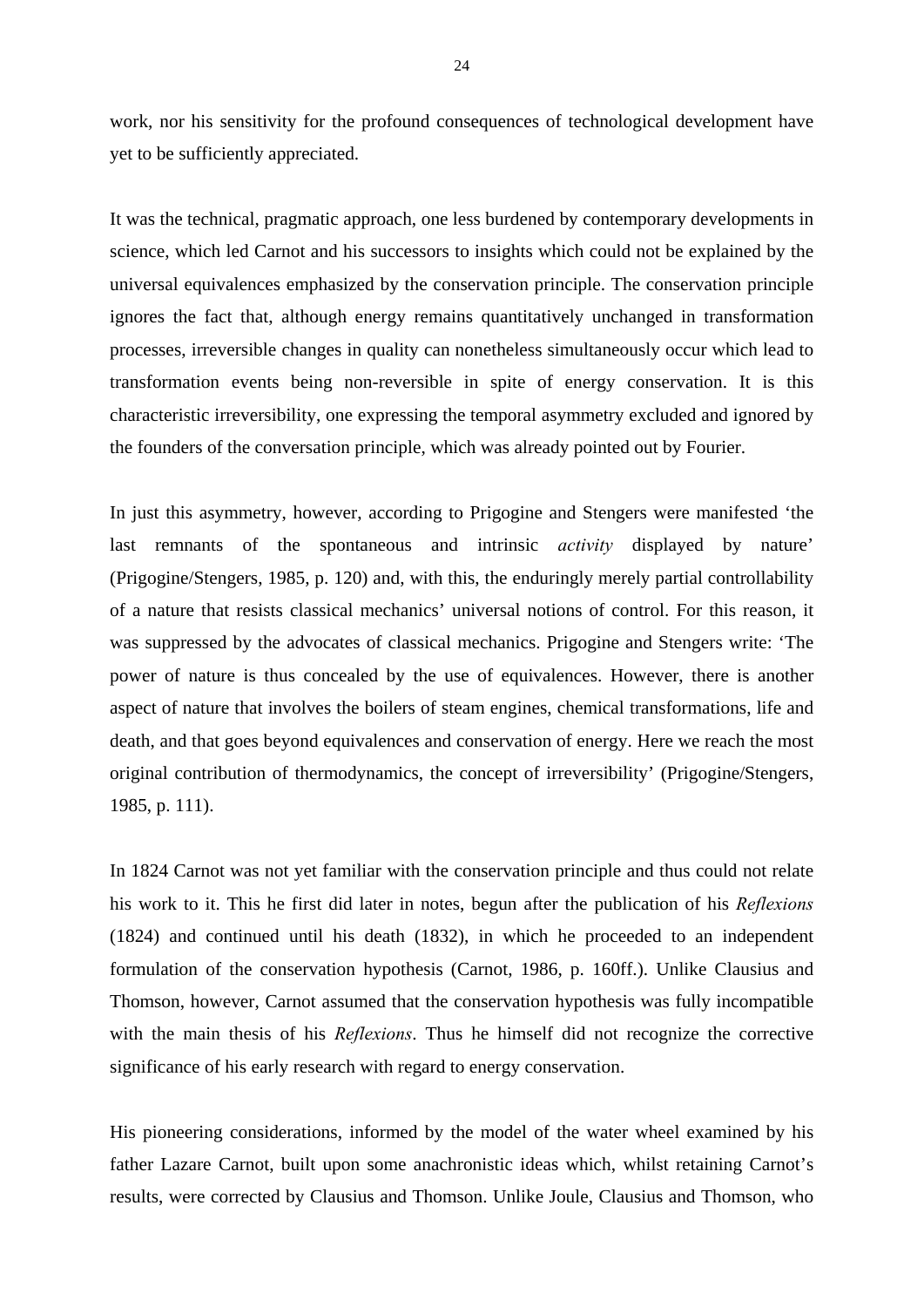work, nor his sensitivity for the profound consequences of technological development have yet to be sufficiently appreciated.

It was the technical, pragmatic approach, one less burdened by contemporary developments in science, which led Carnot and his successors to insights which could not be explained by the universal equivalences emphasized by the conservation principle. The conservation principle ignores the fact that, although energy remains quantitatively unchanged in transformation processes, irreversible changes in quality can nonetheless simultaneously occur which lead to transformation events being non-reversible in spite of energy conservation. It is this characteristic irreversibility, one expressing the temporal asymmetry excluded and ignored by the founders of the conversation principle, which was already pointed out by Fourier.

In just this asymmetry, however, according to Prigogine and Stengers were manifested 'the last remnants of the spontaneous and intrinsic *activity* displayed by nature' (Prigogine/Stengers, 1985, p. 120) and, with this, the enduringly merely partial controllability of a nature that resists classical mechanics' universal notions of control. For this reason, it was suppressed by the advocates of classical mechanics. Prigogine and Stengers write: 'The power of nature is thus concealed by the use of equivalences. However, there is another aspect of nature that involves the boilers of steam engines, chemical transformations, life and death, and that goes beyond equivalences and conservation of energy. Here we reach the most original contribution of thermodynamics, the concept of irreversibility' (Prigogine/Stengers, 1985, p. 111).

In 1824 Carnot was not yet familiar with the conservation principle and thus could not relate his work to it. This he first did later in notes, begun after the publication of his *Reflexions* (1824) and continued until his death (1832), in which he proceeded to an independent formulation of the conservation hypothesis (Carnot, 1986, p. 160ff.). Unlike Clausius and Thomson, however, Carnot assumed that the conservation hypothesis was fully incompatible with the main thesis of his *Reflexions*. Thus he himself did not recognize the corrective significance of his early research with regard to energy conservation.

His pioneering considerations, informed by the model of the water wheel examined by his father Lazare Carnot, built upon some anachronistic ideas which, whilst retaining Carnot's results, were corrected by Clausius and Thomson. Unlike Joule, Clausius and Thomson, who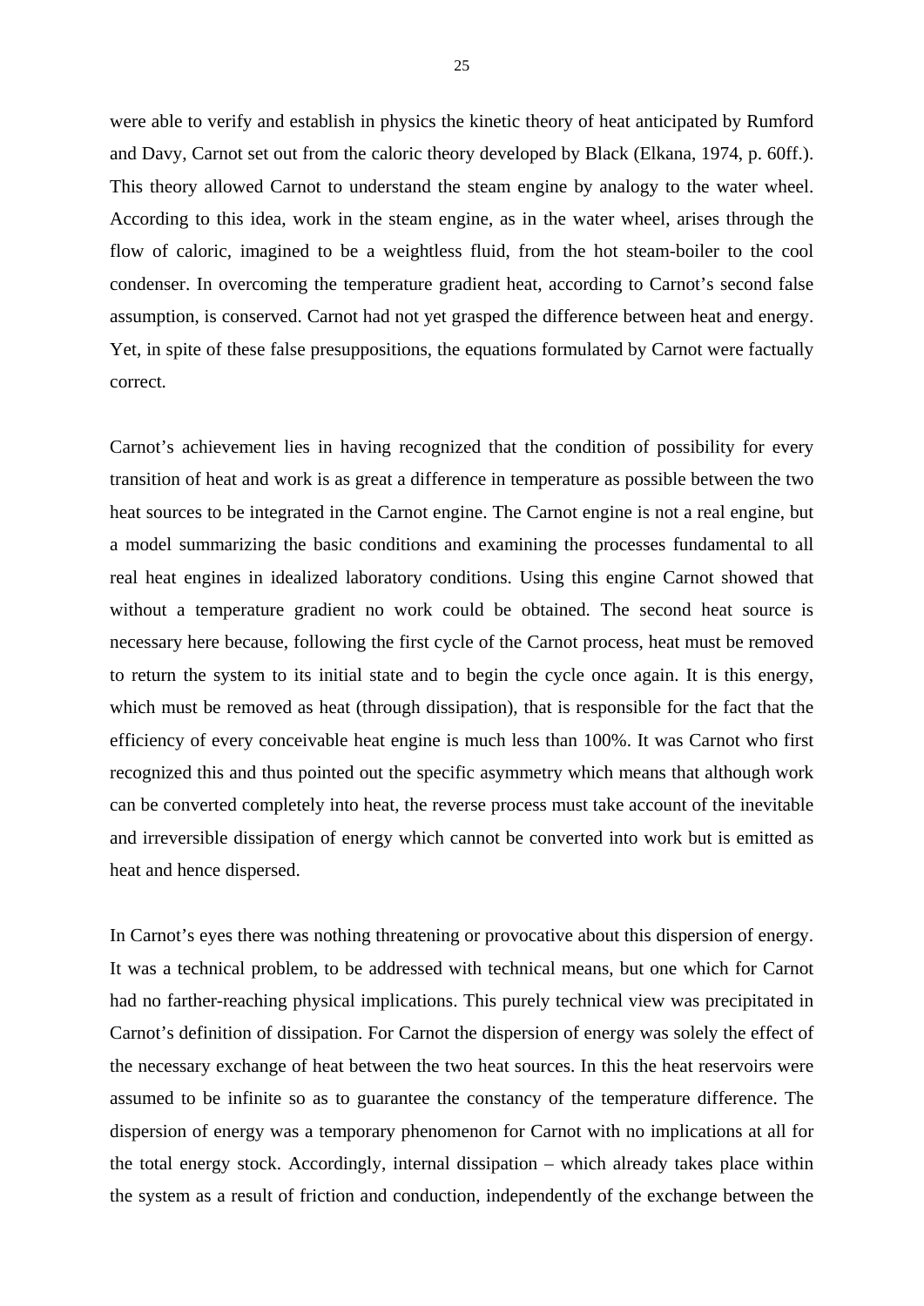were able to verify and establish in physics the kinetic theory of heat anticipated by Rumford and Davy, Carnot set out from the caloric theory developed by Black (Elkana, 1974, p. 60ff.). This theory allowed Carnot to understand the steam engine by analogy to the water wheel. According to this idea, work in the steam engine, as in the water wheel, arises through the flow of caloric, imagined to be a weightless fluid, from the hot steam-boiler to the cool condenser. In overcoming the temperature gradient heat, according to Carnot's second false assumption, is conserved. Carnot had not yet grasped the difference between heat and energy. Yet, in spite of these false presuppositions, the equations formulated by Carnot were factually correct.

Carnot's achievement lies in having recognized that the condition of possibility for every transition of heat and work is as great a difference in temperature as possible between the two heat sources to be integrated in the Carnot engine. The Carnot engine is not a real engine, but a model summarizing the basic conditions and examining the processes fundamental to all real heat engines in idealized laboratory conditions. Using this engine Carnot showed that without a temperature gradient no work could be obtained. The second heat source is necessary here because, following the first cycle of the Carnot process, heat must be removed to return the system to its initial state and to begin the cycle once again. It is this energy, which must be removed as heat (through dissipation), that is responsible for the fact that the efficiency of every conceivable heat engine is much less than 100%. It was Carnot who first recognized this and thus pointed out the specific asymmetry which means that although work can be converted completely into heat, the reverse process must take account of the inevitable and irreversible dissipation of energy which cannot be converted into work but is emitted as heat and hence dispersed.

In Carnot's eyes there was nothing threatening or provocative about this dispersion of energy. It was a technical problem, to be addressed with technical means, but one which for Carnot had no farther-reaching physical implications. This purely technical view was precipitated in Carnot's definition of dissipation. For Carnot the dispersion of energy was solely the effect of the necessary exchange of heat between the two heat sources. In this the heat reservoirs were assumed to be infinite so as to guarantee the constancy of the temperature difference. The dispersion of energy was a temporary phenomenon for Carnot with no implications at all for the total energy stock. Accordingly, internal dissipation – which already takes place within the system as a result of friction and conduction, independently of the exchange between the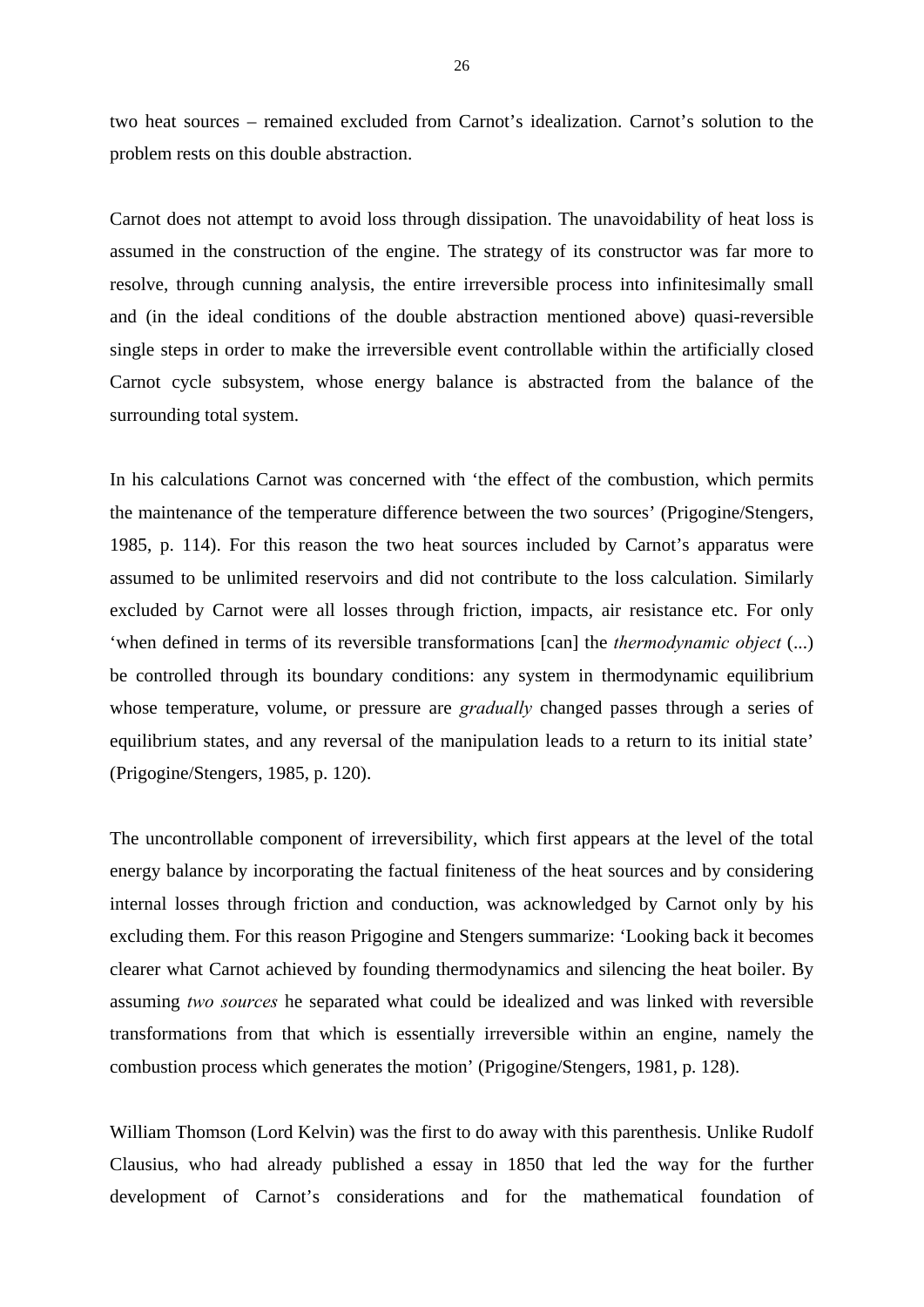two heat sources – remained excluded from Carnot's idealization. Carnot's solution to the problem rests on this double abstraction.

Carnot does not attempt to avoid loss through dissipation. The unavoidability of heat loss is assumed in the construction of the engine. The strategy of its constructor was far more to resolve, through cunning analysis, the entire irreversible process into infinitesimally small and (in the ideal conditions of the double abstraction mentioned above) quasi-reversible single steps in order to make the irreversible event controllable within the artificially closed Carnot cycle subsystem, whose energy balance is abstracted from the balance of the surrounding total system.

In his calculations Carnot was concerned with 'the effect of the combustion, which permits the maintenance of the temperature difference between the two sources' (Prigogine/Stengers, 1985, p. 114). For this reason the two heat sources included by Carnot's apparatus were assumed to be unlimited reservoirs and did not contribute to the loss calculation. Similarly excluded by Carnot were all losses through friction, impacts, air resistance etc. For only 'when defined in terms of its reversible transformations [can] the *thermodynamic object* (...) be controlled through its boundary conditions: any system in thermodynamic equilibrium whose temperature, volume, or pressure are *gradually* changed passes through a series of equilibrium states, and any reversal of the manipulation leads to a return to its initial state' (Prigogine/Stengers, 1985, p. 120).

The uncontrollable component of irreversibility, which first appears at the level of the total energy balance by incorporating the factual finiteness of the heat sources and by considering internal losses through friction and conduction, was acknowledged by Carnot only by his excluding them. For this reason Prigogine and Stengers summarize: 'Looking back it becomes clearer what Carnot achieved by founding thermodynamics and silencing the heat boiler. By assuming *two sources* he separated what could be idealized and was linked with reversible transformations from that which is essentially irreversible within an engine, namely the combustion process which generates the motion' (Prigogine/Stengers, 1981, p. 128).

William Thomson (Lord Kelvin) was the first to do away with this parenthesis. Unlike Rudolf Clausius, who had already published a essay in 1850 that led the way for the further development of Carnot's considerations and for the mathematical foundation of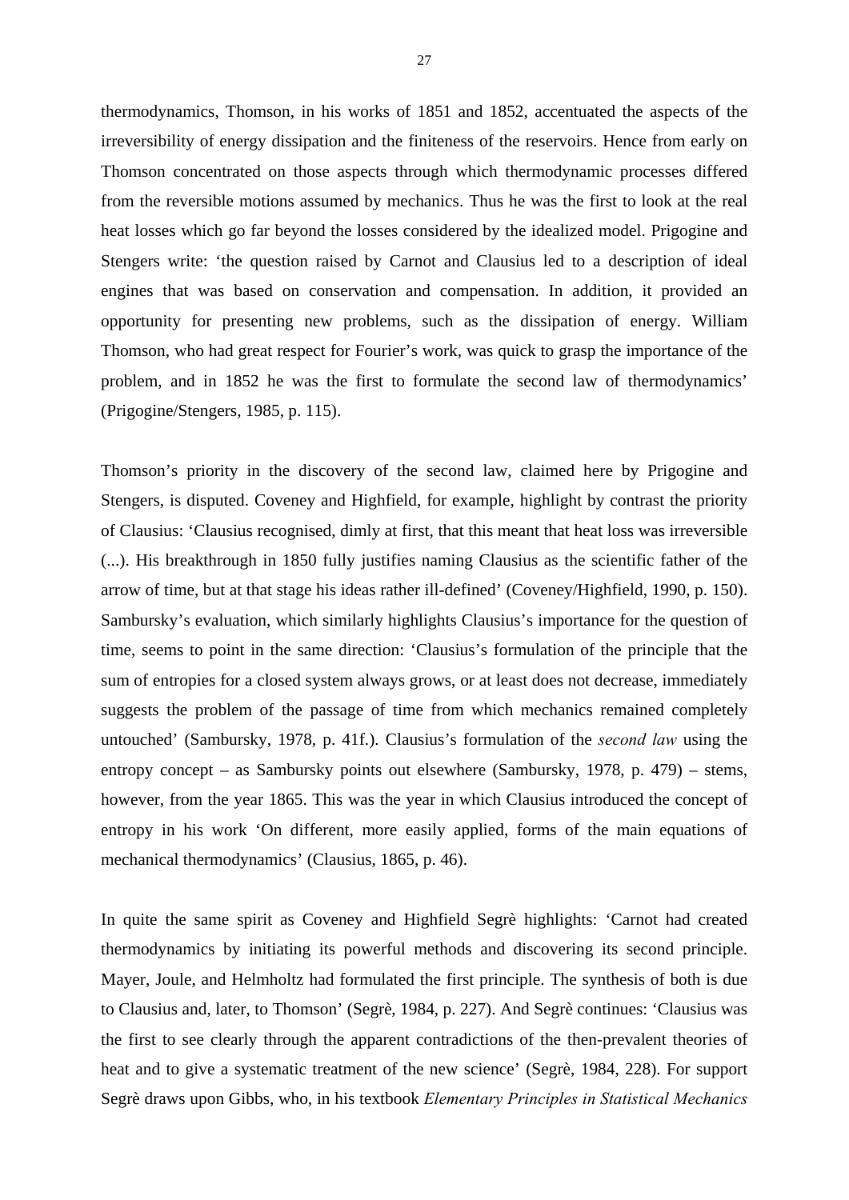thermodynamics, Thomson, in his works of 1851 and 1852, accentuated the aspects of the irreversibility of energy dissipation and the finiteness of the reservoirs. Hence from early on Thomson concentrated on those aspects through which thermodynamic processes differed from the reversible motions assumed by mechanics. Thus he was the first to look at the real heat losses which go far beyond the losses considered by the idealized model. Prigogine and Stengers write: 'the question raised by Carnot and Clausius led to a description of ideal engines that was based on conservation and compensation. In addition, it provided an opportunity for presenting new problems, such as the dissipation of energy. William Thomson, who had great respect for Fourier's work, was quick to grasp the importance of the problem, and in 1852 he was the first to formulate the second law of thermodynamics' (Prigogine/Stengers, 1985, p. 115).

Thomson's priority in the discovery of the second law, claimed here by Prigogine and Stengers, is disputed. Coveney and Highfield, for example, highlight by contrast the priority of Clausius: 'Clausius recognised, dimly at first, that this meant that heat loss was irreversible (...). His breakthrough in 1850 fully justifies naming Clausius as the scientific father of the arrow of time, but at that stage his ideas rather ill-defined' (Coveney/Highfield, 1990, p. 150). Sambursky's evaluation, which similarly highlights Clausius's importance for the question of time, seems to point in the same direction: 'Clausius's formulation of the principle that the sum of entropies for a closed system always grows, or at least does not decrease, immediately suggests the problem of the passage of time from which mechanics remained completely untouched' (Sambursky, 1978, p. 41f.). Clausius's formulation of the *second law* using the entropy concept – as Sambursky points out elsewhere (Sambursky, 1978, p. 479) – stems, however, from the year 1865. This was the year in which Clausius introduced the concept of entropy in his work 'On different, more easily applied, forms of the main equations of mechanical thermodynamics' (Clausius, 1865, p. 46).

In quite the same spirit as Coveney and Highfield Segrè highlights: 'Carnot had created thermodynamics by initiating its powerful methods and discovering its second principle. Mayer, Joule, and Helmholtz had formulated the first principle. The synthesis of both is due to Clausius and, later, to Thomson' (Segrè, 1984, p. 227). And Segrè continues: 'Clausius was the first to see clearly through the apparent contradictions of the then-prevalent theories of heat and to give a systematic treatment of the new science' (Segrè, 1984, 228). For support Segrè draws upon Gibbs, who, in his textbook *Elementary Principles in Statistical Mechanics*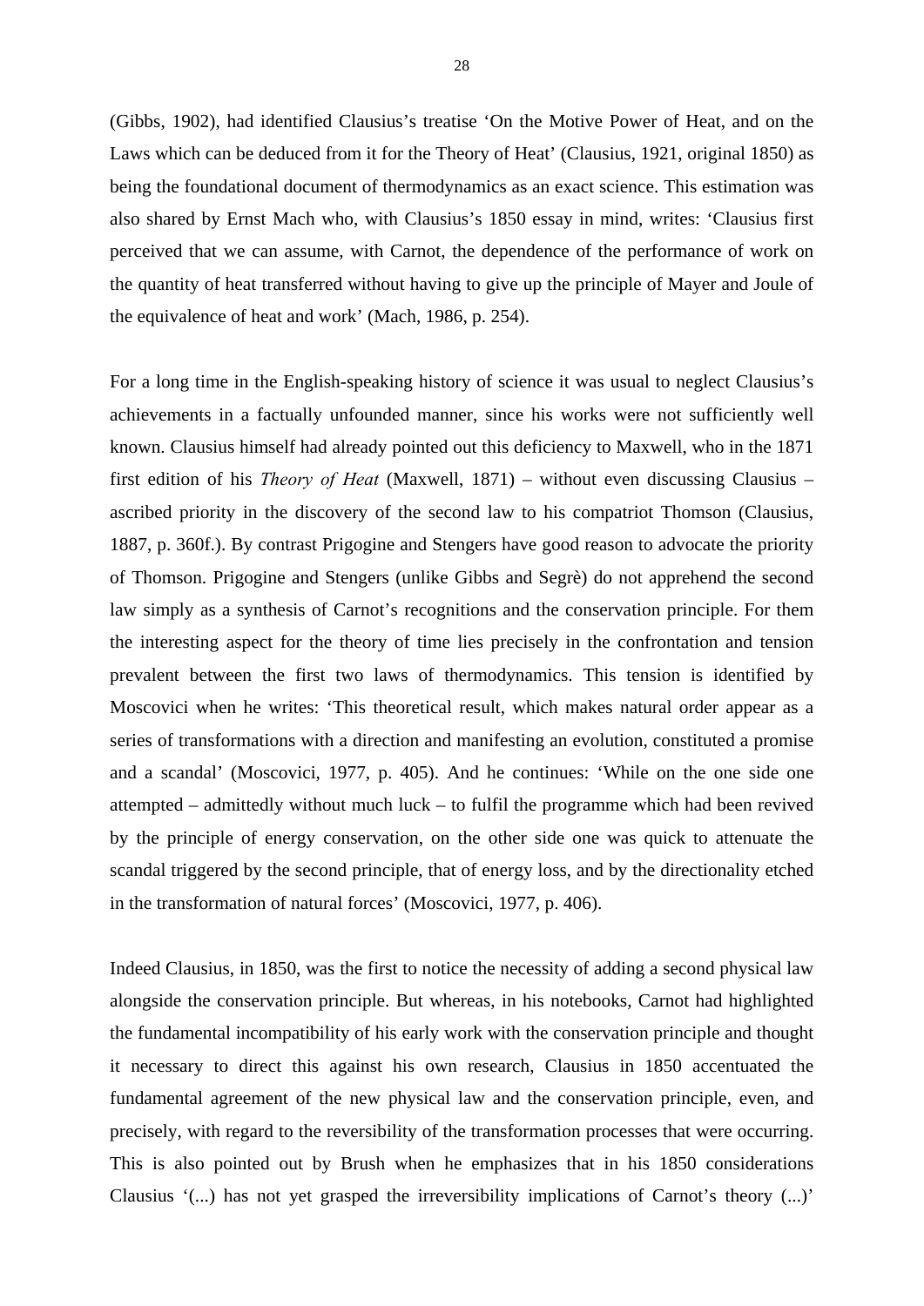(Gibbs, 1902), had identified Clausius's treatise 'On the Motive Power of Heat, and on the Laws which can be deduced from it for the Theory of Heat' (Clausius, 1921, original 1850) as being the foundational document of thermodynamics as an exact science. This estimation was also shared by Ernst Mach who, with Clausius's 1850 essay in mind, writes: 'Clausius first perceived that we can assume, with Carnot, the dependence of the performance of work on the quantity of heat transferred without having to give up the principle of Mayer and Joule of the equivalence of heat and work' (Mach, 1986, p. 254).

For a long time in the English-speaking history of science it was usual to neglect Clausius's achievements in a factually unfounded manner, since his works were not sufficiently well known. Clausius himself had already pointed out this deficiency to Maxwell, who in the 1871 first edition of his *Theory of Heat* (Maxwell, 1871) – without even discussing Clausius – ascribed priority in the discovery of the second law to his compatriot Thomson (Clausius, 1887, p. 360f.). By contrast Prigogine and Stengers have good reason to advocate the priority of Thomson. Prigogine and Stengers (unlike Gibbs and Segrè) do not apprehend the second law simply as a synthesis of Carnot's recognitions and the conservation principle. For them the interesting aspect for the theory of time lies precisely in the confrontation and tension prevalent between the first two laws of thermodynamics. This tension is identified by Moscovici when he writes: 'This theoretical result, which makes natural order appear as a series of transformations with a direction and manifesting an evolution, constituted a promise and a scandal' (Moscovici, 1977, p. 405). And he continues: 'While on the one side one attempted – admittedly without much luck – to fulfil the programme which had been revived by the principle of energy conservation, on the other side one was quick to attenuate the scandal triggered by the second principle, that of energy loss, and by the directionality etched in the transformation of natural forces' (Moscovici, 1977, p. 406).

Indeed Clausius, in 1850, was the first to notice the necessity of adding a second physical law alongside the conservation principle. But whereas, in his notebooks, Carnot had highlighted the fundamental incompatibility of his early work with the conservation principle and thought it necessary to direct this against his own research, Clausius in 1850 accentuated the fundamental agreement of the new physical law and the conservation principle, even, and precisely, with regard to the reversibility of the transformation processes that were occurring. This is also pointed out by Brush when he emphasizes that in his 1850 considerations Clausius '(...) has not yet grasped the irreversibility implications of Carnot's theory (...)'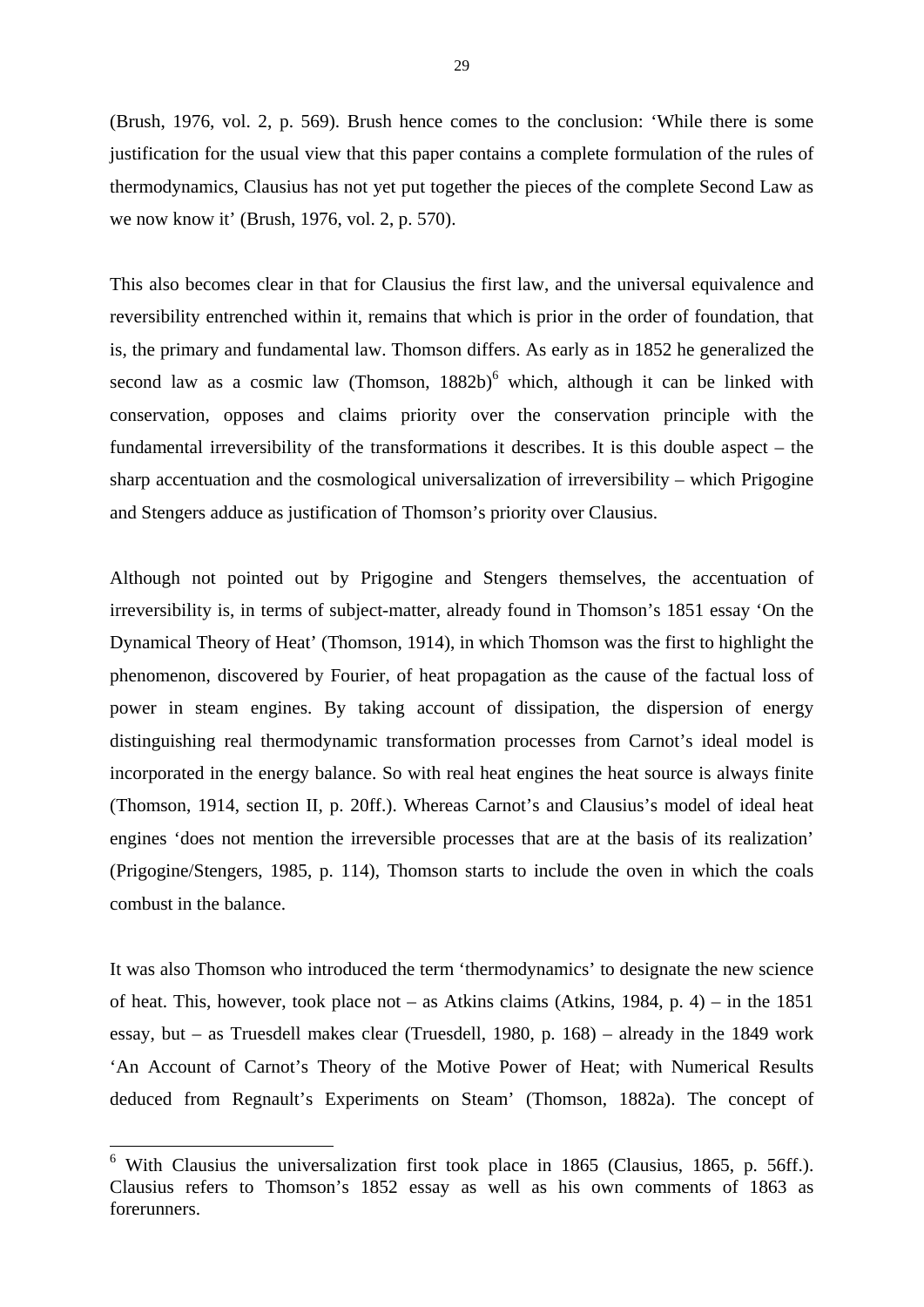(Brush, 1976, vol. 2, p. 569). Brush hence comes to the conclusion: 'While there is some justification for the usual view that this paper contains a complete formulation of the rules of thermodynamics, Clausius has not yet put together the pieces of the complete Second Law as we now know it' (Brush, 1976, vol. 2, p. 570).

This also becomes clear in that for Clausius the first law, and the universal equivalence and reversibility entrenched within it, remains that which is prior in the order of foundation, that is, the primary and fundamental law. Thomson differs. As early as in 1852 he generalized the second law as a cosmic law (Thomson, 1882b)[6] which, although it can be linked with conservation, opposes and claims priority over the conservation principle with the fundamental irreversibility of the transformations it describes. It is this double aspect – the sharp accentuation and the cosmological universalization of irreversibility – which Prigogine and Stengers adduce as justification of Thomson's priority over Clausius.

Although not pointed out by Prigogine and Stengers themselves, the accentuation of irreversibility is, in terms of subject-matter, already found in Thomson's 1851 essay 'On the Dynamical Theory of Heat' (Thomson, 1914), in which Thomson was the first to highlight the phenomenon, discovered by Fourier, of heat propagation as the cause of the factual loss of power in steam engines. By taking account of dissipation, the dispersion of energy distinguishing real thermodynamic transformation processes from Carnot's ideal model is incorporated in the energy balance. So with real heat engines the heat source is always finite (Thomson, 1914, section II, p. 20ff.). Whereas Carnot's and Clausius's model of ideal heat engines 'does not mention the irreversible processes that are at the basis of its realization' (Prigogine/Stengers, 1985, p. 114), Thomson starts to include the oven in which the coals combust in the balance.

It was also Thomson who introduced the term 'thermodynamics' to designate the new science of heat. This, however, took place not – as Atkins claims (Atkins, 1984, p. 4) – in the 1851 essay, but – as Truesdell makes clear (Truesdell, 1980, p. 168) – already in the 1849 work 'An Account of Carnot's Theory of the Motive Power of Heat; with Numerical Results deduced from Regnault's Experiments on Steam' (Thomson, 1882a). The concept of

---

[6] With Clausius the universalization first took place in 1865 (Clausius, 1865, p. 56ff.). Clausius refers to Thomson's 1852 essay as well as his own comments of 1863 as forerunners.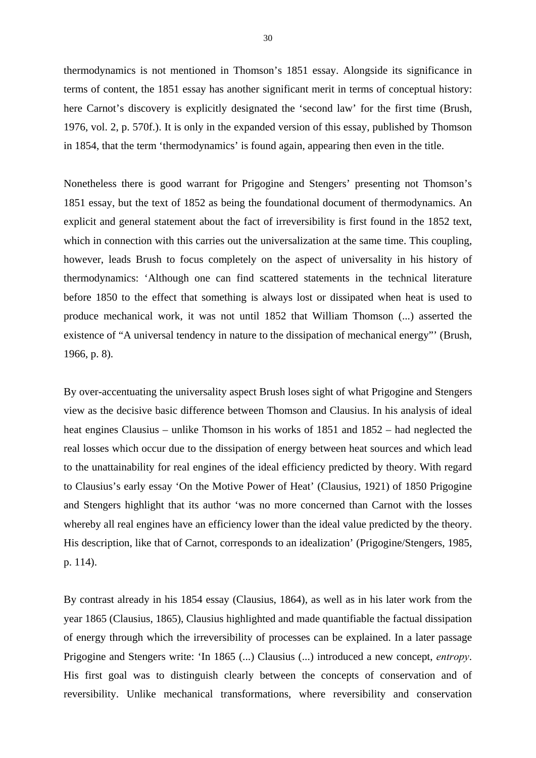thermodynamics is not mentioned in Thomson's 1851 essay. Alongside its significance in terms of content, the 1851 essay has another significant merit in terms of conceptual history: here Carnot's discovery is explicitly designated the 'second law' for the first time (Brush, 1976, vol. 2, p. 570f.). It is only in the expanded version of this essay, published by Thomson in 1854, that the term 'thermodynamics' is found again, appearing then even in the title.

Nonetheless there is good warrant for Prigogine and Stengers' presenting not Thomson's 1851 essay, but the text of 1852 as being the foundational document of thermodynamics. An explicit and general statement about the fact of irreversibility is first found in the 1852 text, which in connection with this carries out the universalization at the same time. This coupling, however, leads Brush to focus completely on the aspect of universality in his history of thermodynamics: 'Although one can find scattered statements in the technical literature before 1850 to the effect that something is always lost or dissipated when heat is used to produce mechanical work, it was not until 1852 that William Thomson (...) asserted the existence of "A universal tendency in nature to the dissipation of mechanical energy"' (Brush, 1966, p. 8).

By over-accentuating the universality aspect Brush loses sight of what Prigogine and Stengers view as the decisive basic difference between Thomson and Clausius. In his analysis of ideal heat engines Clausius – unlike Thomson in his works of 1851 and 1852 – had neglected the real losses which occur due to the dissipation of energy between heat sources and which lead to the unattainability for real engines of the ideal efficiency predicted by theory. With regard to Clausius's early essay 'On the Motive Power of Heat' (Clausius, 1921) of 1850 Prigogine and Stengers highlight that its author 'was no more concerned than Carnot with the losses whereby all real engines have an efficiency lower than the ideal value predicted by the theory. His description, like that of Carnot, corresponds to an idealization' (Prigogine/Stengers, 1985, p. 114).

By contrast already in his 1854 essay (Clausius, 1864), as well as in his later work from the year 1865 (Clausius, 1865), Clausius highlighted and made quantifiable the factual dissipation of energy through which the irreversibility of processes can be explained. In a later passage Prigogine and Stengers write: 'In 1865 (...) Clausius (...) introduced a new concept, *entropy*. His first goal was to distinguish clearly between the concepts of conservation and of reversibility. Unlike mechanical transformations, where reversibility and conservation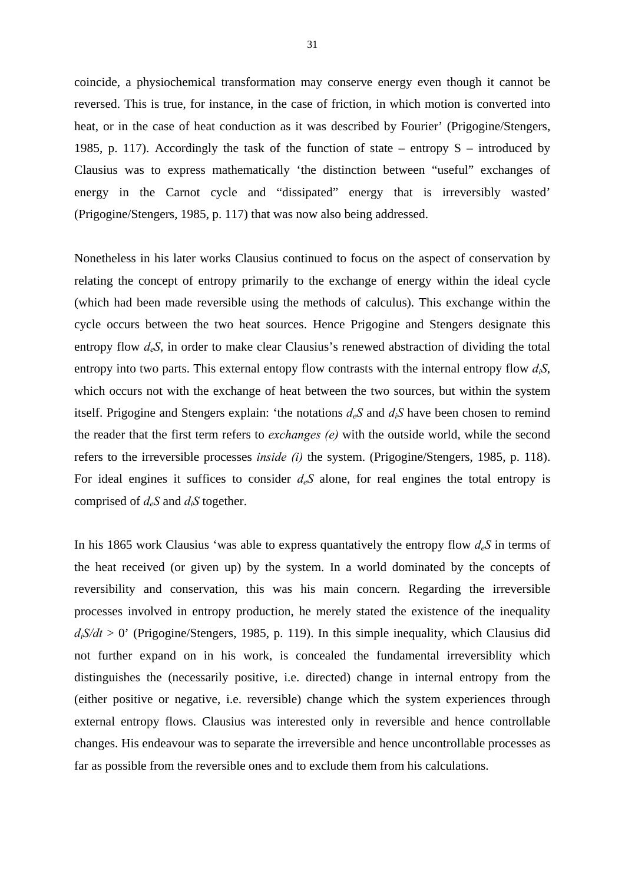coincide, a physiochemical transformation may conserve energy even though it cannot be reversed. This is true, for instance, in the case of friction, in which motion is converted into heat, or in the case of heat conduction as it was described by Fourier' (Prigogine/Stengers, 1985, p. 117). Accordingly the task of the function of state – entropy S – introduced by Clausius was to express mathematically 'the distinction between "useful" exchanges of energy in the Carnot cycle and "dissipated" energy that is irreversibly wasted' (Prigogine/Stengers, 1985, p. 117) that was now also being addressed.

Nonetheless in his later works Clausius continued to focus on the aspect of conservation by relating the concept of entropy primarily to the exchange of energy within the ideal cycle (which had been made reversible using the methods of calculus). This exchange within the cycle occurs between the two heat sources. Hence Prigogine and Stengers designate this entropy flow $d_eS$, in order to make clear Clausius's renewed abstraction of dividing the total entropy into two parts. This external entopy flow contrasts with the internal entropy flow $d_iS$, which occurs not with the exchange of heat between the two sources, but within the system itself. Prigogine and Stengers explain: 'the notations $d_eS$ and $d_iS$ have been chosen to remind the reader that the first term refers to *exchanges (e)* with the outside world, while the second refers to the irreversible processes *inside (i)* the system. (Prigogine/Stengers, 1985, p. 118). For ideal engines it suffices to consider $d_eS$ alone, for real engines the total entropy is comprised of $d_eS$ and $d_iS$ together.

In his 1865 work Clausius 'was able to express quantatively the entropy flow $d_eS$ in terms of the heat received (or given up) by the system. In a world dominated by the concepts of reversibility and conservation, this was his main concern. Regarding the irreversible processes involved in entropy production, he merely stated the existence of the inequality $d_iS/dt > 0$' (Prigogine/Stengers, 1985, p. 119). In this simple inequality, which Clausius did not further expand on in his work, is concealed the fundamental irreversiblity which distinguishes the (necessarily positive, i.e. directed) change in internal entropy from the (either positive or negative, i.e. reversible) change which the system experiences through external entropy flows. Clausius was interested only in reversible and hence controllable changes. His endeavour was to separate the irreversible and hence uncontrollable processes as far as possible from the reversible ones and to exclude them from his calculations.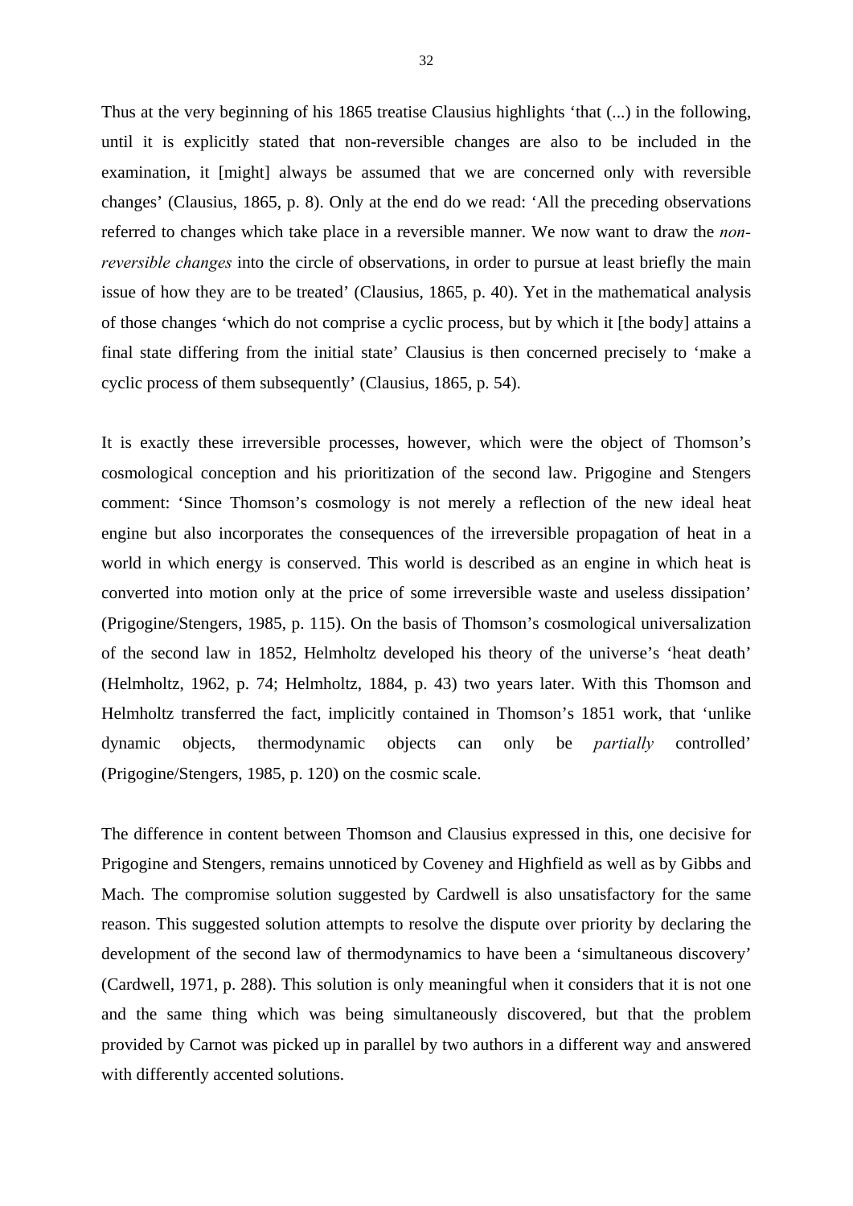Thus at the very beginning of his 1865 treatise Clausius highlights 'that (...) in the following, until it is explicitly stated that non-reversible changes are also to be included in the examination, it [might] always be assumed that we are concerned only with reversible changes' (Clausius, 1865, p. 8). Only at the end do we read: 'All the preceding observations referred to changes which take place in a reversible manner. We now want to draw the *non-reversible changes* into the circle of observations, in order to pursue at least briefly the main issue of how they are to be treated' (Clausius, 1865, p. 40). Yet in the mathematical analysis of those changes 'which do not comprise a cyclic process, but by which it [the body] attains a final state differing from the initial state' Clausius is then concerned precisely to 'make a cyclic process of them subsequently' (Clausius, 1865, p. 54).

It is exactly these irreversible processes, however, which were the object of Thomson's cosmological conception and his prioritization of the second law. Prigogine and Stengers comment: 'Since Thomson's cosmology is not merely a reflection of the new ideal heat engine but also incorporates the consequences of the irreversible propagation of heat in a world in which energy is conserved. This world is described as an engine in which heat is converted into motion only at the price of some irreversible waste and useless dissipation' (Prigogine/Stengers, 1985, p. 115). On the basis of Thomson's cosmological universalization of the second law in 1852, Helmholtz developed his theory of the universe's 'heat death' (Helmholtz, 1962, p. 74; Helmholtz, 1884, p. 43) two years later. With this Thomson and Helmholtz transferred the fact, implicitly contained in Thomson's 1851 work, that 'unlike dynamic objects, thermodynamic objects can only be *partially* controlled' (Prigogine/Stengers, 1985, p. 120) on the cosmic scale.

The difference in content between Thomson and Clausius expressed in this, one decisive for Prigogine and Stengers, remains unnoticed by Coveney and Highfield as well as by Gibbs and Mach. The compromise solution suggested by Cardwell is also unsatisfactory for the same reason. This suggested solution attempts to resolve the dispute over priority by declaring the development of the second law of thermodynamics to have been a 'simultaneous discovery' (Cardwell, 1971, p. 288). This solution is only meaningful when it considers that it is not one and the same thing which was being simultaneously discovered, but that the problem provided by Carnot was picked up in parallel by two authors in a different way and answered with differently accented solutions.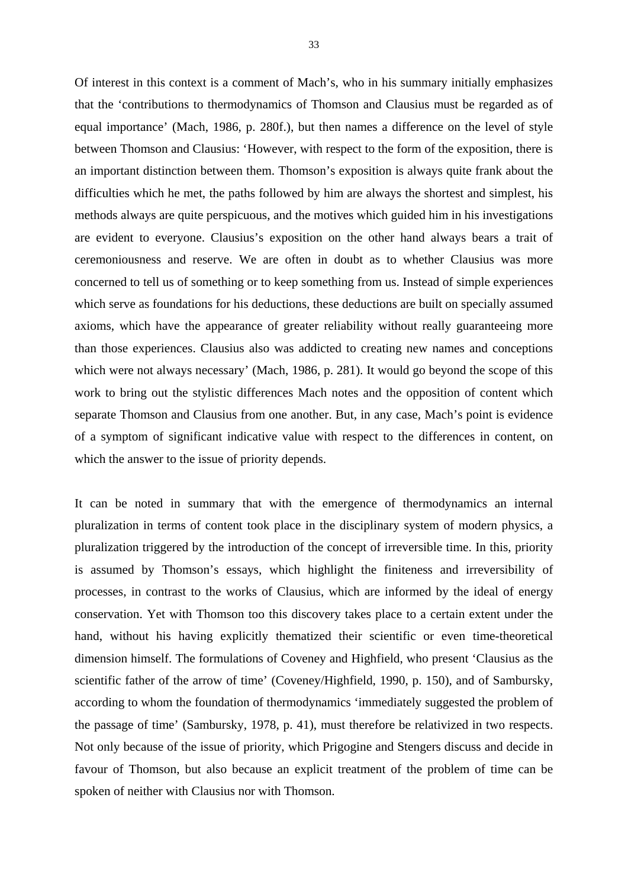Of interest in this context is a comment of Mach's, who in his summary initially emphasizes that the 'contributions to thermodynamics of Thomson and Clausius must be regarded as of equal importance' (Mach, 1986, p. 280f.), but then names a difference on the level of style between Thomson and Clausius: 'However, with respect to the form of the exposition, there is an important distinction between them. Thomson's exposition is always quite frank about the difficulties which he met, the paths followed by him are always the shortest and simplest, his methods always are quite perspicuous, and the motives which guided him in his investigations are evident to everyone. Clausius's exposition on the other hand always bears a trait of ceremoniousness and reserve. We are often in doubt as to whether Clausius was more concerned to tell us of something or to keep something from us. Instead of simple experiences which serve as foundations for his deductions, these deductions are built on specially assumed axioms, which have the appearance of greater reliability without really guaranteeing more than those experiences. Clausius also was addicted to creating new names and conceptions which were not always necessary' (Mach, 1986, p. 281). It would go beyond the scope of this work to bring out the stylistic differences Mach notes and the opposition of content which separate Thomson and Clausius from one another. But, in any case, Mach's point is evidence of a symptom of significant indicative value with respect to the differences in content, on which the answer to the issue of priority depends.

It can be noted in summary that with the emergence of thermodynamics an internal pluralization in terms of content took place in the disciplinary system of modern physics, a pluralization triggered by the introduction of the concept of irreversible time. In this, priority is assumed by Thomson's essays, which highlight the finiteness and irreversibility of processes, in contrast to the works of Clausius, which are informed by the ideal of energy conservation. Yet with Thomson too this discovery takes place to a certain extent under the hand, without his having explicitly thematized their scientific or even time-theoretical dimension himself. The formulations of Coveney and Highfield, who present 'Clausius as the scientific father of the arrow of time' (Coveney/Highfield, 1990, p. 150), and of Sambursky, according to whom the foundation of thermodynamics 'immediately suggested the problem of the passage of time' (Sambursky, 1978, p. 41), must therefore be relativized in two respects. Not only because of the issue of priority, which Prigogine and Stengers discuss and decide in favour of Thomson, but also because an explicit treatment of the problem of time can be spoken of neither with Clausius nor with Thomson.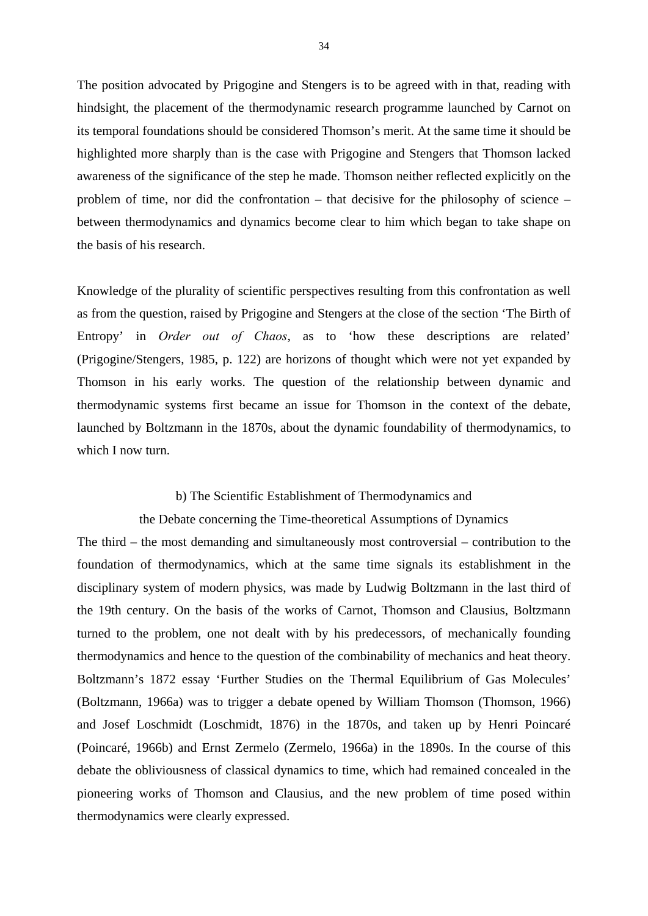The position advocated by Prigogine and Stengers is to be agreed with in that, reading with hindsight, the placement of the thermodynamic research programme launched by Carnot on its temporal foundations should be considered Thomson's merit. At the same time it should be highlighted more sharply than is the case with Prigogine and Stengers that Thomson lacked awareness of the significance of the step he made. Thomson neither reflected explicitly on the problem of time, nor did the confrontation – that decisive for the philosophy of science – between thermodynamics and dynamics become clear to him which began to take shape on the basis of his research.

Knowledge of the plurality of scientific perspectives resulting from this confrontation as well as from the question, raised by Prigogine and Stengers at the close of the section 'The Birth of Entropy' in *Order out of Chaos*, as to 'how these descriptions are related' (Prigogine/Stengers, 1985, p. 122) are horizons of thought which were not yet expanded by Thomson in his early works. The question of the relationship between dynamic and thermodynamic systems first became an issue for Thomson in the context of the debate, launched by Boltzmann in the 1870s, about the dynamic foundability of thermodynamics, to which I now turn.

### b) The Scientific Establishment of Thermodynamics and the Debate concerning the Time-theoretical Assumptions of Dynamics

The third – the most demanding and simultaneously most controversial – contribution to the foundation of thermodynamics, which at the same time signals its establishment in the disciplinary system of modern physics, was made by Ludwig Boltzmann in the last third of the 19th century. On the basis of the works of Carnot, Thomson and Clausius, Boltzmann turned to the problem, one not dealt with by his predecessors, of mechanically founding thermodynamics and hence to the question of the combinability of mechanics and heat theory. Boltzmann's 1872 essay 'Further Studies on the Thermal Equilibrium of Gas Molecules' (Boltzmann, 1966a) was to trigger a debate opened by William Thomson (Thomson, 1966) and Josef Loschmidt (Loschmidt, 1876) in the 1870s, and taken up by Henri Poincaré (Poincaré, 1966b) and Ernst Zermelo (Zermelo, 1966a) in the 1890s. In the course of this debate the obliviousness of classical dynamics to time, which had remained concealed in the pioneering works of Thomson and Clausius, and the new problem of time posed within thermodynamics were clearly expressed.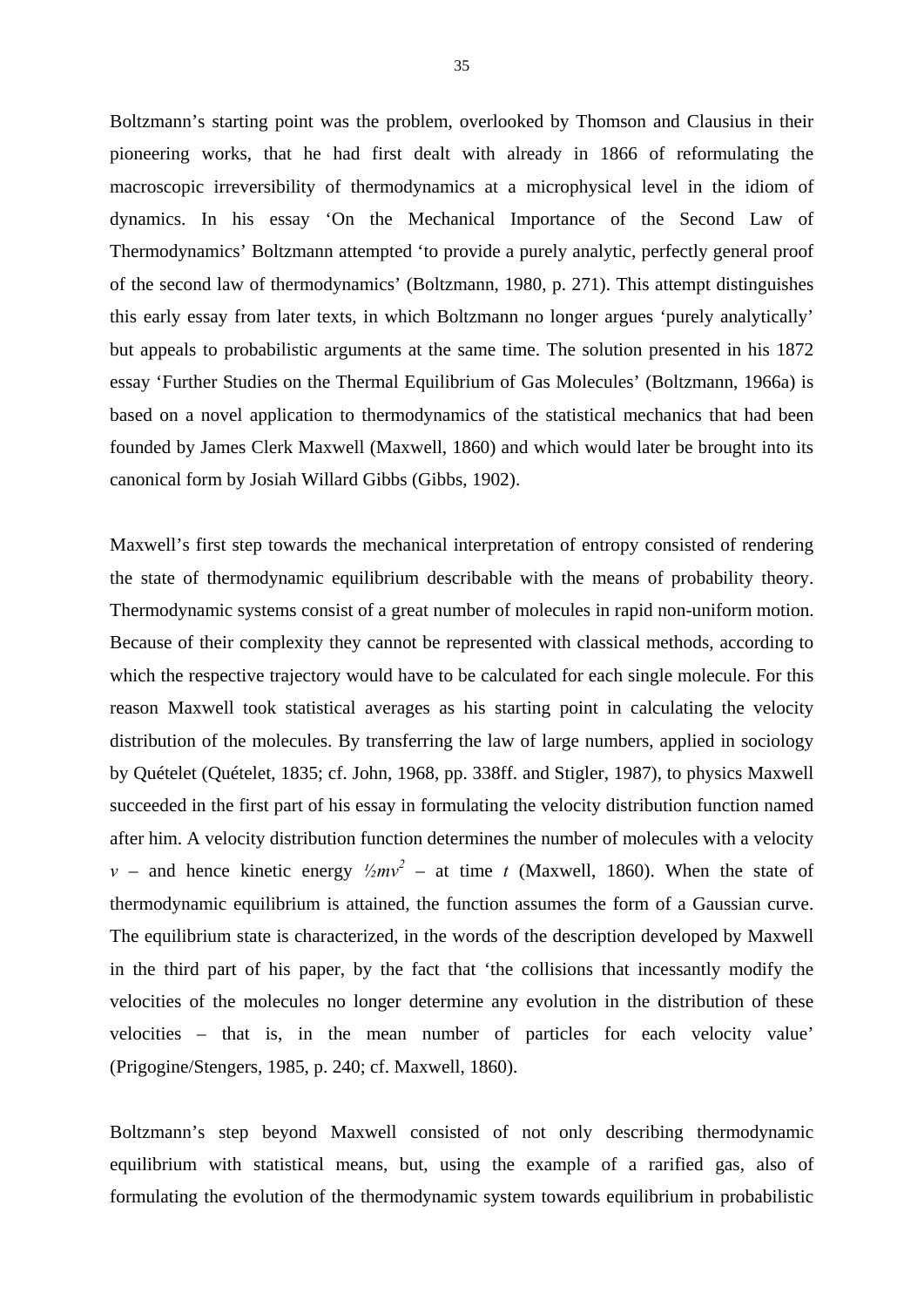Boltzmann's starting point was the problem, overlooked by Thomson and Clausius in their pioneering works, that he had first dealt with already in 1866 of reformulating the macroscopic irreversibility of thermodynamics at a microphysical level in the idiom of dynamics. In his essay 'On the Mechanical Importance of the Second Law of Thermodynamics' Boltzmann attempted 'to provide a purely analytic, perfectly general proof of the second law of thermodynamics' (Boltzmann, 1980, p. 271). This attempt distinguishes this early essay from later texts, in which Boltzmann no longer argues 'purely analytically' but appeals to probabilistic arguments at the same time. The solution presented in his 1872 essay 'Further Studies on the Thermal Equilibrium of Gas Molecules' (Boltzmann, 1966a) is based on a novel application to thermodynamics of the statistical mechanics that had been founded by James Clerk Maxwell (Maxwell, 1860) and which would later be brought into its canonical form by Josiah Willard Gibbs (Gibbs, 1902).

Maxwell's first step towards the mechanical interpretation of entropy consisted of rendering the state of thermodynamic equilibrium describable with the means of probability theory. Thermodynamic systems consist of a great number of molecules in rapid non-uniform motion. Because of their complexity they cannot be represented with classical methods, according to which the respective trajectory would have to be calculated for each single molecule. For this reason Maxwell took statistical averages as his starting point in calculating the velocity distribution of the molecules. By transferring the law of large numbers, applied in sociology by Quételet (Quételet, 1835; cf. John, 1968, pp. 338ff. and Stigler, 1987), to physics Maxwell succeeded in the first part of his essay in formulating the velocity distribution function named after him. A velocity distribution function determines the number of molecules with a velocity $v$ – and hence kinetic energy $\frac{1}{2}mv^2$ – at time $t$ (Maxwell, 1860). When the state of thermodynamic equilibrium is attained, the function assumes the form of a Gaussian curve. The equilibrium state is characterized, in the words of the description developed by Maxwell in the third part of his paper, by the fact that 'the collisions that incessantly modify the velocities of the molecules no longer determine any evolution in the distribution of these velocities – that is, in the mean number of particles for each velocity value' (Prigogine/Stengers, 1985, p. 240; cf. Maxwell, 1860).

Boltzmann's step beyond Maxwell consisted of not only describing thermodynamic equilibrium with statistical means, but, using the example of a rarified gas, also of formulating the evolution of the thermodynamic system towards equilibrium in probabilistic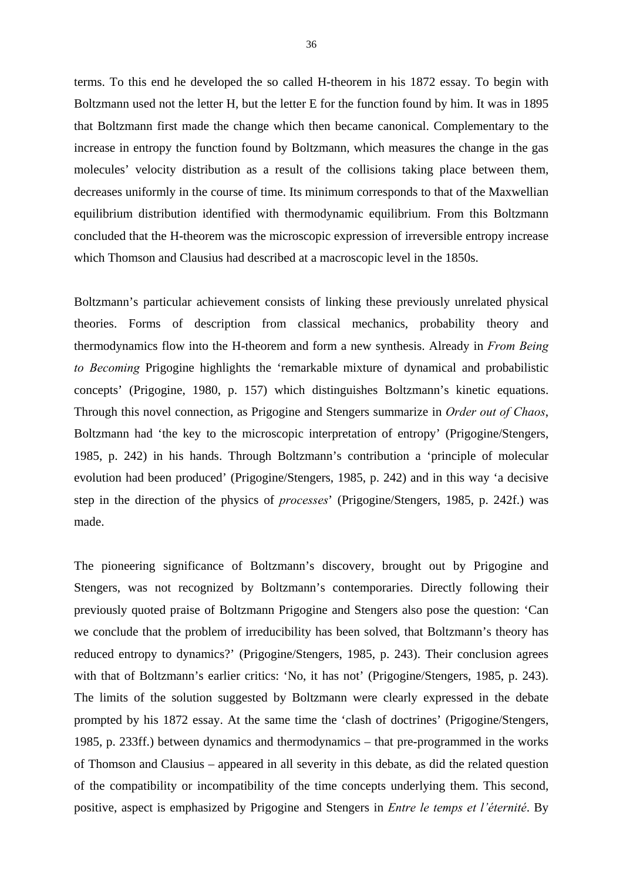terms. To this end he developed the so called H-theorem in his 1872 essay. To begin with Boltzmann used not the letter H, but the letter E for the function found by him. It was in 1895 that Boltzmann first made the change which then became canonical. Complementary to the increase in entropy the function found by Boltzmann, which measures the change in the gas molecules' velocity distribution as a result of the collisions taking place between them, decreases uniformly in the course of time. Its minimum corresponds to that of the Maxwellian equilibrium distribution identified with thermodynamic equilibrium. From this Boltzmann concluded that the H-theorem was the microscopic expression of irreversible entropy increase which Thomson and Clausius had described at a macroscopic level in the 1850s.

Boltzmann's particular achievement consists of linking these previously unrelated physical theories. Forms of description from classical mechanics, probability theory and thermodynamics flow into the H-theorem and form a new synthesis. Already in *From Being to Becoming* Prigogine highlights the 'remarkable mixture of dynamical and probabilistic concepts' (Prigogine, 1980, p. 157) which distinguishes Boltzmann's kinetic equations. Through this novel connection, as Prigogine and Stengers summarize in *Order out of Chaos*, Boltzmann had 'the key to the microscopic interpretation of entropy' (Prigogine/Stengers, 1985, p. 242) in his hands. Through Boltzmann's contribution a 'principle of molecular evolution had been produced' (Prigogine/Stengers, 1985, p. 242) and in this way 'a decisive step in the direction of the physics of *processes*' (Prigogine/Stengers, 1985, p. 242f.) was made.

The pioneering significance of Boltzmann's discovery, brought out by Prigogine and Stengers, was not recognized by Boltzmann's contemporaries. Directly following their previously quoted praise of Boltzmann Prigogine and Stengers also pose the question: 'Can we conclude that the problem of irreducibility has been solved, that Boltzmann's theory has reduced entropy to dynamics?' (Prigogine/Stengers, 1985, p. 243). Their conclusion agrees with that of Boltzmann's earlier critics: 'No, it has not' (Prigogine/Stengers, 1985, p. 243). The limits of the solution suggested by Boltzmann were clearly expressed in the debate prompted by his 1872 essay. At the same time the 'clash of doctrines' (Prigogine/Stengers, 1985, p. 233ff.) between dynamics and thermodynamics – that pre-programmed in the works of Thomson and Clausius – appeared in all severity in this debate, as did the related question of the compatibility or incompatibility of the time concepts underlying them. This second, positive, aspect is emphasized by Prigogine and Stengers in *Entre le temps et l'éternité*. By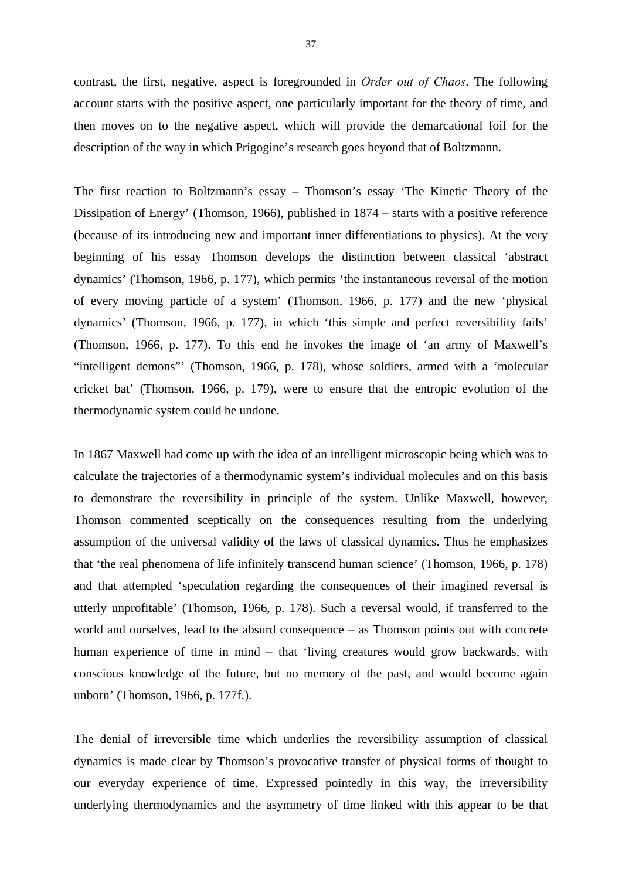contrast, the first, negative, aspect is foregrounded in *Order out of Chaos*. The following account starts with the positive aspect, one particularly important for the theory of time, and then moves on to the negative aspect, which will provide the demarcational foil for the description of the way in which Prigogine's research goes beyond that of Boltzmann.

The first reaction to Boltzmann's essay – Thomson's essay 'The Kinetic Theory of the Dissipation of Energy' (Thomson, 1966), published in 1874 – starts with a positive reference (because of its introducing new and important inner differentiations to physics). At the very beginning of his essay Thomson develops the distinction between classical 'abstract dynamics' (Thomson, 1966, p. 177), which permits 'the instantaneous reversal of the motion of every moving particle of a system' (Thomson, 1966, p. 177) and the new 'physical dynamics' (Thomson, 1966, p. 177), in which 'this simple and perfect reversibility fails' (Thomson, 1966, p. 177). To this end he invokes the image of 'an army of Maxwell's "intelligent demons"' (Thomson, 1966, p. 178), whose soldiers, armed with a 'molecular cricket bat' (Thomson, 1966, p. 179), were to ensure that the entropic evolution of the thermodynamic system could be undone.

In 1867 Maxwell had come up with the idea of an intelligent microscopic being which was to calculate the trajectories of a thermodynamic system's individual molecules and on this basis to demonstrate the reversibility in principle of the system. Unlike Maxwell, however, Thomson commented sceptically on the consequences resulting from the underlying assumption of the universal validity of the laws of classical dynamics. Thus he emphasizes that 'the real phenomena of life infinitely transcend human science' (Thomson, 1966, p. 178) and that attempted 'speculation regarding the consequences of their imagined reversal is utterly unprofitable' (Thomson, 1966, p. 178). Such a reversal would, if transferred to the world and ourselves, lead to the absurd consequence – as Thomson points out with concrete human experience of time in mind – that 'living creatures would grow backwards, with conscious knowledge of the future, but no memory of the past, and would become again unborn' (Thomson, 1966, p. 177f.).

The denial of irreversible time which underlies the reversibility assumption of classical dynamics is made clear by Thomson's provocative transfer of physical forms of thought to our everyday experience of time. Expressed pointedly in this way, the irreversibility underlying thermodynamics and the asymmetry of time linked with this appear to be that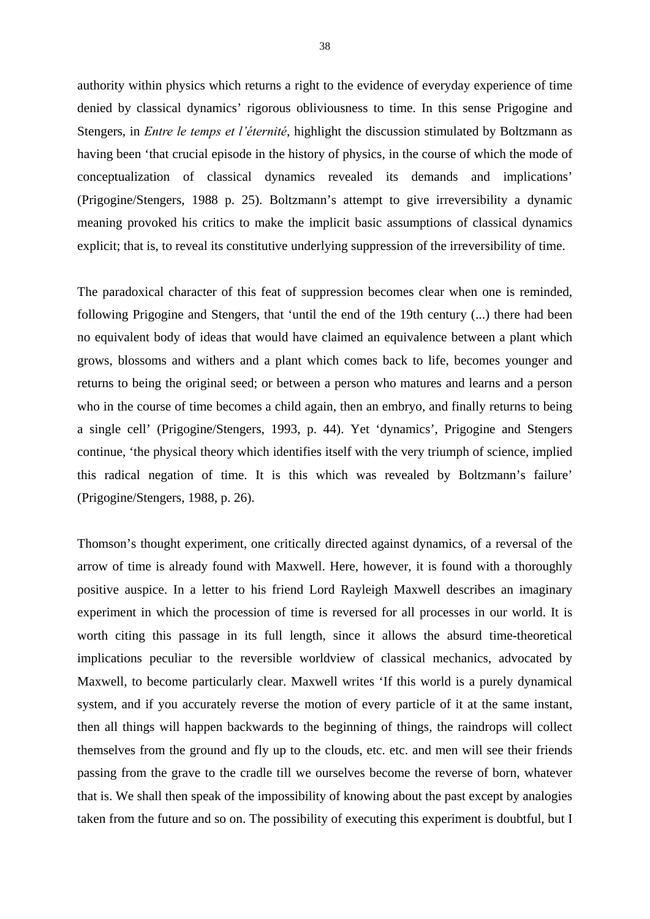authority within physics which returns a right to the evidence of everyday experience of time denied by classical dynamics' rigorous obliviousness to time. In this sense Prigogine and Stengers, in *Entre le temps et l'éternité*, highlight the discussion stimulated by Boltzmann as having been 'that crucial episode in the history of physics, in the course of which the mode of conceptualization of classical dynamics revealed its demands and implications' (Prigogine/Stengers, 1988 p. 25). Boltzmann's attempt to give irreversibility a dynamic meaning provoked his critics to make the implicit basic assumptions of classical dynamics explicit; that is, to reveal its constitutive underlying suppression of the irreversibility of time.

The paradoxical character of this feat of suppression becomes clear when one is reminded, following Prigogine and Stengers, that 'until the end of the 19th century (...) there had been no equivalent body of ideas that would have claimed an equivalence between a plant which grows, blossoms and withers and a plant which comes back to life, becomes younger and returns to being the original seed; or between a person who matures and learns and a person who in the course of time becomes a child again, then an embryo, and finally returns to being a single cell' (Prigogine/Stengers, 1993, p. 44). Yet 'dynamics', Prigogine and Stengers continue, 'the physical theory which identifies itself with the very triumph of science, implied this radical negation of time. It is this which was revealed by Boltzmann's failure' (Prigogine/Stengers, 1988, p. 26).

Thomson's thought experiment, one critically directed against dynamics, of a reversal of the arrow of time is already found with Maxwell. Here, however, it is found with a thoroughly positive auspice. In a letter to his friend Lord Rayleigh Maxwell describes an imaginary experiment in which the procession of time is reversed for all processes in our world. It is worth citing this passage in its full length, since it allows the absurd time-theoretical implications peculiar to the reversible worldview of classical mechanics, advocated by Maxwell, to become particularly clear. Maxwell writes 'If this world is a purely dynamical system, and if you accurately reverse the motion of every particle of it at the same instant, then all things will happen backwards to the beginning of things, the raindrops will collect themselves from the ground and fly up to the clouds, etc. etc. and men will see their friends passing from the grave to the cradle till we ourselves become the reverse of born, whatever that is. We shall then speak of the impossibility of knowing about the past except by analogies taken from the future and so on. The possibility of executing this experiment is doubtful, but I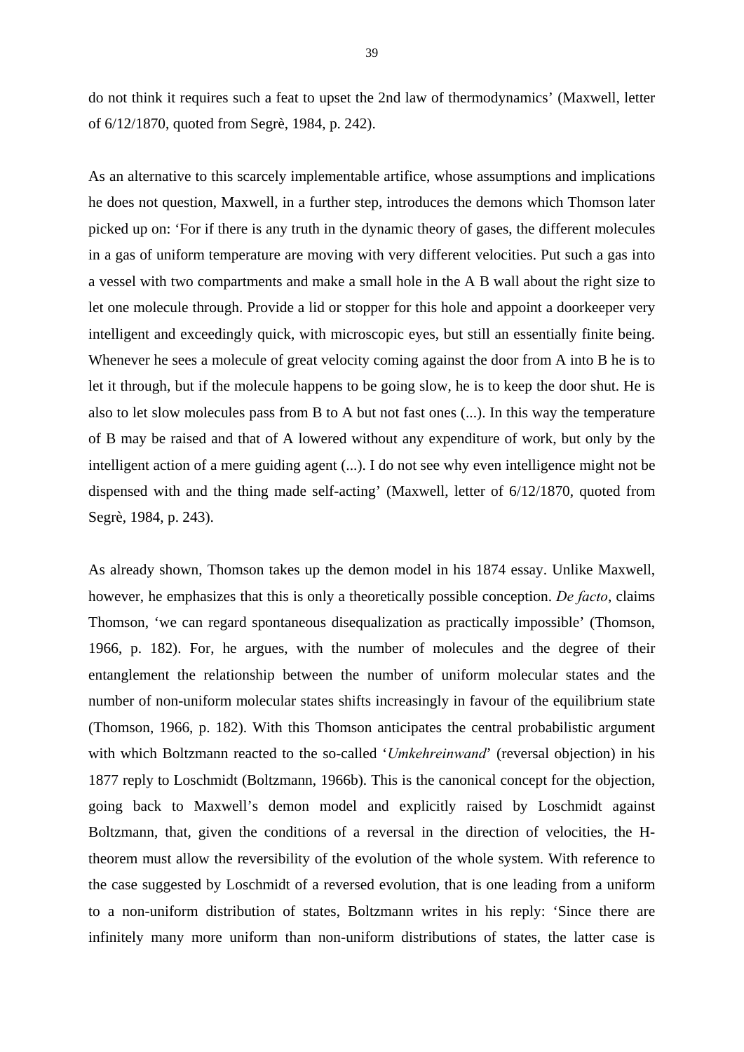do not think it requires such a feat to upset the 2nd law of thermodynamics' (Maxwell, letter of 6/12/1870, quoted from Segrè, 1984, p. 242).

As an alternative to this scarcely implementable artifice, whose assumptions and implications he does not question, Maxwell, in a further step, introduces the demons which Thomson later picked up on: 'For if there is any truth in the dynamic theory of gases, the different molecules in a gas of uniform temperature are moving with very different velocities. Put such a gas into a vessel with two compartments and make a small hole in the A B wall about the right size to let one molecule through. Provide a lid or stopper for this hole and appoint a doorkeeper very intelligent and exceedingly quick, with microscopic eyes, but still an essentially finite being. Whenever he sees a molecule of great velocity coming against the door from A into B he is to let it through, but if the molecule happens to be going slow, he is to keep the door shut. He is also to let slow molecules pass from B to A but not fast ones (...). In this way the temperature of B may be raised and that of A lowered without any expenditure of work, but only by the intelligent action of a mere guiding agent (...). I do not see why even intelligence might not be dispensed with and the thing made self-acting' (Maxwell, letter of 6/12/1870, quoted from Segrè, 1984, p. 243).

As already shown, Thomson takes up the demon model in his 1874 essay. Unlike Maxwell, however, he emphasizes that this is only a theoretically possible conception. *De facto*, claims Thomson, 'we can regard spontaneous disequalization as practically impossible' (Thomson, 1966, p. 182). For, he argues, with the number of molecules and the degree of their entanglement the relationship between the number of uniform molecular states and the number of non-uniform molecular states shifts increasingly in favour of the equilibrium state (Thomson, 1966, p. 182). With this Thomson anticipates the central probabilistic argument with which Boltzmann reacted to the so-called '*Umkehreinwand*' (reversal objection) in his 1877 reply to Loschmidt (Boltzmann, 1966b). This is the canonical concept for the objection, going back to Maxwell's demon model and explicitly raised by Loschmidt against Boltzmann, that, given the conditions of a reversal in the direction of velocities, the H-theorem must allow the reversibility of the evolution of the whole system. With reference to the case suggested by Loschmidt of a reversed evolution, that is one leading from a uniform to a non-uniform distribution of states, Boltzmann writes in his reply: 'Since there are infinitely many more uniform than non-uniform distributions of states, the latter case is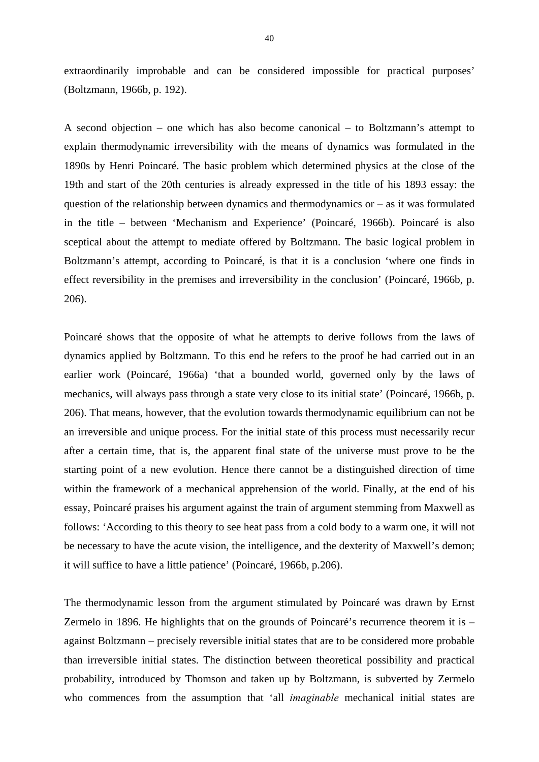extraordinarily improbable and can be considered impossible for practical purposes' (Boltzmann, 1966b, p. 192).

A second objection – one which has also become canonical – to Boltzmann's attempt to explain thermodynamic irreversibility with the means of dynamics was formulated in the 1890s by Henri Poincaré. The basic problem which determined physics at the close of the 19th and start of the 20th centuries is already expressed in the title of his 1893 essay: the question of the relationship between dynamics and thermodynamics or – as it was formulated in the title – between 'Mechanism and Experience' (Poincaré, 1966b). Poincaré is also sceptical about the attempt to mediate offered by Boltzmann. The basic logical problem in Boltzmann's attempt, according to Poincaré, is that it is a conclusion 'where one finds in effect reversibility in the premises and irreversibility in the conclusion' (Poincaré, 1966b, p. 206).

Poincaré shows that the opposite of what he attempts to derive follows from the laws of dynamics applied by Boltzmann. To this end he refers to the proof he had carried out in an earlier work (Poincaré, 1966a) 'that a bounded world, governed only by the laws of mechanics, will always pass through a state very close to its initial state' (Poincaré, 1966b, p. 206). That means, however, that the evolution towards thermodynamic equilibrium can not be an irreversible and unique process. For the initial state of this process must necessarily recur after a certain time, that is, the apparent final state of the universe must prove to be the starting point of a new evolution. Hence there cannot be a distinguished direction of time within the framework of a mechanical apprehension of the world. Finally, at the end of his essay, Poincaré praises his argument against the train of argument stemming from Maxwell as follows: 'According to this theory to see heat pass from a cold body to a warm one, it will not be necessary to have the acute vision, the intelligence, and the dexterity of Maxwell's demon; it will suffice to have a little patience' (Poincaré, 1966b, p.206).

The thermodynamic lesson from the argument stimulated by Poincaré was drawn by Ernst Zermelo in 1896. He highlights that on the grounds of Poincaré's recurrence theorem it is – against Boltzmann – precisely reversible initial states that are to be considered more probable than irreversible initial states. The distinction between theoretical possibility and practical probability, introduced by Thomson and taken up by Boltzmann, is subverted by Zermelo who commences from the assumption that 'all *imaginable* mechanical initial states are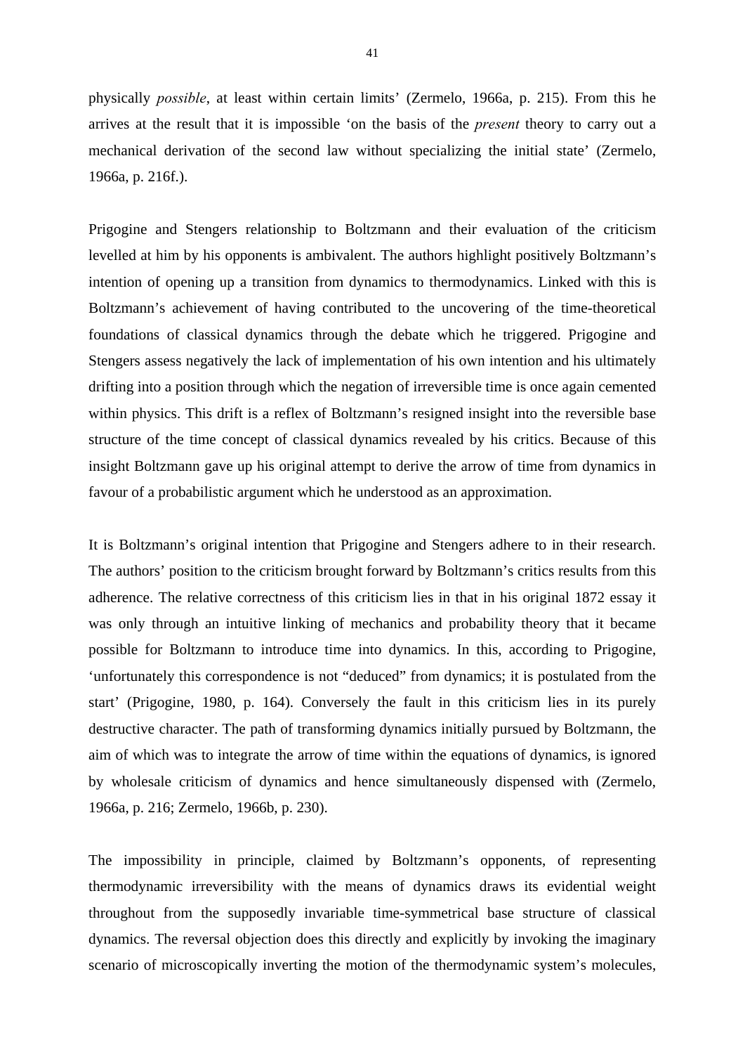physically *possible*, at least within certain limits' (Zermelo, 1966a, p. 215). From this he arrives at the result that it is impossible 'on the basis of the *present* theory to carry out a mechanical derivation of the second law without specializing the initial state' (Zermelo, 1966a, p. 216f.).

Prigogine and Stengers relationship to Boltzmann and their evaluation of the criticism levelled at him by his opponents is ambivalent. The authors highlight positively Boltzmann's intention of opening up a transition from dynamics to thermodynamics. Linked with this is Boltzmann's achievement of having contributed to the uncovering of the time-theoretical foundations of classical dynamics through the debate which he triggered. Prigogine and Stengers assess negatively the lack of implementation of his own intention and his ultimately drifting into a position through which the negation of irreversible time is once again cemented within physics. This drift is a reflex of Boltzmann's resigned insight into the reversible base structure of the time concept of classical dynamics revealed by his critics. Because of this insight Boltzmann gave up his original attempt to derive the arrow of time from dynamics in favour of a probabilistic argument which he understood as an approximation.

It is Boltzmann's original intention that Prigogine and Stengers adhere to in their research. The authors' position to the criticism brought forward by Boltzmann's critics results from this adherence. The relative correctness of this criticism lies in that in his original 1872 essay it was only through an intuitive linking of mechanics and probability theory that it became possible for Boltzmann to introduce time into dynamics. In this, according to Prigogine, 'unfortunately this correspondence is not "deduced" from dynamics; it is postulated from the start' (Prigogine, 1980, p. 164). Conversely the fault in this criticism lies in its purely destructive character. The path of transforming dynamics initially pursued by Boltzmann, the aim of which was to integrate the arrow of time within the equations of dynamics, is ignored by wholesale criticism of dynamics and hence simultaneously dispensed with (Zermelo, 1966a, p. 216; Zermelo, 1966b, p. 230).

The impossibility in principle, claimed by Boltzmann's opponents, of representing thermodynamic irreversibility with the means of dynamics draws its evidential weight throughout from the supposedly invariable time-symmetrical base structure of classical dynamics. The reversal objection does this directly and explicitly by invoking the imaginary scenario of microscopically inverting the motion of the thermodynamic system's molecules,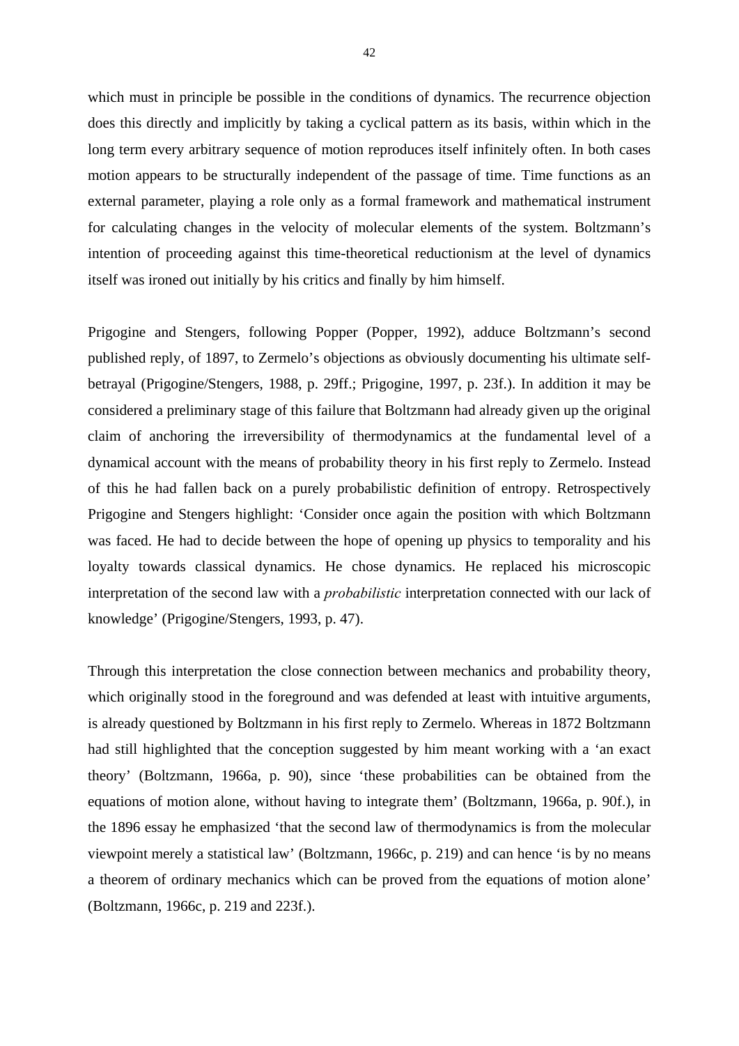which must in principle be possible in the conditions of dynamics. The recurrence objection does this directly and implicitly by taking a cyclical pattern as its basis, within which in the long term every arbitrary sequence of motion reproduces itself infinitely often. In both cases motion appears to be structurally independent of the passage of time. Time functions as an external parameter, playing a role only as a formal framework and mathematical instrument for calculating changes in the velocity of molecular elements of the system. Boltzmann's intention of proceeding against this time-theoretical reductionism at the level of dynamics itself was ironed out initially by his critics and finally by him himself.

Prigogine and Stengers, following Popper (Popper, 1992), adduce Boltzmann's second published reply, of 1897, to Zermelo's objections as obviously documenting his ultimate self-betrayal (Prigogine/Stengers, 1988, p. 29ff.; Prigogine, 1997, p. 23f.). In addition it may be considered a preliminary stage of this failure that Boltzmann had already given up the original claim of anchoring the irreversibility of thermodynamics at the fundamental level of a dynamical account with the means of probability theory in his first reply to Zermelo. Instead of this he had fallen back on a purely probabilistic definition of entropy. Retrospectively Prigogine and Stengers highlight: 'Consider once again the position with which Boltzmann was faced. He had to decide between the hope of opening up physics to temporality and his loyalty towards classical dynamics. He chose dynamics. He replaced his microscopic interpretation of the second law with a *probabilistic* interpretation connected with our lack of knowledge' (Prigogine/Stengers, 1993, p. 47).

Through this interpretation the close connection between mechanics and probability theory, which originally stood in the foreground and was defended at least with intuitive arguments, is already questioned by Boltzmann in his first reply to Zermelo. Whereas in 1872 Boltzmann had still highlighted that the conception suggested by him meant working with a 'an exact theory' (Boltzmann, 1966a, p. 90), since 'these probabilities can be obtained from the equations of motion alone, without having to integrate them' (Boltzmann, 1966a, p. 90f.), in the 1896 essay he emphasized 'that the second law of thermodynamics is from the molecular viewpoint merely a statistical law' (Boltzmann, 1966c, p. 219) and can hence 'is by no means a theorem of ordinary mechanics which can be proved from the equations of motion alone' (Boltzmann, 1966c, p. 219 and 223f.).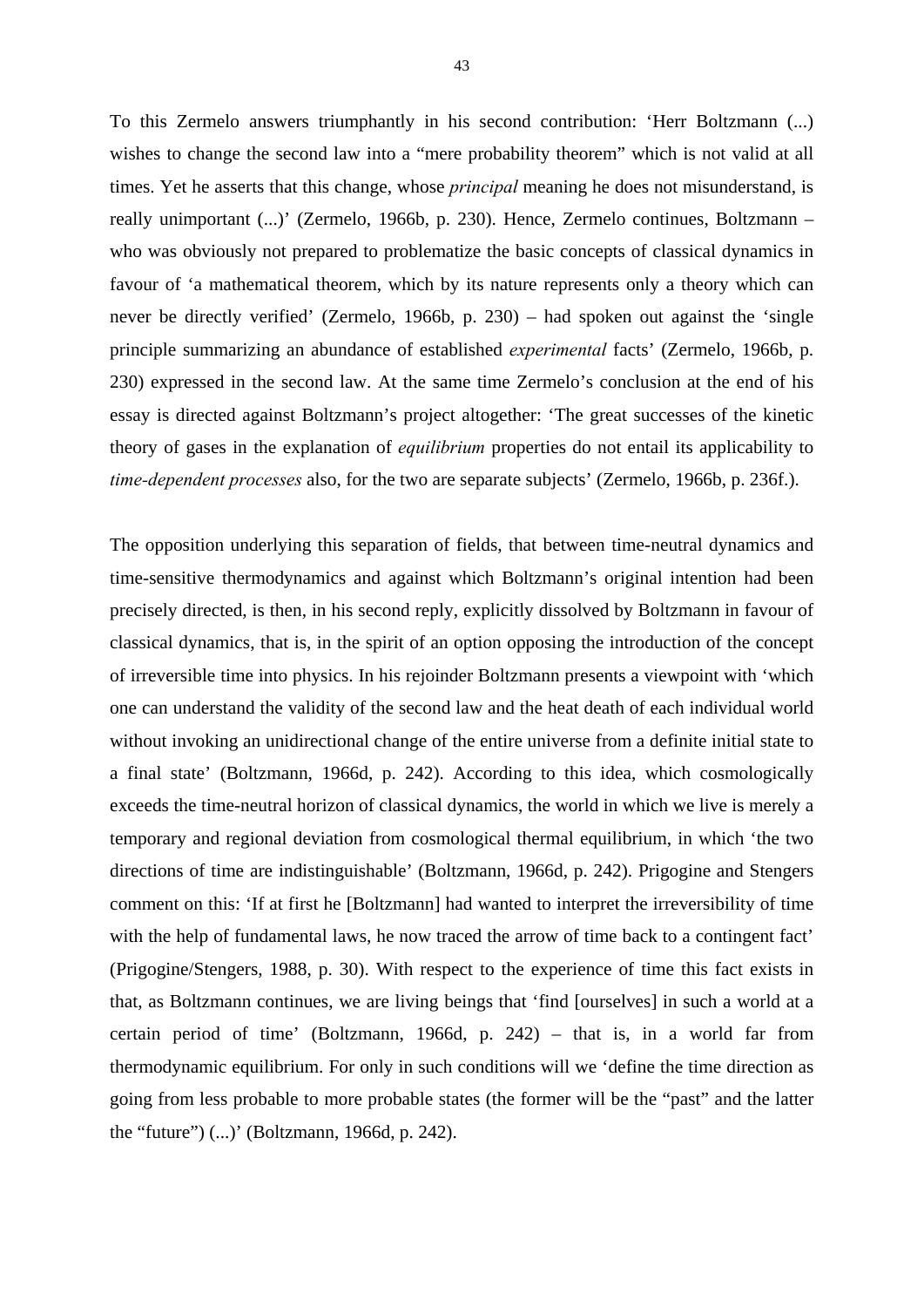To this Zermelo answers triumphantly in his second contribution: ‘Herr Boltzmann (...) wishes to change the second law into a “mere probability theorem” which is not valid at all times. Yet he asserts that this change, whose *principal* meaning he does not misunderstand, is really unimportant (...)’ (Zermelo, 1966b, p. 230). Hence, Zermelo continues, Boltzmann – who was obviously not prepared to problematize the basic concepts of classical dynamics in favour of ‘a mathematical theorem, which by its nature represents only a theory which can never be directly verified’ (Zermelo, 1966b, p. 230) – had spoken out against the ‘single principle summarizing an abundance of established *experimental* facts’ (Zermelo, 1966b, p. 230) expressed in the second law. At the same time Zermelo’s conclusion at the end of his essay is directed against Boltzmann’s project altogether: ‘The great successes of the kinetic theory of gases in the explanation of *equilibrium* properties do not entail its applicability to *time-dependent processes* also, for the two are separate subjects’ (Zermelo, 1966b, p. 236f.).

The opposition underlying this separation of fields, that between time-neutral dynamics and time-sensitive thermodynamics and against which Boltzmann’s original intention had been precisely directed, is then, in his second reply, explicitly dissolved by Boltzmann in favour of classical dynamics, that is, in the spirit of an option opposing the introduction of the concept of irreversible time into physics. In his rejoinder Boltzmann presents a viewpoint with ‘which one can understand the validity of the second law and the heat death of each individual world without invoking an unidirectional change of the entire universe from a definite initial state to a final state’ (Boltzmann, 1966d, p. 242). According to this idea, which cosmologically exceeds the time-neutral horizon of classical dynamics, the world in which we live is merely a temporary and regional deviation from cosmological thermal equilibrium, in which ‘the two directions of time are indistinguishable’ (Boltzmann, 1966d, p. 242). Prigogine and Stengers comment on this: ‘If at first he [Boltzmann] had wanted to interpret the irreversibility of time with the help of fundamental laws, he now traced the arrow of time back to a contingent fact’ (Prigogine/Stengers, 1988, p. 30). With respect to the experience of time this fact exists in that, as Boltzmann continues, we are living beings that ‘find [ourselves] in such a world at a certain period of time’ (Boltzmann, 1966d, p. 242) – that is, in a world far from thermodynamic equilibrium. For only in such conditions will we ‘define the time direction as going from less probable to more probable states (the former will be the “past” and the latter the “future”) (...)’ (Boltzmann, 1966d, p. 242).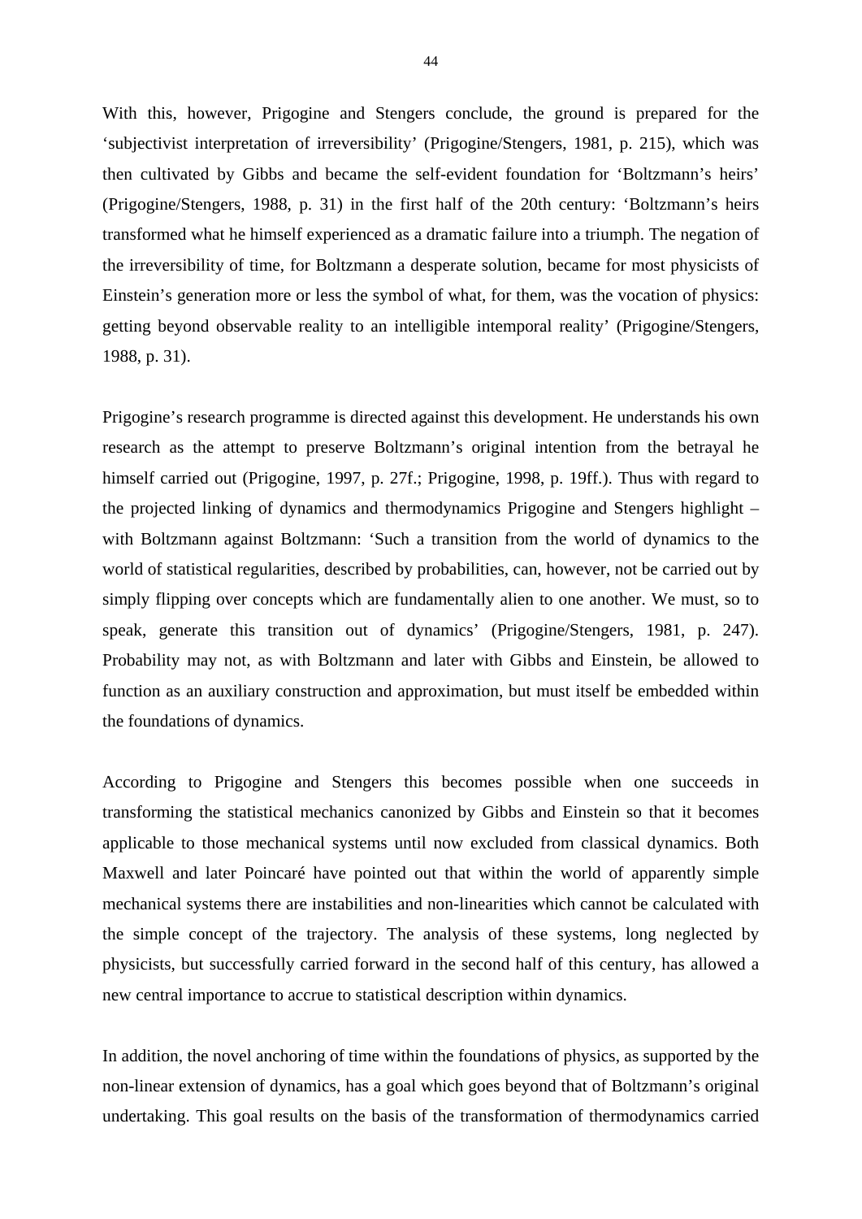With this, however, Prigogine and Stengers conclude, the ground is prepared for the 'subjectivist interpretation of irreversibility' (Prigogine/Stengers, 1981, p. 215), which was then cultivated by Gibbs and became the self-evident foundation for 'Boltzmann's heirs' (Prigogine/Stengers, 1988, p. 31) in the first half of the 20th century: 'Boltzmann's heirs transformed what he himself experienced as a dramatic failure into a triumph. The negation of the irreversibility of time, for Boltzmann a desperate solution, became for most physicists of Einstein's generation more or less the symbol of what, for them, was the vocation of physics: getting beyond observable reality to an intelligible intemporal reality' (Prigogine/Stengers, 1988, p. 31).

Prigogine's research programme is directed against this development. He understands his own research as the attempt to preserve Boltzmann's original intention from the betrayal he himself carried out (Prigogine, 1997, p. 27f.; Prigogine, 1998, p. 19ff.). Thus with regard to the projected linking of dynamics and thermodynamics Prigogine and Stengers highlight – with Boltzmann against Boltzmann: 'Such a transition from the world of dynamics to the world of statistical regularities, described by probabilities, can, however, not be carried out by simply flipping over concepts which are fundamentally alien to one another. We must, so to speak, generate this transition out of dynamics' (Prigogine/Stengers, 1981, p. 247). Probability may not, as with Boltzmann and later with Gibbs and Einstein, be allowed to function as an auxiliary construction and approximation, but must itself be embedded within the foundations of dynamics.

According to Prigogine and Stengers this becomes possible when one succeeds in transforming the statistical mechanics canonized by Gibbs and Einstein so that it becomes applicable to those mechanical systems until now excluded from classical dynamics. Both Maxwell and later Poincaré have pointed out that within the world of apparently simple mechanical systems there are instabilities and non-linearities which cannot be calculated with the simple concept of the trajectory. The analysis of these systems, long neglected by physicists, but successfully carried forward in the second half of this century, has allowed a new central importance to accrue to statistical description within dynamics.

In addition, the novel anchoring of time within the foundations of physics, as supported by the non-linear extension of dynamics, has a goal which goes beyond that of Boltzmann's original undertaking. This goal results on the basis of the transformation of thermodynamics carried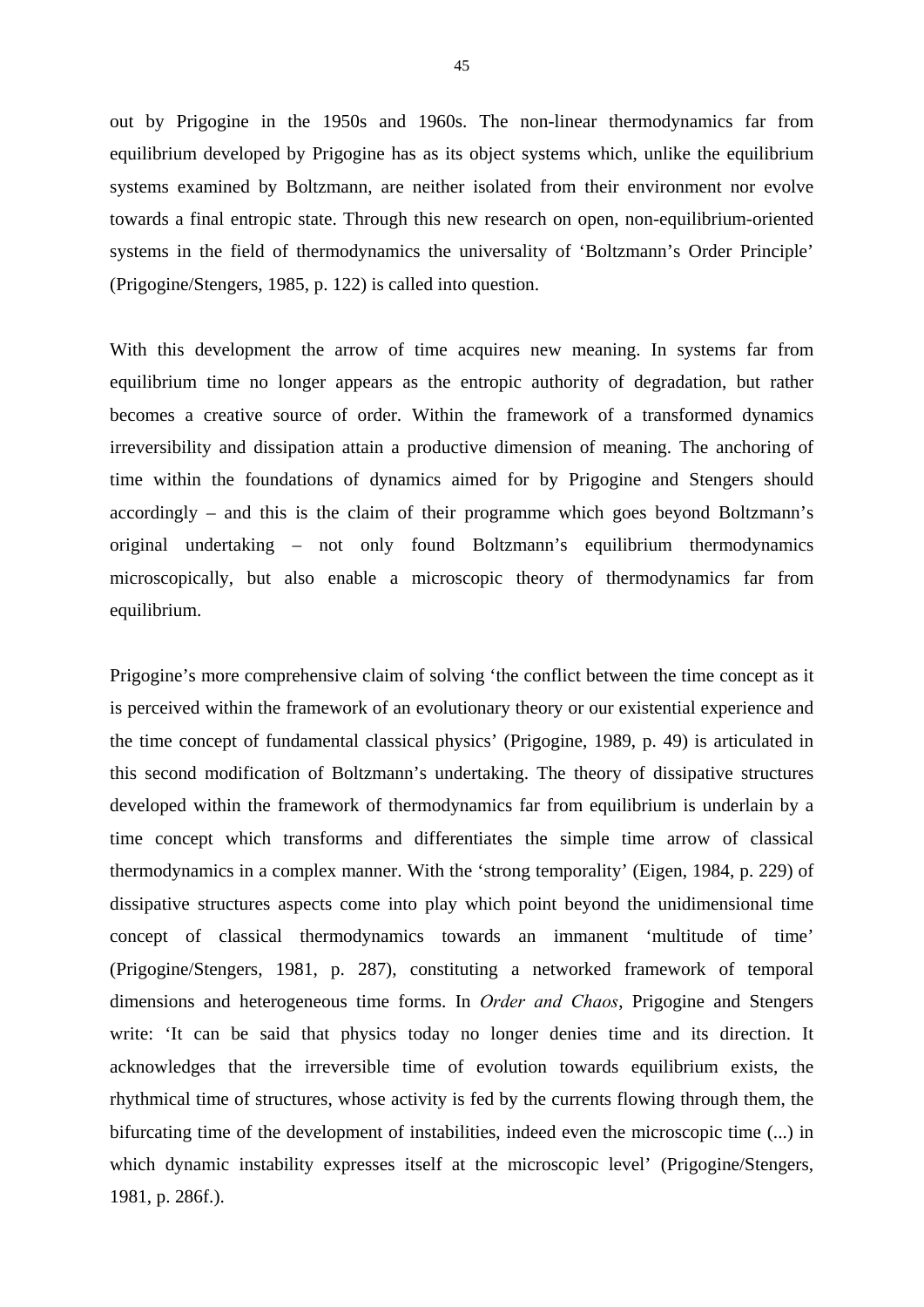out by Prigogine in the 1950s and 1960s. The non-linear thermodynamics far from equilibrium developed by Prigogine has as its object systems which, unlike the equilibrium systems examined by Boltzmann, are neither isolated from their environment nor evolve towards a final entropic state. Through this new research on open, non-equilibrium-oriented systems in the field of thermodynamics the universality of 'Boltzmann's Order Principle' (Prigogine/Stengers, 1985, p. 122) is called into question.

With this development the arrow of time acquires new meaning. In systems far from equilibrium time no longer appears as the entropic authority of degradation, but rather becomes a creative source of order. Within the framework of a transformed dynamics irreversibility and dissipation attain a productive dimension of meaning. The anchoring of time within the foundations of dynamics aimed for by Prigogine and Stengers should accordingly – and this is the claim of their programme which goes beyond Boltzmann's original undertaking – not only found Boltzmann's equilibrium thermodynamics microscopically, but also enable a microscopic theory of thermodynamics far from equilibrium.

Prigogine's more comprehensive claim of solving 'the conflict between the time concept as it is perceived within the framework of an evolutionary theory or our existential experience and the time concept of fundamental classical physics' (Prigogine, 1989, p. 49) is articulated in this second modification of Boltzmann's undertaking. The theory of dissipative structures developed within the framework of thermodynamics far from equilibrium is underlain by a time concept which transforms and differentiates the simple time arrow of classical thermodynamics in a complex manner. With the 'strong temporality' (Eigen, 1984, p. 229) of dissipative structures aspects come into play which point beyond the unidimensional time concept of classical thermodynamics towards an immanent 'multitude of time' (Prigogine/Stengers, 1981, p. 287), constituting a networked framework of temporal dimensions and heterogeneous time forms. In *Order and Chaos*, Prigogine and Stengers write: 'It can be said that physics today no longer denies time and its direction. It acknowledges that the irreversible time of evolution towards equilibrium exists, the rhythmical time of structures, whose activity is fed by the currents flowing through them, the bifurcating time of the development of instabilities, indeed even the microscopic time (...) in which dynamic instability expresses itself at the microscopic level' (Prigogine/Stengers, 1981, p. 286f.).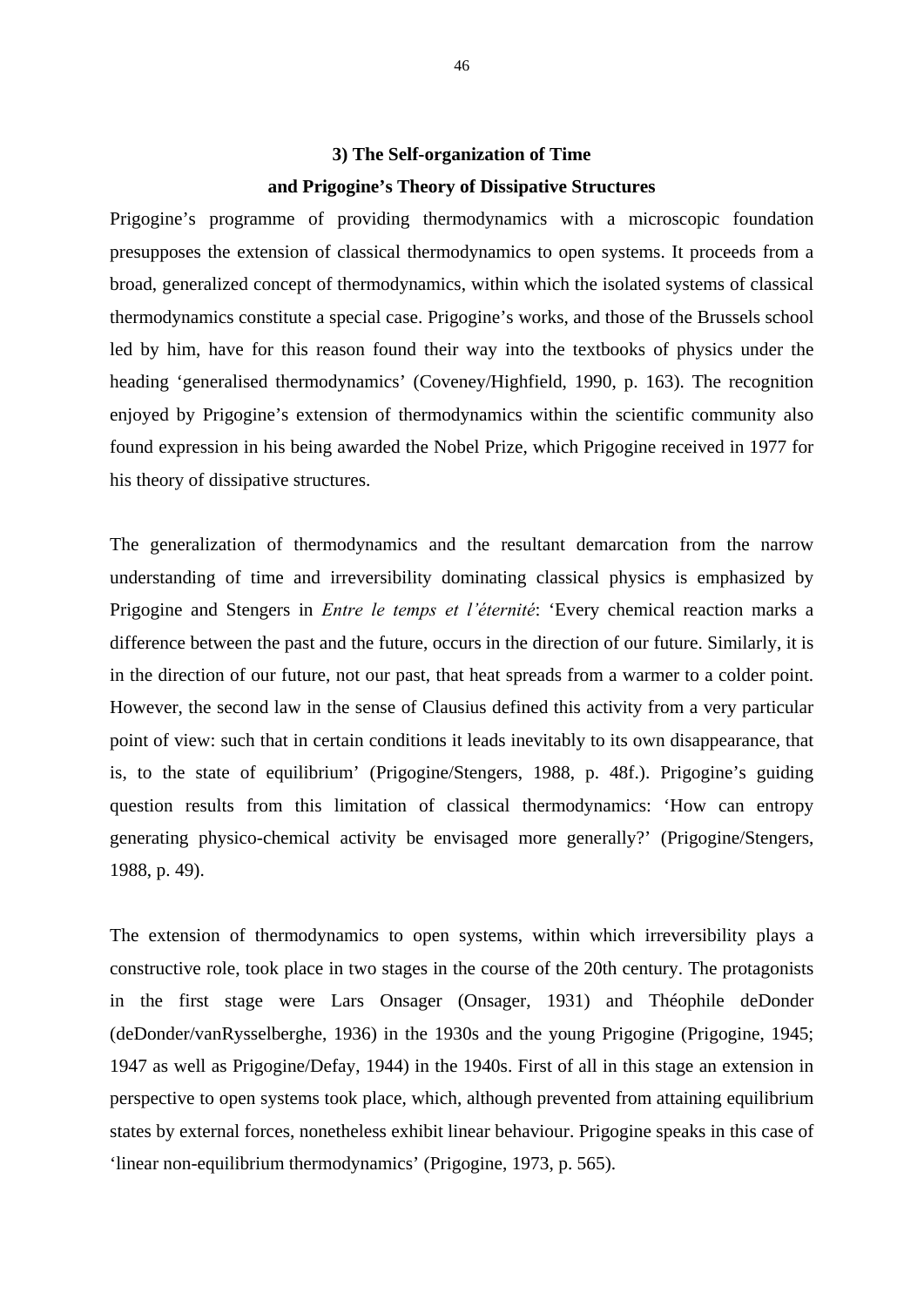### 3) The Self-organization of Time and Prigogine's Theory of Dissipative Structures

Prigogine's programme of providing thermodynamics with a microscopic foundation presupposes the extension of classical thermodynamics to open systems. It proceeds from a broad, generalized concept of thermodynamics, within which the isolated systems of classical thermodynamics constitute a special case. Prigogine's works, and those of the Brussels school led by him, have for this reason found their way into the textbooks of physics under the heading 'generalised thermodynamics' (Coveney/Highfield, 1990, p. 163). The recognition enjoyed by Prigogine's extension of thermodynamics within the scientific community also found expression in his being awarded the Nobel Prize, which Prigogine received in 1977 for his theory of dissipative structures.

The generalization of thermodynamics and the resultant demarcation from the narrow understanding of time and irreversibility dominating classical physics is emphasized by Prigogine and Stengers in *Entre le temps et l'éternité*: 'Every chemical reaction marks a difference between the past and the future, occurs in the direction of our future. Similarly, it is in the direction of our future, not our past, that heat spreads from a warmer to a colder point. However, the second law in the sense of Clausius defined this activity from a very particular point of view: such that in certain conditions it leads inevitably to its own disappearance, that is, to the state of equilibrium' (Prigogine/Stengers, 1988, p. 48f.). Prigogine's guiding question results from this limitation of classical thermodynamics: 'How can entropy generating physico-chemical activity be envisaged more generally?' (Prigogine/Stengers, 1988, p. 49).

The extension of thermodynamics to open systems, within which irreversibility plays a constructive role, took place in two stages in the course of the 20th century. The protagonists in the first stage were Lars Onsager (Onsager, 1931) and Théophile deDonder (deDonder/vanRysselberghe, 1936) in the 1930s and the young Prigogine (Prigogine, 1945; 1947 as well as Prigogine/Defay, 1944) in the 1940s. First of all in this stage an extension in perspective to open systems took place, which, although prevented from attaining equilibrium states by external forces, nonetheless exhibit linear behaviour. Prigogine speaks in this case of 'linear non-equilibrium thermodynamics' (Prigogine, 1973, p. 565).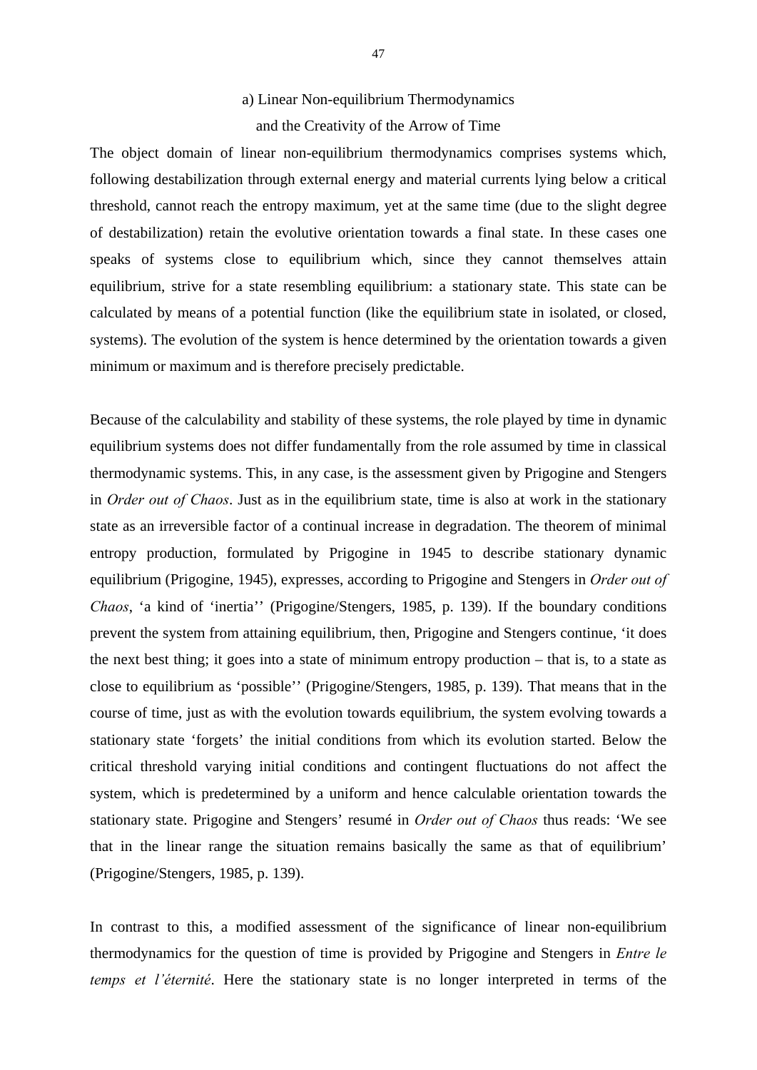### a) Linear Non-equilibrium Thermodynamics and the Creativity of the Arrow of Time

The object domain of linear non-equilibrium thermodynamics comprises systems which, following destabilization through external energy and material currents lying below a critical threshold, cannot reach the entropy maximum, yet at the same time (due to the slight degree of destabilization) retain the evolutive orientation towards a final state. In these cases one speaks of systems close to equilibrium which, since they cannot themselves attain equilibrium, strive for a state resembling equilibrium: a stationary state. This state can be calculated by means of a potential function (like the equilibrium state in isolated, or closed, systems). The evolution of the system is hence determined by the orientation towards a given minimum or maximum and is therefore precisely predictable.

Because of the calculability and stability of these systems, the role played by time in dynamic equilibrium systems does not differ fundamentally from the role assumed by time in classical thermodynamic systems. This, in any case, is the assessment given by Prigogine and Stengers in *Order out of Chaos*. Just as in the equilibrium state, time is also at work in the stationary state as an irreversible factor of a continual increase in degradation. The theorem of minimal entropy production, formulated by Prigogine in 1945 to describe stationary dynamic equilibrium (Prigogine, 1945), expresses, according to Prigogine and Stengers in *Order out of Chaos*, 'a kind of 'inertia'' (Prigogine/Stengers, 1985, p. 139). If the boundary conditions prevent the system from attaining equilibrium, then, Prigogine and Stengers continue, 'it does the next best thing; it goes into a state of minimum entropy production – that is, to a state as close to equilibrium as 'possible'' (Prigogine/Stengers, 1985, p. 139). That means that in the course of time, just as with the evolution towards equilibrium, the system evolving towards a stationary state 'forgets' the initial conditions from which its evolution started. Below the critical threshold varying initial conditions and contingent fluctuations do not affect the system, which is predetermined by a uniform and hence calculable orientation towards the stationary state. Prigogine and Stengers' resumé in *Order out of Chaos* thus reads: 'We see that in the linear range the situation remains basically the same as that of equilibrium' (Prigogine/Stengers, 1985, p. 139).

In contrast to this, a modified assessment of the significance of linear non-equilibrium thermodynamics for the question of time is provided by Prigogine and Stengers in *Entre le temps et l'éternité*. Here the stationary state is no longer interpreted in terms of the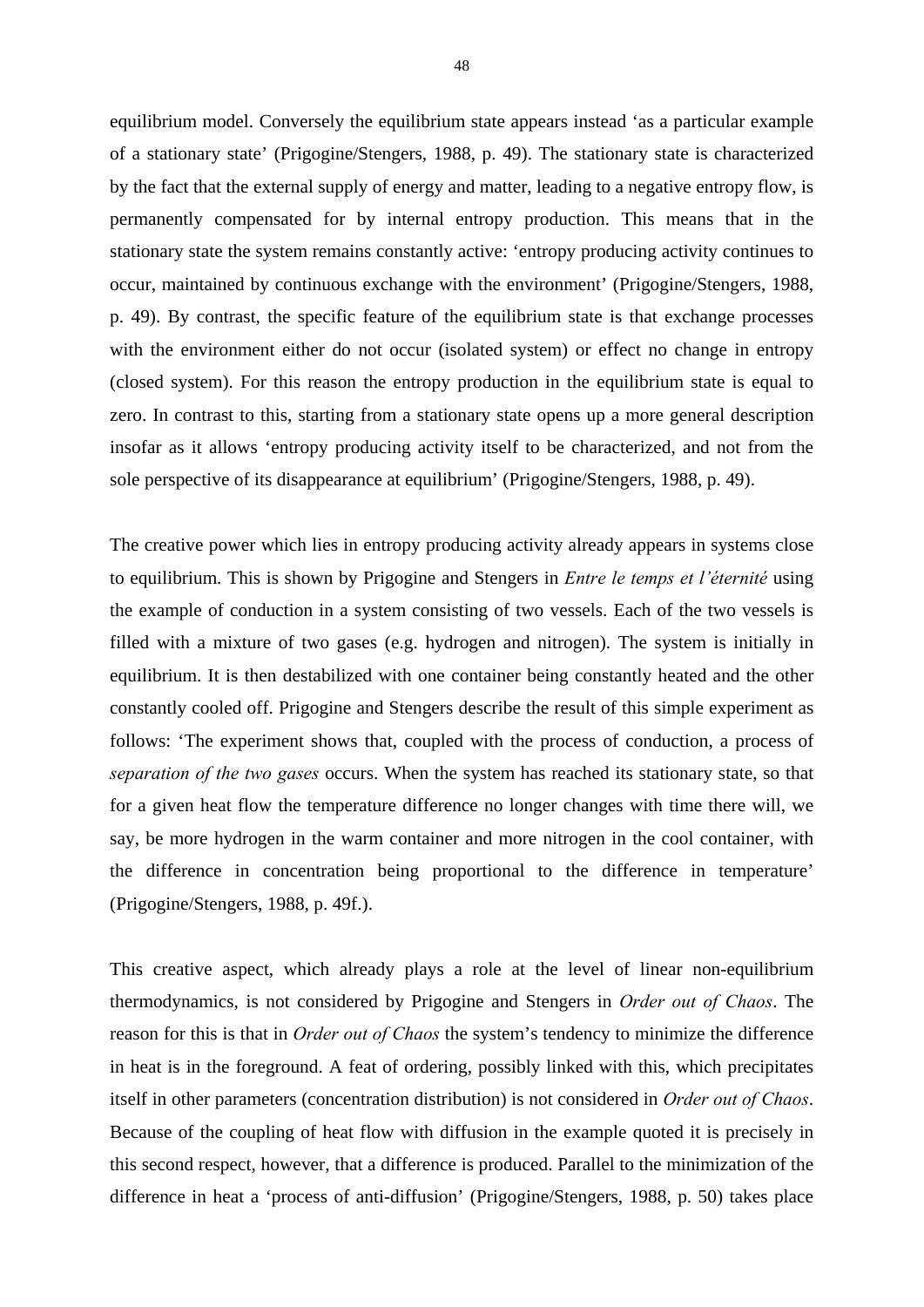equilibrium model. Conversely the equilibrium state appears instead 'as a particular example of a stationary state' (Prigogine/Stengers, 1988, p. 49). The stationary state is characterized by the fact that the external supply of energy and matter, leading to a negative entropy flow, is permanently compensated for by internal entropy production. This means that in the stationary state the system remains constantly active: 'entropy producing activity continues to occur, maintained by continuous exchange with the environment' (Prigogine/Stengers, 1988, p. 49). By contrast, the specific feature of the equilibrium state is that exchange processes with the environment either do not occur (isolated system) or effect no change in entropy (closed system). For this reason the entropy production in the equilibrium state is equal to zero. In contrast to this, starting from a stationary state opens up a more general description insofar as it allows 'entropy producing activity itself to be characterized, and not from the sole perspective of its disappearance at equilibrium' (Prigogine/Stengers, 1988, p. 49).

The creative power which lies in entropy producing activity already appears in systems close to equilibrium. This is shown by Prigogine and Stengers in *Entre le temps et l'éternité* using the example of conduction in a system consisting of two vessels. Each of the two vessels is filled with a mixture of two gases (e.g. hydrogen and nitrogen). The system is initially in equilibrium. It is then destabilized with one container being constantly heated and the other constantly cooled off. Prigogine and Stengers describe the result of this simple experiment as follows: 'The experiment shows that, coupled with the process of conduction, a process of *separation of the two gases* occurs. When the system has reached its stationary state, so that for a given heat flow the temperature difference no longer changes with time there will, we say, be more hydrogen in the warm container and more nitrogen in the cool container, with the difference in concentration being proportional to the difference in temperature' (Prigogine/Stengers, 1988, p. 49f.).

This creative aspect, which already plays a role at the level of linear non-equilibrium thermodynamics, is not considered by Prigogine and Stengers in *Order out of Chaos*. The reason for this is that in *Order out of Chaos* the system's tendency to minimize the difference in heat is in the foreground. A feat of ordering, possibly linked with this, which precipitates itself in other parameters (concentration distribution) is not considered in *Order out of Chaos*. Because of the coupling of heat flow with diffusion in the example quoted it is precisely in this second respect, however, that a difference is produced. Parallel to the minimization of the difference in heat a 'process of anti-diffusion' (Prigogine/Stengers, 1988, p. 50) takes place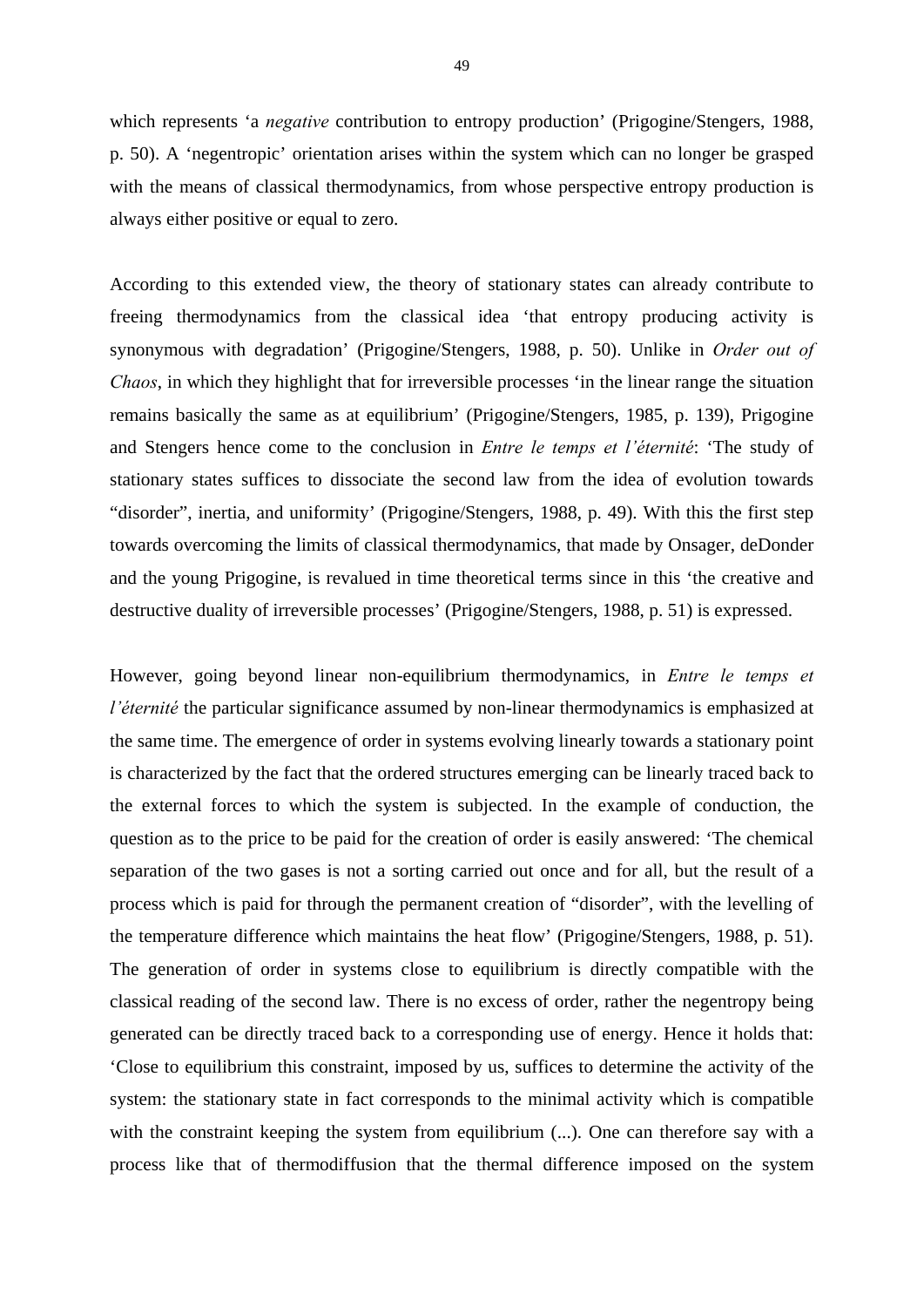which represents 'a *negative* contribution to entropy production' (Prigogine/Stengers, 1988, p. 50). A 'negentropic' orientation arises within the system which can no longer be grasped with the means of classical thermodynamics, from whose perspective entropy production is always either positive or equal to zero.

According to this extended view, the theory of stationary states can already contribute to freeing thermodynamics from the classical idea 'that entropy producing activity is synonymous with degradation' (Prigogine/Stengers, 1988, p. 50). Unlike in *Order out of Chaos*, in which they highlight that for irreversible processes 'in the linear range the situation remains basically the same as at equilibrium' (Prigogine/Stengers, 1985, p. 139), Prigogine and Stengers hence come to the conclusion in *Entre le temps et l'éternité*: 'The study of stationary states suffices to dissociate the second law from the idea of evolution towards "disorder", inertia, and uniformity' (Prigogine/Stengers, 1988, p. 49). With this the first step towards overcoming the limits of classical thermodynamics, that made by Onsager, deDonder and the young Prigogine, is revalued in time theoretical terms since in this 'the creative and destructive duality of irreversible processes' (Prigogine/Stengers, 1988, p. 51) is expressed.

However, going beyond linear non-equilibrium thermodynamics, in *Entre le temps et l'éternité* the particular significance assumed by non-linear thermodynamics is emphasized at the same time. The emergence of order in systems evolving linearly towards a stationary point is characterized by the fact that the ordered structures emerging can be linearly traced back to the external forces to which the system is subjected. In the example of conduction, the question as to the price to be paid for the creation of order is easily answered: 'The chemical separation of the two gases is not a sorting carried out once and for all, but the result of a process which is paid for through the permanent creation of "disorder", with the levelling of the temperature difference which maintains the heat flow' (Prigogine/Stengers, 1988, p. 51). The generation of order in systems close to equilibrium is directly compatible with the classical reading of the second law. There is no excess of order, rather the negentropy being generated can be directly traced back to a corresponding use of energy. Hence it holds that: 'Close to equilibrium this constraint, imposed by us, suffices to determine the activity of the system: the stationary state in fact corresponds to the minimal activity which is compatible with the constraint keeping the system from equilibrium (...). One can therefore say with a process like that of thermodiffusion that the thermal difference imposed on the system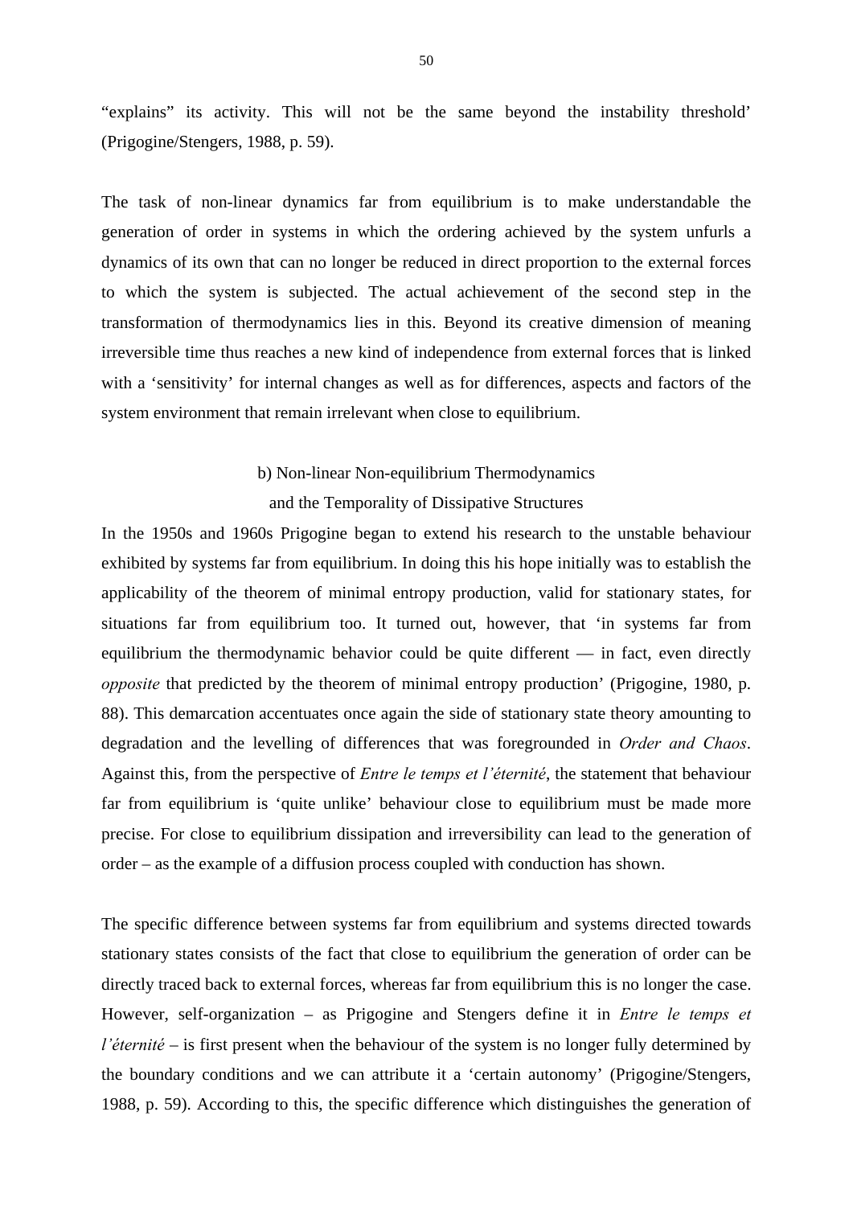"explains" its activity. This will not be the same beyond the instability threshold' (Prigogine/Stengers, 1988, p. 59).

The task of non-linear dynamics far from equilibrium is to make understandable the generation of order in systems in which the ordering achieved by the system unfurls a dynamics of its own that can no longer be reduced in direct proportion to the external forces to which the system is subjected. The actual achievement of the second step in the transformation of thermodynamics lies in this. Beyond its creative dimension of meaning irreversible time thus reaches a new kind of independence from external forces that is linked with a 'sensitivity' for internal changes as well as for differences, aspects and factors of the system environment that remain irrelevant when close to equilibrium.

### b) Non-linear Non-equilibrium Thermodynamics and the Temporality of Dissipative Structures

In the 1950s and 1960s Prigogine began to extend his research to the unstable behaviour exhibited by systems far from equilibrium. In doing this his hope initially was to establish the applicability of the theorem of minimal entropy production, valid for stationary states, for situations far from equilibrium too. It turned out, however, that 'in systems far from equilibrium the thermodynamic behavior could be quite different — in fact, even directly *opposite* that predicted by the theorem of minimal entropy production' (Prigogine, 1980, p. 88). This demarcation accentuates once again the side of stationary state theory amounting to degradation and the levelling of differences that was foregrounded in *Order and Chaos*. Against this, from the perspective of *Entre le temps et l'éternité*, the statement that behaviour far from equilibrium is 'quite unlike' behaviour close to equilibrium must be made more precise. For close to equilibrium dissipation and irreversibility can lead to the generation of order – as the example of a diffusion process coupled with conduction has shown.

The specific difference between systems far from equilibrium and systems directed towards stationary states consists of the fact that close to equilibrium the generation of order can be directly traced back to external forces, whereas far from equilibrium this is no longer the case. However, self-organization – as Prigogine and Stengers define it in *Entre le temps et l'éternité* – is first present when the behaviour of the system is no longer fully determined by the boundary conditions and we can attribute it a 'certain autonomy' (Prigogine/Stengers, 1988, p. 59). According to this, the specific difference which distinguishes the generation of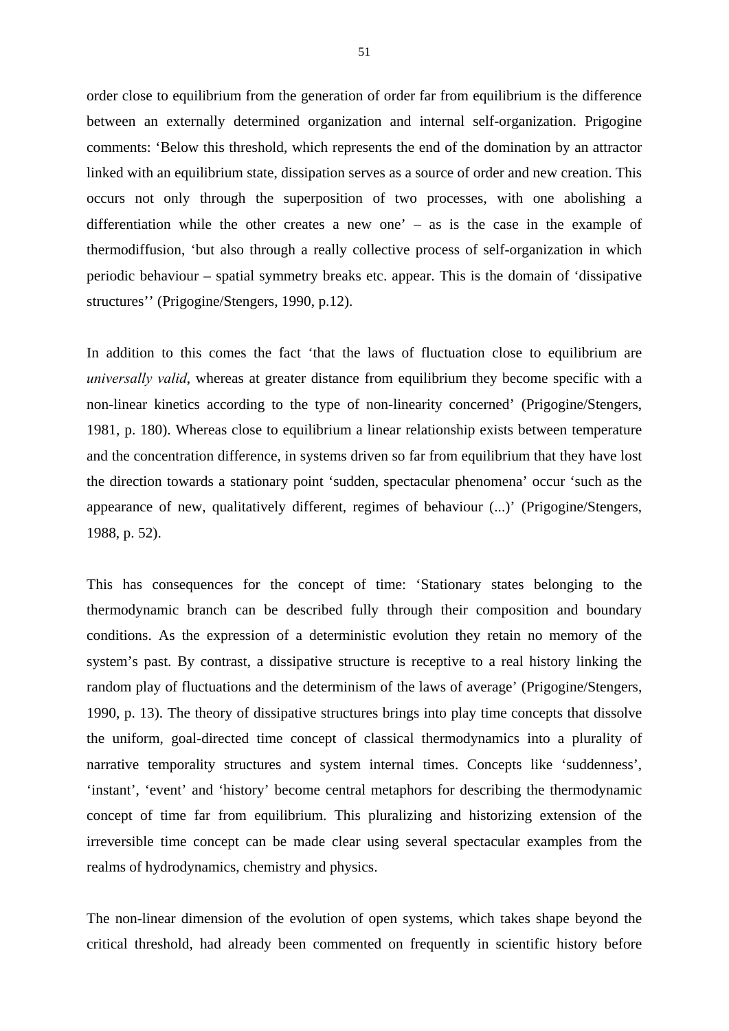order close to equilibrium from the generation of order far from equilibrium is the difference between an externally determined organization and internal self-organization. Prigogine comments: 'Below this threshold, which represents the end of the domination by an attractor linked with an equilibrium state, dissipation serves as a source of order and new creation. This occurs not only through the superposition of two processes, with one abolishing a differentiation while the other creates a new one' – as is the case in the example of thermodiffusion, 'but also through a really collective process of self-organization in which periodic behaviour – spatial symmetry breaks etc. appear. This is the domain of 'dissipative structures'' (Prigogine/Stengers, 1990, p.12).

In addition to this comes the fact 'that the laws of fluctuation close to equilibrium are *universally valid*, whereas at greater distance from equilibrium they become specific with a non-linear kinetics according to the type of non-linearity concerned' (Prigogine/Stengers, 1981, p. 180). Whereas close to equilibrium a linear relationship exists between temperature and the concentration difference, in systems driven so far from equilibrium that they have lost the direction towards a stationary point 'sudden, spectacular phenomena' occur 'such as the appearance of new, qualitatively different, regimes of behaviour (...)' (Prigogine/Stengers, 1988, p. 52).

This has consequences for the concept of time: 'Stationary states belonging to the thermodynamic branch can be described fully through their composition and boundary conditions. As the expression of a deterministic evolution they retain no memory of the system's past. By contrast, a dissipative structure is receptive to a real history linking the random play of fluctuations and the determinism of the laws of average' (Prigogine/Stengers, 1990, p. 13). The theory of dissipative structures brings into play time concepts that dissolve the uniform, goal-directed time concept of classical thermodynamics into a plurality of narrative temporality structures and system internal times. Concepts like 'suddenness', 'instant', 'event' and 'history' become central metaphors for describing the thermodynamic concept of time far from equilibrium. This pluralizing and historizing extension of the irreversible time concept can be made clear using several spectacular examples from the realms of hydrodynamics, chemistry and physics.

The non-linear dimension of the evolution of open systems, which takes shape beyond the critical threshold, had already been commented on frequently in scientific history before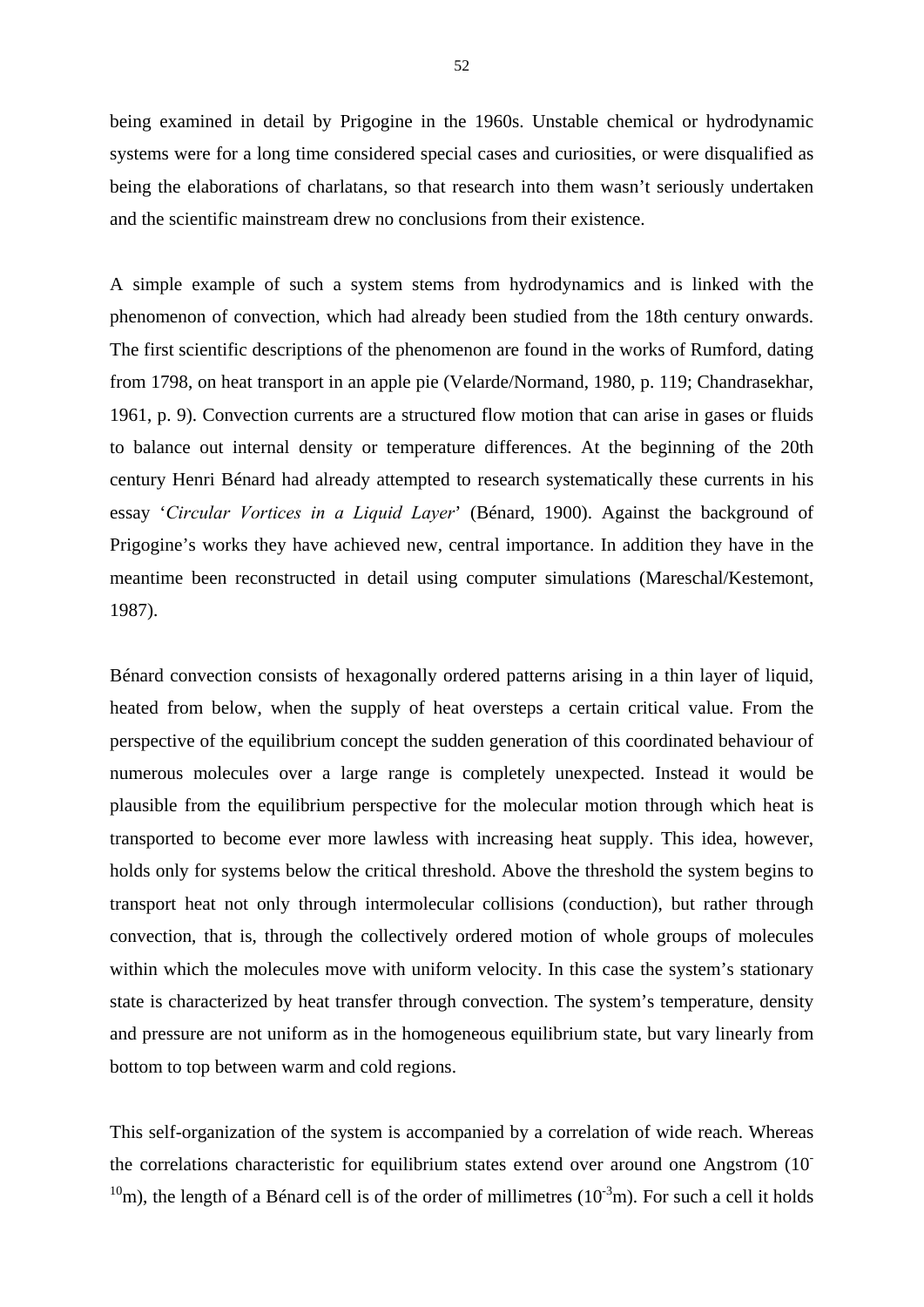being examined in detail by Prigogine in the 1960s. Unstable chemical or hydrodynamic systems were for a long time considered special cases and curiosities, or were disqualified as being the elaborations of charlatans, so that research into them wasn't seriously undertaken and the scientific mainstream drew no conclusions from their existence.

A simple example of such a system stems from hydrodynamics and is linked with the phenomenon of convection, which had already been studied from the 18th century onwards. The first scientific descriptions of the phenomenon are found in the works of Rumford, dating from 1798, on heat transport in an apple pie (Velarde/Normand, 1980, p. 119; Chandrasekhar, 1961, p. 9). Convection currents are a structured flow motion that can arise in gases or fluids to balance out internal density or temperature differences. At the beginning of the 20th century Henri Bénard had already attempted to research systematically these currents in his essay '*Circular Vortices in a Liquid Layer*' (Bénard, 1900). Against the background of Prigogine's works they have achieved new, central importance. In addition they have in the meantime been reconstructed in detail using computer simulations (Mareschal/Kestemont, 1987).

Bénard convection consists of hexagonally ordered patterns arising in a thin layer of liquid, heated from below, when the supply of heat oversteps a certain critical value. From the perspective of the equilibrium concept the sudden generation of this coordinated behaviour of numerous molecules over a large range is completely unexpected. Instead it would be plausible from the equilibrium perspective for the molecular motion through which heat is transported to become ever more lawless with increasing heat supply. This idea, however, holds only for systems below the critical threshold. Above the threshold the system begins to transport heat not only through intermolecular collisions (conduction), but rather through convection, that is, through the collectively ordered motion of whole groups of molecules within which the molecules move with uniform velocity. In this case the system's stationary state is characterized by heat transfer through convection. The system's temperature, density and pressure are not uniform as in the homogeneous equilibrium state, but vary linearly from bottom to top between warm and cold regions.

This self-organization of the system is accompanied by a correlation of wide reach. Whereas the correlations characteristic for equilibrium states extend over around one Angstrom ($10^{-10}$m), the length of a Bénard cell is of the order of millimetres ($10^{-3}$m). For such a cell it holds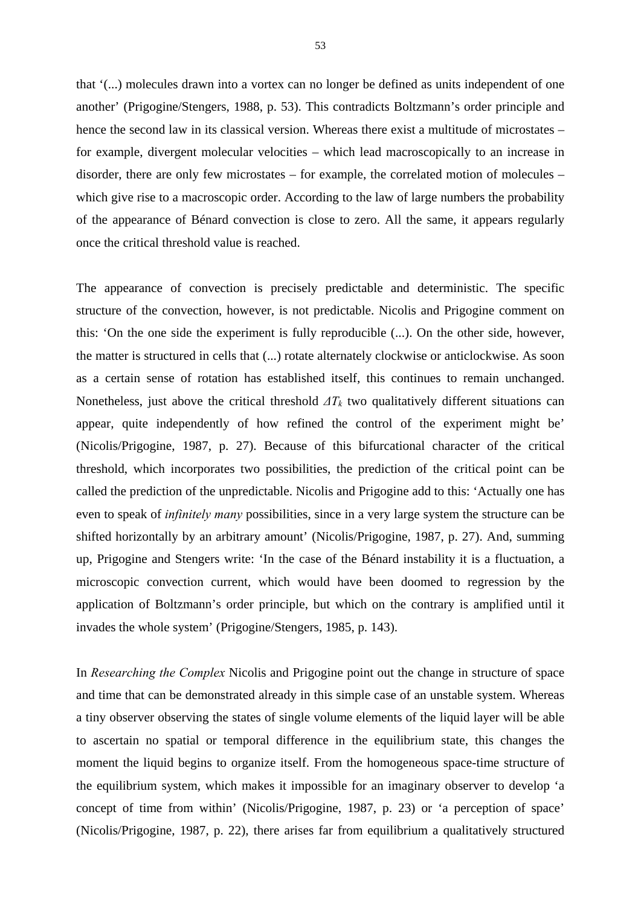that '(...) molecules drawn into a vortex can no longer be defined as units independent of one another' (Prigogine/Stengers, 1988, p. 53). This contradicts Boltzmann's order principle and hence the second law in its classical version. Whereas there exist a multitude of microstates – for example, divergent molecular velocities – which lead macroscopically to an increase in disorder, there are only few microstates – for example, the correlated motion of molecules – which give rise to a macroscopic order. According to the law of large numbers the probability of the appearance of Bénard convection is close to zero. All the same, it appears regularly once the critical threshold value is reached.

The appearance of convection is precisely predictable and deterministic. The specific structure of the convection, however, is not predictable. Nicolis and Prigogine comment on this: 'On the one side the experiment is fully reproducible (...). On the other side, however, the matter is structured in cells that (...) rotate alternately clockwise or anticlockwise. As soon as a certain sense of rotation has established itself, this continues to remain unchanged. Nonetheless, just above the critical threshold $\Delta T_k$ two qualitatively different situations can appear, quite independently of how refined the control of the experiment might be' (Nicolis/Prigogine, 1987, p. 27). Because of this bifurcational character of the critical threshold, which incorporates two possibilities, the prediction of the critical point can be called the prediction of the unpredictable. Nicolis and Prigogine add to this: 'Actually one has even to speak of *infinitely many* possibilities, since in a very large system the structure can be shifted horizontally by an arbitrary amount' (Nicolis/Prigogine, 1987, p. 27). And, summing up, Prigogine and Stengers write: 'In the case of the Bénard instability it is a fluctuation, a microscopic convection current, which would have been doomed to regression by the application of Boltzmann's order principle, but which on the contrary is amplified until it invades the whole system' (Prigogine/Stengers, 1985, p. 143).

In *Researching the Complex* Nicolis and Prigogine point out the change in structure of space and time that can be demonstrated already in this simple case of an unstable system. Whereas a tiny observer observing the states of single volume elements of the liquid layer will be able to ascertain no spatial or temporal difference in the equilibrium state, this changes the moment the liquid begins to organize itself. From the homogeneous space-time structure of the equilibrium system, which makes it impossible for an imaginary observer to develop 'a concept of time from within' (Nicolis/Prigogine, 1987, p. 23) or 'a perception of space' (Nicolis/Prigogine, 1987, p. 22), there arises far from equilibrium a qualitatively structured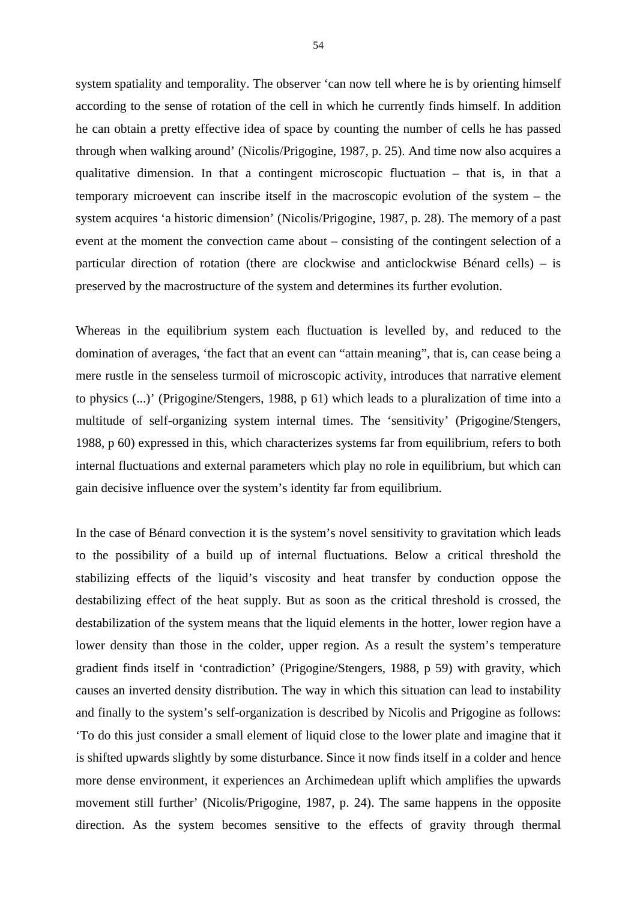system spatiality and temporality. The observer ‘can now tell where he is by orienting himself according to the sense of rotation of the cell in which he currently finds himself. In addition he can obtain a pretty effective idea of space by counting the number of cells he has passed through when walking around’ (Nicolis/Prigogine, 1987, p. 25). And time now also acquires a qualitative dimension. In that a contingent microscopic fluctuation – that is, in that a temporary microevent can inscribe itself in the macroscopic evolution of the system – the system acquires ‘a historic dimension’ (Nicolis/Prigogine, 1987, p. 28). The memory of a past event at the moment the convection came about – consisting of the contingent selection of a particular direction of rotation (there are clockwise and anticlockwise Bénard cells) – is preserved by the macrostructure of the system and determines its further evolution.

Whereas in the equilibrium system each fluctuation is levelled by, and reduced to the domination of averages, ‘the fact that an event can “attain meaning”, that is, can cease being a mere rustle in the senseless turmoil of microscopic activity, introduces that narrative element to physics (...)’ (Prigogine/Stengers, 1988, p 61) which leads to a pluralization of time into a multitude of self-organizing system internal times. The ‘sensitivity’ (Prigogine/Stengers, 1988, p 60) expressed in this, which characterizes systems far from equilibrium, refers to both internal fluctuations and external parameters which play no role in equilibrium, but which can gain decisive influence over the system’s identity far from equilibrium.

In the case of Bénard convection it is the system’s novel sensitivity to gravitation which leads to the possibility of a build up of internal fluctuations. Below a critical threshold the stabilizing effects of the liquid’s viscosity and heat transfer by conduction oppose the destabilizing effect of the heat supply. But as soon as the critical threshold is crossed, the destabilization of the system means that the liquid elements in the hotter, lower region have a lower density than those in the colder, upper region. As a result the system’s temperature gradient finds itself in ‘contradiction’ (Prigogine/Stengers, 1988, p 59) with gravity, which causes an inverted density distribution. The way in which this situation can lead to instability and finally to the system’s self-organization is described by Nicolis and Prigogine as follows: ‘To do this just consider a small element of liquid close to the lower plate and imagine that it is shifted upwards slightly by some disturbance. Since it now finds itself in a colder and hence more dense environment, it experiences an Archimedean uplift which amplifies the upwards movement still further’ (Nicolis/Prigogine, 1987, p. 24). The same happens in the opposite direction. As the system becomes sensitive to the effects of gravity through thermal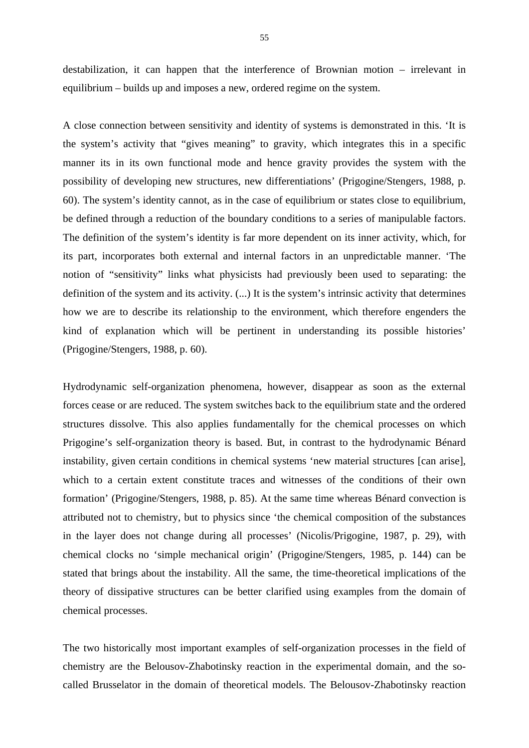destabilization, it can happen that the interference of Brownian motion – irrelevant in equilibrium – builds up and imposes a new, ordered regime on the system.

A close connection between sensitivity and identity of systems is demonstrated in this. 'It is the system's activity that "gives meaning" to gravity, which integrates this in a specific manner its in its own functional mode and hence gravity provides the system with the possibility of developing new structures, new differentiations' (Prigogine/Stengers, 1988, p. 60). The system's identity cannot, as in the case of equilibrium or states close to equilibrium, be defined through a reduction of the boundary conditions to a series of manipulable factors. The definition of the system's identity is far more dependent on its inner activity, which, for its part, incorporates both external and internal factors in an unpredictable manner. 'The notion of "sensitivity" links what physicists had previously been used to separating: the definition of the system and its activity. (...) It is the system's intrinsic activity that determines how we are to describe its relationship to the environment, which therefore engenders the kind of explanation which will be pertinent in understanding its possible histories' (Prigogine/Stengers, 1988, p. 60).

Hydrodynamic self-organization phenomena, however, disappear as soon as the external forces cease or are reduced. The system switches back to the equilibrium state and the ordered structures dissolve. This also applies fundamentally for the chemical processes on which Prigogine's self-organization theory is based. But, in contrast to the hydrodynamic Bénard instability, given certain conditions in chemical systems 'new material structures [can arise], which to a certain extent constitute traces and witnesses of the conditions of their own formation' (Prigogine/Stengers, 1988, p. 85). At the same time whereas Bénard convection is attributed not to chemistry, but to physics since 'the chemical composition of the substances in the layer does not change during all processes' (Nicolis/Prigogine, 1987, p. 29), with chemical clocks no 'simple mechanical origin' (Prigogine/Stengers, 1985, p. 144) can be stated that brings about the instability. All the same, the time-theoretical implications of the theory of dissipative structures can be better clarified using examples from the domain of chemical processes.

The two historically most important examples of self-organization processes in the field of chemistry are the Belousov-Zhabotinsky reaction in the experimental domain, and the so-called Brusselator in the domain of theoretical models. The Belousov-Zhabotinsky reaction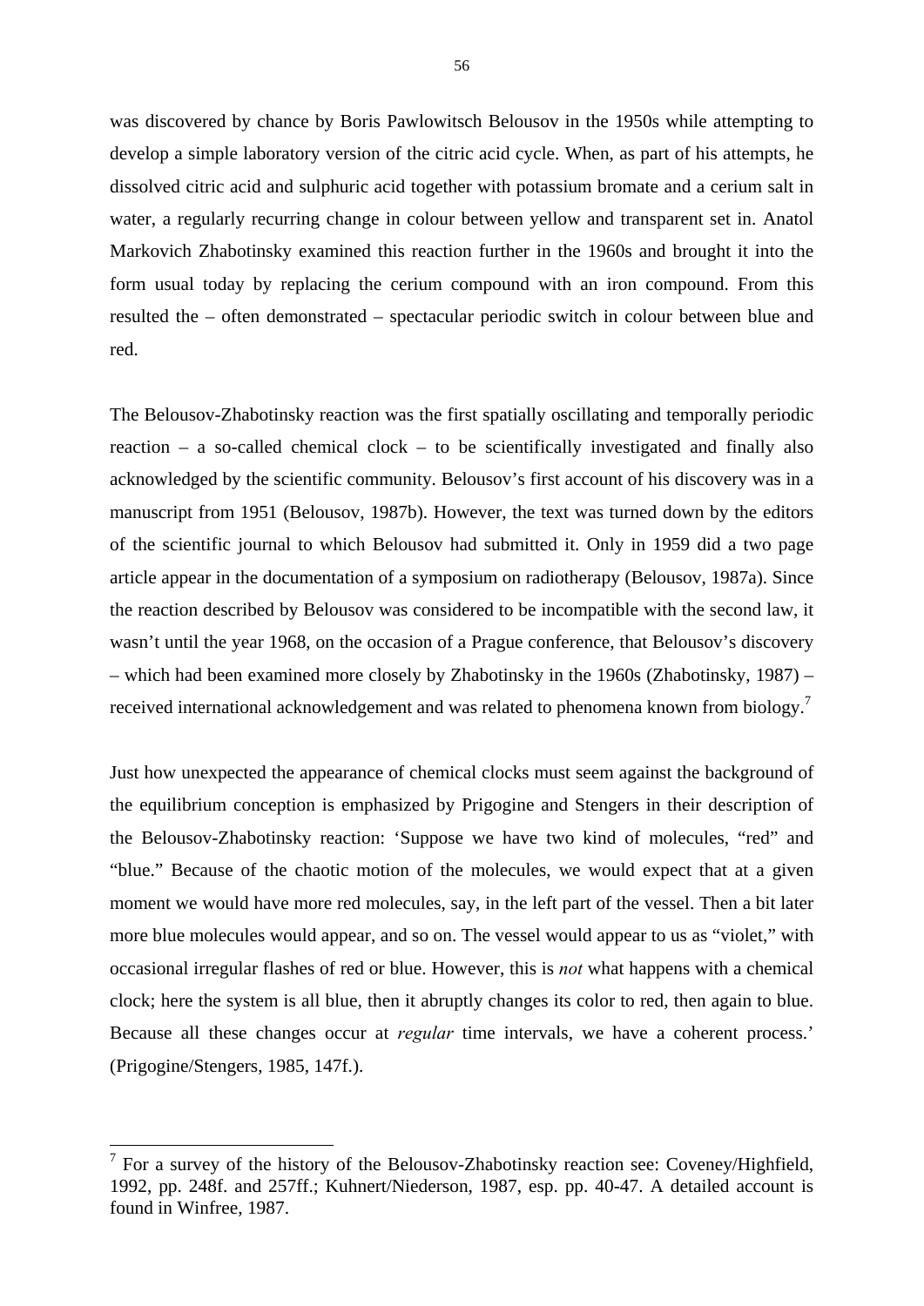was discovered by chance by Boris Pawlowitsch Belousov in the 1950s while attempting to develop a simple laboratory version of the citric acid cycle. When, as part of his attempts, he dissolved citric acid and sulphuric acid together with potassium bromate and a cerium salt in water, a regularly recurring change in colour between yellow and transparent set in. Anatol Markovich Zhabotinsky examined this reaction further in the 1960s and brought it into the form usual today by replacing the cerium compound with an iron compound. From this resulted the – often demonstrated – spectacular periodic switch in colour between blue and red.

The Belousov-Zhabotinsky reaction was the first spatially oscillating and temporally periodic reaction – a so-called chemical clock – to be scientifically investigated and finally also acknowledged by the scientific community. Belousov's first account of his discovery was in a manuscript from 1951 (Belousov, 1987b). However, the text was turned down by the editors of the scientific journal to which Belousov had submitted it. Only in 1959 did a two page article appear in the documentation of a symposium on radiotherapy (Belousov, 1987a). Since the reaction described by Belousov was considered to be incompatible with the second law, it wasn't until the year 1968, on the occasion of a Prague conference, that Belousov's discovery – which had been examined more closely by Zhabotinsky in the 1960s (Zhabotinsky, 1987) – received international acknowledgement and was related to phenomena known from biology.[7]

Just how unexpected the appearance of chemical clocks must seem against the background of the equilibrium conception is emphasized by Prigogine and Stengers in their description of the Belousov-Zhabotinsky reaction: 'Suppose we have two kind of molecules, "red" and "blue." Because of the chaotic motion of the molecules, we would expect that at a given moment we would have more red molecules, say, in the left part of the vessel. Then a bit later more blue molecules would appear, and so on. The vessel would appear to us as "violet," with occasional irregular flashes of red or blue. However, this is *not* what happens with a chemical clock; here the system is all blue, then it abruptly changes its color to red, then again to blue. Because all these changes occur at *regular* time intervals, we have a coherent process.' (Prigogine/Stengers, 1985, 147f.).

---

[7] For a survey of the history of the Belousov-Zhabotinsky reaction see: Coveney/Highfield, 1992, pp. 248f. and 257ff.; Kuhnert/Niederson, 1987, esp. pp. 40-47. A detailed account is found in Winfree, 1987.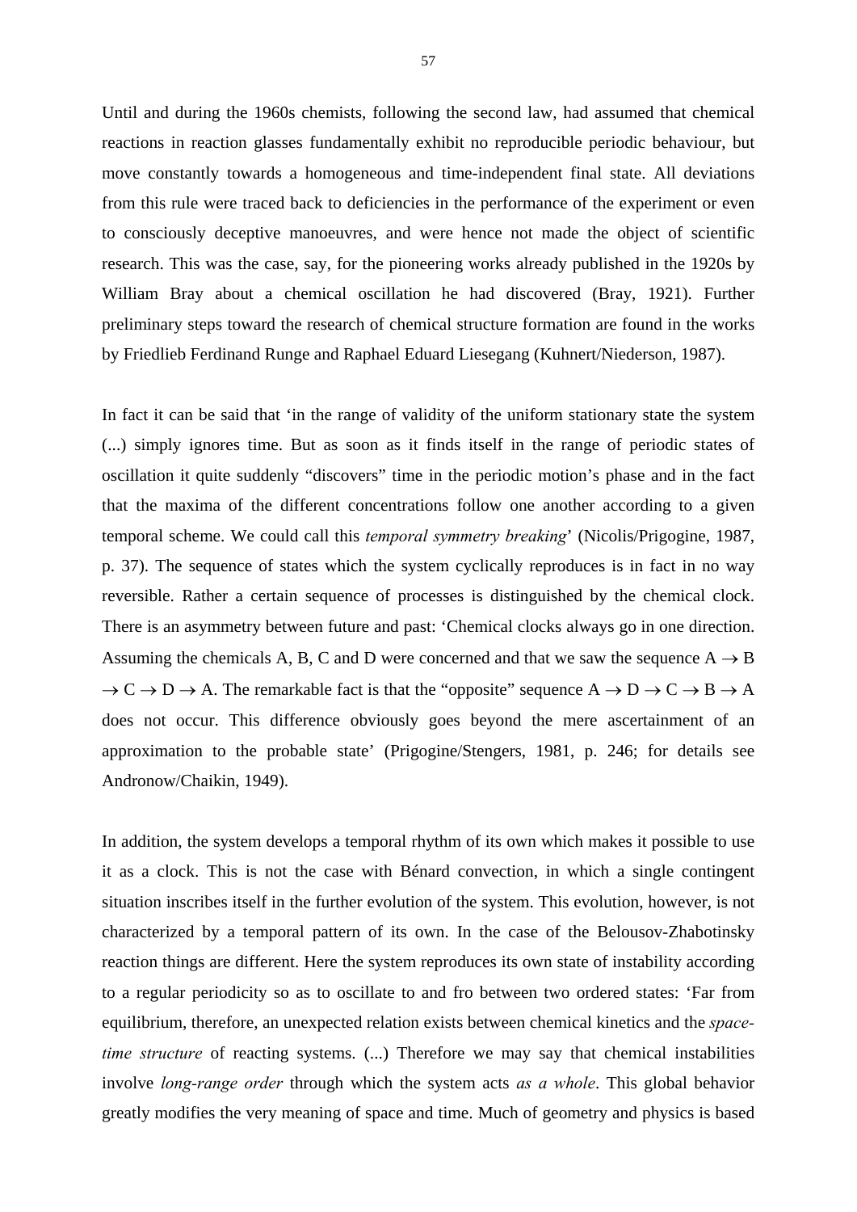Until and during the 1960s chemists, following the second law, had assumed that chemical reactions in reaction glasses fundamentally exhibit no reproducible periodic behaviour, but move constantly towards a homogeneous and time-independent final state. All deviations from this rule were traced back to deficiencies in the performance of the experiment or even to consciously deceptive manoeuvres, and were hence not made the object of scientific research. This was the case, say, for the pioneering works already published in the 1920s by William Bray about a chemical oscillation he had discovered (Bray, 1921). Further preliminary steps toward the research of chemical structure formation are found in the works by Friedlieb Ferdinand Runge and Raphael Eduard Liesegang (Kuhnert/Niederson, 1987).

In fact it can be said that 'in the range of validity of the uniform stationary state the system (...) simply ignores time. But as soon as it finds itself in the range of periodic states of oscillation it quite suddenly "discovers" time in the periodic motion's phase and in the fact that the maxima of the different concentrations follow one another according to a given temporal scheme. We could call this *temporal symmetry breaking*' (Nicolis/Prigogine, 1987, p. 37). The sequence of states which the system cyclically reproduces is in fact in no way reversible. Rather a certain sequence of processes is distinguished by the chemical clock. There is an asymmetry between future and past: 'Chemical clocks always go in one direction. Assuming the chemicals A, B, C and D were concerned and that we saw the sequence A → B → C → D → A. The remarkable fact is that the "opposite" sequence A → D → C → B → A does not occur. This difference obviously goes beyond the mere ascertainment of an approximation to the probable state' (Prigogine/Stengers, 1981, p. 246; for details see Andronow/Chaikin, 1949).

In addition, the system develops a temporal rhythm of its own which makes it possible to use it as a clock. This is not the case with Bénard convection, in which a single contingent situation inscribes itself in the further evolution of the system. This evolution, however, is not characterized by a temporal pattern of its own. In the case of the Belousov-Zhabotinsky reaction things are different. Here the system reproduces its own state of instability according to a regular periodicity so as to oscillate to and fro between two ordered states: 'Far from equilibrium, therefore, an unexpected relation exists between chemical kinetics and the *space-time structure* of reacting systems. (...) Therefore we may say that chemical instabilities involve *long-range order* through which the system acts *as a whole*. This global behavior greatly modifies the very meaning of space and time. Much of geometry and physics is based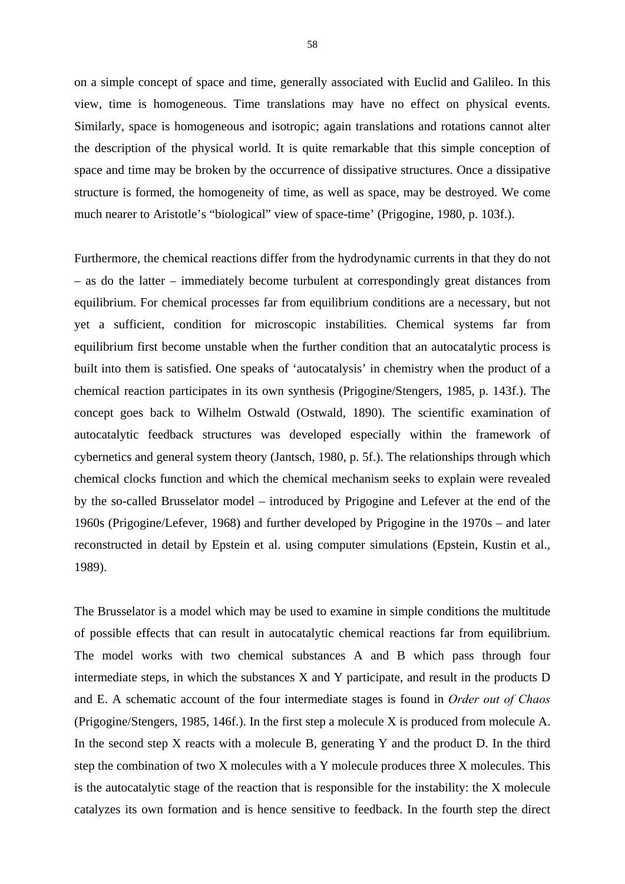on a simple concept of space and time, generally associated with Euclid and Galileo. In this view, time is homogeneous. Time translations may have no effect on physical events. Similarly, space is homogeneous and isotropic; again translations and rotations cannot alter the description of the physical world. It is quite remarkable that this simple conception of space and time may be broken by the occurrence of dissipative structures. Once a dissipative structure is formed, the homogeneity of time, as well as space, may be destroyed. We come much nearer to Aristotle's "biological" view of space-time' (Prigogine, 1980, p. 103f.).

Furthermore, the chemical reactions differ from the hydrodynamic currents in that they do not – as do the latter – immediately become turbulent at correspondingly great distances from equilibrium. For chemical processes far from equilibrium conditions are a necessary, but not yet a sufficient, condition for microscopic instabilities. Chemical systems far from equilibrium first become unstable when the further condition that an autocatalytic process is built into them is satisfied. One speaks of 'autocatalysis' in chemistry when the product of a chemical reaction participates in its own synthesis (Prigogine/Stengers, 1985, p. 143f.). The concept goes back to Wilhelm Ostwald (Ostwald, 1890). The scientific examination of autocatalytic feedback structures was developed especially within the framework of cybernetics and general system theory (Jantsch, 1980, p. 5f.). The relationships through which chemical clocks function and which the chemical mechanism seeks to explain were revealed by the so-called Brusselator model – introduced by Prigogine and Lefever at the end of the 1960s (Prigogine/Lefever, 1968) and further developed by Prigogine in the 1970s – and later reconstructed in detail by Epstein et al. using computer simulations (Epstein, Kustin et al., 1989).

The Brusselator is a model which may be used to examine in simple conditions the multitude of possible effects that can result in autocatalytic chemical reactions far from equilibrium. The model works with two chemical substances A and B which pass through four intermediate steps, in which the substances X and Y participate, and result in the products D and E. A schematic account of the four intermediate stages is found in *Order out of Chaos* (Prigogine/Stengers, 1985, 146f.). In the first step a molecule X is produced from molecule A. In the second step X reacts with a molecule B, generating Y and the product D. In the third step the combination of two X molecules with a Y molecule produces three X molecules. This is the autocatalytic stage of the reaction that is responsible for the instability: the X molecule catalyzes its own formation and is hence sensitive to feedback. In the fourth step the direct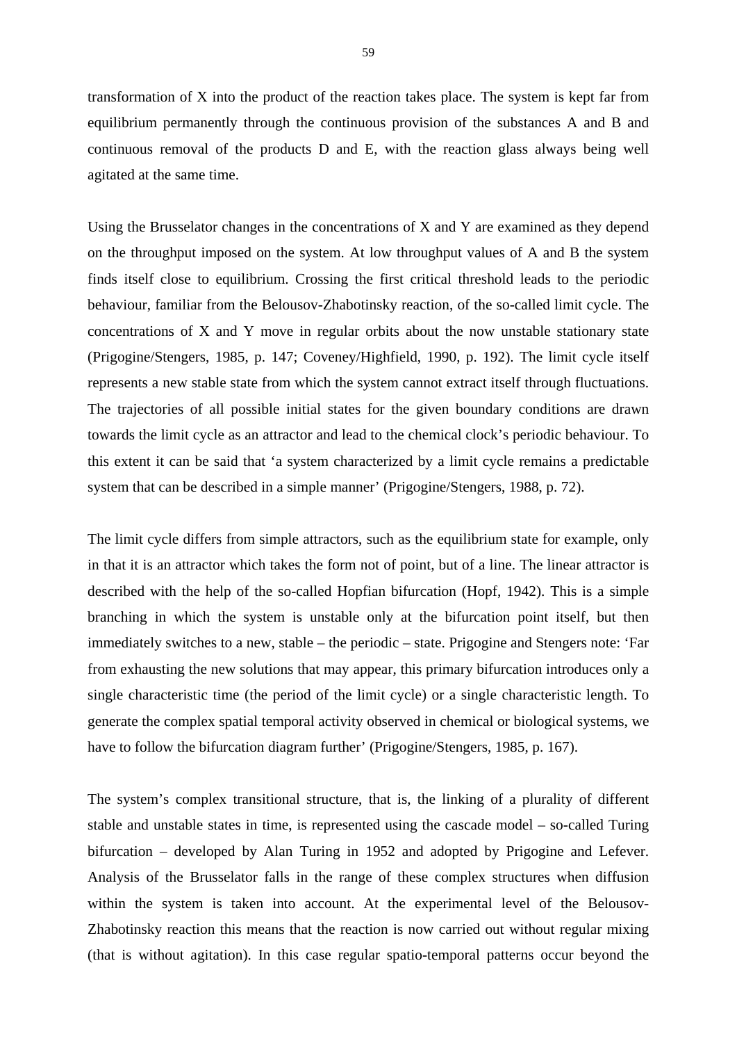transformation of X into the product of the reaction takes place. The system is kept far from equilibrium permanently through the continuous provision of the substances A and B and continuous removal of the products D and E, with the reaction glass always being well agitated at the same time.

Using the Brusselator changes in the concentrations of X and Y are examined as they depend on the throughput imposed on the system. At low throughput values of A and B the system finds itself close to equilibrium. Crossing the first critical threshold leads to the periodic behaviour, familiar from the Belousov-Zhabotinsky reaction, of the so-called limit cycle. The concentrations of X and Y move in regular orbits about the now unstable stationary state (Prigogine/Stengers, 1985, p. 147; Coveney/Highfield, 1990, p. 192). The limit cycle itself represents a new stable state from which the system cannot extract itself through fluctuations. The trajectories of all possible initial states for the given boundary conditions are drawn towards the limit cycle as an attractor and lead to the chemical clock's periodic behaviour. To this extent it can be said that 'a system characterized by a limit cycle remains a predictable system that can be described in a simple manner' (Prigogine/Stengers, 1988, p. 72).

The limit cycle differs from simple attractors, such as the equilibrium state for example, only in that it is an attractor which takes the form not of point, but of a line. The linear attractor is described with the help of the so-called Hopfian bifurcation (Hopf, 1942). This is a simple branching in which the system is unstable only at the bifurcation point itself, but then immediately switches to a new, stable – the periodic – state. Prigogine and Stengers note: 'Far from exhausting the new solutions that may appear, this primary bifurcation introduces only a single characteristic time (the period of the limit cycle) or a single characteristic length. To generate the complex spatial temporal activity observed in chemical or biological systems, we have to follow the bifurcation diagram further' (Prigogine/Stengers, 1985, p. 167).

The system's complex transitional structure, that is, the linking of a plurality of different stable and unstable states in time, is represented using the cascade model – so-called Turing bifurcation – developed by Alan Turing in 1952 and adopted by Prigogine and Lefever. Analysis of the Brusselator falls in the range of these complex structures when diffusion within the system is taken into account. At the experimental level of the Belousov-Zhabotinsky reaction this means that the reaction is now carried out without regular mixing (that is without agitation). In this case regular spatio-temporal patterns occur beyond the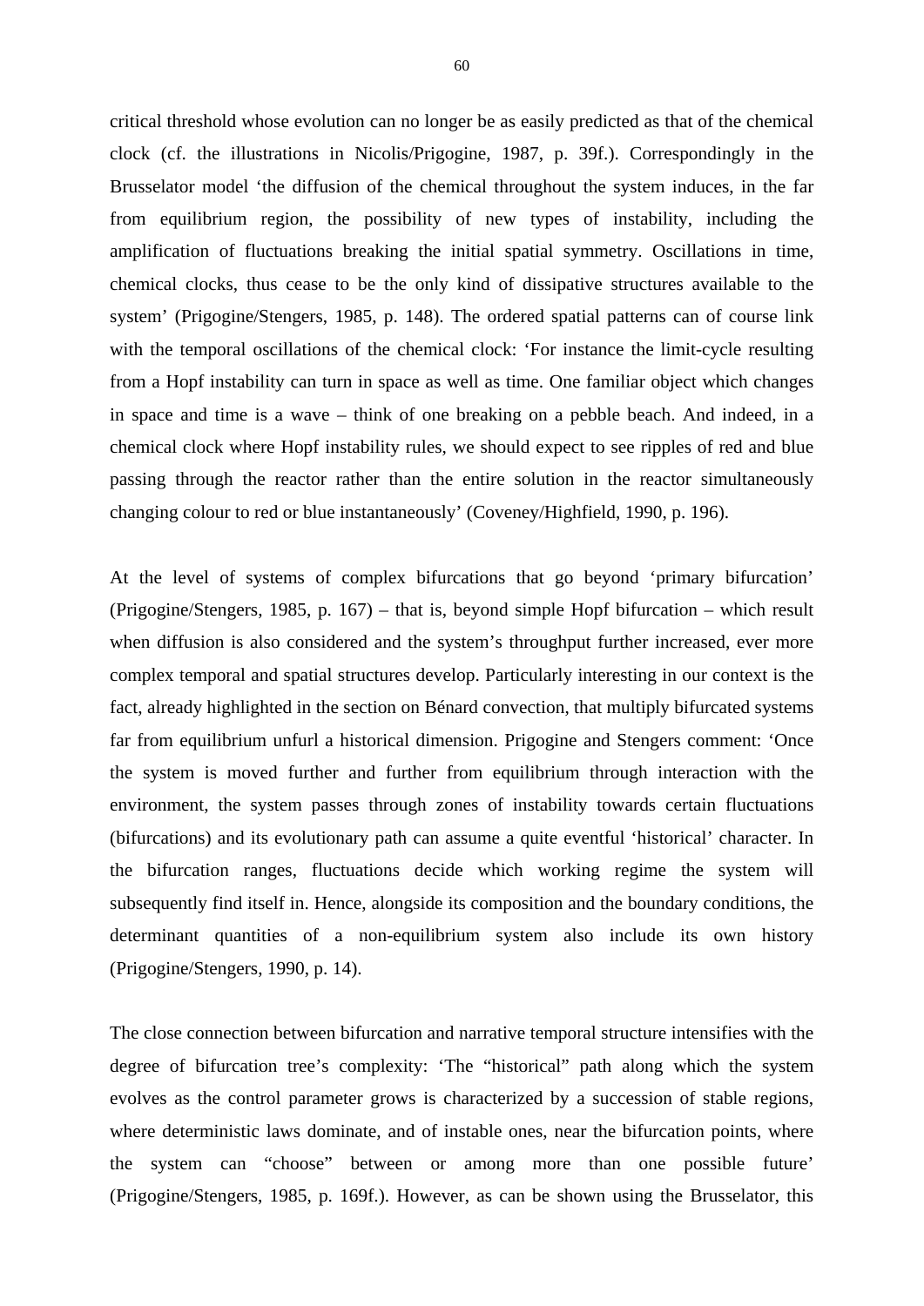critical threshold whose evolution can no longer be as easily predicted as that of the chemical clock (cf. the illustrations in Nicolis/Prigogine, 1987, p. 39f.). Correspondingly in the Brusselator model 'the diffusion of the chemical throughout the system induces, in the far from equilibrium region, the possibility of new types of instability, including the amplification of fluctuations breaking the initial spatial symmetry. Oscillations in time, chemical clocks, thus cease to be the only kind of dissipative structures available to the system' (Prigogine/Stengers, 1985, p. 148). The ordered spatial patterns can of course link with the temporal oscillations of the chemical clock: 'For instance the limit-cycle resulting from a Hopf instability can turn in space as well as time. One familiar object which changes in space and time is a wave – think of one breaking on a pebble beach. And indeed, in a chemical clock where Hopf instability rules, we should expect to see ripples of red and blue passing through the reactor rather than the entire solution in the reactor simultaneously changing colour to red or blue instantaneously' (Coveney/Highfield, 1990, p. 196).

At the level of systems of complex bifurcations that go beyond 'primary bifurcation' (Prigogine/Stengers, 1985, p. 167) – that is, beyond simple Hopf bifurcation – which result when diffusion is also considered and the system's throughput further increased, ever more complex temporal and spatial structures develop. Particularly interesting in our context is the fact, already highlighted in the section on Bénard convection, that multiply bifurcated systems far from equilibrium unfurl a historical dimension. Prigogine and Stengers comment: 'Once the system is moved further and further from equilibrium through interaction with the environment, the system passes through zones of instability towards certain fluctuations (bifurcations) and its evolutionary path can assume a quite eventful 'historical' character. In the bifurcation ranges, fluctuations decide which working regime the system will subsequently find itself in. Hence, alongside its composition and the boundary conditions, the determinant quantities of a non-equilibrium system also include its own history (Prigogine/Stengers, 1990, p. 14).

The close connection between bifurcation and narrative temporal structure intensifies with the degree of bifurcation tree's complexity: 'The "historical" path along which the system evolves as the control parameter grows is characterized by a succession of stable regions, where deterministic laws dominate, and of instable ones, near the bifurcation points, where the system can "choose" between or among more than one possible future' (Prigogine/Stengers, 1985, p. 169f.). However, as can be shown using the Brusselator, this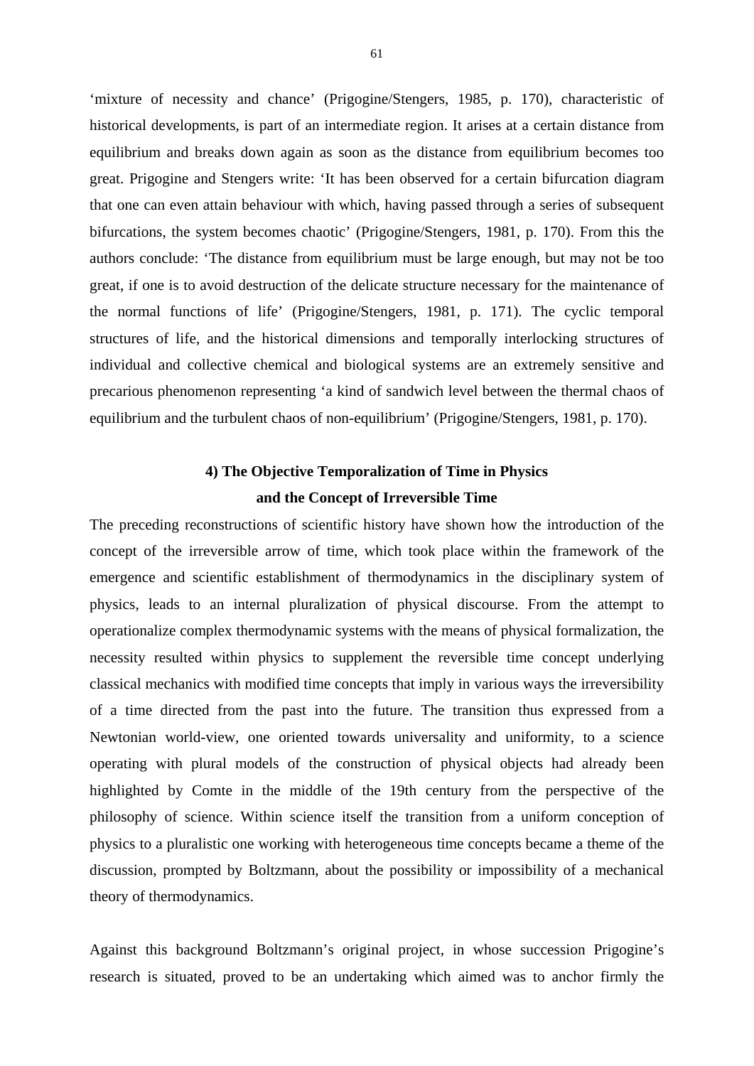'mixture of necessity and chance' (Prigogine/Stengers, 1985, p. 170), characteristic of historical developments, is part of an intermediate region. It arises at a certain distance from equilibrium and breaks down again as soon as the distance from equilibrium becomes too great. Prigogine and Stengers write: 'It has been observed for a certain bifurcation diagram that one can even attain behaviour with which, having passed through a series of subsequent bifurcations, the system becomes chaotic' (Prigogine/Stengers, 1981, p. 170). From this the authors conclude: 'The distance from equilibrium must be large enough, but may not be too great, if one is to avoid destruction of the delicate structure necessary for the maintenance of the normal functions of life' (Prigogine/Stengers, 1981, p. 171). The cyclic temporal structures of life, and the historical dimensions and temporally interlocking structures of individual and collective chemical and biological systems are an extremely sensitive and precarious phenomenon representing 'a kind of sandwich level between the thermal chaos of equilibrium and the turbulent chaos of non-equilibrium' (Prigogine/Stengers, 1981, p. 170).

## 4) The Objective Temporalization of Time in Physics and the Concept of Irreversible Time

The preceding reconstructions of scientific history have shown how the introduction of the concept of the irreversible arrow of time, which took place within the framework of the emergence and scientific establishment of thermodynamics in the disciplinary system of physics, leads to an internal pluralization of physical discourse. From the attempt to operationalize complex thermodynamic systems with the means of physical formalization, the necessity resulted within physics to supplement the reversible time concept underlying classical mechanics with modified time concepts that imply in various ways the irreversibility of a time directed from the past into the future. The transition thus expressed from a Newtonian world-view, one oriented towards universality and uniformity, to a science operating with plural models of the construction of physical objects had already been highlighted by Comte in the middle of the 19th century from the perspective of the philosophy of science. Within science itself the transition from a uniform conception of physics to a pluralistic one working with heterogeneous time concepts became a theme of the discussion, prompted by Boltzmann, about the possibility or impossibility of a mechanical theory of thermodynamics.

Against this background Boltzmann's original project, in whose succession Prigogine's research is situated, proved to be an undertaking which aimed was to anchor firmly the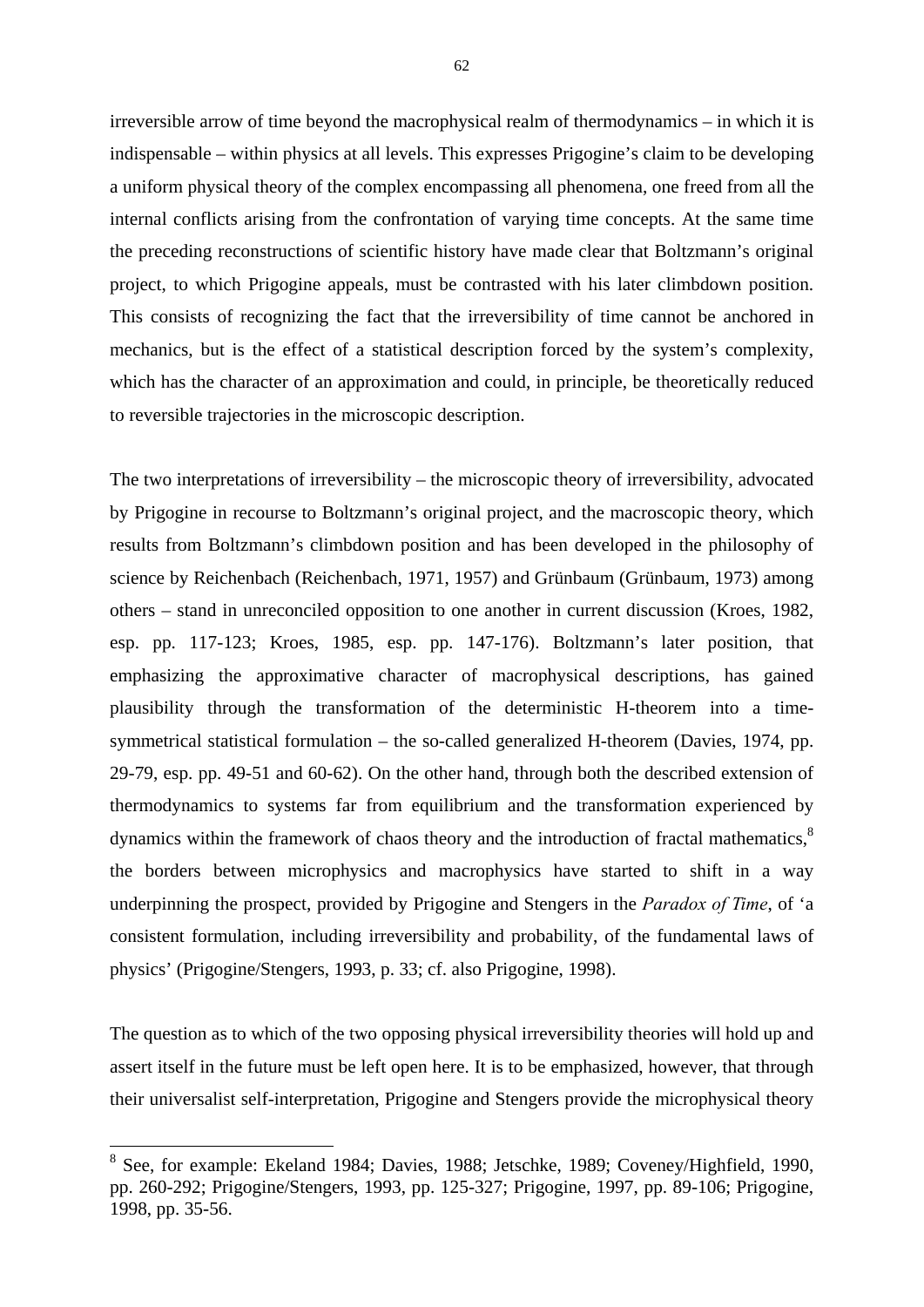irreversible arrow of time beyond the macrophysical realm of thermodynamics – in which it is indispensable – within physics at all levels. This expresses Prigogine's claim to be developing a uniform physical theory of the complex encompassing all phenomena, one freed from all the internal conflicts arising from the confrontation of varying time concepts. At the same time the preceding reconstructions of scientific history have made clear that Boltzmann's original project, to which Prigogine appeals, must be contrasted with his later climbdown position. This consists of recognizing the fact that the irreversibility of time cannot be anchored in mechanics, but is the effect of a statistical description forced by the system's complexity, which has the character of an approximation and could, in principle, be theoretically reduced to reversible trajectories in the microscopic description.

The two interpretations of irreversibility – the microscopic theory of irreversibility, advocated by Prigogine in recourse to Boltzmann's original project, and the macroscopic theory, which results from Boltzmann's climbdown position and has been developed in the philosophy of science by Reichenbach (Reichenbach, 1971, 1957) and Grünbaum (Grünbaum, 1973) among others – stand in unreconciled opposition to one another in current discussion (Kroes, 1982, esp. pp. 117-123; Kroes, 1985, esp. pp. 147-176). Boltzmann's later position, that emphasizing the approximative character of macrophysical descriptions, has gained plausibility through the transformation of the deterministic H-theorem into a time-symmetrical statistical formulation – the so-called generalized H-theorem (Davies, 1974, pp. 29-79, esp. pp. 49-51 and 60-62). On the other hand, through both the described extension of thermodynamics to systems far from equilibrium and the transformation experienced by dynamics within the framework of chaos theory and the introduction of fractal mathematics,[8] the borders between microphysics and macrophysics have started to shift in a way underpinning the prospect, provided by Prigogine and Stengers in the *Paradox of Time*, of 'a consistent formulation, including irreversibility and probability, of the fundamental laws of physics' (Prigogine/Stengers, 1993, p. 33; cf. also Prigogine, 1998).

The question as to which of the two opposing physical irreversibility theories will hold up and assert itself in the future must be left open here. It is to be emphasized, however, that through their universalist self-interpretation, Prigogine and Stengers provide the microphysical theory

---

[8] See, for example: Ekeland 1984; Davies, 1988; Jetschke, 1989; Coveney/Highfield, 1990, pp. 260-292; Prigogine/Stengers, 1993, pp. 125-327; Prigogine, 1997, pp. 89-106; Prigogine, 1998, pp. 35-56.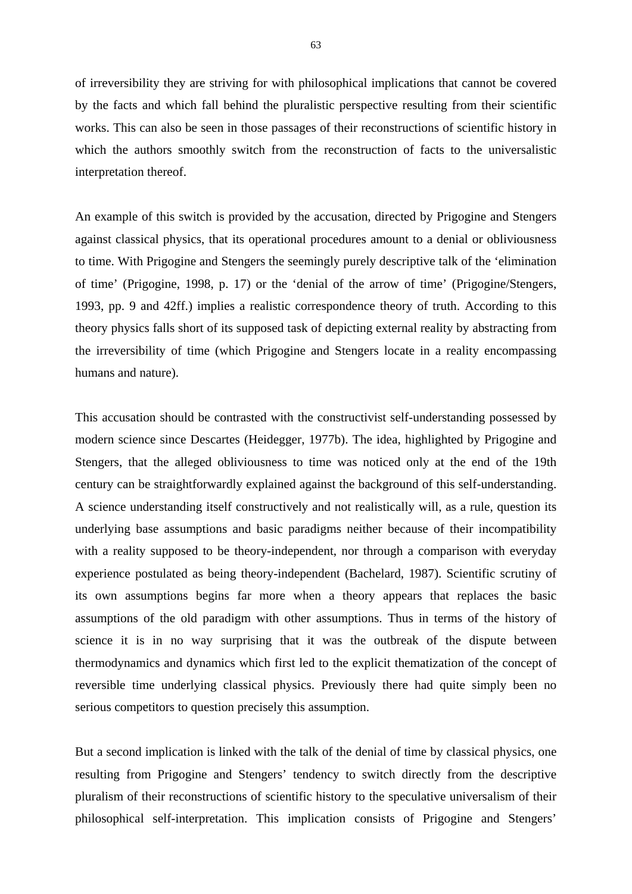of irreversibility they are striving for with philosophical implications that cannot be covered by the facts and which fall behind the pluralistic perspective resulting from their scientific works. This can also be seen in those passages of their reconstructions of scientific history in which the authors smoothly switch from the reconstruction of facts to the universalistic interpretation thereof.

An example of this switch is provided by the accusation, directed by Prigogine and Stengers against classical physics, that its operational procedures amount to a denial or obliviousness to time. With Prigogine and Stengers the seemingly purely descriptive talk of the 'elimination of time' (Prigogine, 1998, p. 17) or the 'denial of the arrow of time' (Prigogine/Stengers, 1993, pp. 9 and 42ff.) implies a realistic correspondence theory of truth. According to this theory physics falls short of its supposed task of depicting external reality by abstracting from the irreversibility of time (which Prigogine and Stengers locate in a reality encompassing humans and nature).

This accusation should be contrasted with the constructivist self-understanding possessed by modern science since Descartes (Heidegger, 1977b). The idea, highlighted by Prigogine and Stengers, that the alleged obliviousness to time was noticed only at the end of the 19th century can be straightforwardly explained against the background of this self-understanding. A science understanding itself constructively and not realistically will, as a rule, question its underlying base assumptions and basic paradigms neither because of their incompatibility with a reality supposed to be theory-independent, nor through a comparison with everyday experience postulated as being theory-independent (Bachelard, 1987). Scientific scrutiny of its own assumptions begins far more when a theory appears that replaces the basic assumptions of the old paradigm with other assumptions. Thus in terms of the history of science it is in no way surprising that it was the outbreak of the dispute between thermodynamics and dynamics which first led to the explicit thematization of the concept of reversible time underlying classical physics. Previously there had quite simply been no serious competitors to question precisely this assumption.

But a second implication is linked with the talk of the denial of time by classical physics, one resulting from Prigogine and Stengers' tendency to switch directly from the descriptive pluralism of their reconstructions of scientific history to the speculative universalism of their philosophical self-interpretation. This implication consists of Prigogine and Stengers'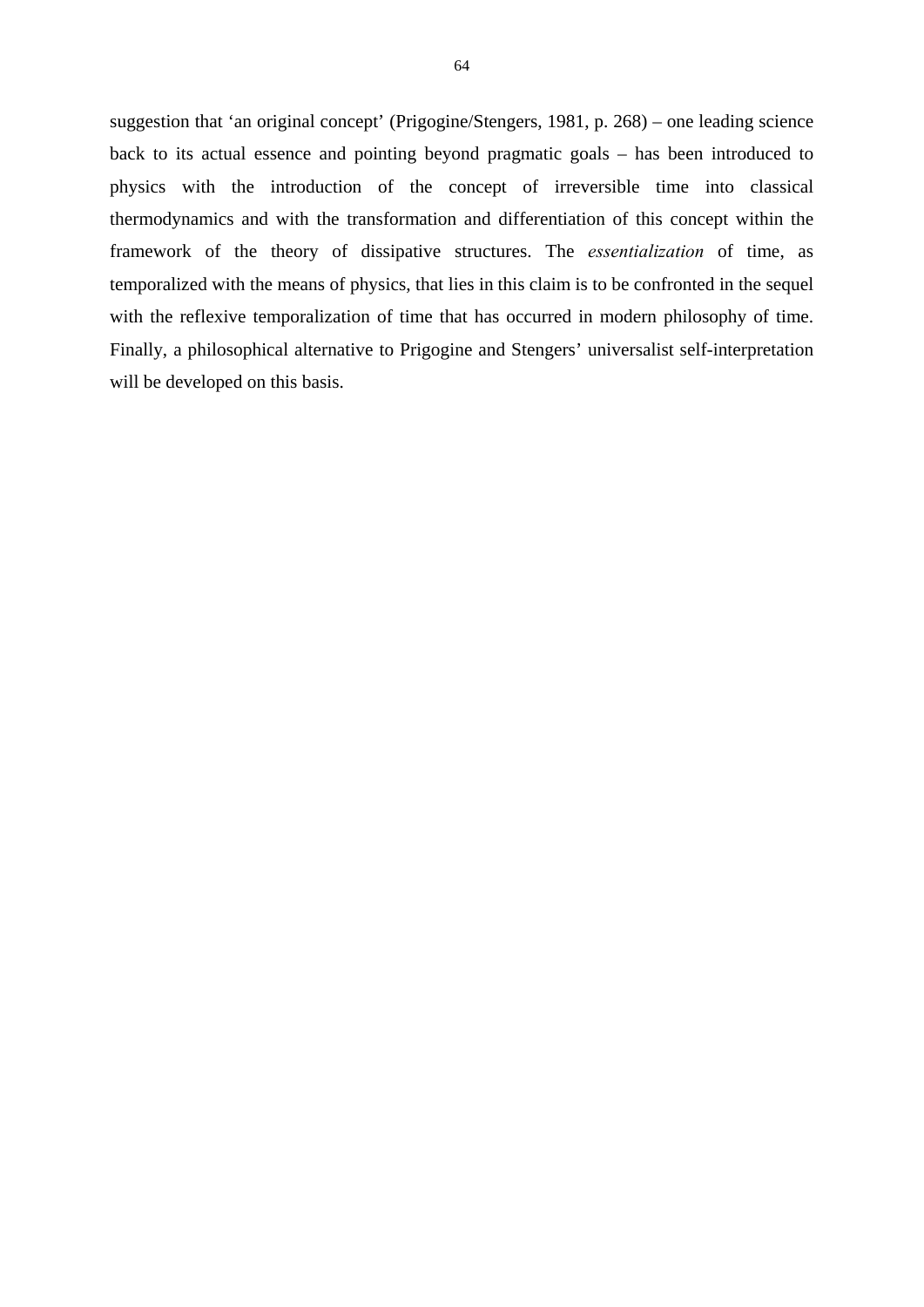suggestion that ‘an original concept’ (Prigogine/Stengers, 1981, p. 268) – one leading science back to its actual essence and pointing beyond pragmatic goals – has been introduced to physics with the introduction of the concept of irreversible time into classical thermodynamics and with the transformation and differentiation of this concept within the framework of the theory of dissipative structures. The *essentialization* of time, as temporalized with the means of physics, that lies in this claim is to be confronted in the sequel with the reflexive temporalization of time that has occurred in modern philosophy of time. Finally, a philosophical alternative to Prigogine and Stengers’ universalist self-interpretation will be developed on this basis.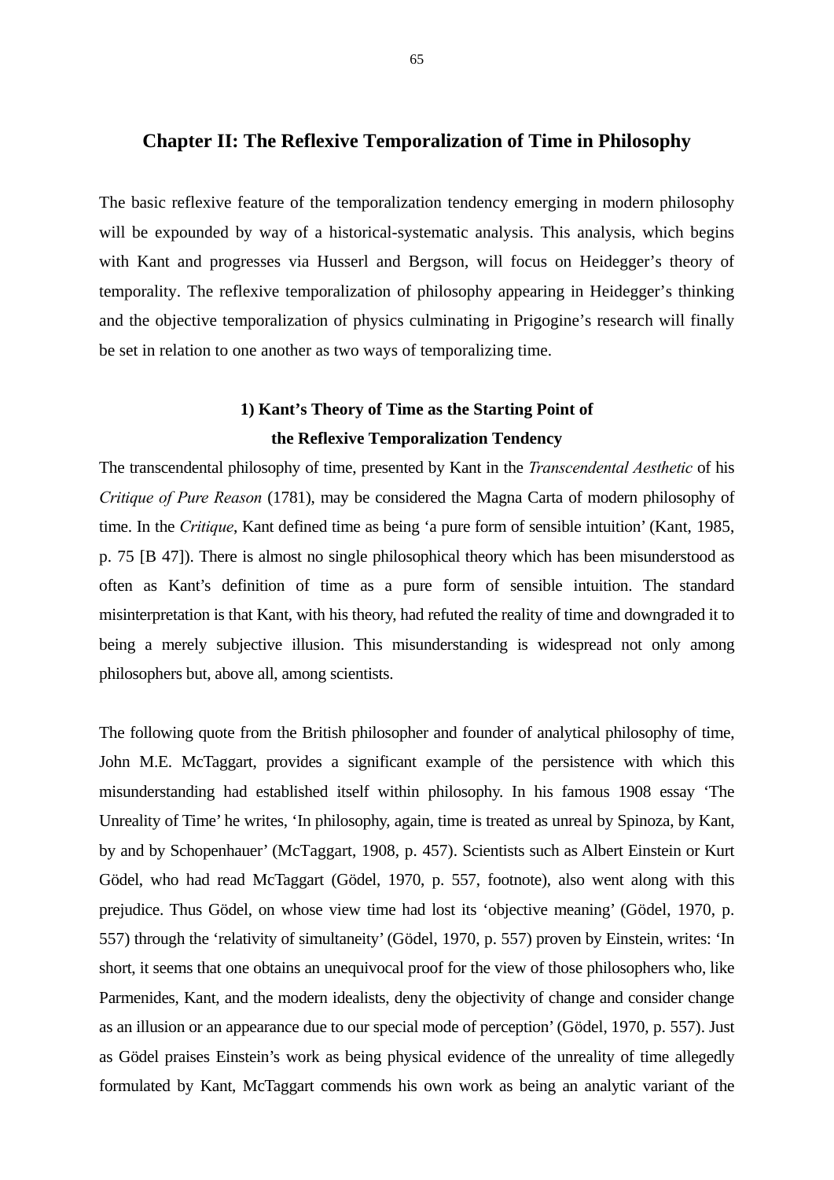# Chapter II: The Reflexive Temporalization of Time in Philosophy

The basic reflexive feature of the temporalization tendency emerging in modern philosophy will be expounded by way of a historical-systematic analysis. This analysis, which begins with Kant and progresses via Husserl and Bergson, will focus on Heidegger's theory of temporality. The reflexive temporalization of philosophy appearing in Heidegger's thinking and the objective temporalization of physics culminating in Prigogine's research will finally be set in relation to one another as two ways of temporalizing time.

## 1) Kant's Theory of Time as the Starting Point of the Reflexive Temporalization Tendency

The transcendental philosophy of time, presented by Kant in the *Transcendental Aesthetic* of his *Critique of Pure Reason* (1781), may be considered the Magna Carta of modern philosophy of time. In the *Critique*, Kant defined time as being 'a pure form of sensible intuition' (Kant, 1985, p. 75 [B 47]). There is almost no single philosophical theory which has been misunderstood as often as Kant's definition of time as a pure form of sensible intuition. The standard misinterpretation is that Kant, with his theory, had refuted the reality of time and downgraded it to being a merely subjective illusion. This misunderstanding is widespread not only among philosophers but, above all, among scientists.

The following quote from the British philosopher and founder of analytical philosophy of time, John M.E. McTaggart, provides a significant example of the persistence with which this misunderstanding had established itself within philosophy. In his famous 1908 essay 'The Unreality of Time' he writes, 'In philosophy, again, time is treated as unreal by Spinoza, by Kant, by and by Schopenhauer' (McTaggart, 1908, p. 457). Scientists such as Albert Einstein or Kurt Gödel, who had read McTaggart (Gödel, 1970, p. 557, footnote), also went along with this prejudice. Thus Gödel, on whose view time had lost its 'objective meaning' (Gödel, 1970, p. 557) through the 'relativity of simultaneity' (Gödel, 1970, p. 557) proven by Einstein, writes: 'In short, it seems that one obtains an unequivocal proof for the view of those philosophers who, like Parmenides, Kant, and the modern idealists, deny the objectivity of change and consider change as an illusion or an appearance due to our special mode of perception' (Gödel, 1970, p. 557). Just as Gödel praises Einstein's work as being physical evidence of the unreality of time allegedly formulated by Kant, McTaggart commends his own work as being an analytic variant of the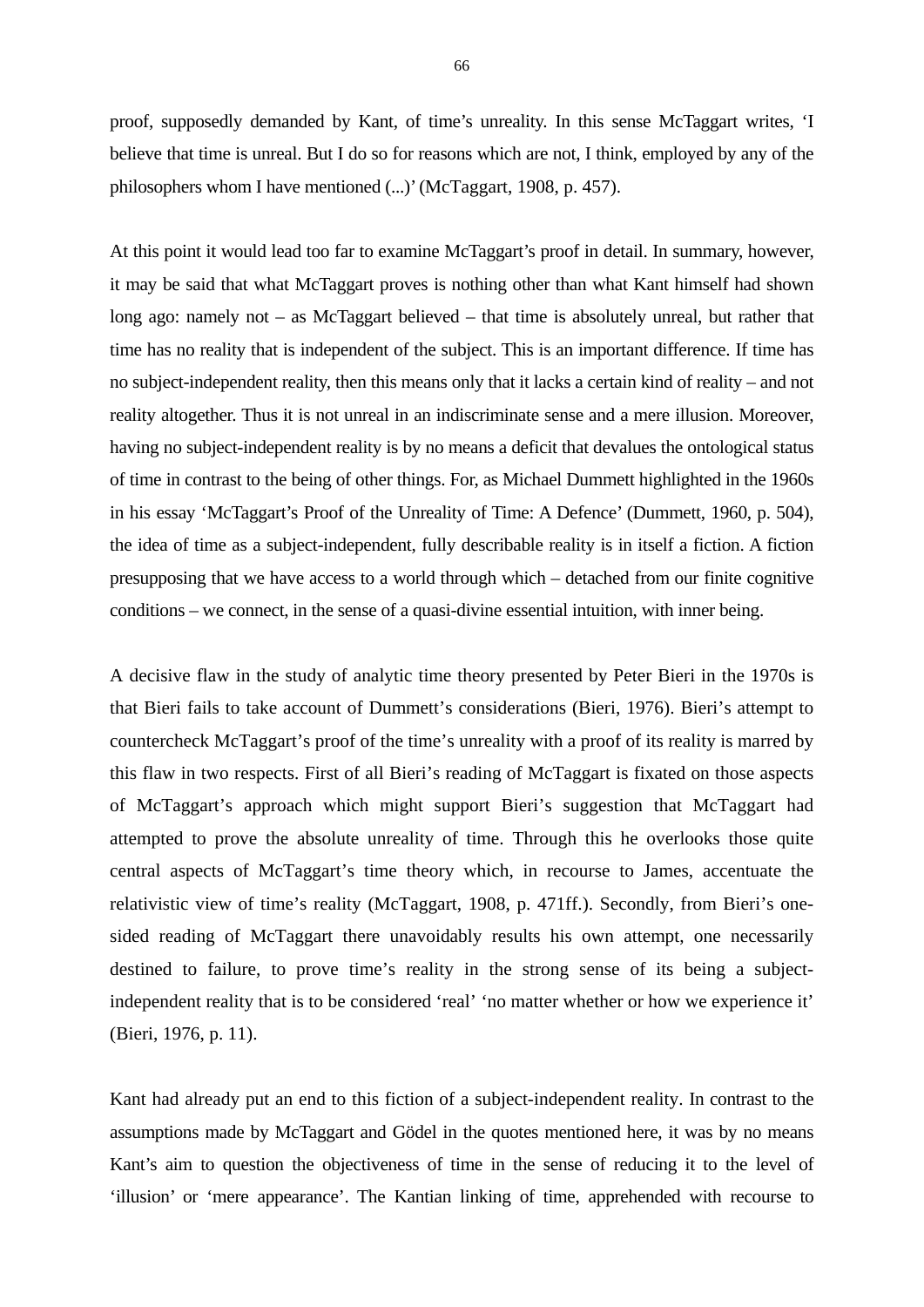proof, supposedly demanded by Kant, of time's unreality. In this sense McTaggart writes, 'I believe that time is unreal. But I do so for reasons which are not, I think, employed by any of the philosophers whom I have mentioned (...)' (McTaggart, 1908, p. 457).

At this point it would lead too far to examine McTaggart's proof in detail. In summary, however, it may be said that what McTaggart proves is nothing other than what Kant himself had shown long ago: namely not – as McTaggart believed – that time is absolutely unreal, but rather that time has no reality that is independent of the subject. This is an important difference. If time has no subject-independent reality, then this means only that it lacks a certain kind of reality – and not reality altogether. Thus it is not unreal in an indiscriminate sense and a mere illusion. Moreover, having no subject-independent reality is by no means a deficit that devalues the ontological status of time in contrast to the being of other things. For, as Michael Dummett highlighted in the 1960s in his essay 'McTaggart's Proof of the Unreality of Time: A Defence' (Dummett, 1960, p. 504), the idea of time as a subject-independent, fully describable reality is in itself a fiction. A fiction presupposing that we have access to a world through which – detached from our finite cognitive conditions – we connect, in the sense of a quasi-divine essential intuition, with inner being.

A decisive flaw in the study of analytic time theory presented by Peter Bieri in the 1970s is that Bieri fails to take account of Dummett's considerations (Bieri, 1976). Bieri's attempt to countercheck McTaggart's proof of the time's unreality with a proof of its reality is marred by this flaw in two respects. First of all Bieri's reading of McTaggart is fixated on those aspects of McTaggart's approach which might support Bieri's suggestion that McTaggart had attempted to prove the absolute unreality of time. Through this he overlooks those quite central aspects of McTaggart's time theory which, in recourse to James, accentuate the relativistic view of time's reality (McTaggart, 1908, p. 471ff.). Secondly, from Bieri's one-sided reading of McTaggart there unavoidably results his own attempt, one necessarily destined to failure, to prove time's reality in the strong sense of its being a subject-independent reality that is to be considered 'real' 'no matter whether or how we experience it' (Bieri, 1976, p. 11).

Kant had already put an end to this fiction of a subject-independent reality. In contrast to the assumptions made by McTaggart and Gödel in the quotes mentioned here, it was by no means Kant's aim to question the objectiveness of time in the sense of reducing it to the level of 'illusion' or 'mere appearance'. The Kantian linking of time, apprehended with recourse to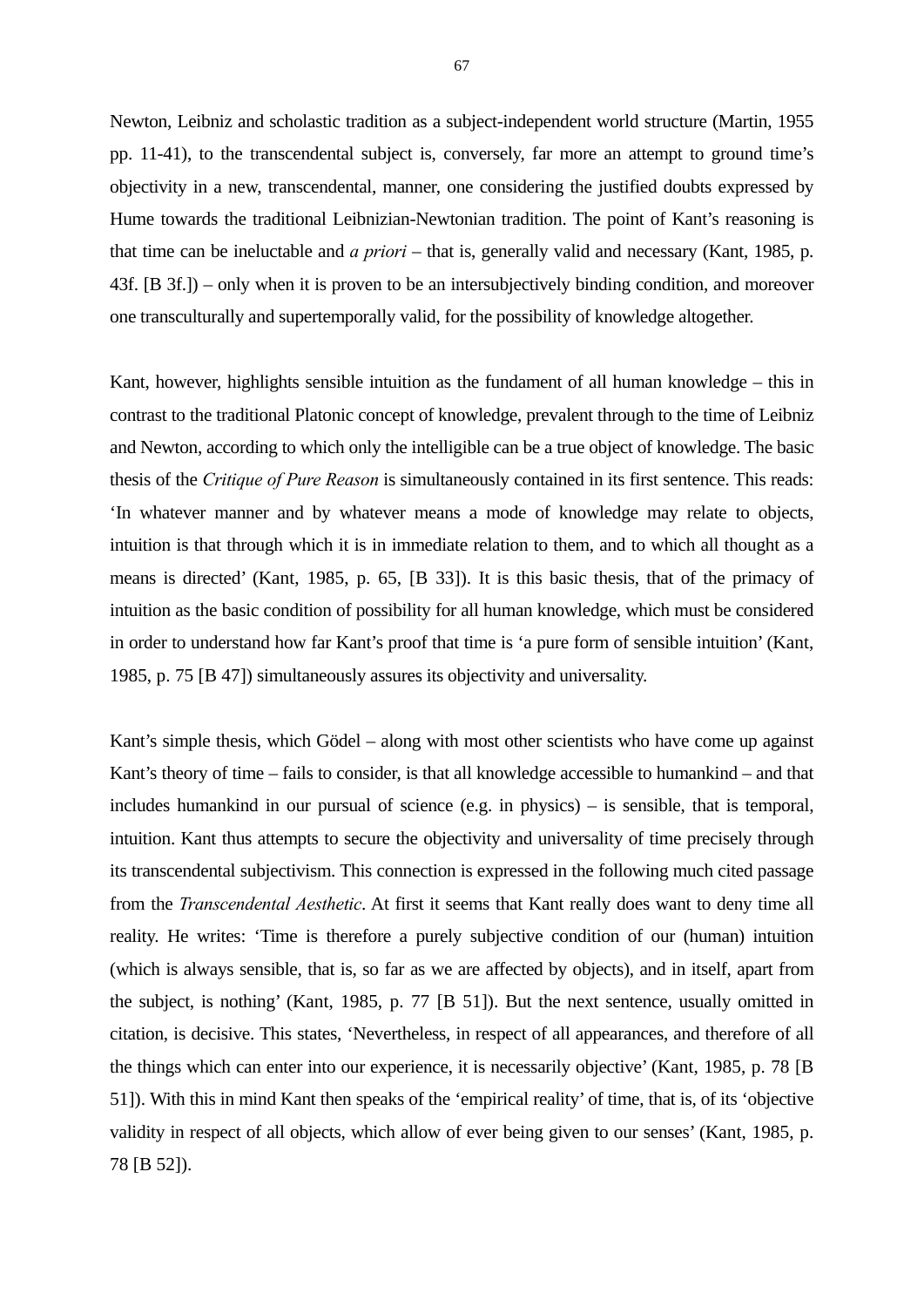Newton, Leibniz and scholastic tradition as a subject-independent world structure (Martin, 1955 pp. 11-41), to the transcendental subject is, conversely, far more an attempt to ground time's objectivity in a new, transcendental, manner, one considering the justified doubts expressed by Hume towards the traditional Leibnizian-Newtonian tradition. The point of Kant's reasoning is that time can be ineluctable and *a priori* – that is, generally valid and necessary (Kant, 1985, p. 43f. [B 3f.]) – only when it is proven to be an intersubjectively binding condition, and moreover one transculturally and supertemporally valid, for the possibility of knowledge altogether.

Kant, however, highlights sensible intuition as the fundament of all human knowledge – this in contrast to the traditional Platonic concept of knowledge, prevalent through to the time of Leibniz and Newton, according to which only the intelligible can be a true object of knowledge. The basic thesis of the *Critique of Pure Reason* is simultaneously contained in its first sentence. This reads: 'In whatever manner and by whatever means a mode of knowledge may relate to objects, intuition is that through which it is in immediate relation to them, and to which all thought as a means is directed' (Kant, 1985, p. 65, [B 33]). It is this basic thesis, that of the primacy of intuition as the basic condition of possibility for all human knowledge, which must be considered in order to understand how far Kant's proof that time is 'a pure form of sensible intuition' (Kant, 1985, p. 75 [B 47]) simultaneously assures its objectivity and universality.

Kant's simple thesis, which Gödel – along with most other scientists who have come up against Kant's theory of time – fails to consider, is that all knowledge accessible to humankind – and that includes humankind in our pursual of science (e.g. in physics) – is sensible, that is temporal, intuition. Kant thus attempts to secure the objectivity and universality of time precisely through its transcendental subjectivism. This connection is expressed in the following much cited passage from the *Transcendental Aesthetic*. At first it seems that Kant really does want to deny time all reality. He writes: 'Time is therefore a purely subjective condition of our (human) intuition (which is always sensible, that is, so far as we are affected by objects), and in itself, apart from the subject, is nothing' (Kant, 1985, p. 77 [B 51]). But the next sentence, usually omitted in citation, is decisive. This states, 'Nevertheless, in respect of all appearances, and therefore of all the things which can enter into our experience, it is necessarily objective' (Kant, 1985, p. 78 [B 51]). With this in mind Kant then speaks of the 'empirical reality' of time, that is, of its 'objective validity in respect of all objects, which allow of ever being given to our senses' (Kant, 1985, p. 78 [B 52]).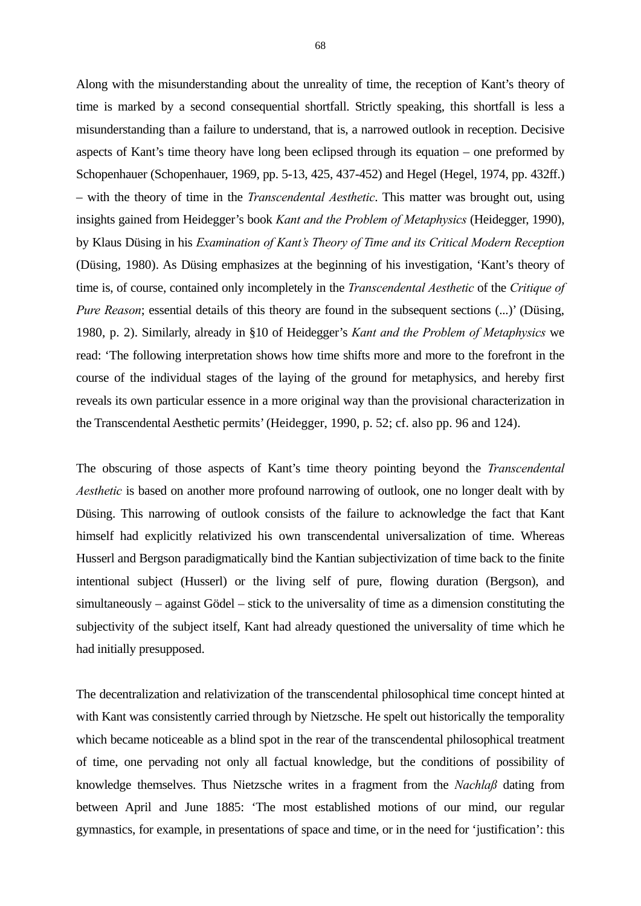Along with the misunderstanding about the unreality of time, the reception of Kant's theory of time is marked by a second consequential shortfall. Strictly speaking, this shortfall is less a misunderstanding than a failure to understand, that is, a narrowed outlook in reception. Decisive aspects of Kant's time theory have long been eclipsed through its equation – one preformed by Schopenhauer (Schopenhauer, 1969, pp. 5-13, 425, 437-452) and Hegel (Hegel, 1974, pp. 432ff.) – with the theory of time in the *Transcendental Aesthetic*. This matter was brought out, using insights gained from Heidegger's book *Kant and the Problem of Metaphysics* (Heidegger, 1990), by Klaus Düsing in his *Examination of Kant's Theory of Time and its Critical Modern Reception* (Düsing, 1980). As Düsing emphasizes at the beginning of his investigation, 'Kant's theory of time is, of course, contained only incompletely in the *Transcendental Aesthetic* of the *Critique of Pure Reason*; essential details of this theory are found in the subsequent sections (...)' (Düsing, 1980, p. 2). Similarly, already in §10 of Heidegger's *Kant and the Problem of Metaphysics* we read: 'The following interpretation shows how time shifts more and more to the forefront in the course of the individual stages of the laying of the ground for metaphysics, and hereby first reveals its own particular essence in a more original way than the provisional characterization in the Transcendental Aesthetic permits' (Heidegger, 1990, p. 52; cf. also pp. 96 and 124).

The obscuring of those aspects of Kant's time theory pointing beyond the *Transcendental Aesthetic* is based on another more profound narrowing of outlook, one no longer dealt with by Düsing. This narrowing of outlook consists of the failure to acknowledge the fact that Kant himself had explicitly relativized his own transcendental universalization of time. Whereas Husserl and Bergson paradigmatically bind the Kantian subjectivization of time back to the finite intentional subject (Husserl) or the living self of pure, flowing duration (Bergson), and simultaneously – against Gödel – stick to the universality of time as a dimension constituting the subjectivity of the subject itself, Kant had already questioned the universality of time which he had initially presupposed.

The decentralization and relativization of the transcendental philosophical time concept hinted at with Kant was consistently carried through by Nietzsche. He spelt out historically the temporality which became noticeable as a blind spot in the rear of the transcendental philosophical treatment of time, one pervading not only all factual knowledge, but the conditions of possibility of knowledge themselves. Thus Nietzsche writes in a fragment from the *Nachlaß* dating from between April and June 1885: 'The most established motions of our mind, our regular gymnastics, for example, in presentations of space and time, or in the need for 'justification': this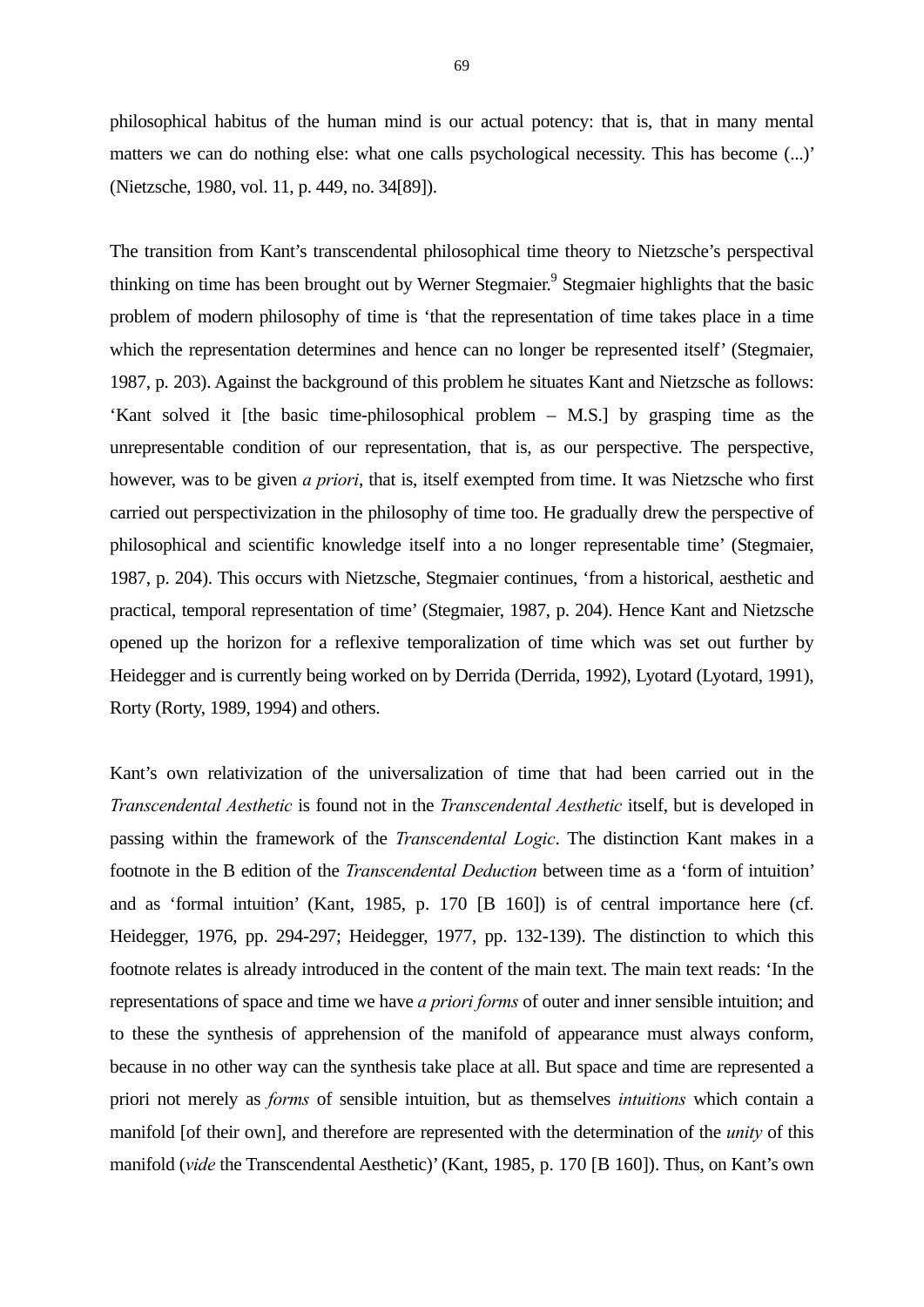philosophical habitus of the human mind is our actual potency: that is, that in many mental matters we can do nothing else: what one calls psychological necessity. This has become (...)' (Nietzsche, 1980, vol. 11, p. 449, no. 34[89]).

The transition from Kant's transcendental philosophical time theory to Nietzsche's perspectival thinking on time has been brought out by Werner Stegmaier.[9] Stegmaier highlights that the basic problem of modern philosophy of time is 'that the representation of time takes place in a time which the representation determines and hence can no longer be represented itself' (Stegmaier, 1987, p. 203). Against the background of this problem he situates Kant and Nietzsche as follows: 'Kant solved it [the basic time-philosophical problem – M.S.] by grasping time as the unrepresentable condition of our representation, that is, as our perspective. The perspective, however, was to be given *a priori*, that is, itself exempted from time. It was Nietzsche who first carried out perspectivization in the philosophy of time too. He gradually drew the perspective of philosophical and scientific knowledge itself into a no longer representable time' (Stegmaier, 1987, p. 204). This occurs with Nietzsche, Stegmaier continues, 'from a historical, aesthetic and practical, temporal representation of time' (Stegmaier, 1987, p. 204). Hence Kant and Nietzsche opened up the horizon for a reflexive temporalization of time which was set out further by Heidegger and is currently being worked on by Derrida (Derrida, 1992), Lyotard (Lyotard, 1991), Rorty (Rorty, 1989, 1994) and others.

Kant's own relativization of the universalization of time that had been carried out in the *Transcendental Aesthetic* is found not in the *Transcendental Aesthetic* itself, but is developed in passing within the framework of the *Transcendental Logic*. The distinction Kant makes in a footnote in the B edition of the *Transcendental Deduction* between time as a 'form of intuition' and as 'formal intuition' (Kant, 1985, p. 170 [B 160]) is of central importance here (cf. Heidegger, 1976, pp. 294-297; Heidegger, 1977, pp. 132-139). The distinction to which this footnote relates is already introduced in the content of the main text. The main text reads: 'In the representations of space and time we have *a priori forms* of outer and inner sensible intuition; and to these the synthesis of apprehension of the manifold of appearance must always conform, because in no other way can the synthesis take place at all. But space and time are represented a priori not merely as *forms* of sensible intuition, but as themselves *intuitions* which contain a manifold [of their own], and therefore are represented with the determination of the *unity* of this manifold (*vide* the Transcendental Aesthetic)' (Kant, 1985, p. 170 [B 160]). Thus, on Kant's own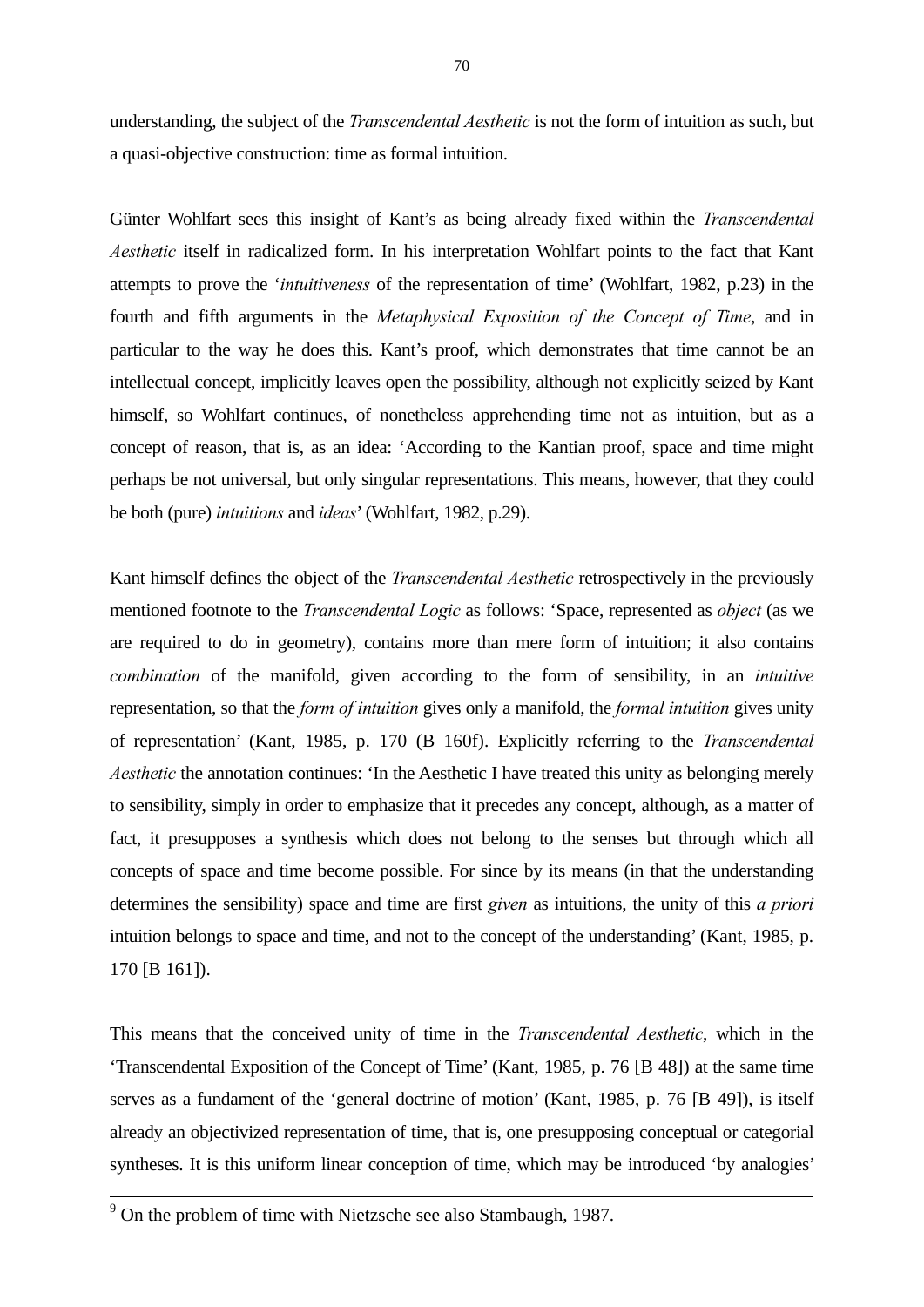understanding, the subject of the *Transcendental Aesthetic* is not the form of intuition as such, but a quasi-objective construction: time as formal intuition.

Günter Wohlfart sees this insight of Kant's as being already fixed within the *Transcendental Aesthetic* itself in radicalized form. In his interpretation Wohlfart points to the fact that Kant attempts to prove the '*intuitiveness* of the representation of time' (Wohlfart, 1982, p.23) in the fourth and fifth arguments in the *Metaphysical Exposition of the Concept of Time*, and in particular to the way he does this. Kant's proof, which demonstrates that time cannot be an intellectual concept, implicitly leaves open the possibility, although not explicitly seized by Kant himself, so Wohlfart continues, of nonetheless apprehending time not as intuition, but as a concept of reason, that is, as an idea: 'According to the Kantian proof, space and time might perhaps be not universal, but only singular representations. This means, however, that they could be both (pure) *intuitions* and *ideas*' (Wohlfart, 1982, p.29).

Kant himself defines the object of the *Transcendental Aesthetic* retrospectively in the previously mentioned footnote to the *Transcendental Logic* as follows: 'Space, represented as *object* (as we are required to do in geometry), contains more than mere form of intuition; it also contains *combination* of the manifold, given according to the form of sensibility, in an *intuitive* representation, so that the *form of intuition* gives only a manifold, the *formal intuition* gives unity of representation' (Kant, 1985, p. 170 (B 160f). Explicitly referring to the *Transcendental Aesthetic* the annotation continues: 'In the Aesthetic I have treated this unity as belonging merely to sensibility, simply in order to emphasize that it precedes any concept, although, as a matter of fact, it presupposes a synthesis which does not belong to the senses but through which all concepts of space and time become possible. For since by its means (in that the understanding determines the sensibility) space and time are first *given* as intuitions, the unity of this *a priori* intuition belongs to space and time, and not to the concept of the understanding' (Kant, 1985, p. 170 [B 161]).

This means that the conceived unity of time in the *Transcendental Aesthetic*, which in the 'Transcendental Exposition of the Concept of Time' (Kant, 1985, p. 76 [B 48]) at the same time serves as a fundament of the 'general doctrine of motion' (Kant, 1985, p. 76 [B 49]), is itself already an objectivized representation of time, that is, one presupposing conceptual or categorial syntheses. It is this uniform linear conception of time, which may be introduced 'by analogies'

[9] On the problem of time with Nietzsche see also Stambaugh, 1987.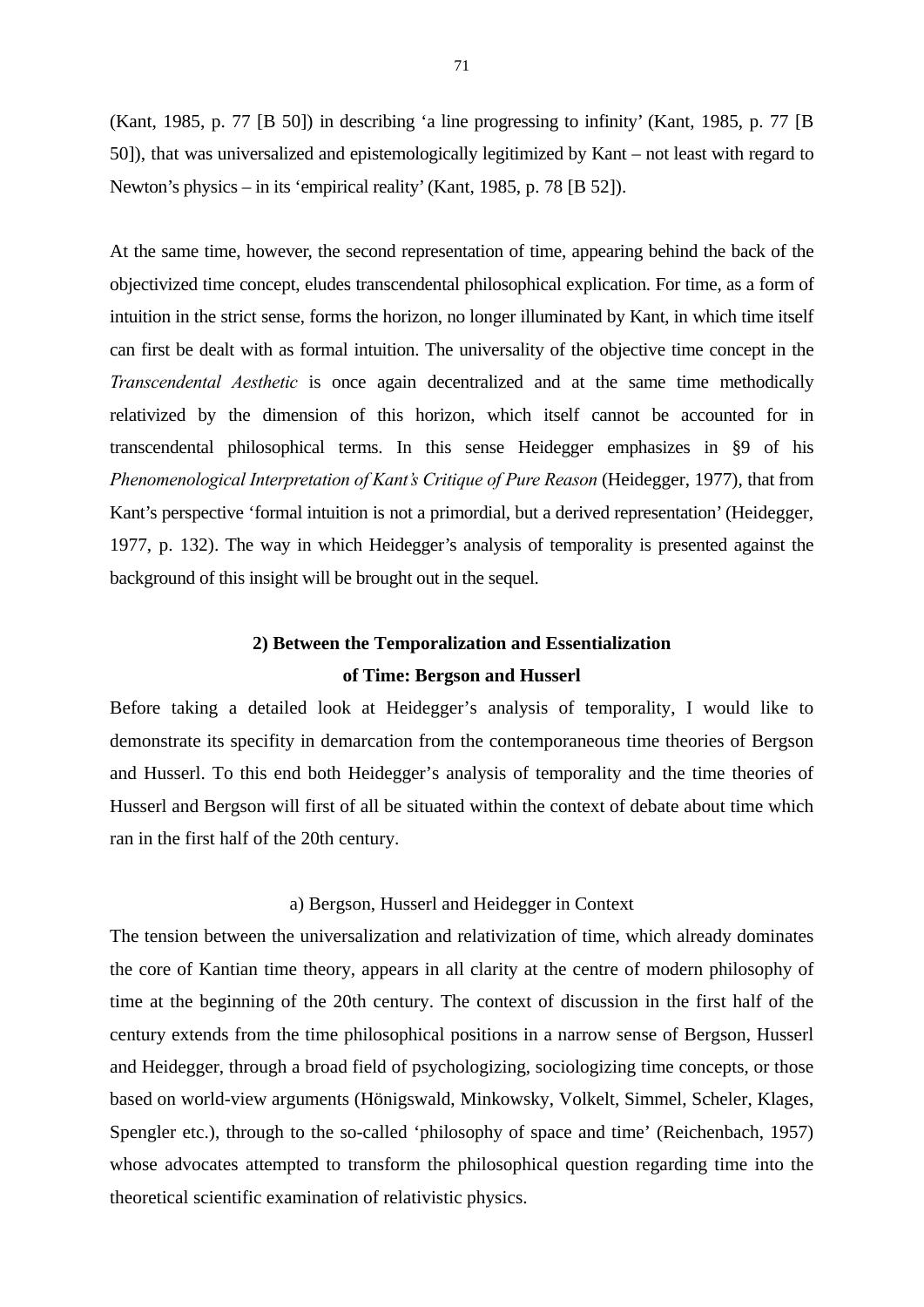(Kant, 1985, p. 77 [B 50]) in describing 'a line progressing to infinity' (Kant, 1985, p. 77 [B 50]), that was universalized and epistemologically legitimized by Kant – not least with regard to Newton's physics – in its 'empirical reality' (Kant, 1985, p. 78 [B 52]).

At the same time, however, the second representation of time, appearing behind the back of the objectivized time concept, eludes transcendental philosophical explication. For time, as a form of intuition in the strict sense, forms the horizon, no longer illuminated by Kant, in which time itself can first be dealt with as formal intuition. The universality of the objective time concept in the *Transcendental Aesthetic* is once again decentralized and at the same time methodically relativized by the dimension of this horizon, which itself cannot be accounted for in transcendental philosophical terms. In this sense Heidegger emphasizes in §9 of his *Phenomenological Interpretation of Kant's Critique of Pure Reason* (Heidegger, 1977), that from Kant's perspective 'formal intuition is not a primordial, but a derived representation' (Heidegger, 1977, p. 132). The way in which Heidegger's analysis of temporality is presented against the background of this insight will be brought out in the sequel.

## 2) Between the Temporalization and Essentialization of Time: Bergson and Husserl

Before taking a detailed look at Heidegger's analysis of temporality, I would like to demonstrate its specifity in demarcation from the contemporaneous time theories of Bergson and Husserl. To this end both Heidegger's analysis of temporality and the time theories of Husserl and Bergson will first of all be situated within the context of debate about time which ran in the first half of the 20th century.

### a) Bergson, Husserl and Heidegger in Context

The tension between the universalization and relativization of time, which already dominates the core of Kantian time theory, appears in all clarity at the centre of modern philosophy of time at the beginning of the 20th century. The context of discussion in the first half of the century extends from the time philosophical positions in a narrow sense of Bergson, Husserl and Heidegger, through a broad field of psychologizing, sociologizing time concepts, or those based on world-view arguments (Hönigswald, Minkowsky, Volkelt, Simmel, Scheler, Klages, Spengler etc.), through to the so-called 'philosophy of space and time' (Reichenbach, 1957) whose advocates attempted to transform the philosophical question regarding time into the theoretical scientific examination of relativistic physics.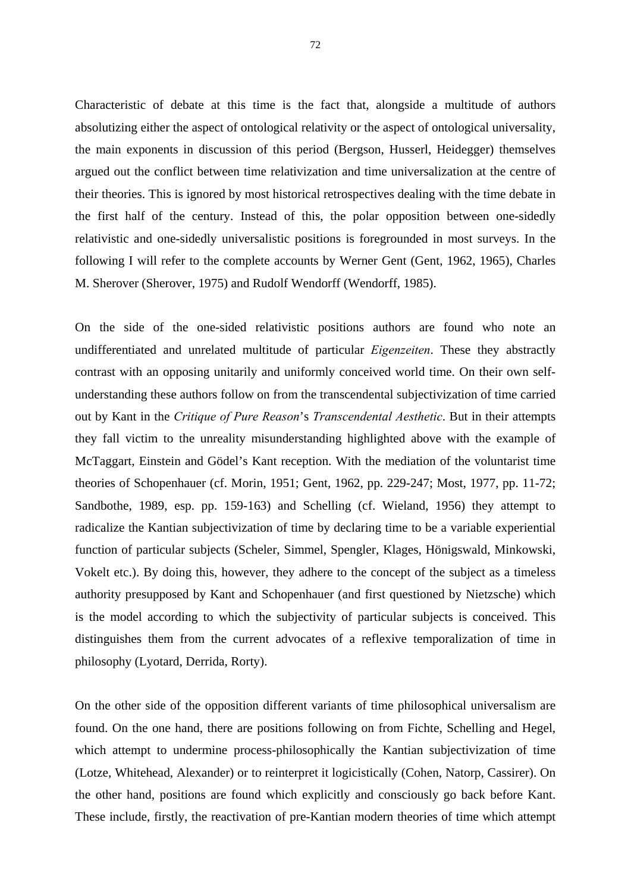Characteristic of debate at this time is the fact that, alongside a multitude of authors absolutizing either the aspect of ontological relativity or the aspect of ontological universality, the main exponents in discussion of this period (Bergson, Husserl, Heidegger) themselves argued out the conflict between time relativization and time universalization at the centre of their theories. This is ignored by most historical retrospectives dealing with the time debate in the first half of the century. Instead of this, the polar opposition between one-sidedly relativistic and one-sidedly universalistic positions is foregrounded in most surveys. In the following I will refer to the complete accounts by Werner Gent (Gent, 1962, 1965), Charles M. Sherover (Sherover, 1975) and Rudolf Wendorff (Wendorff, 1985).

On the side of the one-sided relativistic positions authors are found who note an undifferentiated and unrelated multitude of particular *Eigenzeiten*. These they abstractly contrast with an opposing unitarily and uniformly conceived world time. On their own self-understanding these authors follow on from the transcendental subjectivization of time carried out by Kant in the *Critique of Pure Reason*'s *Transcendental Aesthetic*. But in their attempts they fall victim to the unreality misunderstanding highlighted above with the example of McTaggart, Einstein and Gödel's Kant reception. With the mediation of the voluntarist time theories of Schopenhauer (cf. Morin, 1951; Gent, 1962, pp. 229-247; Most, 1977, pp. 11-72; Sandbothe, 1989, esp. pp. 159-163) and Schelling (cf. Wieland, 1956) they attempt to radicalize the Kantian subjectivization of time by declaring time to be a variable experiential function of particular subjects (Scheler, Simmel, Spengler, Klages, Hönigswald, Minkowski, Vokelt etc.). By doing this, however, they adhere to the concept of the subject as a timeless authority presupposed by Kant and Schopenhauer (and first questioned by Nietzsche) which is the model according to which the subjectivity of particular subjects is conceived. This distinguishes them from the current advocates of a reflexive temporalization of time in philosophy (Lyotard, Derrida, Rorty).

On the other side of the opposition different variants of time philosophical universalism are found. On the one hand, there are positions following on from Fichte, Schelling and Hegel, which attempt to undermine process-philosophically the Kantian subjectivization of time (Lotze, Whitehead, Alexander) or to reinterpret it logicistically (Cohen, Natorp, Cassirer). On the other hand, positions are found which explicitly and consciously go back before Kant. These include, firstly, the reactivation of pre-Kantian modern theories of time which attempt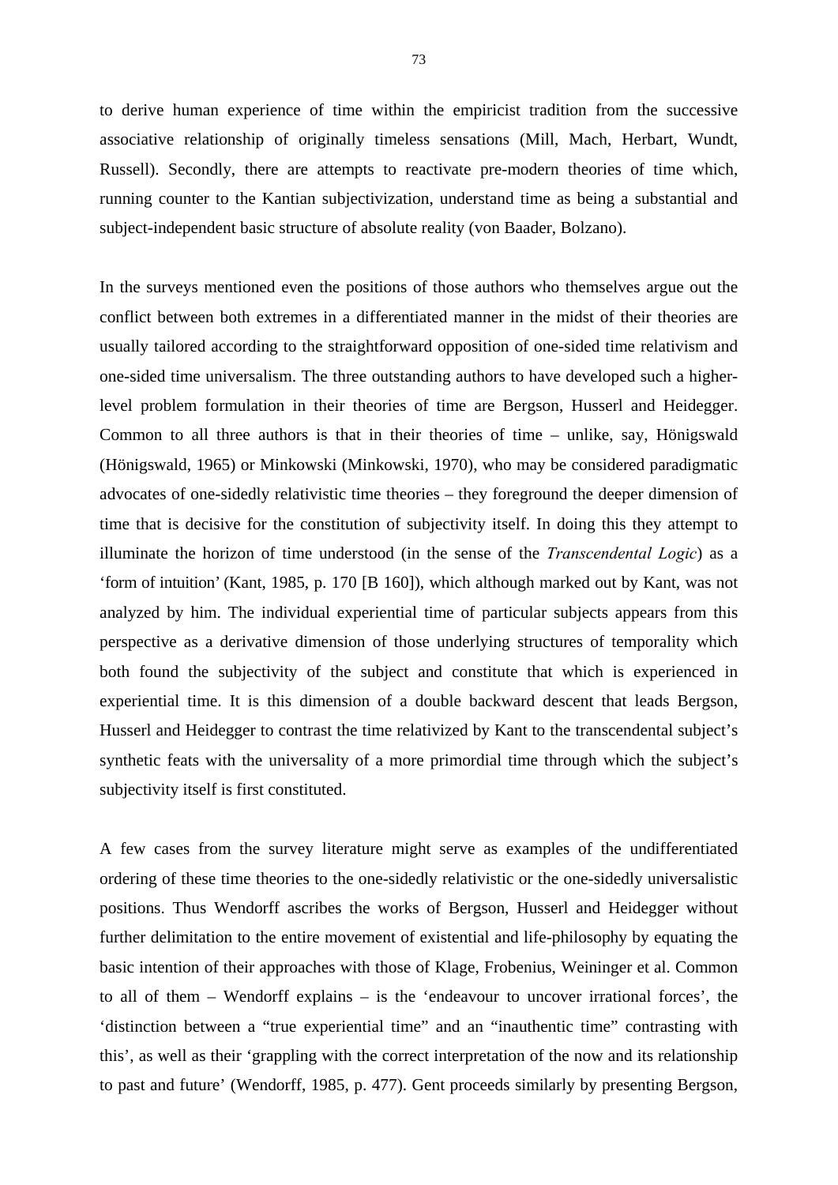to derive human experience of time within the empiricist tradition from the successive associative relationship of originally timeless sensations (Mill, Mach, Herbart, Wundt, Russell). Secondly, there are attempts to reactivate pre-modern theories of time which, running counter to the Kantian subjectivization, understand time as being a substantial and subject-independent basic structure of absolute reality (von Baader, Bolzano).

In the surveys mentioned even the positions of those authors who themselves argue out the conflict between both extremes in a differentiated manner in the midst of their theories are usually tailored according to the straightforward opposition of one-sided time relativism and one-sided time universalism. The three outstanding authors to have developed such a higher-level problem formulation in their theories of time are Bergson, Husserl and Heidegger. Common to all three authors is that in their theories of time – unlike, say, Hönigswald (Hönigswald, 1965) or Minkowski (Minkowski, 1970), who may be considered paradigmatic advocates of one-sidedly relativistic time theories – they foreground the deeper dimension of time that is decisive for the constitution of subjectivity itself. In doing this they attempt to illuminate the horizon of time understood (in the sense of the *Transcendental Logic*) as a 'form of intuition' (Kant, 1985, p. 170 [B 160]), which although marked out by Kant, was not analyzed by him. The individual experiential time of particular subjects appears from this perspective as a derivative dimension of those underlying structures of temporality which both found the subjectivity of the subject and constitute that which is experienced in experiential time. It is this dimension of a double backward descent that leads Bergson, Husserl and Heidegger to contrast the time relativized by Kant to the transcendental subject's synthetic feats with the universality of a more primordial time through which the subject's subjectivity itself is first constituted.

A few cases from the survey literature might serve as examples of the undifferentiated ordering of these time theories to the one-sidedly relativistic or the one-sidedly universalistic positions. Thus Wendorff ascribes the works of Bergson, Husserl and Heidegger without further delimitation to the entire movement of existential and life-philosophy by equating the basic intention of their approaches with those of Klage, Frobenius, Weininger et al. Common to all of them – Wendorff explains – is the 'endeavour to uncover irrational forces', the 'distinction between a "true experiential time" and an "inauthentic time" contrasting with this', as well as their 'grappling with the correct interpretation of the now and its relationship to past and future' (Wendorff, 1985, p. 477). Gent proceeds similarly by presenting Bergson,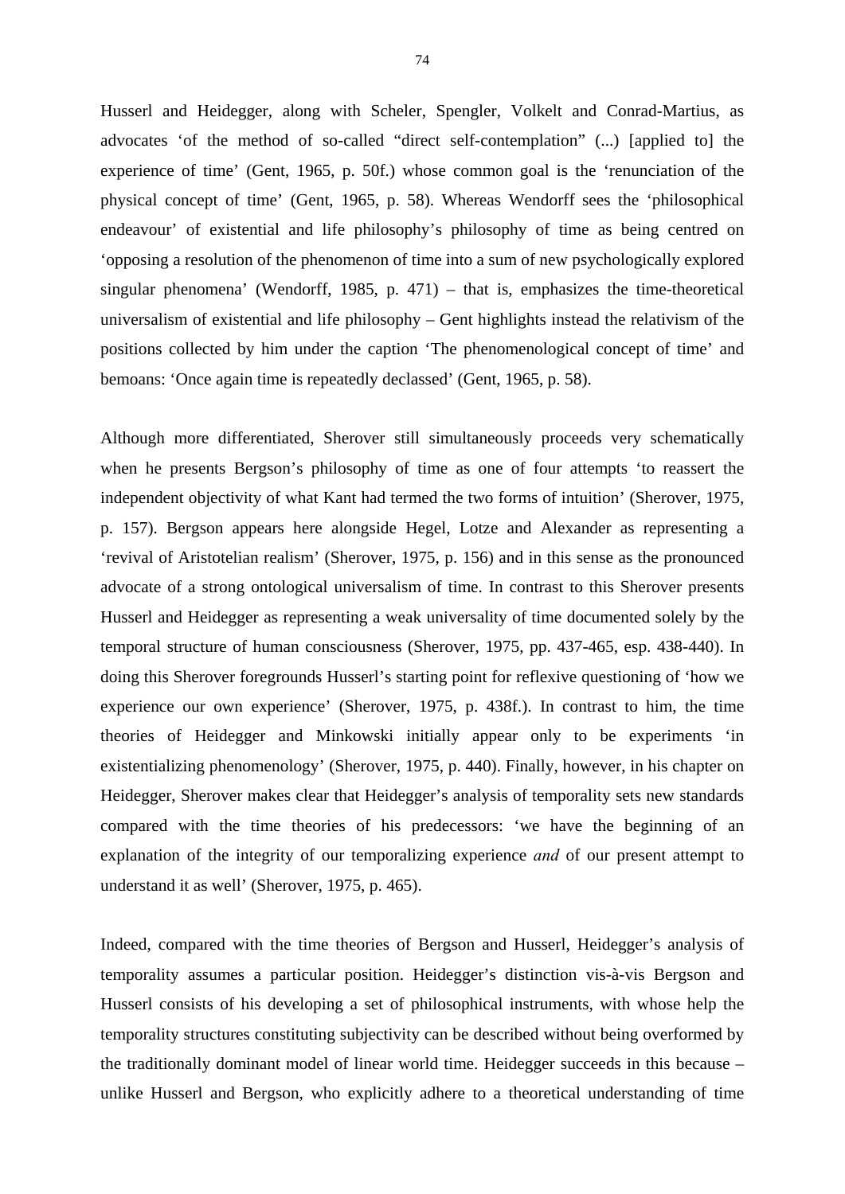Husserl and Heidegger, along with Scheler, Spengler, Volkelt and Conrad-Martius, as advocates 'of the method of so-called "direct self-contemplation" (...) [applied to] the experience of time' (Gent, 1965, p. 50f.) whose common goal is the 'renunciation of the physical concept of time' (Gent, 1965, p. 58). Whereas Wendorff sees the 'philosophical endeavour' of existential and life philosophy's philosophy of time as being centred on 'opposing a resolution of the phenomenon of time into a sum of new psychologically explored singular phenomena' (Wendorff, 1985, p. 471) – that is, emphasizes the time-theoretical universalism of existential and life philosophy – Gent highlights instead the relativism of the positions collected by him under the caption 'The phenomenological concept of time' and bemoans: 'Once again time is repeatedly declassed' (Gent, 1965, p. 58).

Although more differentiated, Sherover still simultaneously proceeds very schematically when he presents Bergson's philosophy of time as one of four attempts 'to reassert the independent objectivity of what Kant had termed the two forms of intuition' (Sherover, 1975, p. 157). Bergson appears here alongside Hegel, Lotze and Alexander as representing a 'revival of Aristotelian realism' (Sherover, 1975, p. 156) and in this sense as the pronounced advocate of a strong ontological universalism of time. In contrast to this Sherover presents Husserl and Heidegger as representing a weak universality of time documented solely by the temporal structure of human consciousness (Sherover, 1975, pp. 437-465, esp. 438-440). In doing this Sherover foregrounds Husserl's starting point for reflexive questioning of 'how we experience our own experience' (Sherover, 1975, p. 438f.). In contrast to him, the time theories of Heidegger and Minkowski initially appear only to be experiments 'in existentializing phenomenology' (Sherover, 1975, p. 440). Finally, however, in his chapter on Heidegger, Sherover makes clear that Heidegger's analysis of temporality sets new standards compared with the time theories of his predecessors: 'we have the beginning of an explanation of the integrity of our temporalizing experience *and* of our present attempt to understand it as well' (Sherover, 1975, p. 465).

Indeed, compared with the time theories of Bergson and Husserl, Heidegger's analysis of temporality assumes a particular position. Heidegger's distinction vis-à-vis Bergson and Husserl consists of his developing a set of philosophical instruments, with whose help the temporality structures constituting subjectivity can be described without being overformed by the traditionally dominant model of linear world time. Heidegger succeeds in this because – unlike Husserl and Bergson, who explicitly adhere to a theoretical understanding of time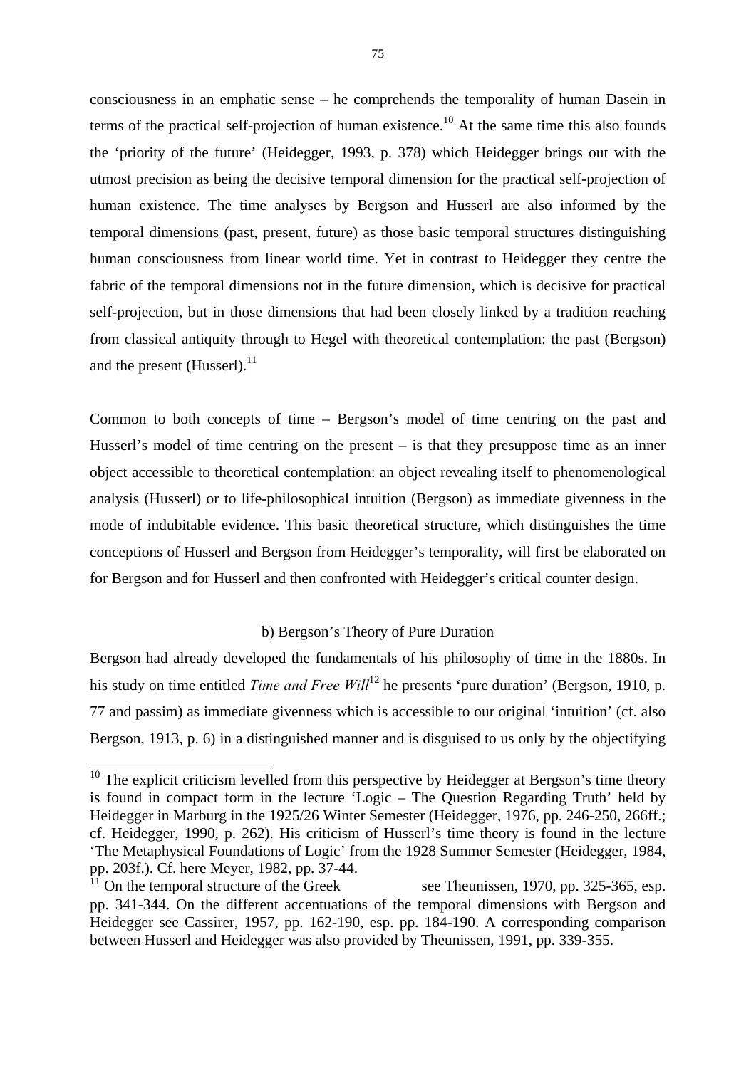consciousness in an emphatic sense – he comprehends the temporality of human Dasein in terms of the practical self-projection of human existence.[10] At the same time this also founds the 'priority of the future' (Heidegger, 1993, p. 378) which Heidegger brings out with the utmost precision as being the decisive temporal dimension for the practical self-projection of human existence. The time analyses by Bergson and Husserl are also informed by the temporal dimensions (past, present, future) as those basic temporal structures distinguishing human consciousness from linear world time. Yet in contrast to Heidegger they centre the fabric of the temporal dimensions not in the future dimension, which is decisive for practical self-projection, but in those dimensions that had been closely linked by a tradition reaching from classical antiquity through to Hegel with theoretical contemplation: the past (Bergson) and the present (Husserl).[11]

Common to both concepts of time – Bergson's model of time centring on the past and Husserl's model of time centring on the present – is that they presuppose time as an inner object accessible to theoretical contemplation: an object revealing itself to phenomenological analysis (Husserl) or to life-philosophical intuition (Bergson) as immediate givenness in the mode of indubitable evidence. This basic theoretical structure, which distinguishes the time conceptions of Husserl and Bergson from Heidegger's temporality, will first be elaborated on for Bergson and for Husserl and then confronted with Heidegger's critical counter design.

### b) Bergson's Theory of Pure Duration

Bergson had already developed the fundamentals of his philosophy of time in the 1880s. In his study on time entitled *Time and Free Will*[12] he presents 'pure duration' (Bergson, 1910, p. 77 and passim) as immediate givenness which is accessible to our original 'intuition' (cf. also Bergson, 1913, p. 6) in a distinguished manner and is disguised to us only by the objectifying

---

[10] The explicit criticism levelled from this perspective by Heidegger at Bergson's time theory is found in compact form in the lecture 'Logic – The Question Regarding Truth' held by Heidegger in Marburg in the 1925/26 Winter Semester (Heidegger, 1976, pp. 246-250, 266ff.; cf. Heidegger, 1990, p. 262). His criticism of Husserl's time theory is found in the lecture 'The Metaphysical Foundations of Logic' from the 1928 Summer Semester (Heidegger, 1984, pp. 203f.). Cf. here Meyer, 1982, pp. 37-44.

[11] On the temporal structure of the Greek see Theunissen, 1970, pp. 325-365, esp. pp. 341-344. On the different accentuations of the temporal dimensions with Bergson and Heidegger see Cassirer, 1957, pp. 162-190, esp. pp. 184-190. A corresponding comparison between Husserl and Heidegger was also provided by Theunissen, 1991, pp. 339-355.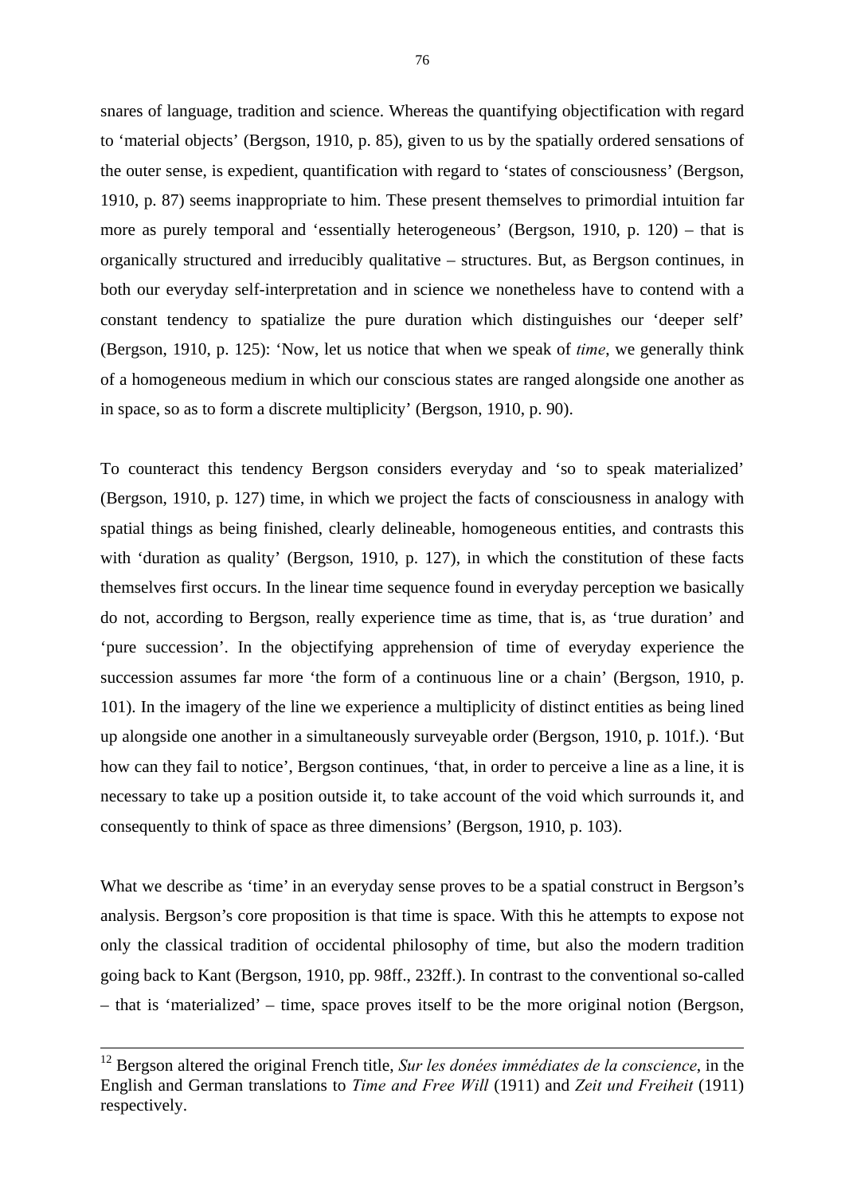snares of language, tradition and science. Whereas the quantifying objectification with regard to 'material objects' (Bergson, 1910, p. 85), given to us by the spatially ordered sensations of the outer sense, is expedient, quantification with regard to 'states of consciousness' (Bergson, 1910, p. 87) seems inappropriate to him. These present themselves to primordial intuition far more as purely temporal and 'essentially heterogeneous' (Bergson, 1910, p. 120) – that is organically structured and irreducibly qualitative – structures. But, as Bergson continues, in both our everyday self-interpretation and in science we nonetheless have to contend with a constant tendency to spatialize the pure duration which distinguishes our 'deeper self' (Bergson, 1910, p. 125): 'Now, let us notice that when we speak of *time*, we generally think of a homogeneous medium in which our conscious states are ranged alongside one another as in space, so as to form a discrete multiplicity' (Bergson, 1910, p. 90).

To counteract this tendency Bergson considers everyday and 'so to speak materialized' (Bergson, 1910, p. 127) time, in which we project the facts of consciousness in analogy with spatial things as being finished, clearly delineable, homogeneous entities, and contrasts this with 'duration as quality' (Bergson, 1910, p. 127), in which the constitution of these facts themselves first occurs. In the linear time sequence found in everyday perception we basically do not, according to Bergson, really experience time as time, that is, as 'true duration' and 'pure succession'. In the objectifying apprehension of time of everyday experience the succession assumes far more 'the form of a continuous line or a chain' (Bergson, 1910, p. 101). In the imagery of the line we experience a multiplicity of distinct entities as being lined up alongside one another in a simultaneously surveyable order (Bergson, 1910, p. 101f.). 'But how can they fail to notice', Bergson continues, 'that, in order to perceive a line as a line, it is necessary to take up a position outside it, to take account of the void which surrounds it, and consequently to think of space as three dimensions' (Bergson, 1910, p. 103).

What we describe as 'time' in an everyday sense proves to be a spatial construct in Bergson's analysis. Bergson's core proposition is that time is space. With this he attempts to expose not only the classical tradition of occidental philosophy of time, but also the modern tradition going back to Kant (Bergson, 1910, pp. 98ff., 232ff.). In contrast to the conventional so-called – that is 'materialized' – time, space proves itself to be the more original notion (Bergson,

---

[12] Bergson altered the original French title, *Sur les donées immédiates de la conscience*, in the English and German translations to *Time and Free Will* (1911) and *Zeit und Freiheit* (1911) respectively.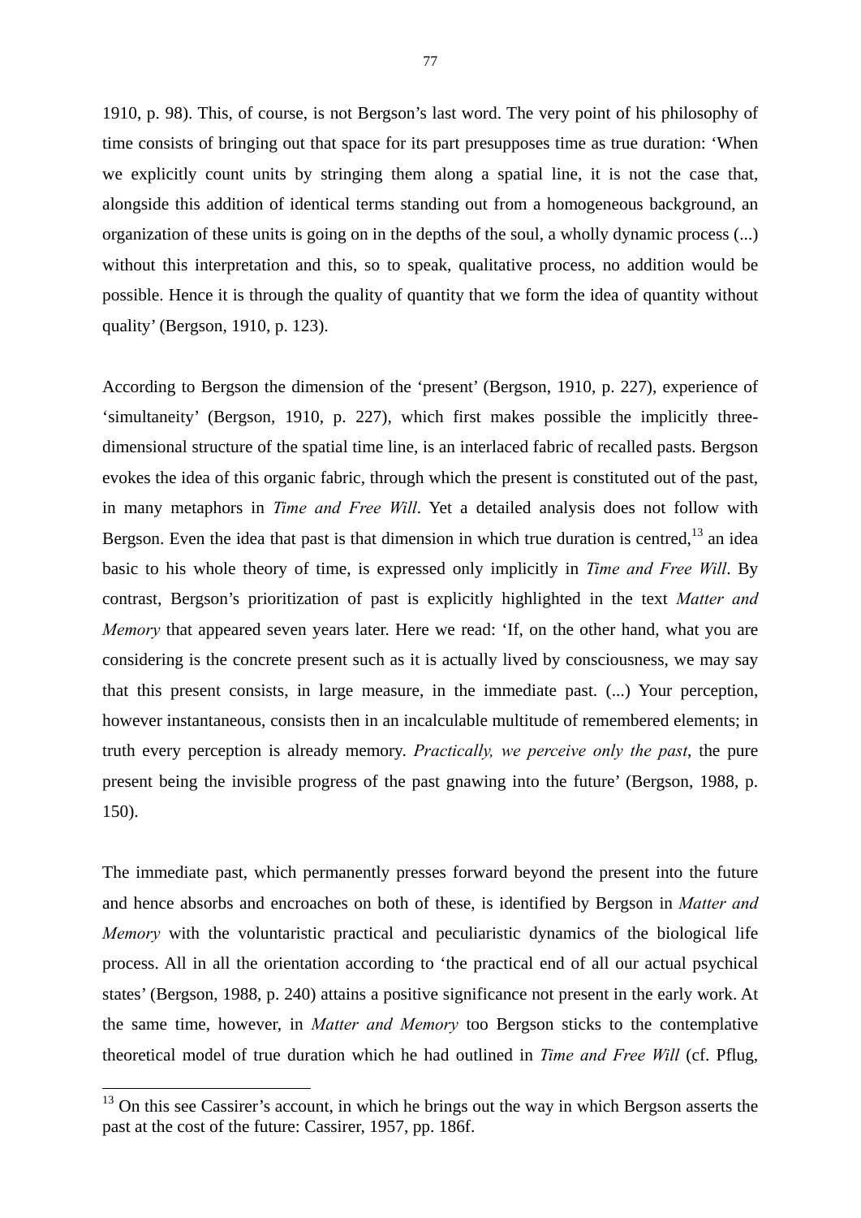1910, p. 98). This, of course, is not Bergson's last word. The very point of his philosophy of time consists of bringing out that space for its part presupposes time as true duration: 'When we explicitly count units by stringing them along a spatial line, it is not the case that, alongside this addition of identical terms standing out from a homogeneous background, an organization of these units is going on in the depths of the soul, a wholly dynamic process (...) without this interpretation and this, so to speak, qualitative process, no addition would be possible. Hence it is through the quality of quantity that we form the idea of quantity without quality' (Bergson, 1910, p. 123).

According to Bergson the dimension of the 'present' (Bergson, 1910, p. 227), experience of 'simultaneity' (Bergson, 1910, p. 227), which first makes possible the implicitly three-dimensional structure of the spatial time line, is an interlaced fabric of recalled pasts. Bergson evokes the idea of this organic fabric, through which the present is constituted out of the past, in many metaphors in *Time and Free Will*. Yet a detailed analysis does not follow with Bergson. Even the idea that past is that dimension in which true duration is centred,[13] an idea basic to his whole theory of time, is expressed only implicitly in *Time and Free Will*. By contrast, Bergson's prioritization of past is explicitly highlighted in the text *Matter and Memory* that appeared seven years later. Here we read: 'If, on the other hand, what you are considering is the concrete present such as it is actually lived by consciousness, we may say that this present consists, in large measure, in the immediate past. (...) Your perception, however instantaneous, consists then in an incalculable multitude of remembered elements; in truth every perception is already memory. *Practically, we perceive only the past*, the pure present being the invisible progress of the past gnawing into the future' (Bergson, 1988, p. 150).

The immediate past, which permanently presses forward beyond the present into the future and hence absorbs and encroaches on both of these, is identified by Bergson in *Matter and Memory* with the voluntaristic practical and peculiaristic dynamics of the biological life process. All in all the orientation according to 'the practical end of all our actual psychical states' (Bergson, 1988, p. 240) attains a positive significance not present in the early work. At the same time, however, in *Matter and Memory* too Bergson sticks to the contemplative theoretical model of true duration which he had outlined in *Time and Free Will* (cf. Pflug,

[13] On this see Cassirer's account, in which he brings out the way in which Bergson asserts the past at the cost of the future: Cassirer, 1957, pp. 186f.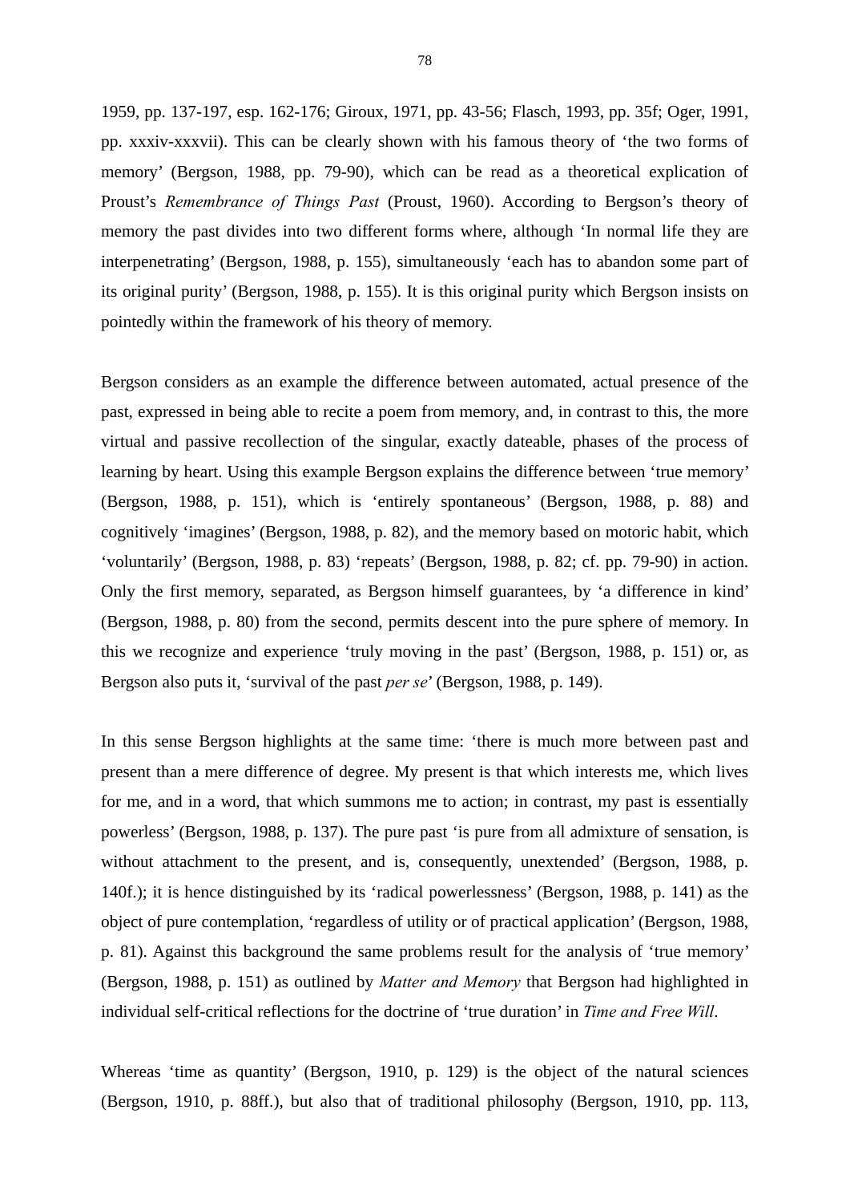1959, pp. 137-197, esp. 162-176; Giroux, 1971, pp. 43-56; Flasch, 1993, pp. 35f; Oger, 1991, pp. xxxiv-xxxvii). This can be clearly shown with his famous theory of 'the two forms of memory' (Bergson, 1988, pp. 79-90), which can be read as a theoretical explication of Proust's *Remembrance of Things Past* (Proust, 1960). According to Bergson's theory of memory the past divides into two different forms where, although 'In normal life they are interpenetrating' (Bergson, 1988, p. 155), simultaneously 'each has to abandon some part of its original purity' (Bergson, 1988, p. 155). It is this original purity which Bergson insists on pointedly within the framework of his theory of memory.

Bergson considers as an example the difference between automated, actual presence of the past, expressed in being able to recite a poem from memory, and, in contrast to this, the more virtual and passive recollection of the singular, exactly dateable, phases of the process of learning by heart. Using this example Bergson explains the difference between 'true memory' (Bergson, 1988, p. 151), which is 'entirely spontaneous' (Bergson, 1988, p. 88) and cognitively 'imagines' (Bergson, 1988, p. 82), and the memory based on motoric habit, which 'voluntarily' (Bergson, 1988, p. 83) 'repeats' (Bergson, 1988, p. 82; cf. pp. 79-90) in action. Only the first memory, separated, as Bergson himself guarantees, by 'a difference in kind' (Bergson, 1988, p. 80) from the second, permits descent into the pure sphere of memory. In this we recognize and experience 'truly moving in the past' (Bergson, 1988, p. 151) or, as Bergson also puts it, 'survival of the past *per se*' (Bergson, 1988, p. 149).

In this sense Bergson highlights at the same time: 'there is much more between past and present than a mere difference of degree. My present is that which interests me, which lives for me, and in a word, that which summons me to action; in contrast, my past is essentially powerless' (Bergson, 1988, p. 137). The pure past 'is pure from all admixture of sensation, is without attachment to the present, and is, consequently, unextended' (Bergson, 1988, p. 140f.); it is hence distinguished by its 'radical powerlessness' (Bergson, 1988, p. 141) as the object of pure contemplation, 'regardless of utility or of practical application' (Bergson, 1988, p. 81). Against this background the same problems result for the analysis of 'true memory' (Bergson, 1988, p. 151) as outlined by *Matter and Memory* that Bergson had highlighted in individual self-critical reflections for the doctrine of 'true duration' in *Time and Free Will*.

Whereas 'time as quantity' (Bergson, 1910, p. 129) is the object of the natural sciences (Bergson, 1910, p. 88ff.), but also that of traditional philosophy (Bergson, 1910, pp. 113,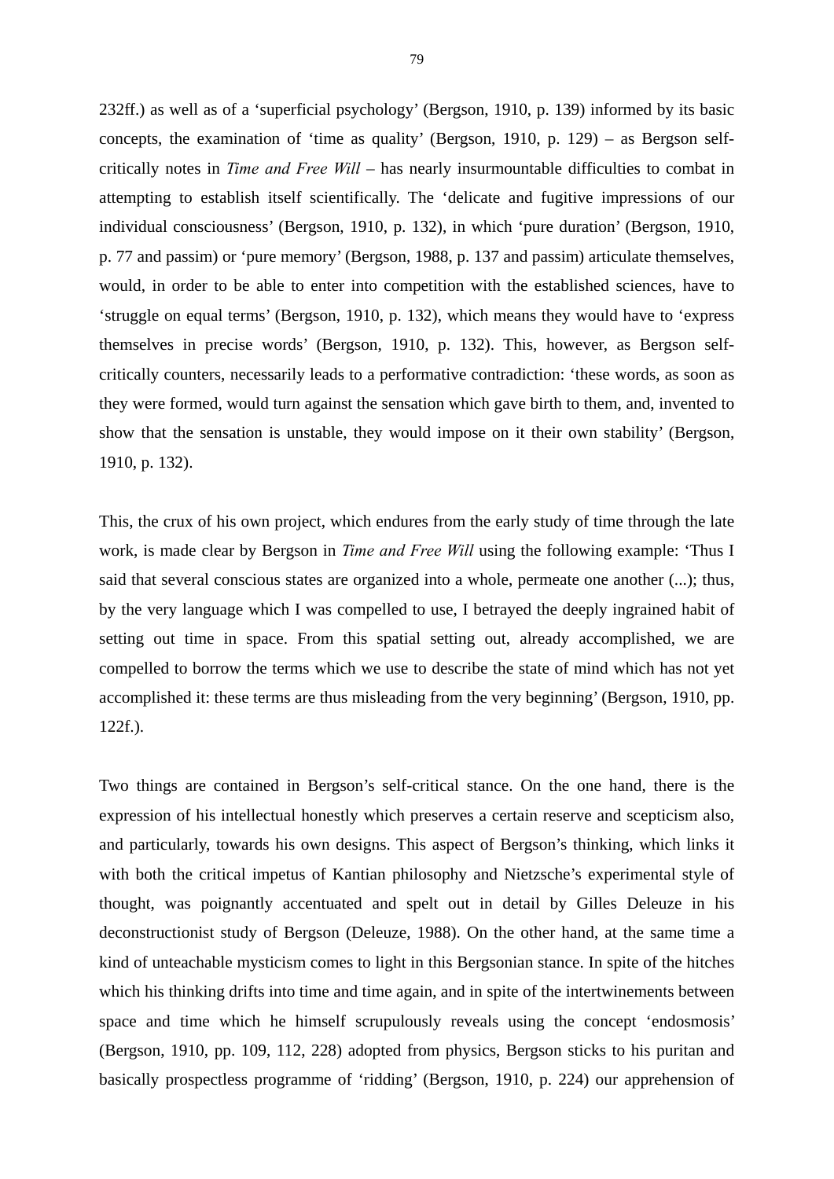232ff.) as well as of a 'superficial psychology' (Bergson, 1910, p. 139) informed by its basic concepts, the examination of 'time as quality' (Bergson, 1910, p. 129) – as Bergson self-critically notes in *Time and Free Will* – has nearly insurmountable difficulties to combat in attempting to establish itself scientifically. The 'delicate and fugitive impressions of our individual consciousness' (Bergson, 1910, p. 132), in which 'pure duration' (Bergson, 1910, p. 77 and passim) or 'pure memory' (Bergson, 1988, p. 137 and passim) articulate themselves, would, in order to be able to enter into competition with the established sciences, have to 'struggle on equal terms' (Bergson, 1910, p. 132), which means they would have to 'express themselves in precise words' (Bergson, 1910, p. 132). This, however, as Bergson self-critically counters, necessarily leads to a performative contradiction: 'these words, as soon as they were formed, would turn against the sensation which gave birth to them, and, invented to show that the sensation is unstable, they would impose on it their own stability' (Bergson, 1910, p. 132).

This, the crux of his own project, which endures from the early study of time through the late work, is made clear by Bergson in *Time and Free Will* using the following example: 'Thus I said that several conscious states are organized into a whole, permeate one another (...); thus, by the very language which I was compelled to use, I betrayed the deeply ingrained habit of setting out time in space. From this spatial setting out, already accomplished, we are compelled to borrow the terms which we use to describe the state of mind which has not yet accomplished it: these terms are thus misleading from the very beginning' (Bergson, 1910, pp. 122f.).

Two things are contained in Bergson's self-critical stance. On the one hand, there is the expression of his intellectual honestly which preserves a certain reserve and scepticism also, and particularly, towards his own designs. This aspect of Bergson's thinking, which links it with both the critical impetus of Kantian philosophy and Nietzsche's experimental style of thought, was poignantly accentuated and spelt out in detail by Gilles Deleuze in his deconstructionist study of Bergson (Deleuze, 1988). On the other hand, at the same time a kind of unteachable mysticism comes to light in this Bergsonian stance. In spite of the hitches which his thinking drifts into time and time again, and in spite of the intertwinements between space and time which he himself scrupulously reveals using the concept 'endosmosis' (Bergson, 1910, pp. 109, 112, 228) adopted from physics, Bergson sticks to his puritan and basically prospectless programme of 'ridding' (Bergson, 1910, p. 224) our apprehension of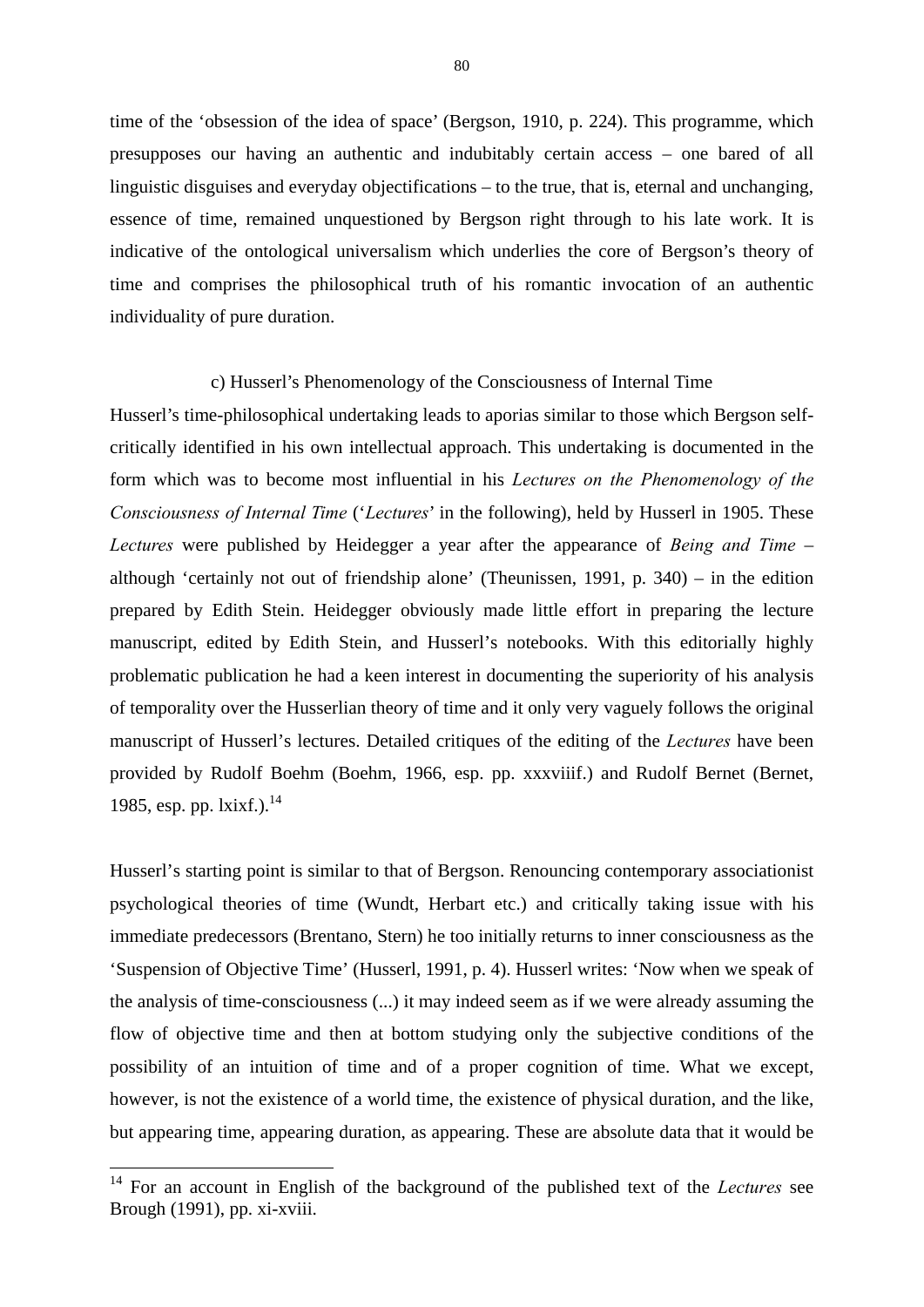time of the 'obsession of the idea of space' (Bergson, 1910, p. 224). This programme, which presupposes our having an authentic and indubitably certain access – one bared of all linguistic disguises and everyday objectifications – to the true, that is, eternal and unchanging, essence of time, remained unquestioned by Bergson right through to his late work. It is indicative of the ontological universalism which underlies the core of Bergson's theory of time and comprises the philosophical truth of his romantic invocation of an authentic individuality of pure duration.

### c) Husserl's Phenomenology of the Consciousness of Internal Time

Husserl's time-philosophical undertaking leads to aporias similar to those which Bergson self-critically identified in his own intellectual approach. This undertaking is documented in the form which was to become most influential in his *Lectures on the Phenomenology of the Consciousness of Internal Time* ('*Lectures*' in the following), held by Husserl in 1905. These *Lectures* were published by Heidegger a year after the appearance of *Being and Time* – although 'certainly not out of friendship alone' (Theunissen, 1991, p. 340) – in the edition prepared by Edith Stein. Heidegger obviously made little effort in preparing the lecture manuscript, edited by Edith Stein, and Husserl's notebooks. With this editorially highly problematic publication he had a keen interest in documenting the superiority of his analysis of temporality over the Husserlian theory of time and it only very vaguely follows the original manuscript of Husserl's lectures. Detailed critiques of the editing of the *Lectures* have been provided by Rudolf Boehm (Boehm, 1966, esp. pp. xxxviiif.) and Rudolf Bernet (Bernet, 1985, esp. pp. lxixf.).[14]

Husserl's starting point is similar to that of Bergson. Renouncing contemporary associationist psychological theories of time (Wundt, Herbart etc.) and critically taking issue with his immediate predecessors (Brentano, Stern) he too initially returns to inner consciousness as the 'Suspension of Objective Time' (Husserl, 1991, p. 4). Husserl writes: 'Now when we speak of the analysis of time-consciousness (...) it may indeed seem as if we were already assuming the flow of objective time and then at bottom studying only the subjective conditions of the possibility of an intuition of time and of a proper cognition of time. What we except, however, is not the existence of a world time, the existence of physical duration, and the like, but appearing time, appearing duration, as appearing. These are absolute data that it would be

---

[14] For an account in English of the background of the published text of the *Lectures* see Brough (1991), pp. xi-xviii.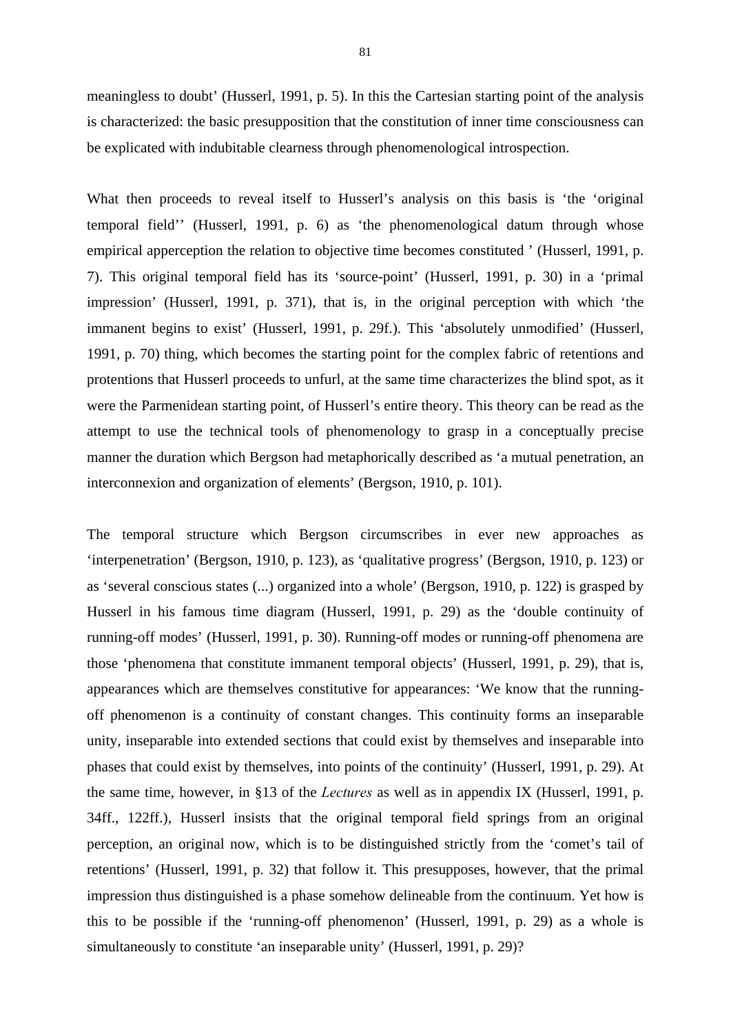meaningless to doubt' (Husserl, 1991, p. 5). In this the Cartesian starting point of the analysis is characterized: the basic presupposition that the constitution of inner time consciousness can be explicated with indubitable clearness through phenomenological introspection.

What then proceeds to reveal itself to Husserl's analysis on this basis is 'the 'original temporal field'' (Husserl, 1991, p. 6) as 'the phenomenological datum through whose empirical apperception the relation to objective time becomes constituted ' (Husserl, 1991, p. 7). This original temporal field has its 'source-point' (Husserl, 1991, p. 30) in a 'primal impression' (Husserl, 1991, p. 371), that is, in the original perception with which 'the immanent begins to exist' (Husserl, 1991, p. 29f.). This 'absolutely unmodified' (Husserl, 1991, p. 70) thing, which becomes the starting point for the complex fabric of retentions and protentions that Husserl proceeds to unfurl, at the same time characterizes the blind spot, as it were the Parmenidean starting point, of Husserl's entire theory. This theory can be read as the attempt to use the technical tools of phenomenology to grasp in a conceptually precise manner the duration which Bergson had metaphorically described as 'a mutual penetration, an interconnexion and organization of elements' (Bergson, 1910, p. 101).

The temporal structure which Bergson circumscribes in ever new approaches as 'interpenetration' (Bergson, 1910, p. 123), as 'qualitative progress' (Bergson, 1910, p. 123) or as 'several conscious states (...) organized into a whole' (Bergson, 1910, p. 122) is grasped by Husserl in his famous time diagram (Husserl, 1991, p. 29) as the 'double continuity of running-off modes' (Husserl, 1991, p. 30). Running-off modes or running-off phenomena are those 'phenomena that constitute immanent temporal objects' (Husserl, 1991, p. 29), that is, appearances which are themselves constitutive for appearances: 'We know that the running-off phenomenon is a continuity of constant changes. This continuity forms an inseparable unity, inseparable into extended sections that could exist by themselves and inseparable into phases that could exist by themselves, into points of the continuity' (Husserl, 1991, p. 29). At the same time, however, in §13 of the *Lectures* as well as in appendix IX (Husserl, 1991, p. 34ff., 122ff.), Husserl insists that the original temporal field springs from an original perception, an original now, which is to be distinguished strictly from the 'comet's tail of retentions' (Husserl, 1991, p. 32) that follow it. This presupposes, however, that the primal impression thus distinguished is a phase somehow delineable from the continuum. Yet how is this to be possible if the 'running-off phenomenon' (Husserl, 1991, p. 29) as a whole is simultaneously to constitute 'an inseparable unity' (Husserl, 1991, p. 29)?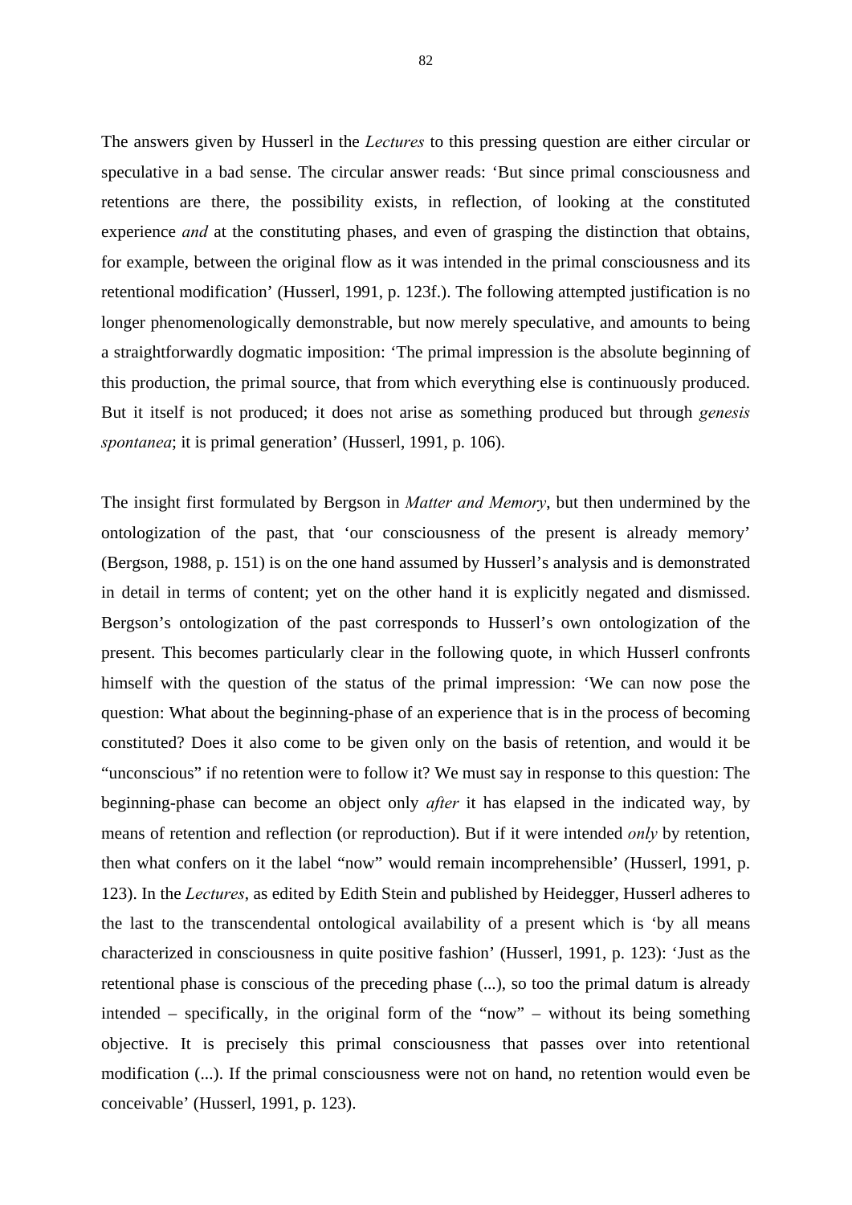The answers given by Husserl in the *Lectures* to this pressing question are either circular or speculative in a bad sense. The circular answer reads: 'But since primal consciousness and retentions are there, the possibility exists, in reflection, of looking at the constituted experience *and* at the constituting phases, and even of grasping the distinction that obtains, for example, between the original flow as it was intended in the primal consciousness and its retentional modification' (Husserl, 1991, p. 123f.). The following attempted justification is no longer phenomenologically demonstrable, but now merely speculative, and amounts to being a straightforwardly dogmatic imposition: 'The primal impression is the absolute beginning of this production, the primal source, that from which everything else is continuously produced. But it itself is not produced; it does not arise as something produced but through *genesis spontanea*; it is primal generation' (Husserl, 1991, p. 106).

The insight first formulated by Bergson in *Matter and Memory*, but then undermined by the ontologization of the past, that 'our consciousness of the present is already memory' (Bergson, 1988, p. 151) is on the one hand assumed by Husserl's analysis and is demonstrated in detail in terms of content; yet on the other hand it is explicitly negated and dismissed. Bergson's ontologization of the past corresponds to Husserl's own ontologization of the present. This becomes particularly clear in the following quote, in which Husserl confronts himself with the question of the status of the primal impression: 'We can now pose the question: What about the beginning-phase of an experience that is in the process of becoming constituted? Does it also come to be given only on the basis of retention, and would it be "unconscious" if no retention were to follow it? We must say in response to this question: The beginning-phase can become an object only *after* it has elapsed in the indicated way, by means of retention and reflection (or reproduction). But if it were intended *only* by retention, then what confers on it the label "now" would remain incomprehensible' (Husserl, 1991, p. 123). In the *Lectures*, as edited by Edith Stein and published by Heidegger, Husserl adheres to the last to the transcendental ontological availability of a present which is 'by all means characterized in consciousness in quite positive fashion' (Husserl, 1991, p. 123): 'Just as the retentional phase is conscious of the preceding phase (...), so too the primal datum is already intended – specifically, in the original form of the "now" – without its being something objective. It is precisely this primal consciousness that passes over into retentional modification (...). If the primal consciousness were not on hand, no retention would even be conceivable' (Husserl, 1991, p. 123).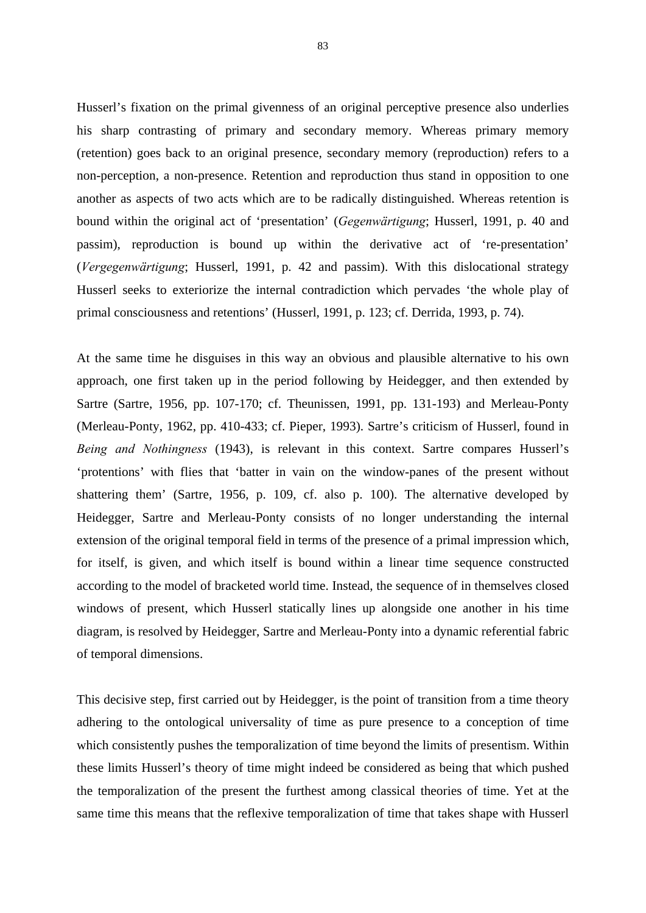Husserl's fixation on the primal givenness of an original perceptive presence also underlies his sharp contrasting of primary and secondary memory. Whereas primary memory (retention) goes back to an original presence, secondary memory (reproduction) refers to a non-perception, a non-presence. Retention and reproduction thus stand in opposition to one another as aspects of two acts which are to be radically distinguished. Whereas retention is bound within the original act of 'presentation' (*Gegenwärtigung*; Husserl, 1991, p. 40 and passim), reproduction is bound up within the derivative act of 're-presentation' (*Vergegenwärtigung*; Husserl, 1991, p. 42 and passim). With this dislocational strategy Husserl seeks to exteriorize the internal contradiction which pervades 'the whole play of primal consciousness and retentions' (Husserl, 1991, p. 123; cf. Derrida, 1993, p. 74).

At the same time he disguises in this way an obvious and plausible alternative to his own approach, one first taken up in the period following by Heidegger, and then extended by Sartre (Sartre, 1956, pp. 107-170; cf. Theunissen, 1991, pp. 131-193) and Merleau-Ponty (Merleau-Ponty, 1962, pp. 410-433; cf. Pieper, 1993). Sartre's criticism of Husserl, found in *Being and Nothingness* (1943), is relevant in this context. Sartre compares Husserl's 'protentions' with flies that 'batter in vain on the window-panes of the present without shattering them' (Sartre, 1956, p. 109, cf. also p. 100). The alternative developed by Heidegger, Sartre and Merleau-Ponty consists of no longer understanding the internal extension of the original temporal field in terms of the presence of a primal impression which, for itself, is given, and which itself is bound within a linear time sequence constructed according to the model of bracketed world time. Instead, the sequence of in themselves closed windows of present, which Husserl statically lines up alongside one another in his time diagram, is resolved by Heidegger, Sartre and Merleau-Ponty into a dynamic referential fabric of temporal dimensions.

This decisive step, first carried out by Heidegger, is the point of transition from a time theory adhering to the ontological universality of time as pure presence to a conception of time which consistently pushes the temporalization of time beyond the limits of presentism. Within these limits Husserl's theory of time might indeed be considered as being that which pushed the temporalization of the present the furthest among classical theories of time. Yet at the same time this means that the reflexive temporalization of time that takes shape with Husserl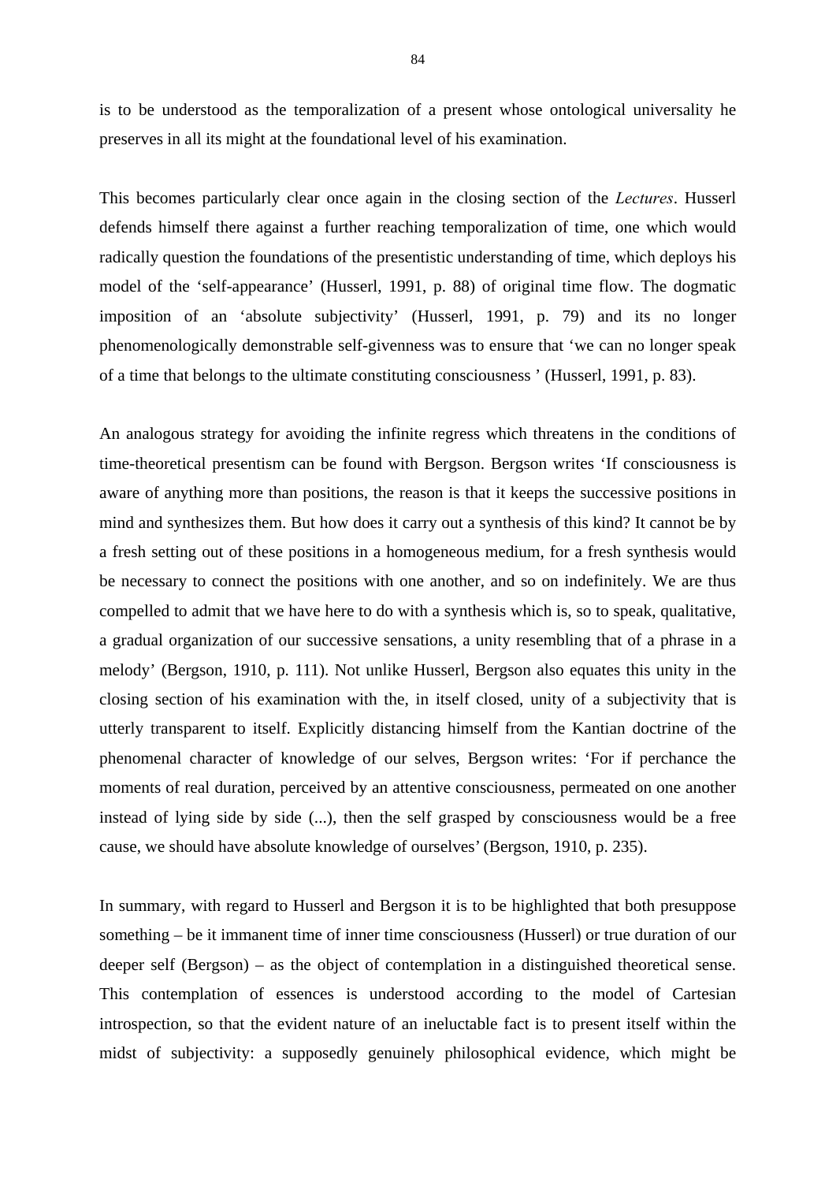is to be understood as the temporalization of a present whose ontological universality he preserves in all its might at the foundational level of his examination.

This becomes particularly clear once again in the closing section of the *Lectures*. Husserl defends himself there against a further reaching temporalization of time, one which would radically question the foundations of the presentistic understanding of time, which deploys his model of the 'self-appearance' (Husserl, 1991, p. 88) of original time flow. The dogmatic imposition of an 'absolute subjectivity' (Husserl, 1991, p. 79) and its no longer phenomenologically demonstrable self-givenness was to ensure that 'we can no longer speak of a time that belongs to the ultimate constituting consciousness ' (Husserl, 1991, p. 83).

An analogous strategy for avoiding the infinite regress which threatens in the conditions of time-theoretical presentism can be found with Bergson. Bergson writes 'If consciousness is aware of anything more than positions, the reason is that it keeps the successive positions in mind and synthesizes them. But how does it carry out a synthesis of this kind? It cannot be by a fresh setting out of these positions in a homogeneous medium, for a fresh synthesis would be necessary to connect the positions with one another, and so on indefinitely. We are thus compelled to admit that we have here to do with a synthesis which is, so to speak, qualitative, a gradual organization of our successive sensations, a unity resembling that of a phrase in a melody' (Bergson, 1910, p. 111). Not unlike Husserl, Bergson also equates this unity in the closing section of his examination with the, in itself closed, unity of a subjectivity that is utterly transparent to itself. Explicitly distancing himself from the Kantian doctrine of the phenomenal character of knowledge of our selves, Bergson writes: 'For if perchance the moments of real duration, perceived by an attentive consciousness, permeated on one another instead of lying side by side (...), then the self grasped by consciousness would be a free cause, we should have absolute knowledge of ourselves' (Bergson, 1910, p. 235).

In summary, with regard to Husserl and Bergson it is to be highlighted that both presuppose something – be it immanent time of inner time consciousness (Husserl) or true duration of our deeper self (Bergson) – as the object of contemplation in a distinguished theoretical sense. This contemplation of essences is understood according to the model of Cartesian introspection, so that the evident nature of an ineluctable fact is to present itself within the midst of subjectivity: a supposedly genuinely philosophical evidence, which might be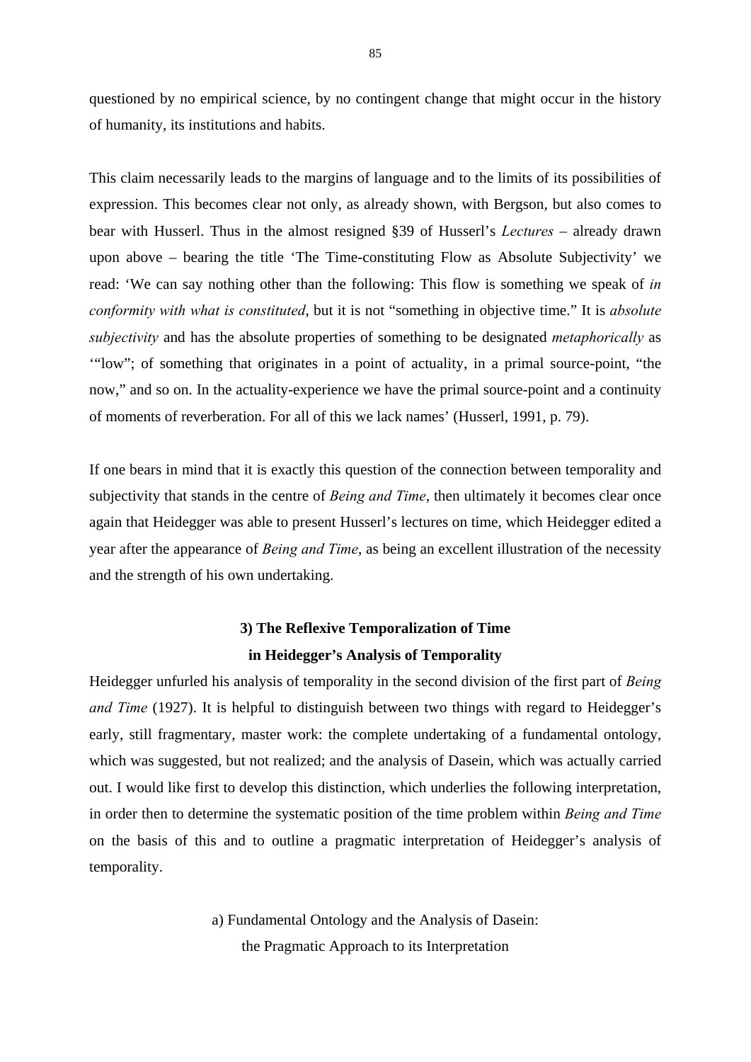questioned by no empirical science, by no contingent change that might occur in the history of humanity, its institutions and habits.

This claim necessarily leads to the margins of language and to the limits of its possibilities of expression. This becomes clear not only, as already shown, with Bergson, but also comes to bear with Husserl. Thus in the almost resigned §39 of Husserl's *Lectures* – already drawn upon above – bearing the title 'The Time-constituting Flow as Absolute Subjectivity' we read: 'We can say nothing other than the following: This flow is something we speak of *in conformity with what is constituted*, but it is not "something in objective time." It is *absolute subjectivity* and has the absolute properties of something to be designated *metaphorically* as '"low"; of something that originates in a point of actuality, in a primal source-point, "the now," and so on. In the actuality-experience we have the primal source-point and a continuity of moments of reverberation. For all of this we lack names' (Husserl, 1991, p. 79).

If one bears in mind that it is exactly this question of the connection between temporality and subjectivity that stands in the centre of *Being and Time*, then ultimately it becomes clear once again that Heidegger was able to present Husserl's lectures on time, which Heidegger edited a year after the appearance of *Being and Time*, as being an excellent illustration of the necessity and the strength of his own undertaking.

## 3) The Reflexive Temporalization of Time in Heidegger's Analysis of Temporality

Heidegger unfurled his analysis of temporality in the second division of the first part of *Being and Time* (1927). It is helpful to distinguish between two things with regard to Heidegger's early, still fragmentary, master work: the complete undertaking of a fundamental ontology, which was suggested, but not realized; and the analysis of Dasein, which was actually carried out. I would like first to develop this distinction, which underlies the following interpretation, in order then to determine the systematic position of the time problem within *Being and Time* on the basis of this and to outline a pragmatic interpretation of Heidegger's analysis of temporality.

### a) Fundamental Ontology and the Analysis of Dasein: the Pragmatic Approach to its Interpretation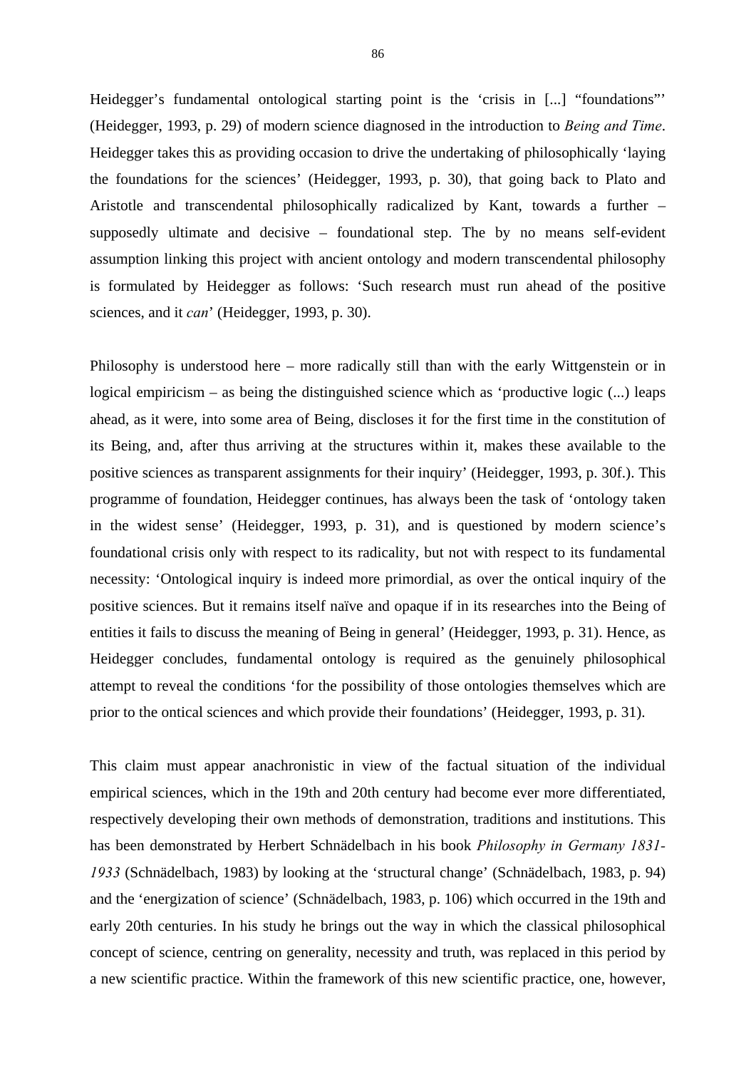Heidegger's fundamental ontological starting point is the 'crisis in [...] "foundations"' (Heidegger, 1993, p. 29) of modern science diagnosed in the introduction to *Being and Time*. Heidegger takes this as providing occasion to drive the undertaking of philosophically 'laying the foundations for the sciences' (Heidegger, 1993, p. 30), that going back to Plato and Aristotle and transcendental philosophically radicalized by Kant, towards a further – supposedly ultimate and decisive – foundational step. The by no means self-evident assumption linking this project with ancient ontology and modern transcendental philosophy is formulated by Heidegger as follows: 'Such research must run ahead of the positive sciences, and it *can*' (Heidegger, 1993, p. 30).

Philosophy is understood here – more radically still than with the early Wittgenstein or in logical empiricism – as being the distinguished science which as 'productive logic (...) leaps ahead, as it were, into some area of Being, discloses it for the first time in the constitution of its Being, and, after thus arriving at the structures within it, makes these available to the positive sciences as transparent assignments for their inquiry' (Heidegger, 1993, p. 30f.). This programme of foundation, Heidegger continues, has always been the task of 'ontology taken in the widest sense' (Heidegger, 1993, p. 31), and is questioned by modern science's foundational crisis only with respect to its radicality, but not with respect to its fundamental necessity: 'Ontological inquiry is indeed more primordial, as over the ontical inquiry of the positive sciences. But it remains itself naïve and opaque if in its researches into the Being of entities it fails to discuss the meaning of Being in general' (Heidegger, 1993, p. 31). Hence, as Heidegger concludes, fundamental ontology is required as the genuinely philosophical attempt to reveal the conditions 'for the possibility of those ontologies themselves which are prior to the ontical sciences and which provide their foundations' (Heidegger, 1993, p. 31).

This claim must appear anachronistic in view of the factual situation of the individual empirical sciences, which in the 19th and 20th century had become ever more differentiated, respectively developing their own methods of demonstration, traditions and institutions. This has been demonstrated by Herbert Schnädelbach in his book *Philosophy in Germany 1831-1933* (Schnädelbach, 1983) by looking at the 'structural change' (Schnädelbach, 1983, p. 94) and the 'energization of science' (Schnädelbach, 1983, p. 106) which occurred in the 19th and early 20th centuries. In his study he brings out the way in which the classical philosophical concept of science, centring on generality, necessity and truth, was replaced in this period by a new scientific practice. Within the framework of this new scientific practice, one, however,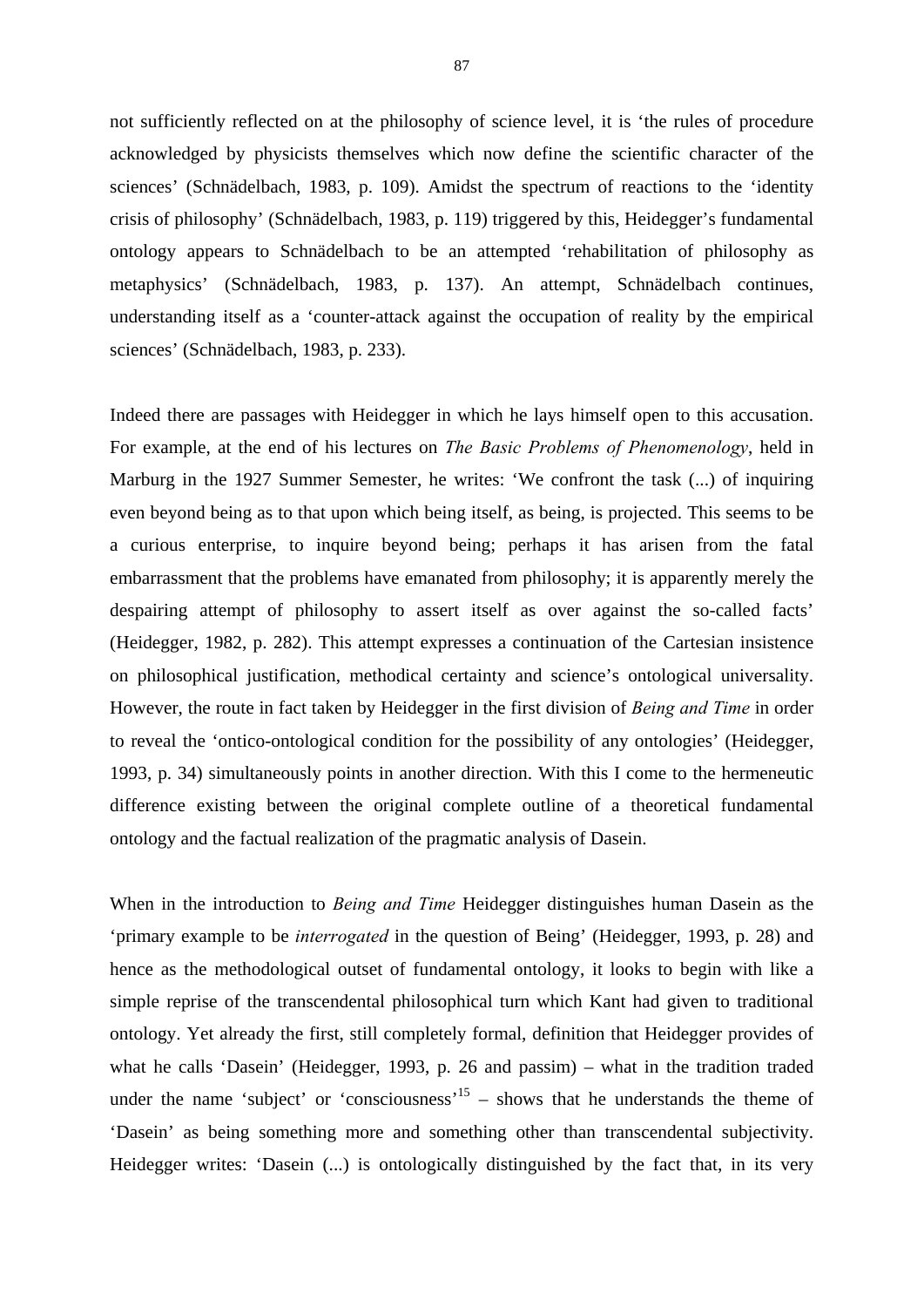not sufficiently reflected on at the philosophy of science level, it is ‘the rules of procedure acknowledged by physicists themselves which now define the scientific character of the sciences’ (Schnädelbach, 1983, p. 109). Amidst the spectrum of reactions to the ‘identity crisis of philosophy’ (Schnädelbach, 1983, p. 119) triggered by this, Heidegger’s fundamental ontology appears to Schnädelbach to be an attempted ‘rehabilitation of philosophy as metaphysics’ (Schnädelbach, 1983, p. 137). An attempt, Schnädelbach continues, understanding itself as a ‘counter-attack against the occupation of reality by the empirical sciences’ (Schnädelbach, 1983, p. 233).

Indeed there are passages with Heidegger in which he lays himself open to this accusation. For example, at the end of his lectures on *The Basic Problems of Phenomenology*, held in Marburg in the 1927 Summer Semester, he writes: ‘We confront the task (...) of inquiring even beyond being as to that upon which being itself, as being, is projected. This seems to be a curious enterprise, to inquire beyond being; perhaps it has arisen from the fatal embarrassment that the problems have emanated from philosophy; it is apparently merely the despairing attempt of philosophy to assert itself as over against the so-called facts’ (Heidegger, 1982, p. 282). This attempt expresses a continuation of the Cartesian insistence on philosophical justification, methodical certainty and science’s ontological universality. However, the route in fact taken by Heidegger in the first division of *Being and Time* in order to reveal the ‘ontico-ontological condition for the possibility of any ontologies’ (Heidegger, 1993, p. 34) simultaneously points in another direction. With this I come to the hermeneutic difference existing between the original complete outline of a theoretical fundamental ontology and the factual realization of the pragmatic analysis of Dasein.

When in the introduction to *Being and Time* Heidegger distinguishes human Dasein as the ‘primary example to be *interrogated* in the question of Being’ (Heidegger, 1993, p. 28) and hence as the methodological outset of fundamental ontology, it looks to begin with like a simple reprise of the transcendental philosophical turn which Kant had given to traditional ontology. Yet already the first, still completely formal, definition that Heidegger provides of what he calls ‘Dasein’ (Heidegger, 1993, p. 26 and passim) – what in the tradition traded under the name ‘subject’ or ‘consciousness’[15] – shows that he understands the theme of ‘Dasein’ as being something more and something other than transcendental subjectivity. Heidegger writes: ‘Dasein (...) is ontologically distinguished by the fact that, in its very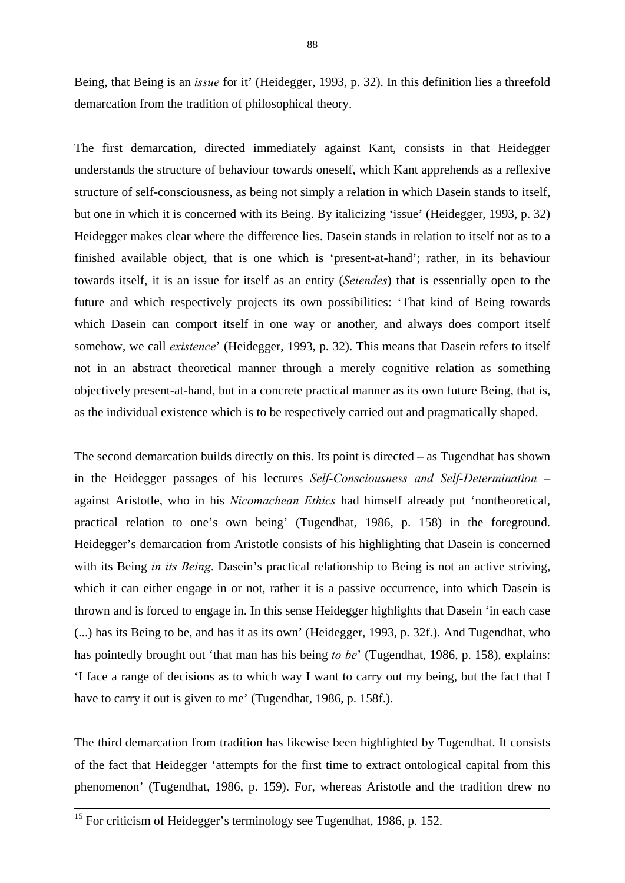Being, that Being is an *issue* for it' (Heidegger, 1993, p. 32). In this definition lies a threefold demarcation from the tradition of philosophical theory.

The first demarcation, directed immediately against Kant, consists in that Heidegger understands the structure of behaviour towards oneself, which Kant apprehends as a reflexive structure of self-consciousness, as being not simply a relation in which Dasein stands to itself, but one in which it is concerned with its Being. By italicizing 'issue' (Heidegger, 1993, p. 32) Heidegger makes clear where the difference lies. Dasein stands in relation to itself not as to a finished available object, that is one which is 'present-at-hand'; rather, in its behaviour towards itself, it is an issue for itself as an entity (*Seiendes*) that is essentially open to the future and which respectively projects its own possibilities: 'That kind of Being towards which Dasein can comport itself in one way or another, and always does comport itself somehow, we call *existence*' (Heidegger, 1993, p. 32). This means that Dasein refers to itself not in an abstract theoretical manner through a merely cognitive relation as something objectively present-at-hand, but in a concrete practical manner as its own future Being, that is, as the individual existence which is to be respectively carried out and pragmatically shaped.

The second demarcation builds directly on this. Its point is directed – as Tugendhat has shown in the Heidegger passages of his lectures *Self-Consciousness and Self-Determination* – against Aristotle, who in his *Nicomachean Ethics* had himself already put 'nontheoretical, practical relation to one's own being' (Tugendhat, 1986, p. 158) in the foreground. Heidegger's demarcation from Aristotle consists of his highlighting that Dasein is concerned with its Being *in its Being*. Dasein's practical relationship to Being is not an active striving, which it can either engage in or not, rather it is a passive occurrence, into which Dasein is thrown and is forced to engage in. In this sense Heidegger highlights that Dasein 'in each case (...) has its Being to be, and has it as its own' (Heidegger, 1993, p. 32f.). And Tugendhat, who has pointedly brought out 'that man has his being *to be*' (Tugendhat, 1986, p. 158), explains: 'I face a range of decisions as to which way I want to carry out my being, but the fact that I have to carry it out is given to me' (Tugendhat, 1986, p. 158f.).

The third demarcation from tradition has likewise been highlighted by Tugendhat. It consists of the fact that Heidegger 'attempts for the first time to extract ontological capital from this phenomenon' (Tugendhat, 1986, p. 159). For, whereas Aristotle and the tradition drew no

[15] For criticism of Heidegger's terminology see Tugendhat, 1986, p. 152.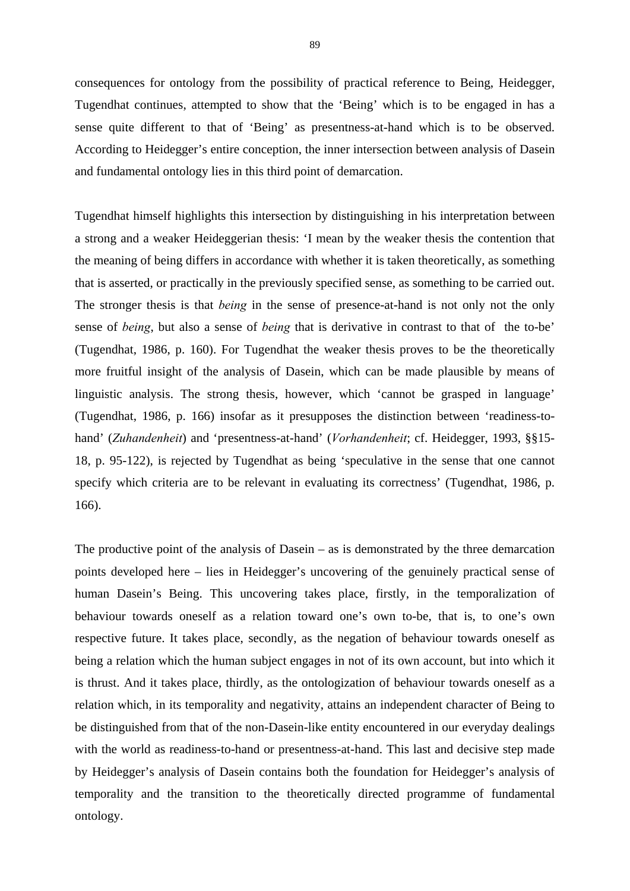consequences for ontology from the possibility of practical reference to Being, Heidegger, Tugendhat continues, attempted to show that the ‘Being’ which is to be engaged in has a sense quite different to that of ‘Being’ as presentness-at-hand which is to be observed. According to Heidegger’s entire conception, the inner intersection between analysis of Dasein and fundamental ontology lies in this third point of demarcation.

Tugendhat himself highlights this intersection by distinguishing in his interpretation between a strong and a weaker Heideggerian thesis: ‘I mean by the weaker thesis the contention that the meaning of being differs in accordance with whether it is taken theoretically, as something that is asserted, or practically in the previously specified sense, as something to be carried out. The stronger thesis is that *being* in the sense of presence-at-hand is not only not the only sense of *being*, but also a sense of *being* that is derivative in contrast to that of the to-be’ (Tugendhat, 1986, p. 160). For Tugendhat the weaker thesis proves to be the theoretically more fruitful insight of the analysis of Dasein, which can be made plausible by means of linguistic analysis. The strong thesis, however, which ‘cannot be grasped in language’ (Tugendhat, 1986, p. 166) insofar as it presupposes the distinction between ‘readiness-to-hand’ (*Zuhandenheit*) and ‘presentness-at-hand’ (*Vorhandenheit*; cf. Heidegger, 1993, §§15-18, p. 95-122), is rejected by Tugendhat as being ‘speculative in the sense that one cannot specify which criteria are to be relevant in evaluating its correctness’ (Tugendhat, 1986, p. 166).

The productive point of the analysis of Dasein – as is demonstrated by the three demarcation points developed here – lies in Heidegger’s uncovering of the genuinely practical sense of human Dasein’s Being. This uncovering takes place, firstly, in the temporalization of behaviour towards oneself as a relation toward one’s own to-be, that is, to one’s own respective future. It takes place, secondly, as the negation of behaviour towards oneself as being a relation which the human subject engages in not of its own account, but into which it is thrust. And it takes place, thirdly, as the ontologization of behaviour towards oneself as a relation which, in its temporality and negativity, attains an independent character of Being to be distinguished from that of the non-Dasein-like entity encountered in our everyday dealings with the world as readiness-to-hand or presentness-at-hand. This last and decisive step made by Heidegger’s analysis of Dasein contains both the foundation for Heidegger’s analysis of temporality and the transition to the theoretically directed programme of fundamental ontology.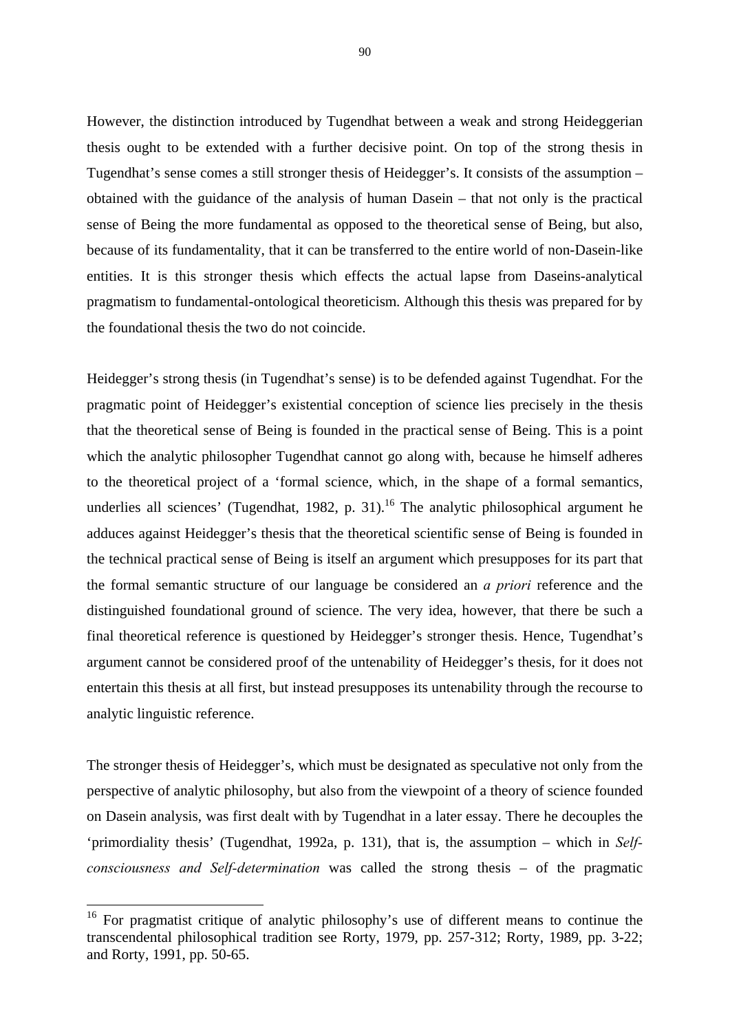However, the distinction introduced by Tugendhat between a weak and strong Heideggerian thesis ought to be extended with a further decisive point. On top of the strong thesis in Tugendhat's sense comes a still stronger thesis of Heidegger's. It consists of the assumption – obtained with the guidance of the analysis of human Dasein – that not only is the practical sense of Being the more fundamental as opposed to the theoretical sense of Being, but also, because of its fundamentality, that it can be transferred to the entire world of non-Dasein-like entities. It is this stronger thesis which effects the actual lapse from Daseins-analytical pragmatism to fundamental-ontological theoreticism. Although this thesis was prepared for by the foundational thesis the two do not coincide.

Heidegger's strong thesis (in Tugendhat's sense) is to be defended against Tugendhat. For the pragmatic point of Heidegger's existential conception of science lies precisely in the thesis that the theoretical sense of Being is founded in the practical sense of Being. This is a point which the analytic philosopher Tugendhat cannot go along with, because he himself adheres to the theoretical project of a 'formal science, which, in the shape of a formal semantics, underlies all sciences' (Tugendhat, 1982, p. 31).[16] The analytic philosophical argument he adduces against Heidegger's thesis that the theoretical scientific sense of Being is founded in the technical practical sense of Being is itself an argument which presupposes for its part that the formal semantic structure of our language be considered an *a priori* reference and the distinguished foundational ground of science. The very idea, however, that there be such a final theoretical reference is questioned by Heidegger's stronger thesis. Hence, Tugendhat's argument cannot be considered proof of the untenability of Heidegger's thesis, for it does not entertain this thesis at all first, but instead presupposes its untenability through the recourse to analytic linguistic reference.

The stronger thesis of Heidegger's, which must be designated as speculative not only from the perspective of analytic philosophy, but also from the viewpoint of a theory of science founded on Dasein analysis, was first dealt with by Tugendhat in a later essay. There he decouples the 'primordiality thesis' (Tugendhat, 1992a, p. 131), that is, the assumption – which in *Self-consciousness and Self-determination* was called the strong thesis – of the pragmatic

---

[16] For pragmatist critique of analytic philosophy's use of different means to continue the transcendental philosophical tradition see Rorty, 1979, pp. 257-312; Rorty, 1989, pp. 3-22; and Rorty, 1991, pp. 50-65.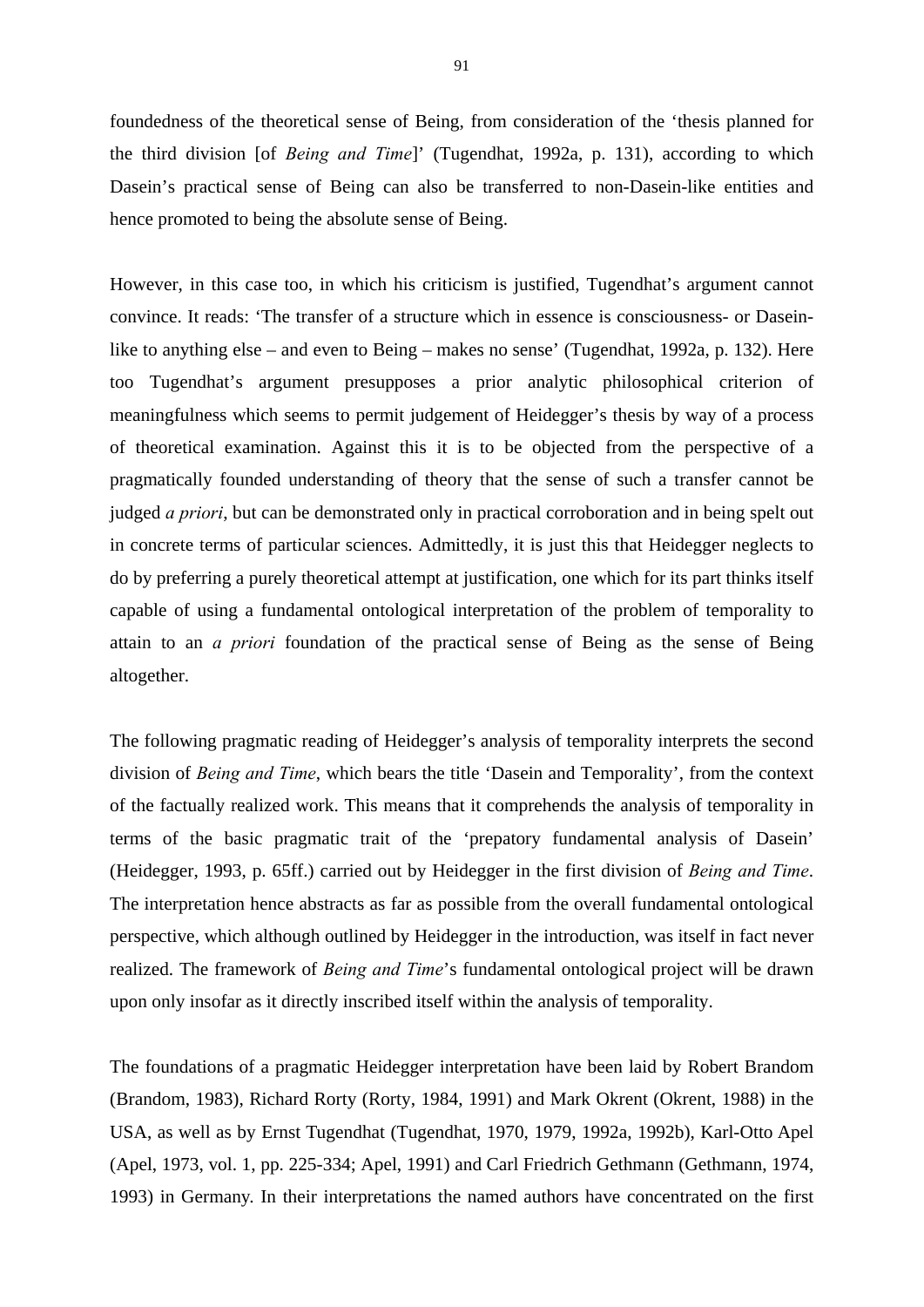foundedness of the theoretical sense of Being, from consideration of the 'thesis planned for the third division [of *Being and Time*]' (Tugendhat, 1992a, p. 131), according to which Dasein's practical sense of Being can also be transferred to non-Dasein-like entities and hence promoted to being the absolute sense of Being.

However, in this case too, in which his criticism is justified, Tugendhat's argument cannot convince. It reads: 'The transfer of a structure which in essence is consciousness- or Dasein-like to anything else – and even to Being – makes no sense' (Tugendhat, 1992a, p. 132). Here too Tugendhat's argument presupposes a prior analytic philosophical criterion of meaningfulness which seems to permit judgement of Heidegger's thesis by way of a process of theoretical examination. Against this it is to be objected from the perspective of a pragmatically founded understanding of theory that the sense of such a transfer cannot be judged *a priori*, but can be demonstrated only in practical corroboration and in being spelt out in concrete terms of particular sciences. Admittedly, it is just this that Heidegger neglects to do by preferring a purely theoretical attempt at justification, one which for its part thinks itself capable of using a fundamental ontological interpretation of the problem of temporality to attain to an *a priori* foundation of the practical sense of Being as the sense of Being altogether.

The following pragmatic reading of Heidegger's analysis of temporality interprets the second division of *Being and Time*, which bears the title 'Dasein and Temporality', from the context of the factually realized work. This means that it comprehends the analysis of temporality in terms of the basic pragmatic trait of the 'prepatory fundamental analysis of Dasein' (Heidegger, 1993, p. 65ff.) carried out by Heidegger in the first division of *Being and Time*. The interpretation hence abstracts as far as possible from the overall fundamental ontological perspective, which although outlined by Heidegger in the introduction, was itself in fact never realized. The framework of *Being and Time*'s fundamental ontological project will be drawn upon only insofar as it directly inscribed itself within the analysis of temporality.

The foundations of a pragmatic Heidegger interpretation have been laid by Robert Brandom (Brandom, 1983), Richard Rorty (Rorty, 1984, 1991) and Mark Okrent (Okrent, 1988) in the USA, as well as by Ernst Tugendhat (Tugendhat, 1970, 1979, 1992a, 1992b), Karl-Otto Apel (Apel, 1973, vol. 1, pp. 225-334; Apel, 1991) and Carl Friedrich Gethmann (Gethmann, 1974, 1993) in Germany. In their interpretations the named authors have concentrated on the first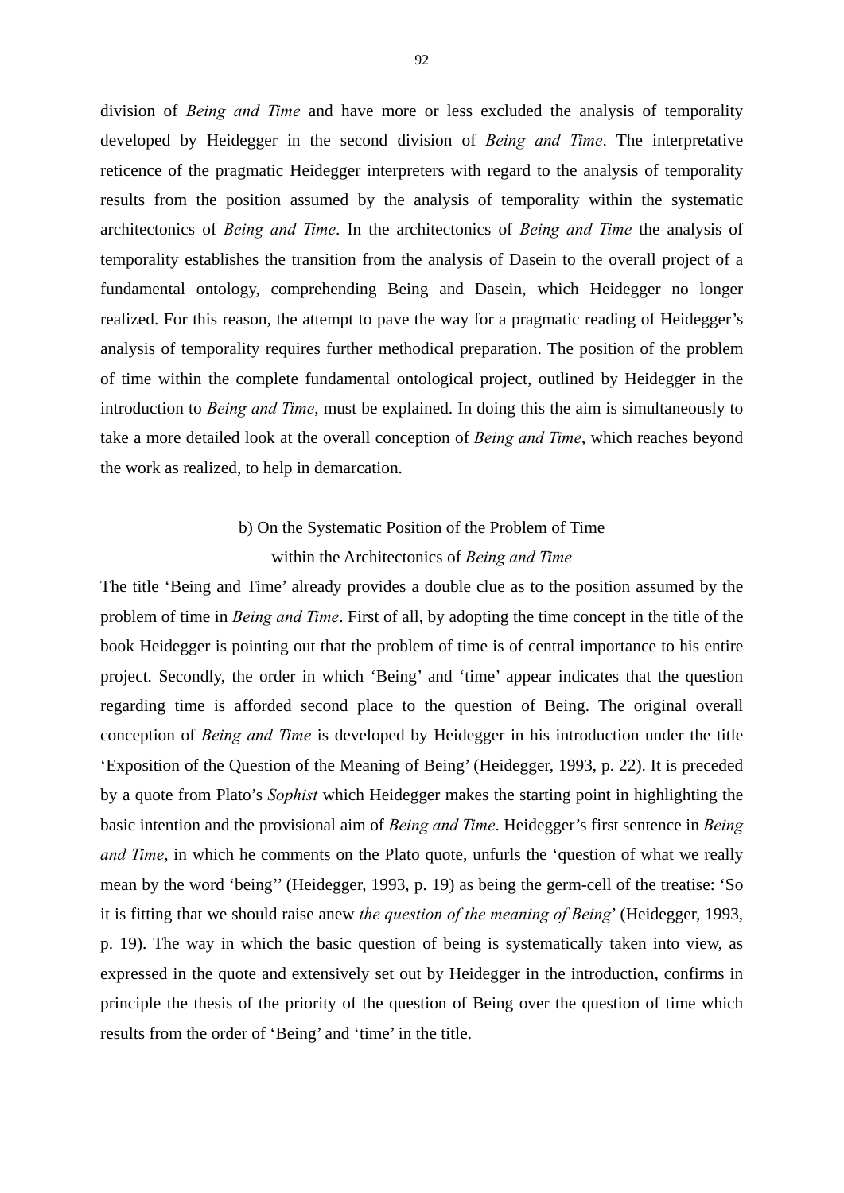division of *Being and Time* and have more or less excluded the analysis of temporality developed by Heidegger in the second division of *Being and Time*. The interpretative reticence of the pragmatic Heidegger interpreters with regard to the analysis of temporality results from the position assumed by the analysis of temporality within the systematic architectonics of *Being and Time*. In the architectonics of *Being and Time* the analysis of temporality establishes the transition from the analysis of Dasein to the overall project of a fundamental ontology, comprehending Being and Dasein, which Heidegger no longer realized. For this reason, the attempt to pave the way for a pragmatic reading of Heidegger's analysis of temporality requires further methodical preparation. The position of the problem of time within the complete fundamental ontological project, outlined by Heidegger in the introduction to *Being and Time*, must be explained. In doing this the aim is simultaneously to take a more detailed look at the overall conception of *Being and Time*, which reaches beyond the work as realized, to help in demarcation.

### b) On the Systematic Position of the Problem of Time within the Architectonics of *Being and Time*

The title 'Being and Time' already provides a double clue as to the position assumed by the problem of time in *Being and Time*. First of all, by adopting the time concept in the title of the book Heidegger is pointing out that the problem of time is of central importance to his entire project. Secondly, the order in which 'Being' and 'time' appear indicates that the question regarding time is afforded second place to the question of Being. The original overall conception of *Being and Time* is developed by Heidegger in his introduction under the title 'Exposition of the Question of the Meaning of Being' (Heidegger, 1993, p. 22). It is preceded by a quote from Plato's *Sophist* which Heidegger makes the starting point in highlighting the basic intention and the provisional aim of *Being and Time*. Heidegger's first sentence in *Being and Time*, in which he comments on the Plato quote, unfurls the 'question of what we really mean by the word 'being'' (Heidegger, 1993, p. 19) as being the germ-cell of the treatise: 'So it is fitting that we should raise anew *the question of the meaning of Being*' (Heidegger, 1993, p. 19). The way in which the basic question of being is systematically taken into view, as expressed in the quote and extensively set out by Heidegger in the introduction, confirms in principle the thesis of the priority of the question of Being over the question of time which results from the order of 'Being' and 'time' in the title.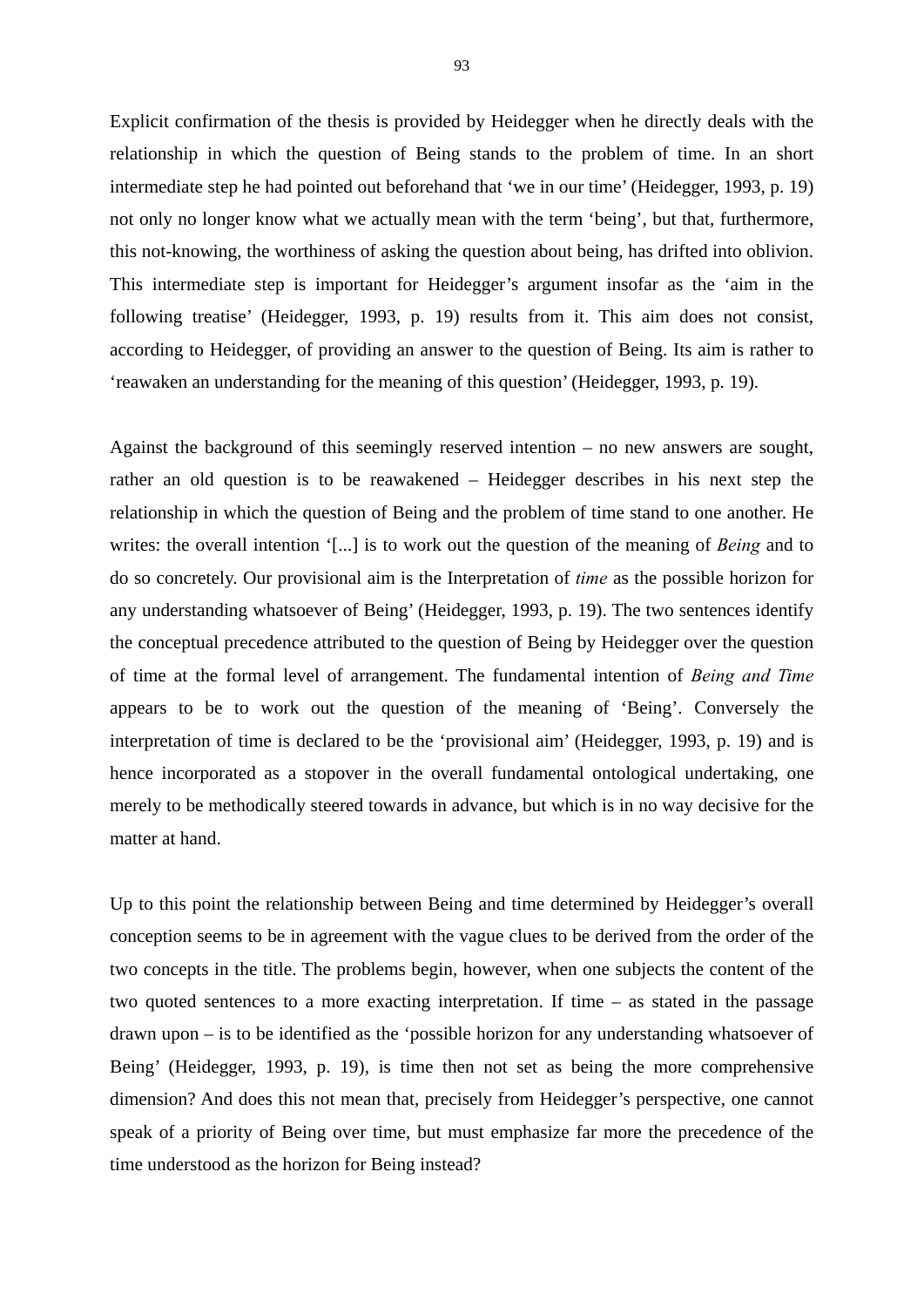Explicit confirmation of the thesis is provided by Heidegger when he directly deals with the relationship in which the question of Being stands to the problem of time. In an short intermediate step he had pointed out beforehand that 'we in our time' (Heidegger, 1993, p. 19) not only no longer know what we actually mean with the term 'being', but that, furthermore, this not-knowing, the worthiness of asking the question about being, has drifted into oblivion. This intermediate step is important for Heidegger's argument insofar as the 'aim in the following treatise' (Heidegger, 1993, p. 19) results from it. This aim does not consist, according to Heidegger, of providing an answer to the question of Being. Its aim is rather to 'reawaken an understanding for the meaning of this question' (Heidegger, 1993, p. 19).

Against the background of this seemingly reserved intention – no new answers are sought, rather an old question is to be reawakened – Heidegger describes in his next step the relationship in which the question of Being and the problem of time stand to one another. He writes: the overall intention '[...] is to work out the question of the meaning of *Being* and to do so concretely. Our provisional aim is the Interpretation of *time* as the possible horizon for any understanding whatsoever of Being' (Heidegger, 1993, p. 19). The two sentences identify the conceptual precedence attributed to the question of Being by Heidegger over the question of time at the formal level of arrangement. The fundamental intention of *Being and Time* appears to be to work out the question of the meaning of 'Being'. Conversely the interpretation of time is declared to be the 'provisional aim' (Heidegger, 1993, p. 19) and is hence incorporated as a stopover in the overall fundamental ontological undertaking, one merely to be methodically steered towards in advance, but which is in no way decisive for the matter at hand.

Up to this point the relationship between Being and time determined by Heidegger's overall conception seems to be in agreement with the vague clues to be derived from the order of the two concepts in the title. The problems begin, however, when one subjects the content of the two quoted sentences to a more exacting interpretation. If time – as stated in the passage drawn upon – is to be identified as the 'possible horizon for any understanding whatsoever of Being' (Heidegger, 1993, p. 19), is time then not set as being the more comprehensive dimension? And does this not mean that, precisely from Heidegger's perspective, one cannot speak of a priority of Being over time, but must emphasize far more the precedence of the time understood as the horizon for Being instead?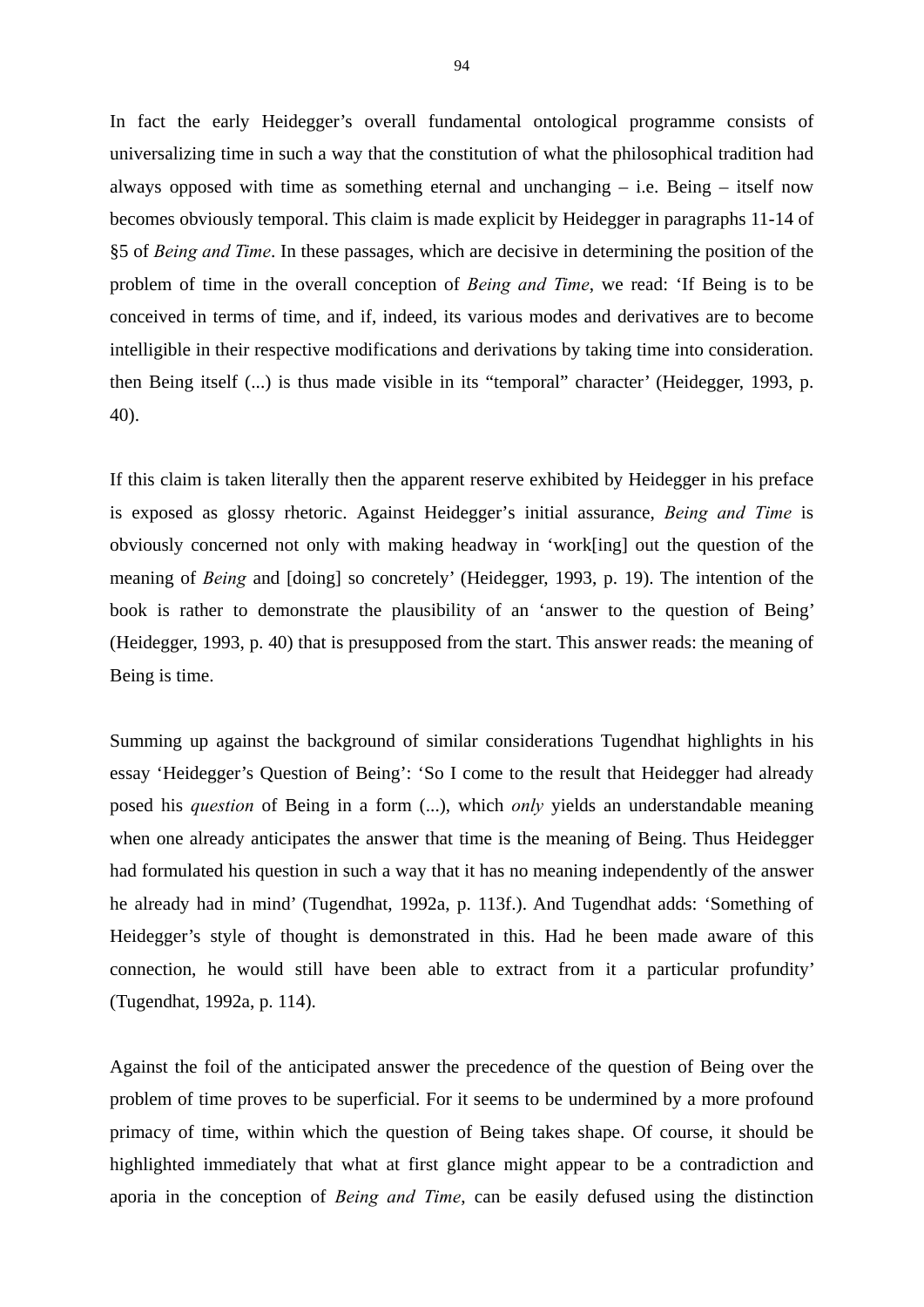In fact the early Heidegger's overall fundamental ontological programme consists of universalizing time in such a way that the constitution of what the philosophical tradition had always opposed with time as something eternal and unchanging – i.e. Being – itself now becomes obviously temporal. This claim is made explicit by Heidegger in paragraphs 11-14 of §5 of *Being and Time*. In these passages, which are decisive in determining the position of the problem of time in the overall conception of *Being and Time*, we read: 'If Being is to be conceived in terms of time, and if, indeed, its various modes and derivatives are to become intelligible in their respective modifications and derivations by taking time into consideration. then Being itself (...) is thus made visible in its "temporal" character' (Heidegger, 1993, p. 40).

If this claim is taken literally then the apparent reserve exhibited by Heidegger in his preface is exposed as glossy rhetoric. Against Heidegger's initial assurance, *Being and Time* is obviously concerned not only with making headway in 'work[ing] out the question of the meaning of *Being* and [doing] so concretely' (Heidegger, 1993, p. 19). The intention of the book is rather to demonstrate the plausibility of an 'answer to the question of Being' (Heidegger, 1993, p. 40) that is presupposed from the start. This answer reads: the meaning of Being is time.

Summing up against the background of similar considerations Tugendhat highlights in his essay 'Heidegger's Question of Being': 'So I come to the result that Heidegger had already posed his *question* of Being in a form (...), which *only* yields an understandable meaning when one already anticipates the answer that time is the meaning of Being. Thus Heidegger had formulated his question in such a way that it has no meaning independently of the answer he already had in mind' (Tugendhat, 1992a, p. 113f.). And Tugendhat adds: 'Something of Heidegger's style of thought is demonstrated in this. Had he been made aware of this connection, he would still have been able to extract from it a particular profundity' (Tugendhat, 1992a, p. 114).

Against the foil of the anticipated answer the precedence of the question of Being over the problem of time proves to be superficial. For it seems to be undermined by a more profound primacy of time, within which the question of Being takes shape. Of course, it should be highlighted immediately that what at first glance might appear to be a contradiction and aporia in the conception of *Being and Time*, can be easily defused using the distinction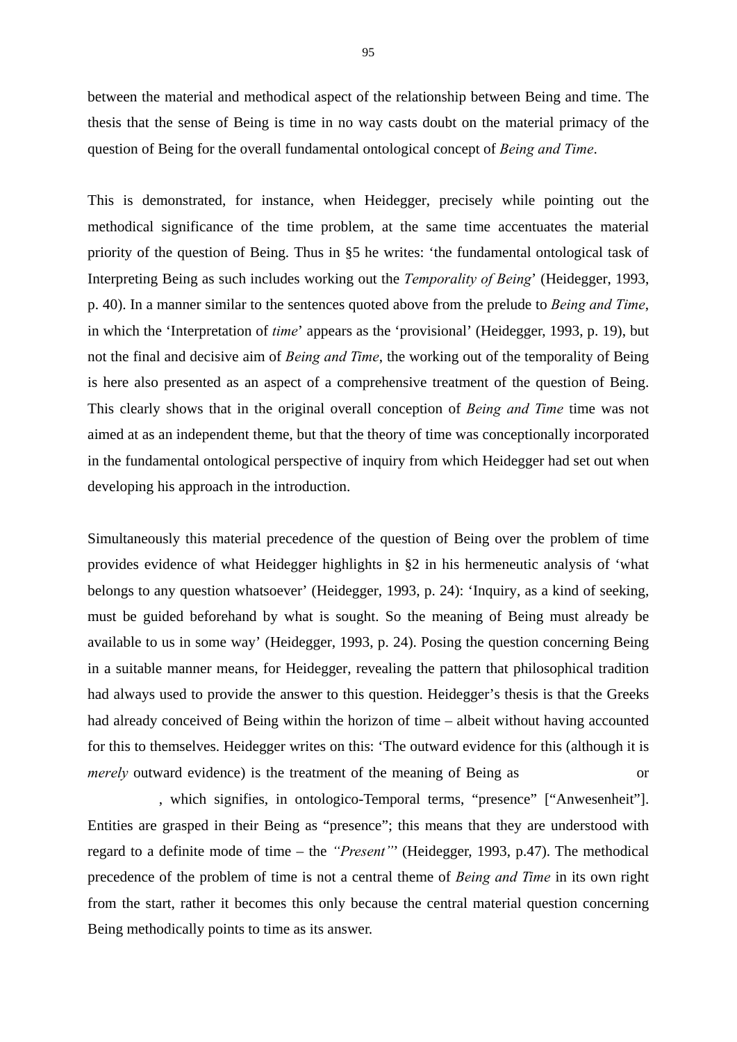between the material and methodical aspect of the relationship between Being and time. The thesis that the sense of Being is time in no way casts doubt on the material primacy of the question of Being for the overall fundamental ontological concept of *Being and Time*.

This is demonstrated, for instance, when Heidegger, precisely while pointing out the methodical significance of the time problem, at the same time accentuates the material priority of the question of Being. Thus in §5 he writes: 'the fundamental ontological task of Interpreting Being as such includes working out the *Temporality of Being*' (Heidegger, 1993, p. 40). In a manner similar to the sentences quoted above from the prelude to *Being and Time*, in which the 'Interpretation of *time*' appears as the 'provisional' (Heidegger, 1993, p. 19), but not the final and decisive aim of *Being and Time*, the working out of the temporality of Being is here also presented as an aspect of a comprehensive treatment of the question of Being. This clearly shows that in the original overall conception of *Being and Time* time was not aimed at as an independent theme, but that the theory of time was conceptionally incorporated in the fundamental ontological perspective of inquiry from which Heidegger had set out when developing his approach in the introduction.

Simultaneously this material precedence of the question of Being over the problem of time provides evidence of what Heidegger highlights in §2 in his hermeneutic analysis of 'what belongs to any question whatsoever' (Heidegger, 1993, p. 24): 'Inquiry, as a kind of seeking, must be guided beforehand by what is sought. So the meaning of Being must already be available to us in some way' (Heidegger, 1993, p. 24). Posing the question concerning Being in a suitable manner means, for Heidegger, revealing the pattern that philosophical tradition had always used to provide the answer to this question. Heidegger's thesis is that the Greeks had already conceived of Being within the horizon of time – albeit without having accounted for this to themselves. Heidegger writes on this: 'The outward evidence for this (although it is *merely* outward evidence) is the treatment of the meaning of Being as or , which signifies, in ontologico-Temporal terms, "presence" ["Anwesenheit"]. Entities are grasped in their Being as "presence"; this means that they are understood with regard to a definite mode of time – the *"Present"*' (Heidegger, 1993, p.47). The methodical precedence of the problem of time is not a central theme of *Being and Time* in its own right from the start, rather it becomes this only because the central material question concerning Being methodically points to time as its answer.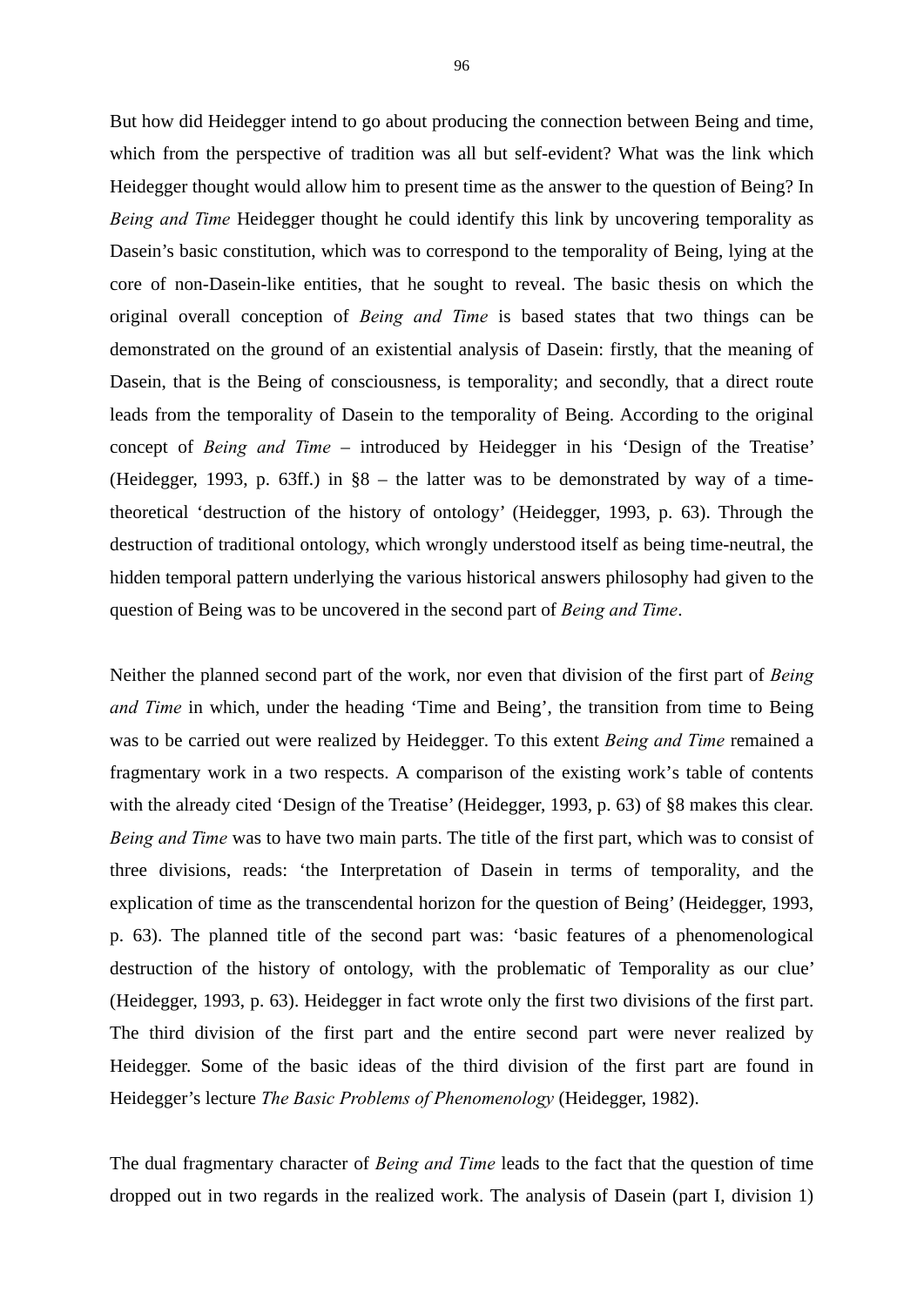But how did Heidegger intend to go about producing the connection between Being and time, which from the perspective of tradition was all but self-evident? What was the link which Heidegger thought would allow him to present time as the answer to the question of Being? In *Being and Time* Heidegger thought he could identify this link by uncovering temporality as Dasein's basic constitution, which was to correspond to the temporality of Being, lying at the core of non-Dasein-like entities, that he sought to reveal. The basic thesis on which the original overall conception of *Being and Time* is based states that two things can be demonstrated on the ground of an existential analysis of Dasein: firstly, that the meaning of Dasein, that is the Being of consciousness, is temporality; and secondly, that a direct route leads from the temporality of Dasein to the temporality of Being. According to the original concept of *Being and Time* – introduced by Heidegger in his 'Design of the Treatise' (Heidegger, 1993, p. 63ff.) in §8 – the latter was to be demonstrated by way of a time-theoretical 'destruction of the history of ontology' (Heidegger, 1993, p. 63). Through the destruction of traditional ontology, which wrongly understood itself as being time-neutral, the hidden temporal pattern underlying the various historical answers philosophy had given to the question of Being was to be uncovered in the second part of *Being and Time*.

Neither the planned second part of the work, nor even that division of the first part of *Being and Time* in which, under the heading 'Time and Being', the transition from time to Being was to be carried out were realized by Heidegger. To this extent *Being and Time* remained a fragmentary work in a two respects. A comparison of the existing work's table of contents with the already cited 'Design of the Treatise' (Heidegger, 1993, p. 63) of §8 makes this clear. *Being and Time* was to have two main parts. The title of the first part, which was to consist of three divisions, reads: 'the Interpretation of Dasein in terms of temporality, and the explication of time as the transcendental horizon for the question of Being' (Heidegger, 1993, p. 63). The planned title of the second part was: 'basic features of a phenomenological destruction of the history of ontology, with the problematic of Temporality as our clue' (Heidegger, 1993, p. 63). Heidegger in fact wrote only the first two divisions of the first part. The third division of the first part and the entire second part were never realized by Heidegger. Some of the basic ideas of the third division of the first part are found in Heidegger's lecture *The Basic Problems of Phenomenology* (Heidegger, 1982).

The dual fragmentary character of *Being and Time* leads to the fact that the question of time dropped out in two regards in the realized work. The analysis of Dasein (part I, division 1)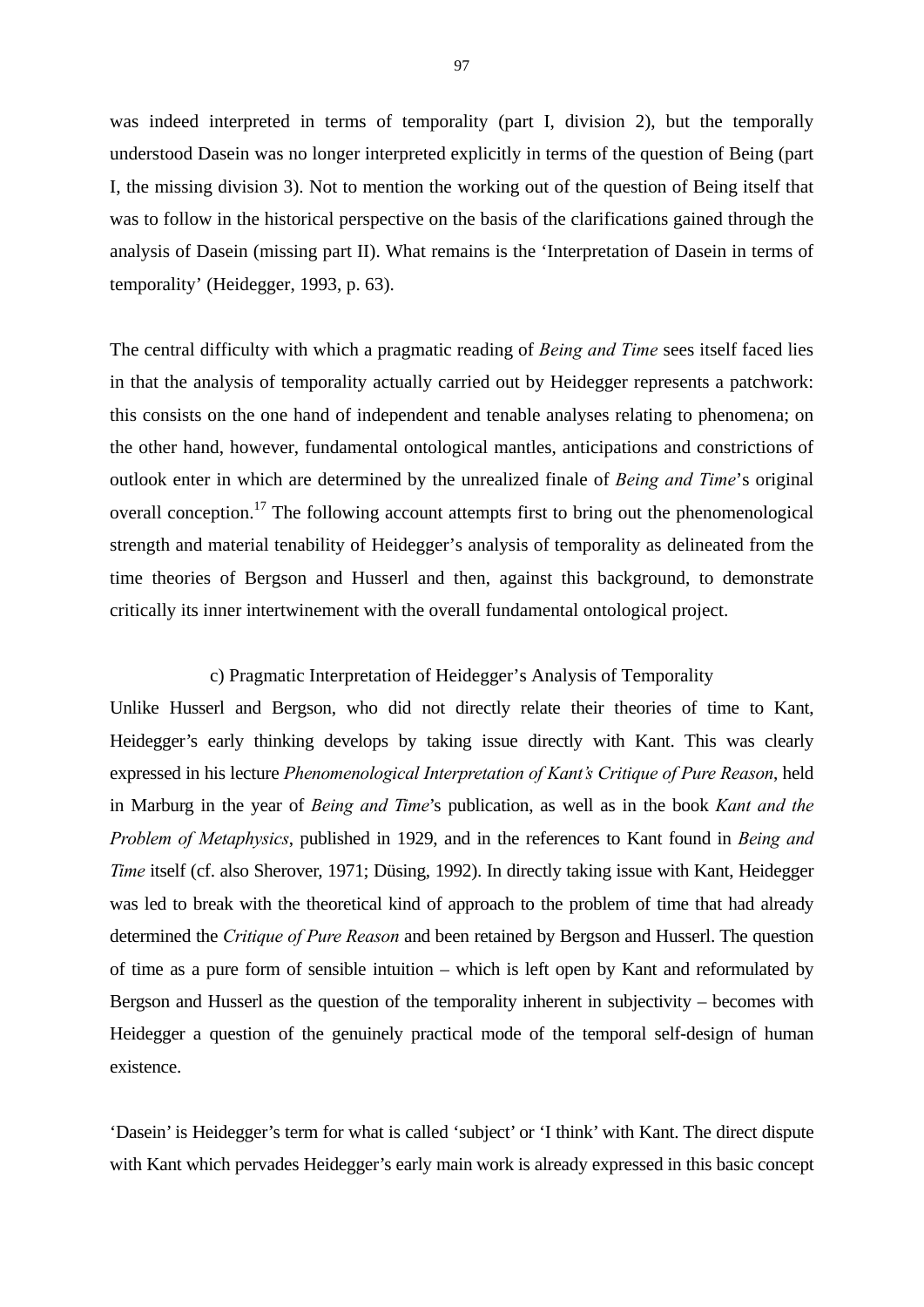was indeed interpreted in terms of temporality (part I, division 2), but the temporally understood Dasein was no longer interpreted explicitly in terms of the question of Being (part I, the missing division 3). Not to mention the working out of the question of Being itself that was to follow in the historical perspective on the basis of the clarifications gained through the analysis of Dasein (missing part II). What remains is the 'Interpretation of Dasein in terms of temporality' (Heidegger, 1993, p. 63).

The central difficulty with which a pragmatic reading of *Being and Time* sees itself faced lies in that the analysis of temporality actually carried out by Heidegger represents a patchwork: this consists on the one hand of independent and tenable analyses relating to phenomena; on the other hand, however, fundamental ontological mantles, anticipations and constrictions of outlook enter in which are determined by the unrealized finale of *Being and Time*'s original overall conception.[17] The following account attempts first to bring out the phenomenological strength and material tenability of Heidegger's analysis of temporality as delineated from the time theories of Bergson and Husserl and then, against this background, to demonstrate critically its inner intertwinement with the overall fundamental ontological project.

### c) Pragmatic Interpretation of Heidegger's Analysis of Temporality

Unlike Husserl and Bergson, who did not directly relate their theories of time to Kant, Heidegger's early thinking develops by taking issue directly with Kant. This was clearly expressed in his lecture *Phenomenological Interpretation of Kant's Critique of Pure Reason*, held in Marburg in the year of *Being and Time*'s publication, as well as in the book *Kant and the Problem of Metaphysics*, published in 1929, and in the references to Kant found in *Being and Time* itself (cf. also Sherover, 1971; Düsing, 1992). In directly taking issue with Kant, Heidegger was led to break with the theoretical kind of approach to the problem of time that had already determined the *Critique of Pure Reason* and been retained by Bergson and Husserl. The question of time as a pure form of sensible intuition – which is left open by Kant and reformulated by Bergson and Husserl as the question of the temporality inherent in subjectivity – becomes with Heidegger a question of the genuinely practical mode of the temporal self-design of human existence.

'Dasein' is Heidegger's term for what is called 'subject' or 'I think' with Kant. The direct dispute with Kant which pervades Heidegger's early main work is already expressed in this basic concept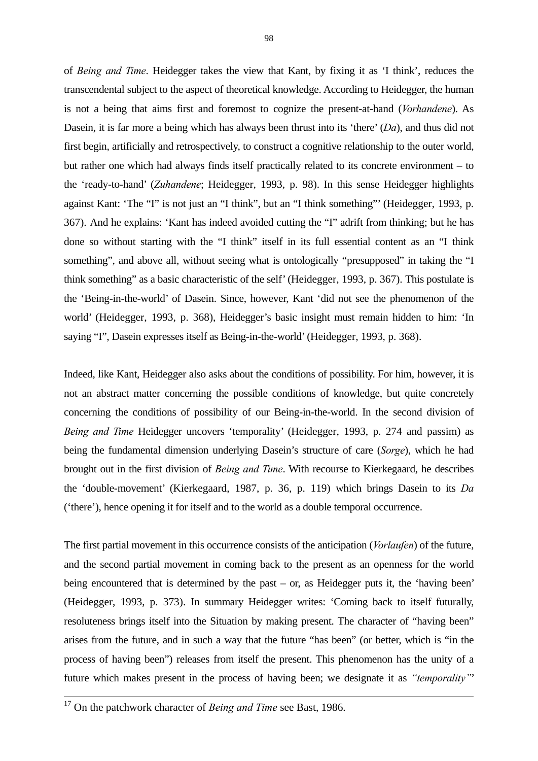of *Being and Time*. Heidegger takes the view that Kant, by fixing it as 'I think', reduces the transcendental subject to the aspect of theoretical knowledge. According to Heidegger, the human is not a being that aims first and foremost to cognize the present-at-hand (*Vorhandene*). As Dasein, it is far more a being which has always been thrust into its 'there' (*Da*), and thus did not first begin, artificially and retrospectively, to construct a cognitive relationship to the outer world, but rather one which had always finds itself practically related to its concrete environment – to the 'ready-to-hand' (*Zuhandene*; Heidegger, 1993, p. 98). In this sense Heidegger highlights against Kant: 'The "I" is not just an "I think", but an "I think something"' (Heidegger, 1993, p. 367). And he explains: 'Kant has indeed avoided cutting the "I" adrift from thinking; but he has done so without starting with the "I think" itself in its full essential content as an "I think something", and above all, without seeing what is ontologically "presupposed" in taking the "I think something" as a basic characteristic of the self' (Heidegger, 1993, p. 367). This postulate is the 'Being-in-the-world' of Dasein. Since, however, Kant 'did not see the phenomenon of the world' (Heidegger, 1993, p. 368), Heidegger's basic insight must remain hidden to him: 'In saying "I", Dasein expresses itself as Being-in-the-world' (Heidegger, 1993, p. 368).

Indeed, like Kant, Heidegger also asks about the conditions of possibility. For him, however, it is not an abstract matter concerning the possible conditions of knowledge, but quite concretely concerning the conditions of possibility of our Being-in-the-world. In the second division of *Being and Time* Heidegger uncovers 'temporality' (Heidegger, 1993, p. 274 and passim) as being the fundamental dimension underlying Dasein's structure of care (*Sorge*), which he had brought out in the first division of *Being and Time*. With recourse to Kierkegaard, he describes the 'double-movement' (Kierkegaard, 1987, p. 36, p. 119) which brings Dasein to its *Da* ('there'), hence opening it for itself and to the world as a double temporal occurrence.

The first partial movement in this occurrence consists of the anticipation (*Vorlaufen*) of the future, and the second partial movement in coming back to the present as an openness for the world being encountered that is determined by the past – or, as Heidegger puts it, the 'having been' (Heidegger, 1993, p. 373). In summary Heidegger writes: 'Coming back to itself futurally, resoluteness brings itself into the Situation by making present. The character of "having been" arises from the future, and in such a way that the future "has been" (or better, which is "in the process of having been") releases from itself the present. This phenomenon has the unity of a future which makes present in the process of having been; we designate it as *"temporality"*'

[17] On the patchwork character of *Being and Time* see Bast, 1986.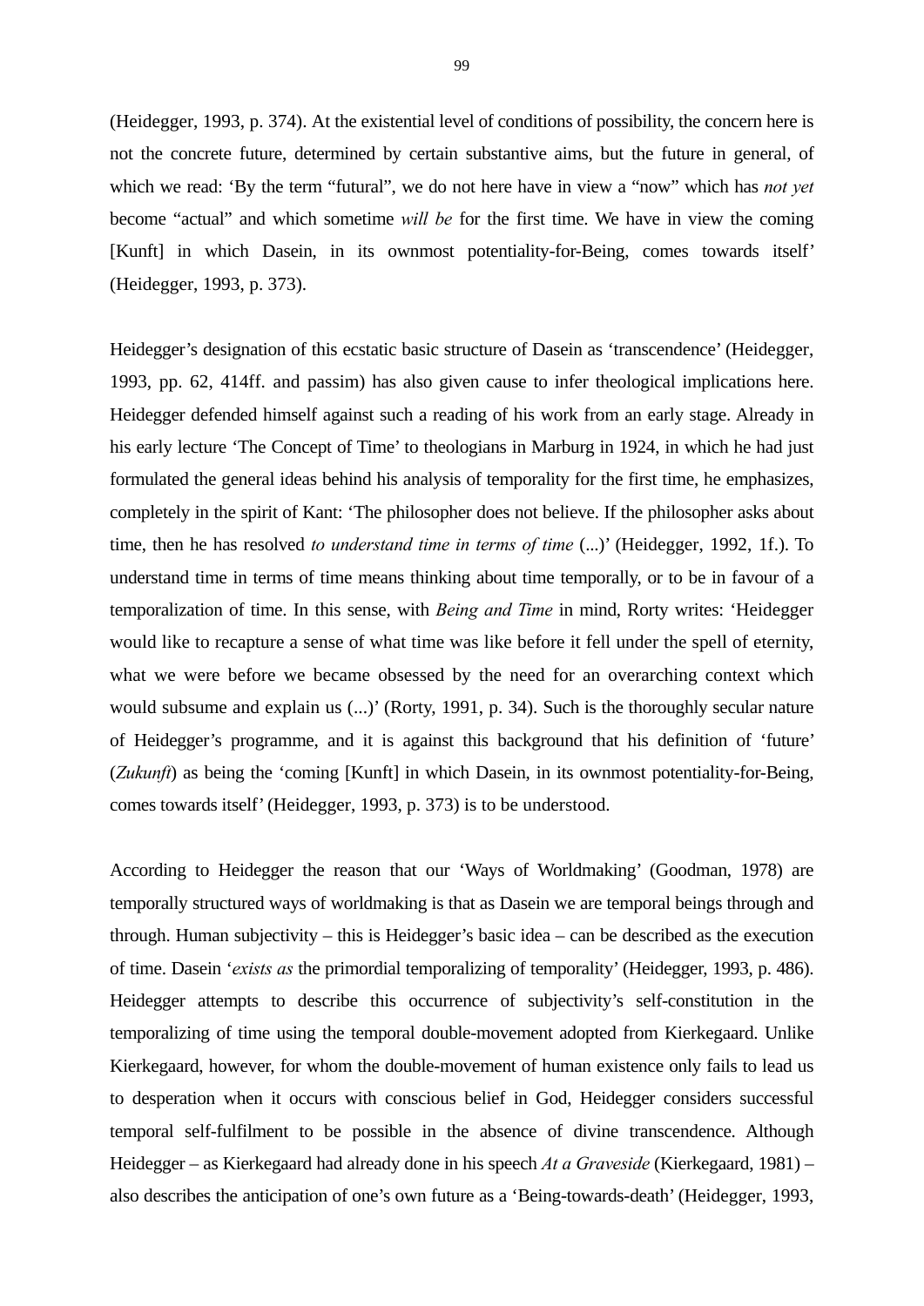(Heidegger, 1993, p. 374). At the existential level of conditions of possibility, the concern here is not the concrete future, determined by certain substantive aims, but the future in general, of which we read: 'By the term "futural", we do not here have in view a "now" which has *not yet* become "actual" and which sometime *will be* for the first time. We have in view the coming [Kunft] in which Dasein, in its ownmost potentiality-for-Being, comes towards itself' (Heidegger, 1993, p. 373).

Heidegger's designation of this ecstatic basic structure of Dasein as 'transcendence' (Heidegger, 1993, pp. 62, 414ff. and passim) has also given cause to infer theological implications here. Heidegger defended himself against such a reading of his work from an early stage. Already in his early lecture 'The Concept of Time' to theologians in Marburg in 1924, in which he had just formulated the general ideas behind his analysis of temporality for the first time, he emphasizes, completely in the spirit of Kant: 'The philosopher does not believe. If the philosopher asks about time, then he has resolved *to understand time in terms of time* (...)' (Heidegger, 1992, 1f.). To understand time in terms of time means thinking about time temporally, or to be in favour of a temporalization of time. In this sense, with *Being and Time* in mind, Rorty writes: 'Heidegger would like to recapture a sense of what time was like before it fell under the spell of eternity, what we were before we became obsessed by the need for an overarching context which would subsume and explain us (...)' (Rorty, 1991, p. 34). Such is the thoroughly secular nature of Heidegger's programme, and it is against this background that his definition of 'future' (*Zukunft*) as being the 'coming [Kunft] in which Dasein, in its ownmost potentiality-for-Being, comes towards itself' (Heidegger, 1993, p. 373) is to be understood.

According to Heidegger the reason that our 'Ways of Worldmaking' (Goodman, 1978) are temporally structured ways of worldmaking is that as Dasein we are temporal beings through and through. Human subjectivity – this is Heidegger's basic idea – can be described as the execution of time. Dasein '*exists as* the primordial temporalizing of temporality' (Heidegger, 1993, p. 486). Heidegger attempts to describe this occurrence of subjectivity's self-constitution in the temporalizing of time using the temporal double-movement adopted from Kierkegaard. Unlike Kierkegaard, however, for whom the double-movement of human existence only fails to lead us to desperation when it occurs with conscious belief in God, Heidegger considers successful temporal self-fulfilment to be possible in the absence of divine transcendence. Although Heidegger – as Kierkegaard had already done in his speech *At a Graveside* (Kierkegaard, 1981) – also describes the anticipation of one's own future as a 'Being-towards-death' (Heidegger, 1993,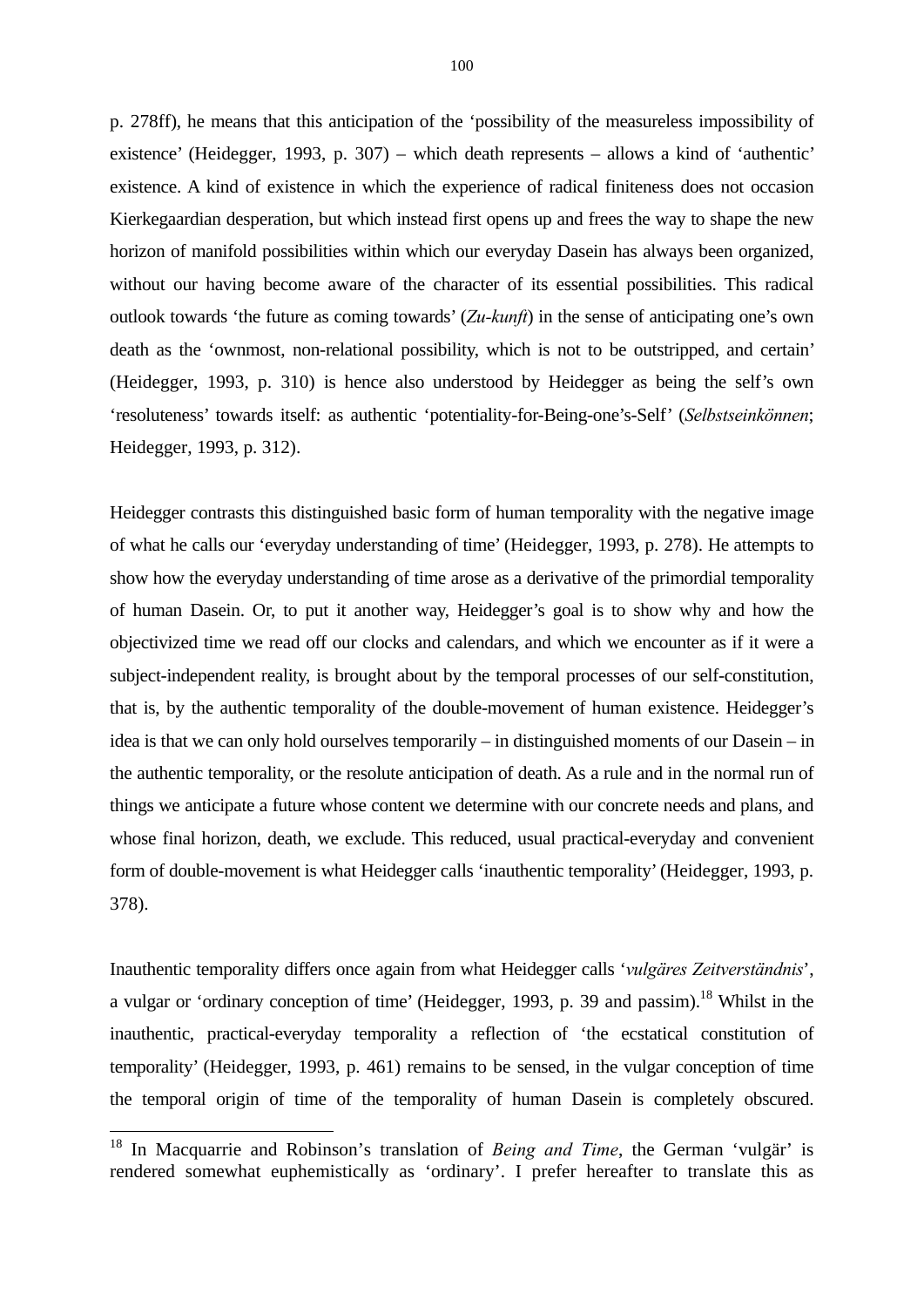p. 278ff), he means that this anticipation of the 'possibility of the measureless impossibility of existence' (Heidegger, 1993, p. 307) – which death represents – allows a kind of 'authentic' existence. A kind of existence in which the experience of radical finiteness does not occasion Kierkegaardian desperation, but which instead first opens up and frees the way to shape the new horizon of manifold possibilities within which our everyday Dasein has always been organized, without our having become aware of the character of its essential possibilities. This radical outlook towards 'the future as coming towards' (*Zu-kunft*) in the sense of anticipating one's own death as the 'ownmost, non-relational possibility, which is not to be outstripped, and certain' (Heidegger, 1993, p. 310) is hence also understood by Heidegger as being the self's own 'resoluteness' towards itself: as authentic 'potentiality-for-Being-one's-Self' (*Selbstseinkönnen*; Heidegger, 1993, p. 312).

Heidegger contrasts this distinguished basic form of human temporality with the negative image of what he calls our 'everyday understanding of time' (Heidegger, 1993, p. 278). He attempts to show how the everyday understanding of time arose as a derivative of the primordial temporality of human Dasein. Or, to put it another way, Heidegger's goal is to show why and how the objectivized time we read off our clocks and calendars, and which we encounter as if it were a subject-independent reality, is brought about by the temporal processes of our self-constitution, that is, by the authentic temporality of the double-movement of human existence. Heidegger's idea is that we can only hold ourselves temporarily – in distinguished moments of our Dasein – in the authentic temporality, or the resolute anticipation of death. As a rule and in the normal run of things we anticipate a future whose content we determine with our concrete needs and plans, and whose final horizon, death, we exclude. This reduced, usual practical-everyday and convenient form of double-movement is what Heidegger calls 'inauthentic temporality' (Heidegger, 1993, p. 378).

Inauthentic temporality differs once again from what Heidegger calls '*vulgäres Zeitverständnis*', a vulgar or 'ordinary conception of time' (Heidegger, 1993, p. 39 and passim).[18] Whilst in the inauthentic, practical-everyday temporality a reflection of 'the ecstatical constitution of temporality' (Heidegger, 1993, p. 461) remains to be sensed, in the vulgar conception of time the temporal origin of time of the temporality of human Dasein is completely obscured.

[18] In Macquarrie and Robinson's translation of *Being and Time*, the German 'vulgär' is rendered somewhat euphemistically as 'ordinary'. I prefer hereafter to translate this as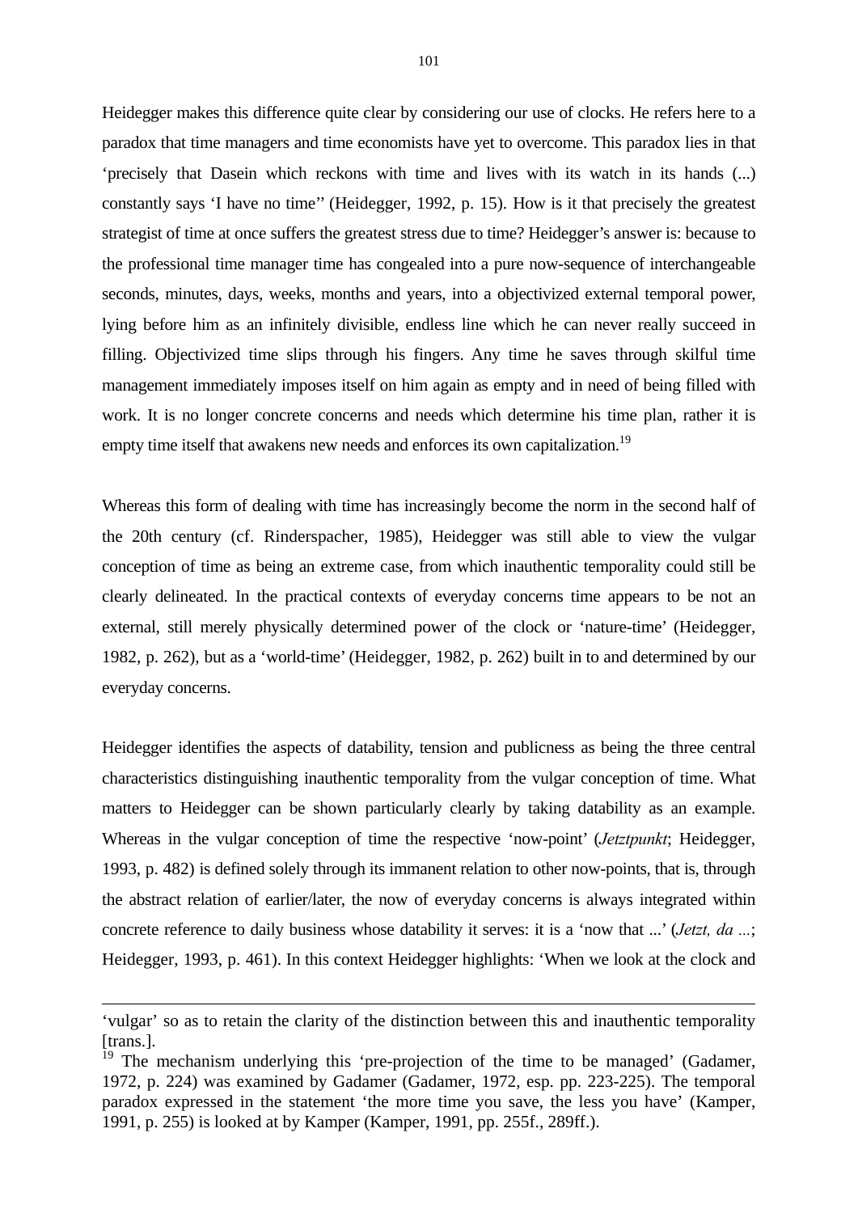Heidegger makes this difference quite clear by considering our use of clocks. He refers here to a paradox that time managers and time economists have yet to overcome. This paradox lies in that 'precisely that Dasein which reckons with time and lives with its watch in its hands (...) constantly says 'I have no time'' (Heidegger, 1992, p. 15). How is it that precisely the greatest strategist of time at once suffers the greatest stress due to time? Heidegger's answer is: because to the professional time manager time has congealed into a pure now-sequence of interchangeable seconds, minutes, days, weeks, months and years, into a objectivized external temporal power, lying before him as an infinitely divisible, endless line which he can never really succeed in filling. Objectivized time slips through his fingers. Any time he saves through skilful time management immediately imposes itself on him again as empty and in need of being filled with work. It is no longer concrete concerns and needs which determine his time plan, rather it is empty time itself that awakens new needs and enforces its own capitalization.[19]

Whereas this form of dealing with time has increasingly become the norm in the second half of the 20th century (cf. Rinderspacher, 1985), Heidegger was still able to view the vulgar conception of time as being an extreme case, from which inauthentic temporality could still be clearly delineated. In the practical contexts of everyday concerns time appears to be not an external, still merely physically determined power of the clock or 'nature-time' (Heidegger, 1982, p. 262), but as a 'world-time' (Heidegger, 1982, p. 262) built in to and determined by our everyday concerns.

Heidegger identifies the aspects of datability, tension and publicness as being the three central characteristics distinguishing inauthentic temporality from the vulgar conception of time. What matters to Heidegger can be shown particularly clearly by taking datability as an example. Whereas in the vulgar conception of time the respective 'now-point' (*Jetztpunkt*; Heidegger, 1993, p. 482) is defined solely through its immanent relation to other now-points, that is, through the abstract relation of earlier/later, the now of everyday concerns is always integrated within concrete reference to daily business whose datability it serves: it is a 'now that ...' (*Jetzt, da ...*; Heidegger, 1993, p. 461). In this context Heidegger highlights: 'When we look at the clock and

---

'vulgar' so as to retain the clarity of the distinction between this and inauthentic temporality [trans.].

[19] The mechanism underlying this 'pre-projection of the time to be managed' (Gadamer, 1972, p. 224) was examined by Gadamer (Gadamer, 1972, esp. pp. 223-225). The temporal paradox expressed in the statement 'the more time you save, the less you have' (Kamper, 1991, p. 255) is looked at by Kamper (Kamper, 1991, pp. 255f., 289ff.).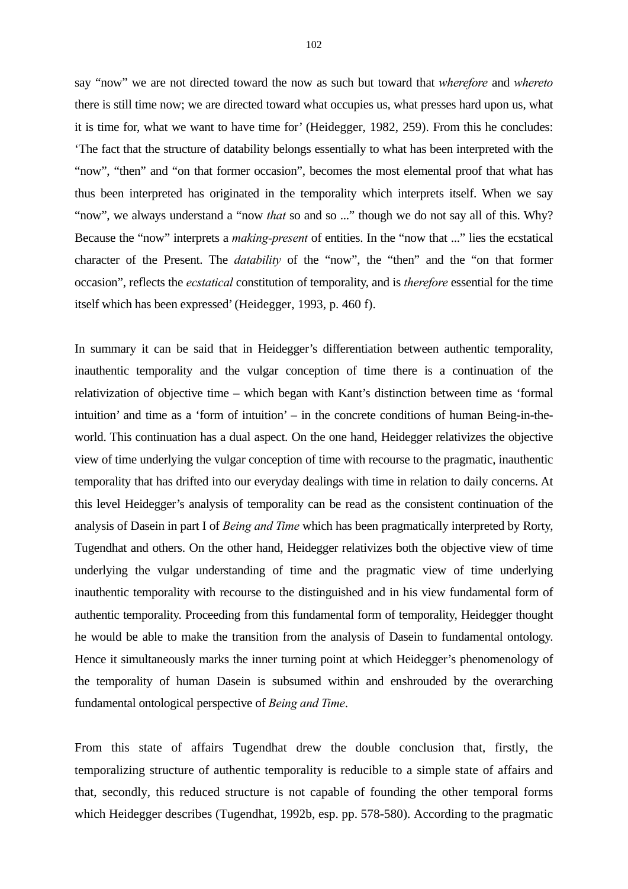say “now” we are not directed toward the now as such but toward that *wherefore* and *whereto* there is still time now; we are directed toward what occupies us, what presses hard upon us, what it is time for, what we want to have time for’ (Heidegger, 1982, 259). From this he concludes: ‘The fact that the structure of datability belongs essentially to what has been interpreted with the “now”, “then” and “on that former occasion”, becomes the most elemental proof that what has thus been interpreted has originated in the temporality which interprets itself. When we say “now”, we always understand a “now *that* so and so ...” though we do not say all of this. Why? Because the “now” interprets a *making-present* of entities. In the “now that ...” lies the ecstatical character of the Present. The *datability* of the “now”, the “then” and the “on that former occasion”, reflects the *ecstatical* constitution of temporality, and is *therefore* essential for the time itself which has been expressed’ (Heidegger, 1993, p. 460 f).

In summary it can be said that in Heidegger’s differentiation between authentic temporality, inauthentic temporality and the vulgar conception of time there is a continuation of the relativization of objective time – which began with Kant’s distinction between time as ‘formal intuition’ and time as a ‘form of intuition’ – in the concrete conditions of human Being-in-the-world. This continuation has a dual aspect. On the one hand, Heidegger relativizes the objective view of time underlying the vulgar conception of time with recourse to the pragmatic, inauthentic temporality that has drifted into our everyday dealings with time in relation to daily concerns. At this level Heidegger’s analysis of temporality can be read as the consistent continuation of the analysis of Dasein in part I of *Being and Time* which has been pragmatically interpreted by Rorty, Tugendhat and others. On the other hand, Heidegger relativizes both the objective view of time underlying the vulgar understanding of time and the pragmatic view of time underlying inauthentic temporality with recourse to the distinguished and in his view fundamental form of authentic temporality. Proceeding from this fundamental form of temporality, Heidegger thought he would be able to make the transition from the analysis of Dasein to fundamental ontology. Hence it simultaneously marks the inner turning point at which Heidegger’s phenomenology of the temporality of human Dasein is subsumed within and enshrouded by the overarching fundamental ontological perspective of *Being and Time*.

From this state of affairs Tugendhat drew the double conclusion that, firstly, the temporalizing structure of authentic temporality is reducible to a simple state of affairs and that, secondly, this reduced structure is not capable of founding the other temporal forms which Heidegger describes (Tugendhat, 1992b, esp. pp. 578-580). According to the pragmatic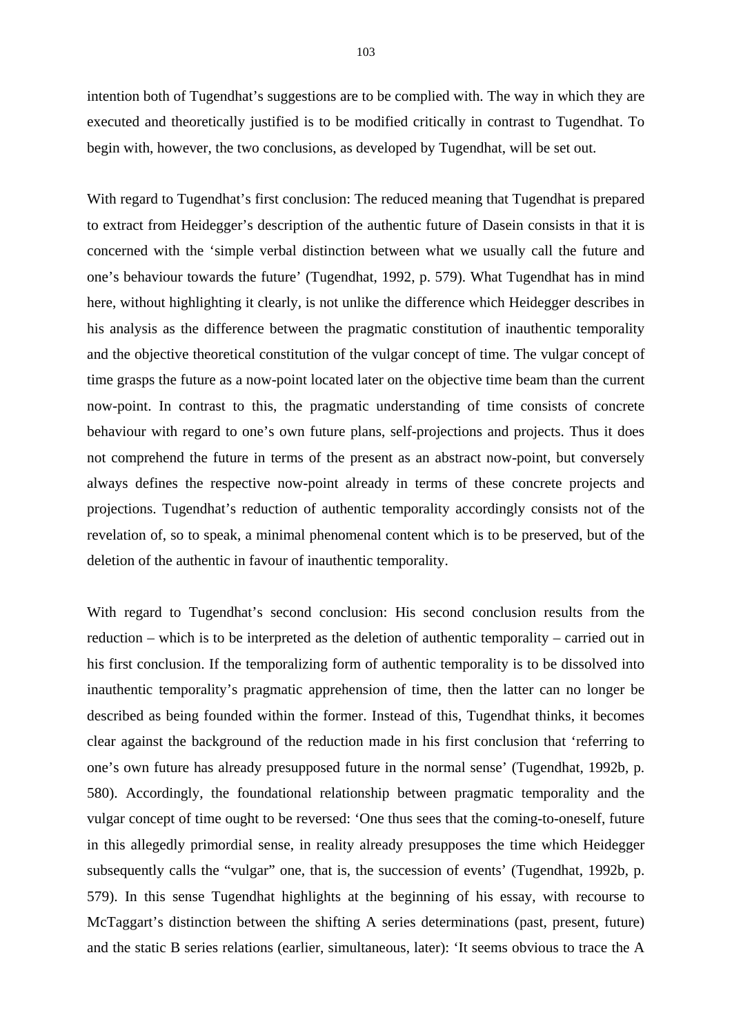intention both of Tugendhat's suggestions are to be complied with. The way in which they are executed and theoretically justified is to be modified critically in contrast to Tugendhat. To begin with, however, the two conclusions, as developed by Tugendhat, will be set out.

With regard to Tugendhat's first conclusion: The reduced meaning that Tugendhat is prepared to extract from Heidegger's description of the authentic future of Dasein consists in that it is concerned with the 'simple verbal distinction between what we usually call the future and one's behaviour towards the future' (Tugendhat, 1992, p. 579). What Tugendhat has in mind here, without highlighting it clearly, is not unlike the difference which Heidegger describes in his analysis as the difference between the pragmatic constitution of inauthentic temporality and the objective theoretical constitution of the vulgar concept of time. The vulgar concept of time grasps the future as a now-point located later on the objective time beam than the current now-point. In contrast to this, the pragmatic understanding of time consists of concrete behaviour with regard to one's own future plans, self-projections and projects. Thus it does not comprehend the future in terms of the present as an abstract now-point, but conversely always defines the respective now-point already in terms of these concrete projects and projections. Tugendhat's reduction of authentic temporality accordingly consists not of the revelation of, so to speak, a minimal phenomenal content which is to be preserved, but of the deletion of the authentic in favour of inauthentic temporality.

With regard to Tugendhat's second conclusion: His second conclusion results from the reduction – which is to be interpreted as the deletion of authentic temporality – carried out in his first conclusion. If the temporalizing form of authentic temporality is to be dissolved into inauthentic temporality's pragmatic apprehension of time, then the latter can no longer be described as being founded within the former. Instead of this, Tugendhat thinks, it becomes clear against the background of the reduction made in his first conclusion that 'referring to one's own future has already presupposed future in the normal sense' (Tugendhat, 1992b, p. 580). Accordingly, the foundational relationship between pragmatic temporality and the vulgar concept of time ought to be reversed: 'One thus sees that the coming-to-oneself, future in this allegedly primordial sense, in reality already presupposes the time which Heidegger subsequently calls the "vulgar" one, that is, the succession of events' (Tugendhat, 1992b, p. 579). In this sense Tugendhat highlights at the beginning of his essay, with recourse to McTaggart's distinction between the shifting A series determinations (past, present, future) and the static B series relations (earlier, simultaneous, later): 'It seems obvious to trace the A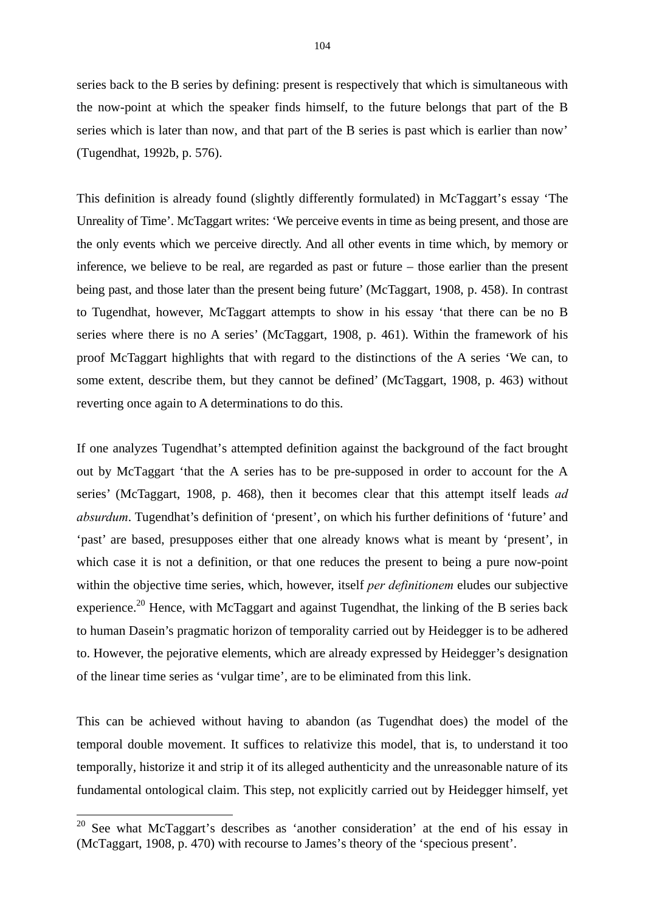series back to the B series by defining: present is respectively that which is simultaneous with the now-point at which the speaker finds himself, to the future belongs that part of the B series which is later than now, and that part of the B series is past which is earlier than now' (Tugendhat, 1992b, p. 576).

This definition is already found (slightly differently formulated) in McTaggart's essay 'The Unreality of Time'. McTaggart writes: 'We perceive events in time as being present, and those are the only events which we perceive directly. And all other events in time which, by memory or inference, we believe to be real, are regarded as past or future – those earlier than the present being past, and those later than the present being future' (McTaggart, 1908, p. 458). In contrast to Tugendhat, however, McTaggart attempts to show in his essay 'that there can be no B series where there is no A series' (McTaggart, 1908, p. 461). Within the framework of his proof McTaggart highlights that with regard to the distinctions of the A series 'We can, to some extent, describe them, but they cannot be defined' (McTaggart, 1908, p. 463) without reverting once again to A determinations to do this.

If one analyzes Tugendhat's attempted definition against the background of the fact brought out by McTaggart 'that the A series has to be pre-supposed in order to account for the A series' (McTaggart, 1908, p. 468), then it becomes clear that this attempt itself leads *ad absurdum*. Tugendhat's definition of 'present', on which his further definitions of 'future' and 'past' are based, presupposes either that one already knows what is meant by 'present', in which case it is not a definition, or that one reduces the present to being a pure now-point within the objective time series, which, however, itself *per definitionem* eludes our subjective experience.[20] Hence, with McTaggart and against Tugendhat, the linking of the B series back to human Dasein's pragmatic horizon of temporality carried out by Heidegger is to be adhered to. However, the pejorative elements, which are already expressed by Heidegger's designation of the linear time series as 'vulgar time', are to be eliminated from this link.

This can be achieved without having to abandon (as Tugendhat does) the model of the temporal double movement. It suffices to relativize this model, that is, to understand it too temporally, historize it and strip it of its alleged authenticity and the unreasonable nature of its fundamental ontological claim. This step, not explicitly carried out by Heidegger himself, yet

---

[20] See what McTaggart's describes as 'another consideration' at the end of his essay in (McTaggart, 1908, p. 470) with recourse to James's theory of the 'specious present'.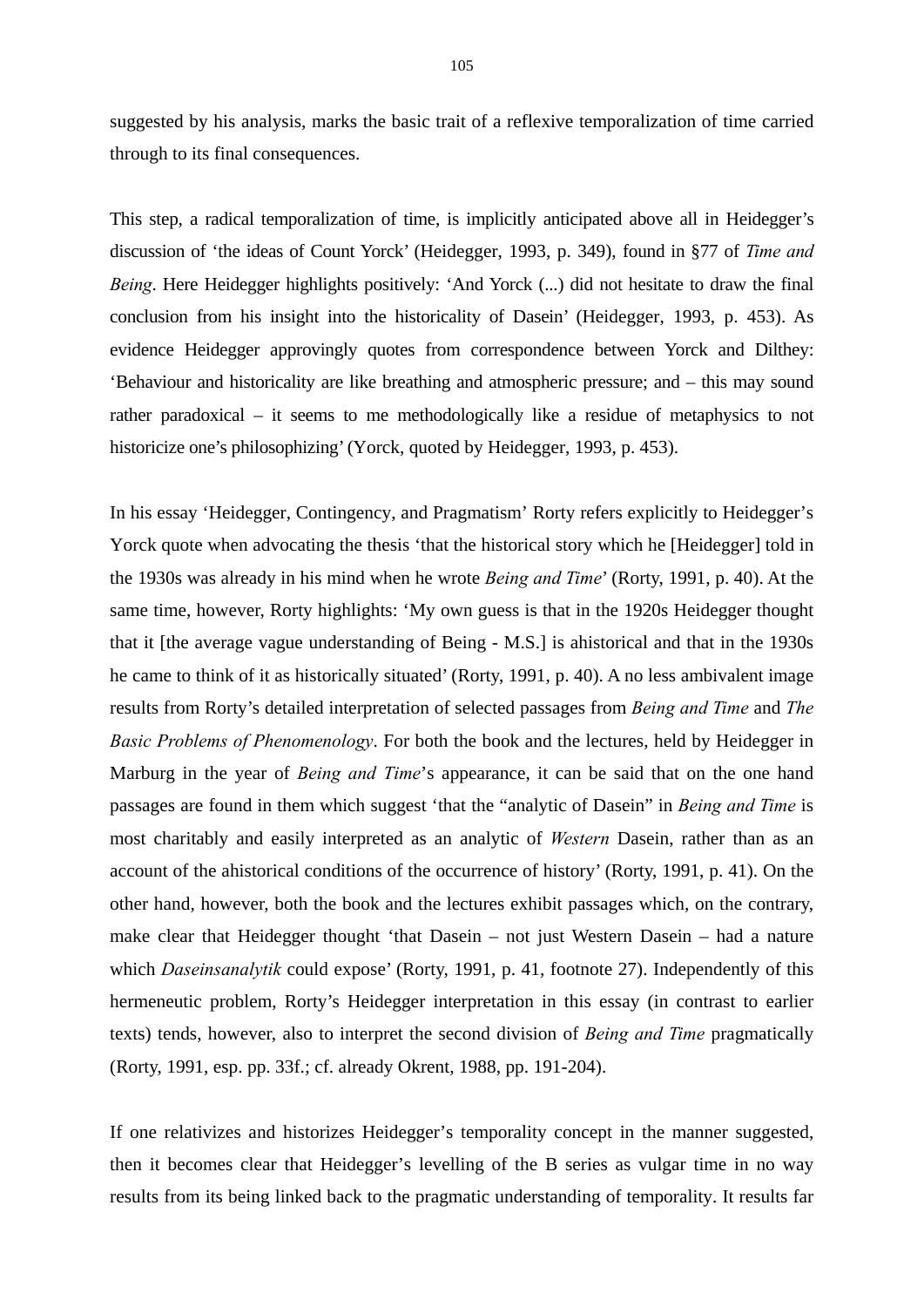suggested by his analysis, marks the basic trait of a reflexive temporalization of time carried through to its final consequences.

This step, a radical temporalization of time, is implicitly anticipated above all in Heidegger's discussion of 'the ideas of Count Yorck' (Heidegger, 1993, p. 349), found in §77 of *Time and Being*. Here Heidegger highlights positively: 'And Yorck (...) did not hesitate to draw the final conclusion from his insight into the historicality of Dasein' (Heidegger, 1993, p. 453). As evidence Heidegger approvingly quotes from correspondence between Yorck and Dilthey: 'Behaviour and historicality are like breathing and atmospheric pressure; and – this may sound rather paradoxical – it seems to me methodologically like a residue of metaphysics to not historicize one's philosophizing' (Yorck, quoted by Heidegger, 1993, p. 453).

In his essay 'Heidegger, Contingency, and Pragmatism' Rorty refers explicitly to Heidegger's Yorck quote when advocating the thesis 'that the historical story which he [Heidegger] told in the 1930s was already in his mind when he wrote *Being and Time*' (Rorty, 1991, p. 40). At the same time, however, Rorty highlights: 'My own guess is that in the 1920s Heidegger thought that it [the average vague understanding of Being - M.S.] is ahistorical and that in the 1930s he came to think of it as historically situated' (Rorty, 1991, p. 40). A no less ambivalent image results from Rorty's detailed interpretation of selected passages from *Being and Time* and *The Basic Problems of Phenomenology*. For both the book and the lectures, held by Heidegger in Marburg in the year of *Being and Time*'s appearance, it can be said that on the one hand passages are found in them which suggest 'that the "analytic of Dasein" in *Being and Time* is most charitably and easily interpreted as an analytic of *Western* Dasein, rather than as an account of the ahistorical conditions of the occurrence of history' (Rorty, 1991, p. 41). On the other hand, however, both the book and the lectures exhibit passages which, on the contrary, make clear that Heidegger thought 'that Dasein – not just Western Dasein – had a nature which *Daseinsanalytik* could expose' (Rorty, 1991, p. 41, footnote 27). Independently of this hermeneutic problem, Rorty's Heidegger interpretation in this essay (in contrast to earlier texts) tends, however, also to interpret the second division of *Being and Time* pragmatically (Rorty, 1991, esp. pp. 33f.; cf. already Okrent, 1988, pp. 191-204).

If one relativizes and historizes Heidegger's temporality concept in the manner suggested, then it becomes clear that Heidegger's levelling of the B series as vulgar time in no way results from its being linked back to the pragmatic understanding of temporality. It results far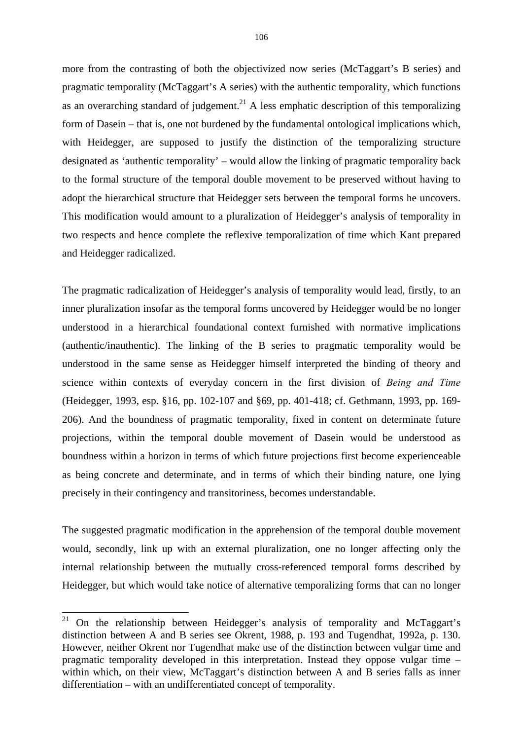more from the contrasting of both the objectivized now series (McTaggart's B series) and pragmatic temporality (McTaggart's A series) with the authentic temporality, which functions as an overarching standard of judgement.[21] A less emphatic description of this temporalizing form of Dasein – that is, one not burdened by the fundamental ontological implications which, with Heidegger, are supposed to justify the distinction of the temporalizing structure designated as 'authentic temporality' – would allow the linking of pragmatic temporality back to the formal structure of the temporal double movement to be preserved without having to adopt the hierarchical structure that Heidegger sets between the temporal forms he uncovers. This modification would amount to a pluralization of Heidegger's analysis of temporality in two respects and hence complete the reflexive temporalization of time which Kant prepared and Heidegger radicalized.

The pragmatic radicalization of Heidegger's analysis of temporality would lead, firstly, to an inner pluralization insofar as the temporal forms uncovered by Heidegger would be no longer understood in a hierarchical foundational context furnished with normative implications (authentic/inauthentic). The linking of the B series to pragmatic temporality would be understood in the same sense as Heidegger himself interpreted the binding of theory and science within contexts of everyday concern in the first division of *Being and Time* (Heidegger, 1993, esp. §16, pp. 102-107 and §69, pp. 401-418; cf. Gethmann, 1993, pp. 169-206). And the boundness of pragmatic temporality, fixed in content on determinate future projections, within the temporal double movement of Dasein would be understood as boundness within a horizon in terms of which future projections first become experienceable as being concrete and determinate, and in terms of which their binding nature, one lying precisely in their contingency and transitoriness, becomes understandable.

The suggested pragmatic modification in the apprehension of the temporal double movement would, secondly, link up with an external pluralization, one no longer affecting only the internal relationship between the mutually cross-referenced temporal forms described by Heidegger, but which would take notice of alternative temporalizing forms that can no longer

---

[21] On the relationship between Heidegger's analysis of temporality and McTaggart's distinction between A and B series see Okrent, 1988, p. 193 and Tugendhat, 1992a, p. 130. However, neither Okrent nor Tugendhat make use of the distinction between vulgar time and pragmatic temporality developed in this interpretation. Instead they oppose vulgar time – within which, on their view, McTaggart's distinction between A and B series falls as inner differentiation – with an undifferentiated concept of temporality.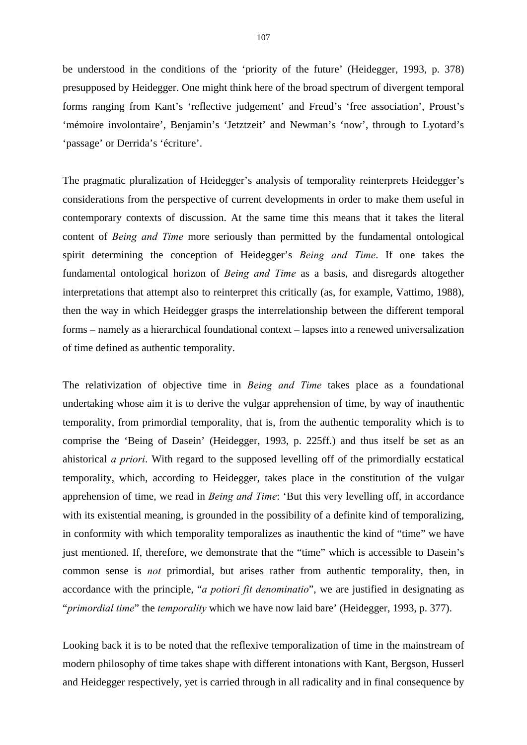be understood in the conditions of the ‘priority of the future’ (Heidegger, 1993, p. 378) presupposed by Heidegger. One might think here of the broad spectrum of divergent temporal forms ranging from Kant’s ‘reflective judgement’ and Freud’s ‘free association’, Proust’s ‘mémoire involontaire’, Benjamin’s ‘Jetztzeit’ and Newman’s ‘now’, through to Lyotard’s ‘passage’ or Derrida’s ‘écriture’.

The pragmatic pluralization of Heidegger’s analysis of temporality reinterprets Heidegger’s considerations from the perspective of current developments in order to make them useful in contemporary contexts of discussion. At the same time this means that it takes the literal content of *Being and Time* more seriously than permitted by the fundamental ontological spirit determining the conception of Heidegger’s *Being and Time*. If one takes the fundamental ontological horizon of *Being and Time* as a basis, and disregards altogether interpretations that attempt also to reinterpret this critically (as, for example, Vattimo, 1988), then the way in which Heidegger grasps the interrelationship between the different temporal forms – namely as a hierarchical foundational context – lapses into a renewed universalization of time defined as authentic temporality.

The relativization of objective time in *Being and Time* takes place as a foundational undertaking whose aim it is to derive the vulgar apprehension of time, by way of inauthentic temporality, from primordial temporality, that is, from the authentic temporality which is to comprise the ‘Being of Dasein’ (Heidegger, 1993, p. 225ff.) and thus itself be set as an ahistorical *a priori*. With regard to the supposed levelling off of the primordially ecstatical temporality, which, according to Heidegger, takes place in the constitution of the vulgar apprehension of time, we read in *Being and Time*: ‘But this very levelling off, in accordance with its existential meaning, is grounded in the possibility of a definite kind of temporalizing, in conformity with which temporality temporalizes as inauthentic the kind of “time” we have just mentioned. If, therefore, we demonstrate that the “time” which is accessible to Dasein’s common sense is *not* primordial, but arises rather from authentic temporality, then, in accordance with the principle, “*a potiori fit denominatio*”, we are justified in designating as “*primordial time*” the *temporality* which we have now laid bare’ (Heidegger, 1993, p. 377).

Looking back it is to be noted that the reflexive temporalization of time in the mainstream of modern philosophy of time takes shape with different intonations with Kant, Bergson, Husserl and Heidegger respectively, yet is carried through in all radicality and in final consequence by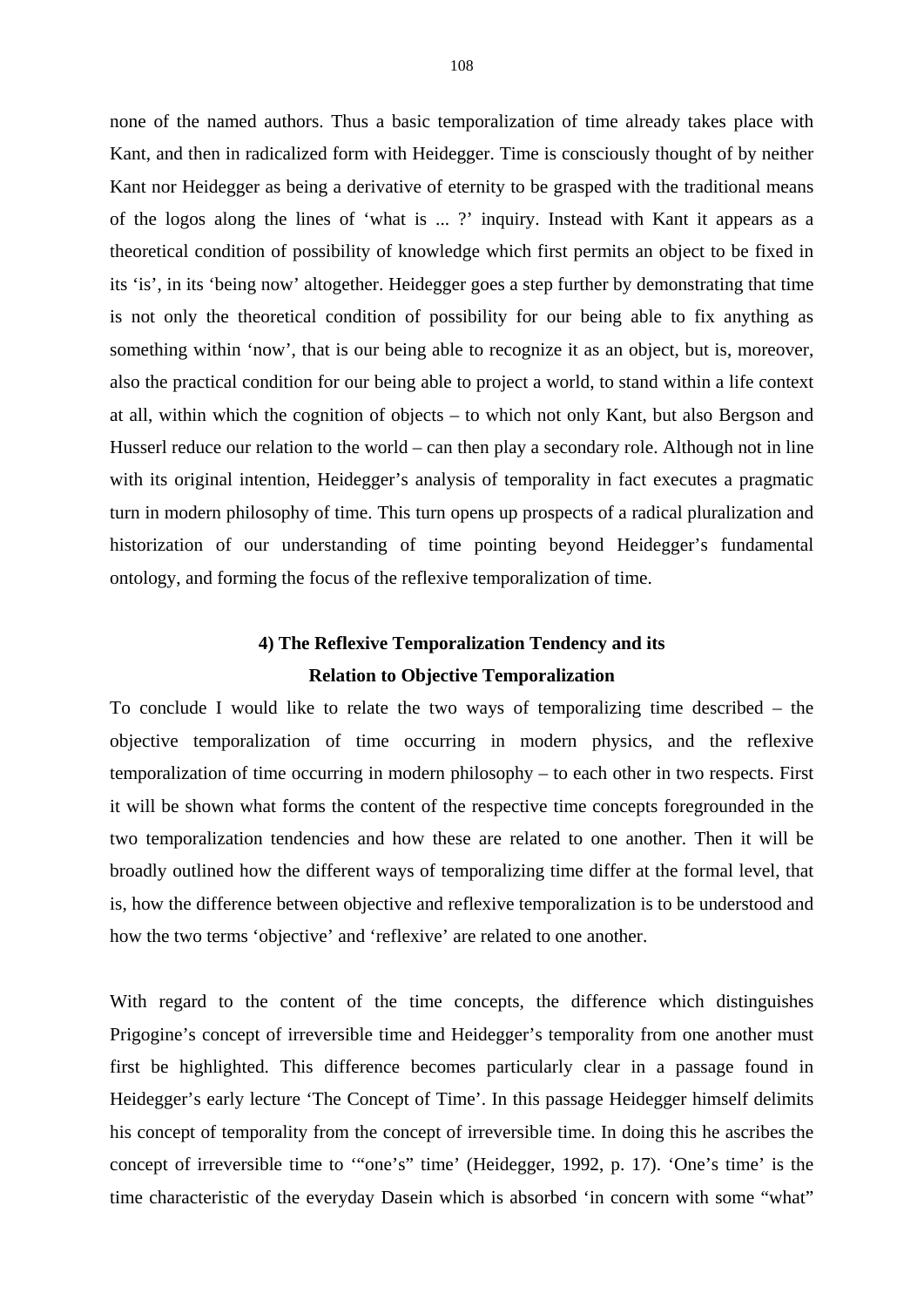none of the named authors. Thus a basic temporalization of time already takes place with Kant, and then in radicalized form with Heidegger. Time is consciously thought of by neither Kant nor Heidegger as being a derivative of eternity to be grasped with the traditional means of the logos along the lines of 'what is ... ?' inquiry. Instead with Kant it appears as a theoretical condition of possibility of knowledge which first permits an object to be fixed in its 'is', in its 'being now' altogether. Heidegger goes a step further by demonstrating that time is not only the theoretical condition of possibility for our being able to fix anything as something within 'now', that is our being able to recognize it as an object, but is, moreover, also the practical condition for our being able to project a world, to stand within a life context at all, within which the cognition of objects – to which not only Kant, but also Bergson and Husserl reduce our relation to the world – can then play a secondary role. Although not in line with its original intention, Heidegger's analysis of temporality in fact executes a pragmatic turn in modern philosophy of time. This turn opens up prospects of a radical pluralization and historization of our understanding of time pointing beyond Heidegger's fundamental ontology, and forming the focus of the reflexive temporalization of time.

## 4) The Reflexive Temporalization Tendency and its Relation to Objective Temporalization

To conclude I would like to relate the two ways of temporalizing time described – the objective temporalization of time occurring in modern physics, and the reflexive temporalization of time occurring in modern philosophy – to each other in two respects. First it will be shown what forms the content of the respective time concepts foregrounded in the two temporalization tendencies and how these are related to one another. Then it will be broadly outlined how the different ways of temporalizing time differ at the formal level, that is, how the difference between objective and reflexive temporalization is to be understood and how the two terms 'objective' and 'reflexive' are related to one another.

With regard to the content of the time concepts, the difference which distinguishes Prigogine's concept of irreversible time and Heidegger's temporality from one another must first be highlighted. This difference becomes particularly clear in a passage found in Heidegger's early lecture 'The Concept of Time'. In this passage Heidegger himself delimits his concept of temporality from the concept of irreversible time. In doing this he ascribes the concept of irreversible time to '"one's" time' (Heidegger, 1992, p. 17). 'One's time' is the time characteristic of the everyday Dasein which is absorbed 'in concern with some "what"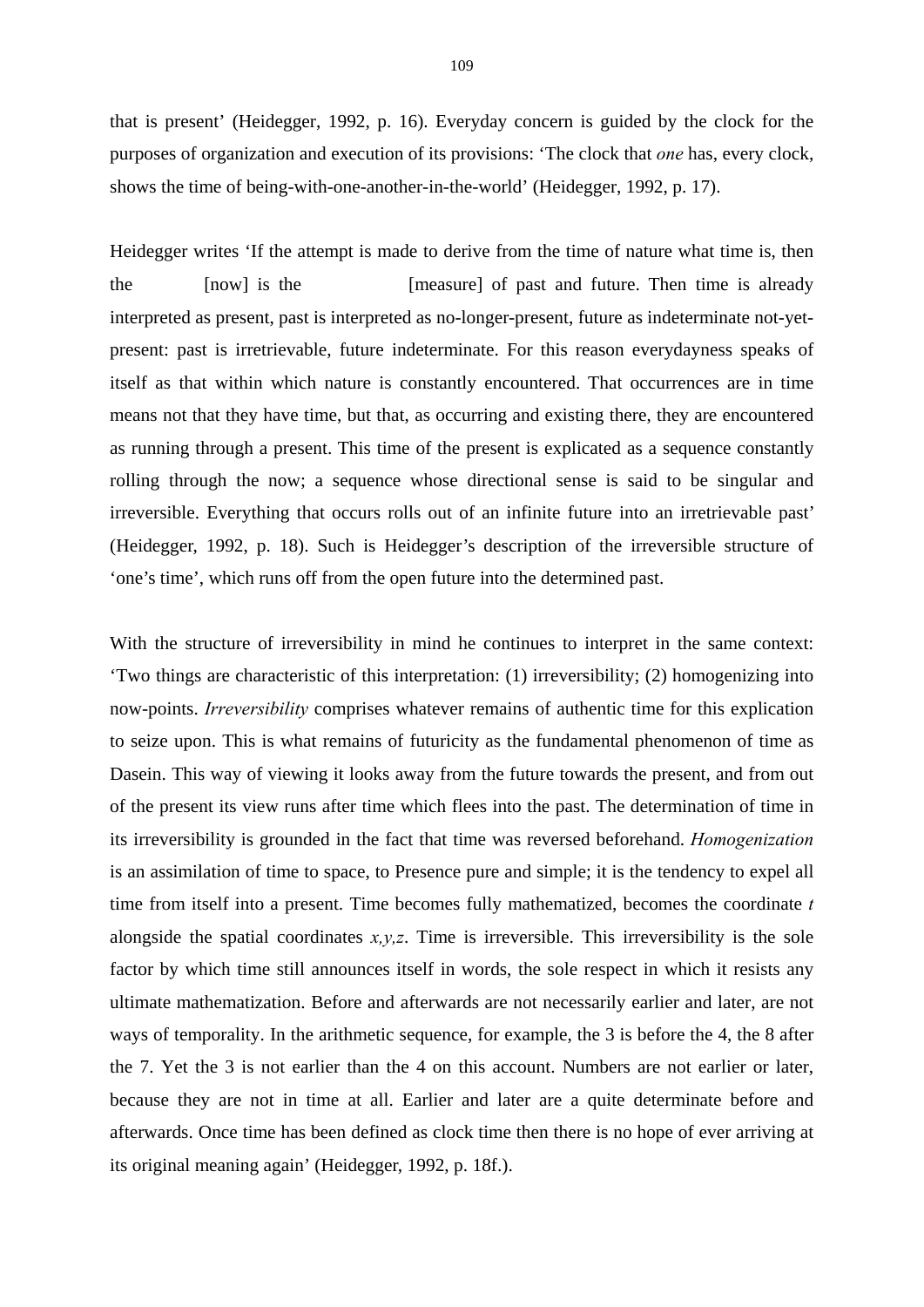that is present' (Heidegger, 1992, p. 16). Everyday concern is guided by the clock for the purposes of organization and execution of its provisions: 'The clock that *one* has, every clock, shows the time of being-with-one-another-in-the-world' (Heidegger, 1992, p. 17).

Heidegger writes 'If the attempt is made to derive from the time of nature what time is, then the [now] is the [measure] of past and future. Then time is already interpreted as present, past is interpreted as no-longer-present, future as indeterminate not-yet-present: past is irretrievable, future indeterminate. For this reason everydayness speaks of itself as that within which nature is constantly encountered. That occurrences are in time means not that they have time, but that, as occurring and existing there, they are encountered as running through a present. This time of the present is explicated as a sequence constantly rolling through the now; a sequence whose directional sense is said to be singular and irreversible. Everything that occurs rolls out of an infinite future into an irretrievable past' (Heidegger, 1992, p. 18). Such is Heidegger's description of the irreversible structure of 'one's time', which runs off from the open future into the determined past.

With the structure of irreversibility in mind he continues to interpret in the same context: 'Two things are characteristic of this interpretation: (1) irreversibility; (2) homogenizing into now-points. *Irreversibility* comprises whatever remains of authentic time for this explication to seize upon. This is what remains of futuricity as the fundamental phenomenon of time as Dasein. This way of viewing it looks away from the future towards the present, and from out of the present its view runs after time which flees into the past. The determination of time in its irreversibility is grounded in the fact that time was reversed beforehand. *Homogenization* is an assimilation of time to space, to Presence pure and simple; it is the tendency to expel all time from itself into a present. Time becomes fully mathematized, becomes the coordinate $t$ alongside the spatial coordinates $x,y,z$. Time is irreversible. This irreversibility is the sole factor by which time still announces itself in words, the sole respect in which it resists any ultimate mathematization. Before and afterwards are not necessarily earlier and later, are not ways of temporality. In the arithmetic sequence, for example, the 3 is before the 4, the 8 after the 7. Yet the 3 is not earlier than the 4 on this account. Numbers are not earlier or later, because they are not in time at all. Earlier and later are a quite determinate before and afterwards. Once time has been defined as clock time then there is no hope of ever arriving at its original meaning again' (Heidegger, 1992, p. 18f.).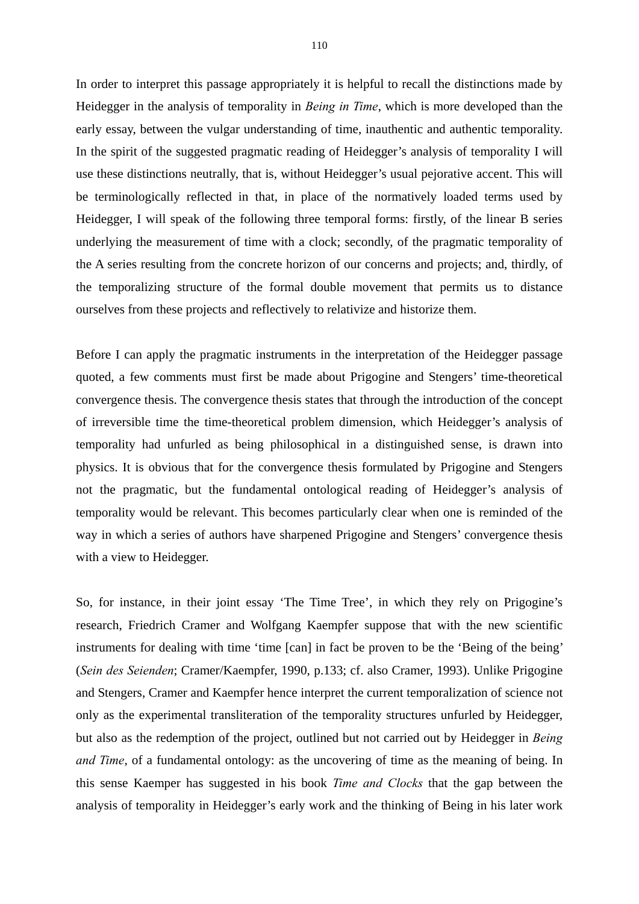In order to interpret this passage appropriately it is helpful to recall the distinctions made by Heidegger in the analysis of temporality in *Being in Time*, which is more developed than the early essay, between the vulgar understanding of time, inauthentic and authentic temporality. In the spirit of the suggested pragmatic reading of Heidegger's analysis of temporality I will use these distinctions neutrally, that is, without Heidegger's usual pejorative accent. This will be terminologically reflected in that, in place of the normatively loaded terms used by Heidegger, I will speak of the following three temporal forms: firstly, of the linear B series underlying the measurement of time with a clock; secondly, of the pragmatic temporality of the A series resulting from the concrete horizon of our concerns and projects; and, thirdly, of the temporalizing structure of the formal double movement that permits us to distance ourselves from these projects and reflectively to relativize and historize them.

Before I can apply the pragmatic instruments in the interpretation of the Heidegger passage quoted, a few comments must first be made about Prigogine and Stengers' time-theoretical convergence thesis. The convergence thesis states that through the introduction of the concept of irreversible time the time-theoretical problem dimension, which Heidegger's analysis of temporality had unfurled as being philosophical in a distinguished sense, is drawn into physics. It is obvious that for the convergence thesis formulated by Prigogine and Stengers not the pragmatic, but the fundamental ontological reading of Heidegger's analysis of temporality would be relevant. This becomes particularly clear when one is reminded of the way in which a series of authors have sharpened Prigogine and Stengers' convergence thesis with a view to Heidegger.

So, for instance, in their joint essay 'The Time Tree', in which they rely on Prigogine's research, Friedrich Cramer and Wolfgang Kaempfer suppose that with the new scientific instruments for dealing with time 'time [can] in fact be proven to be the 'Being of the being' (*Sein des Seienden*; Cramer/Kaempfer, 1990, p.133; cf. also Cramer, 1993). Unlike Prigogine and Stengers, Cramer and Kaempfer hence interpret the current temporalization of science not only as the experimental transliteration of the temporality structures unfurled by Heidegger, but also as the redemption of the project, outlined but not carried out by Heidegger in *Being and Time*, of a fundamental ontology: as the uncovering of time as the meaning of being. In this sense Kaemper has suggested in his book *Time and Clocks* that the gap between the analysis of temporality in Heidegger's early work and the thinking of Being in his later work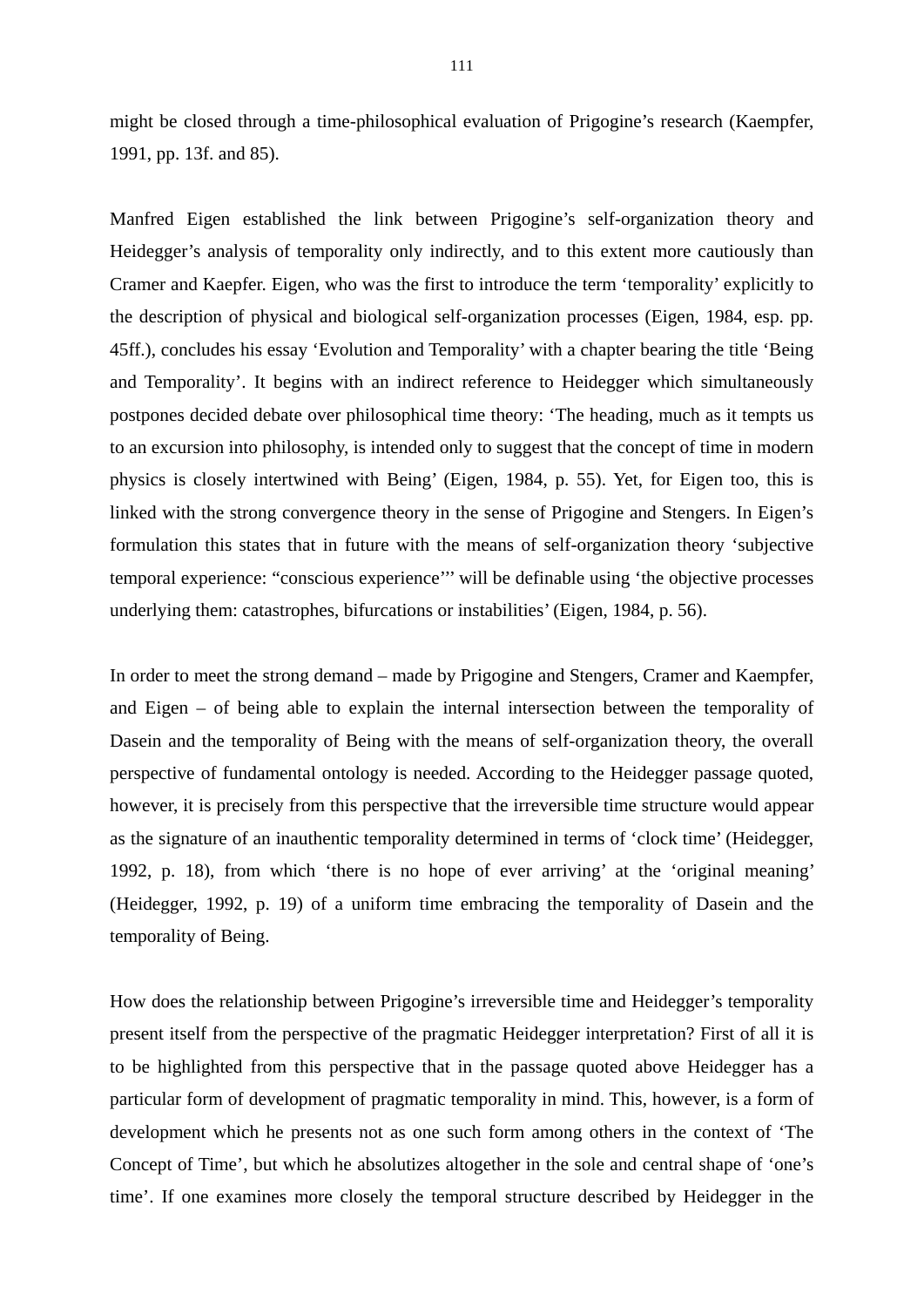might be closed through a time-philosophical evaluation of Prigogine's research (Kaempfer, 1991, pp. 13f. and 85).

Manfred Eigen established the link between Prigogine's self-organization theory and Heidegger's analysis of temporality only indirectly, and to this extent more cautiously than Cramer and Kaepfer. Eigen, who was the first to introduce the term 'temporality' explicitly to the description of physical and biological self-organization processes (Eigen, 1984, esp. pp. 45ff.), concludes his essay 'Evolution and Temporality' with a chapter bearing the title 'Being and Temporality'. It begins with an indirect reference to Heidegger which simultaneously postpones decided debate over philosophical time theory: 'The heading, much as it tempts us to an excursion into philosophy, is intended only to suggest that the concept of time in modern physics is closely intertwined with Being' (Eigen, 1984, p. 55). Yet, for Eigen too, this is linked with the strong convergence theory in the sense of Prigogine and Stengers. In Eigen's formulation this states that in future with the means of self-organization theory 'subjective temporal experience: "conscious experience"' will be definable using 'the objective processes underlying them: catastrophes, bifurcations or instabilities' (Eigen, 1984, p. 56).

In order to meet the strong demand – made by Prigogine and Stengers, Cramer and Kaempfer, and Eigen – of being able to explain the internal intersection between the temporality of Dasein and the temporality of Being with the means of self-organization theory, the overall perspective of fundamental ontology is needed. According to the Heidegger passage quoted, however, it is precisely from this perspective that the irreversible time structure would appear as the signature of an inauthentic temporality determined in terms of 'clock time' (Heidegger, 1992, p. 18), from which 'there is no hope of ever arriving' at the 'original meaning' (Heidegger, 1992, p. 19) of a uniform time embracing the temporality of Dasein and the temporality of Being.

How does the relationship between Prigogine's irreversible time and Heidegger's temporality present itself from the perspective of the pragmatic Heidegger interpretation? First of all it is to be highlighted from this perspective that in the passage quoted above Heidegger has a particular form of development of pragmatic temporality in mind. This, however, is a form of development which he presents not as one such form among others in the context of 'The Concept of Time', but which he absolutizes altogether in the sole and central shape of 'one's time'. If one examines more closely the temporal structure described by Heidegger in the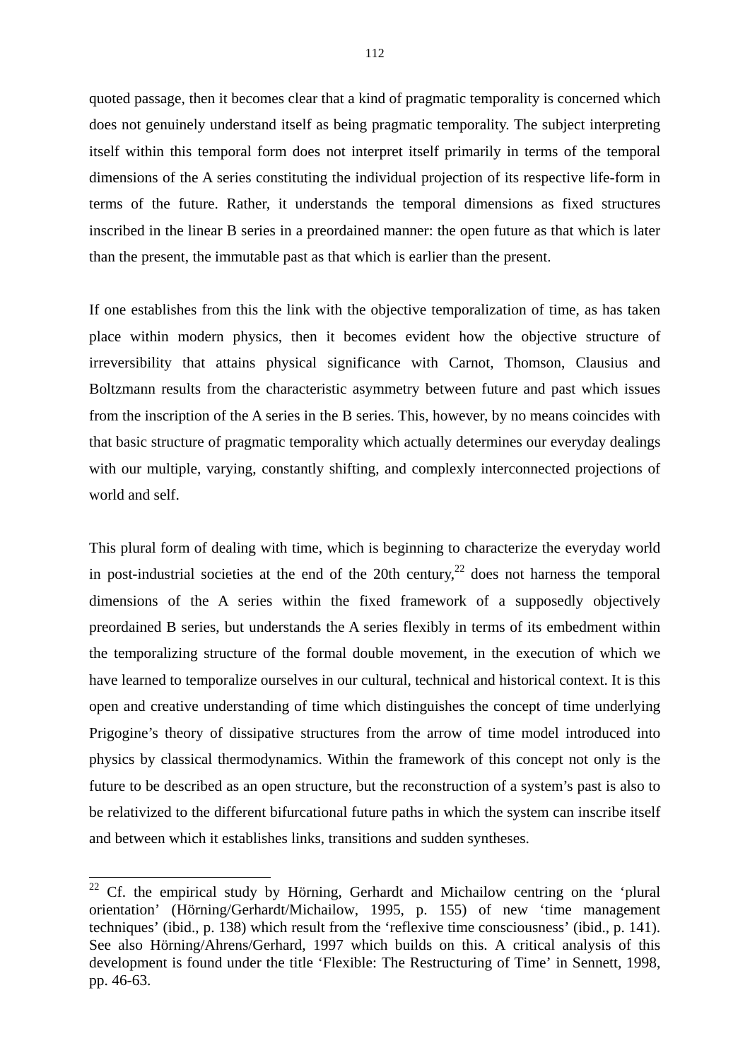quoted passage, then it becomes clear that a kind of pragmatic temporality is concerned which does not genuinely understand itself as being pragmatic temporality. The subject interpreting itself within this temporal form does not interpret itself primarily in terms of the temporal dimensions of the A series constituting the individual projection of its respective life-form in terms of the future. Rather, it understands the temporal dimensions as fixed structures inscribed in the linear B series in a preordained manner: the open future as that which is later than the present, the immutable past as that which is earlier than the present.

If one establishes from this the link with the objective temporalization of time, as has taken place within modern physics, then it becomes evident how the objective structure of irreversibility that attains physical significance with Carnot, Thomson, Clausius and Boltzmann results from the characteristic asymmetry between future and past which issues from the inscription of the A series in the B series. This, however, by no means coincides with that basic structure of pragmatic temporality which actually determines our everyday dealings with our multiple, varying, constantly shifting, and complexly interconnected projections of world and self.

This plural form of dealing with time, which is beginning to characterize the everyday world in post-industrial societies at the end of the 20th century,[22] does not harness the temporal dimensions of the A series within the fixed framework of a supposedly objectively preordained B series, but understands the A series flexibly in terms of its embedment within the temporalizing structure of the formal double movement, in the execution of which we have learned to temporalize ourselves in our cultural, technical and historical context. It is this open and creative understanding of time which distinguishes the concept of time underlying Prigogine's theory of dissipative structures from the arrow of time model introduced into physics by classical thermodynamics. Within the framework of this concept not only is the future to be described as an open structure, but the reconstruction of a system's past is also to be relativized to the different bifurcational future paths in which the system can inscribe itself and between which it establishes links, transitions and sudden syntheses.

---

[22] Cf. the empirical study by Hörning, Gerhardt and Michailow centring on the 'plural orientation' (Hörning/Gerhardt/Michailow, 1995, p. 155) of new 'time management techniques' (ibid., p. 138) which result from the 'reflexive time consciousness' (ibid., p. 141). See also Hörning/Ahrens/Gerhard, 1997 which builds on this. A critical analysis of this development is found under the title 'Flexible: The Restructuring of Time' in Sennett, 1998, pp. 46-63.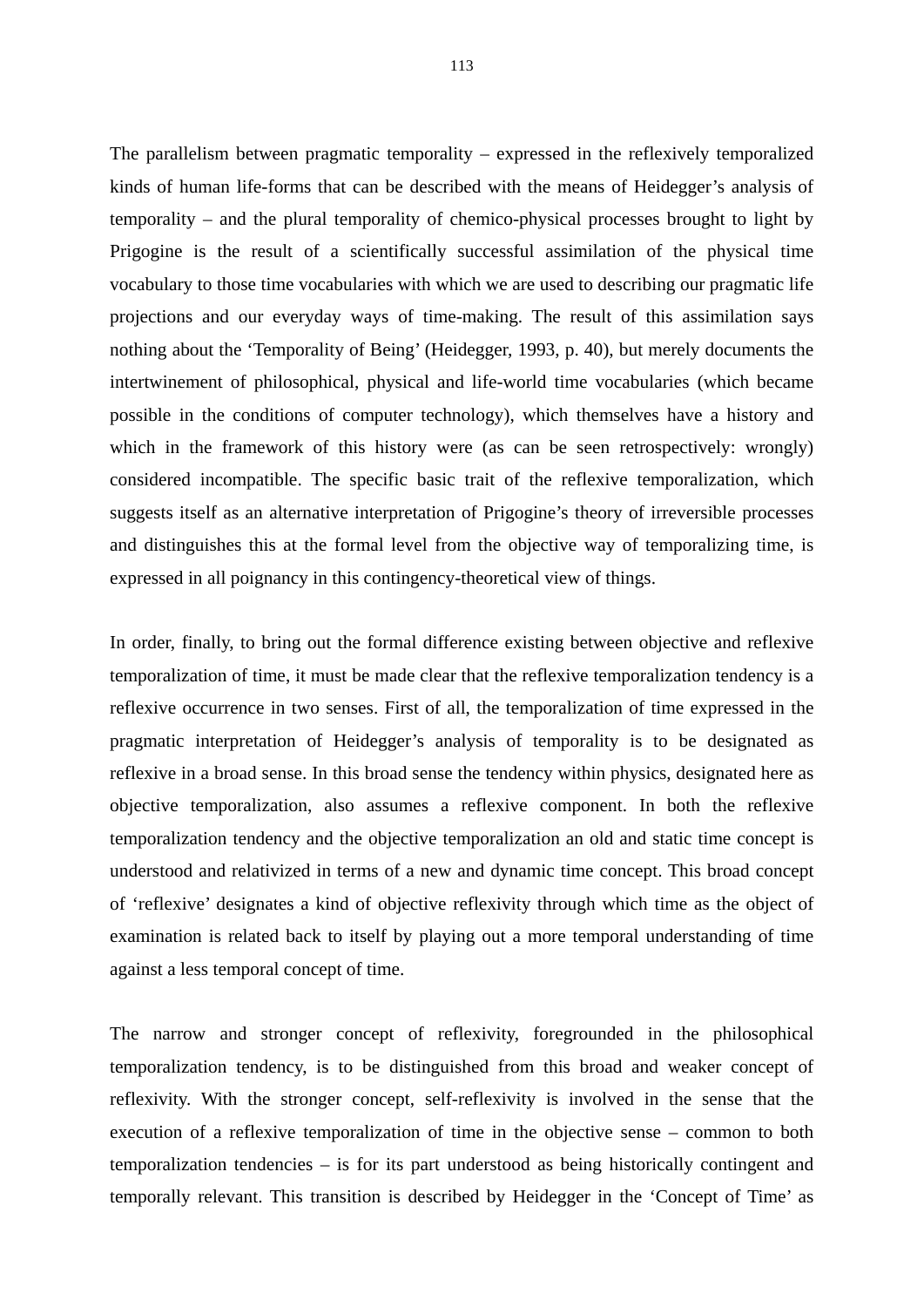The parallelism between pragmatic temporality – expressed in the reflexively temporalized kinds of human life-forms that can be described with the means of Heidegger's analysis of temporality – and the plural temporality of chemico-physical processes brought to light by Prigogine is the result of a scientifically successful assimilation of the physical time vocabulary to those time vocabularies with which we are used to describing our pragmatic life projections and our everyday ways of time-making. The result of this assimilation says nothing about the 'Temporality of Being' (Heidegger, 1993, p. 40), but merely documents the intertwinement of philosophical, physical and life-world time vocabularies (which became possible in the conditions of computer technology), which themselves have a history and which in the framework of this history were (as can be seen retrospectively: wrongly) considered incompatible. The specific basic trait of the reflexive temporalization, which suggests itself as an alternative interpretation of Prigogine's theory of irreversible processes and distinguishes this at the formal level from the objective way of temporalizing time, is expressed in all poignancy in this contingency-theoretical view of things.

In order, finally, to bring out the formal difference existing between objective and reflexive temporalization of time, it must be made clear that the reflexive temporalization tendency is a reflexive occurrence in two senses. First of all, the temporalization of time expressed in the pragmatic interpretation of Heidegger's analysis of temporality is to be designated as reflexive in a broad sense. In this broad sense the tendency within physics, designated here as objective temporalization, also assumes a reflexive component. In both the reflexive temporalization tendency and the objective temporalization an old and static time concept is understood and relativized in terms of a new and dynamic time concept. This broad concept of 'reflexive' designates a kind of objective reflexivity through which time as the object of examination is related back to itself by playing out a more temporal understanding of time against a less temporal concept of time.

The narrow and stronger concept of reflexivity, foregrounded in the philosophical temporalization tendency, is to be distinguished from this broad and weaker concept of reflexivity. With the stronger concept, self-reflexivity is involved in the sense that the execution of a reflexive temporalization of time in the objective sense – common to both temporalization tendencies – is for its part understood as being historically contingent and temporally relevant. This transition is described by Heidegger in the 'Concept of Time' as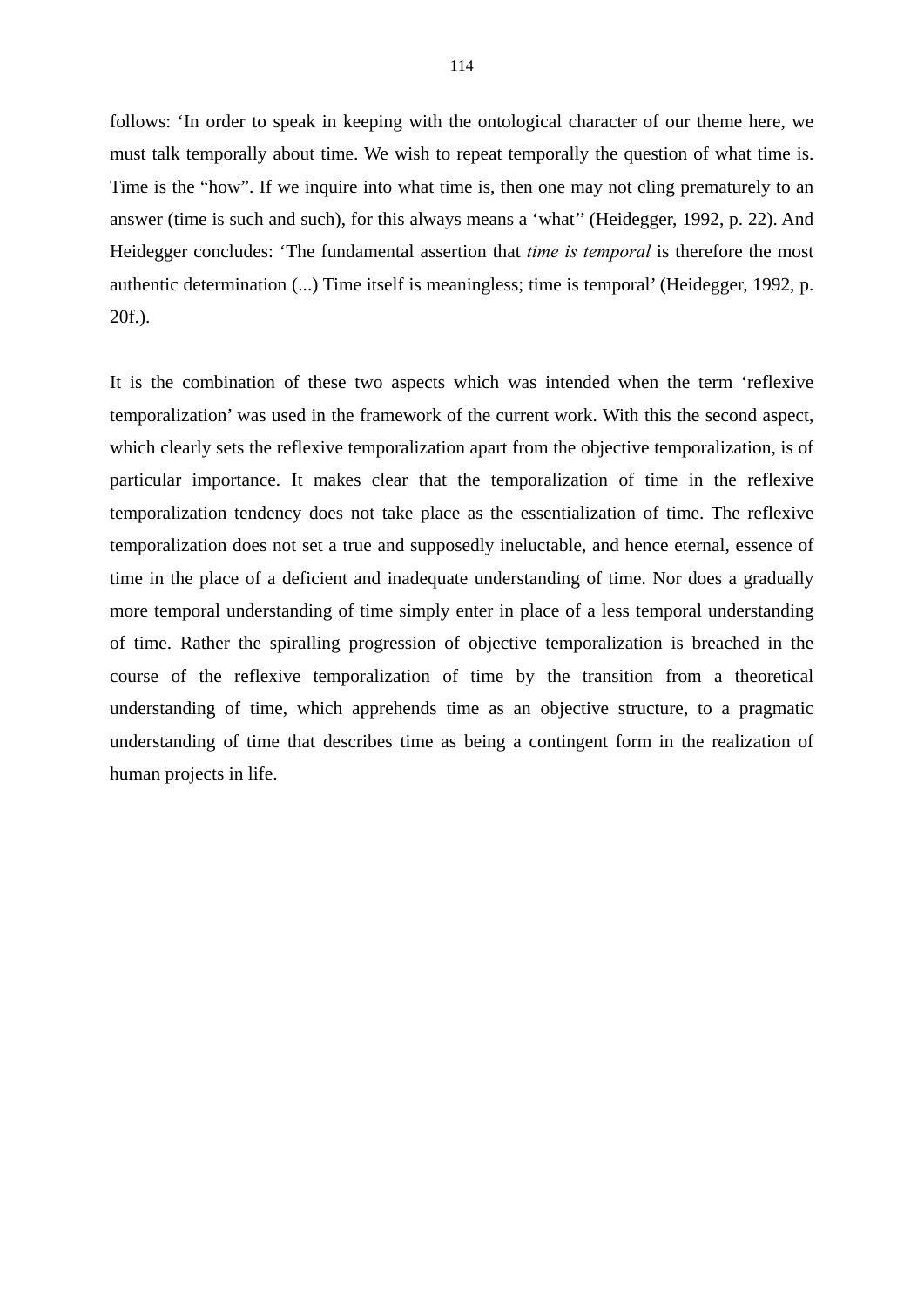follows: ‘In order to speak in keeping with the ontological character of our theme here, we must talk temporally about time. We wish to repeat temporally the question of what time is. Time is the “how”. If we inquire into what time is, then one may not cling prematurely to an answer (time is such and such), for this always means a ‘what’’ (Heidegger, 1992, p. 22). And Heidegger concludes: ‘The fundamental assertion that *time is temporal* is therefore the most authentic determination (...) Time itself is meaningless; time is temporal’ (Heidegger, 1992, p. 20f.).

It is the combination of these two aspects which was intended when the term ‘reflexive temporalization’ was used in the framework of the current work. With this the second aspect, which clearly sets the reflexive temporalization apart from the objective temporalization, is of particular importance. It makes clear that the temporalization of time in the reflexive temporalization tendency does not take place as the essentialization of time. The reflexive temporalization does not set a true and supposedly ineluctable, and hence eternal, essence of time in the place of a deficient and inadequate understanding of time. Nor does a gradually more temporal understanding of time simply enter in place of a less temporal understanding of time. Rather the spiralling progression of objective temporalization is breached in the course of the reflexive temporalization of time by the transition from a theoretical understanding of time, which apprehends time as an objective structure, to a pragmatic understanding of time that describes time as being a contingent form in the realization of human projects in life.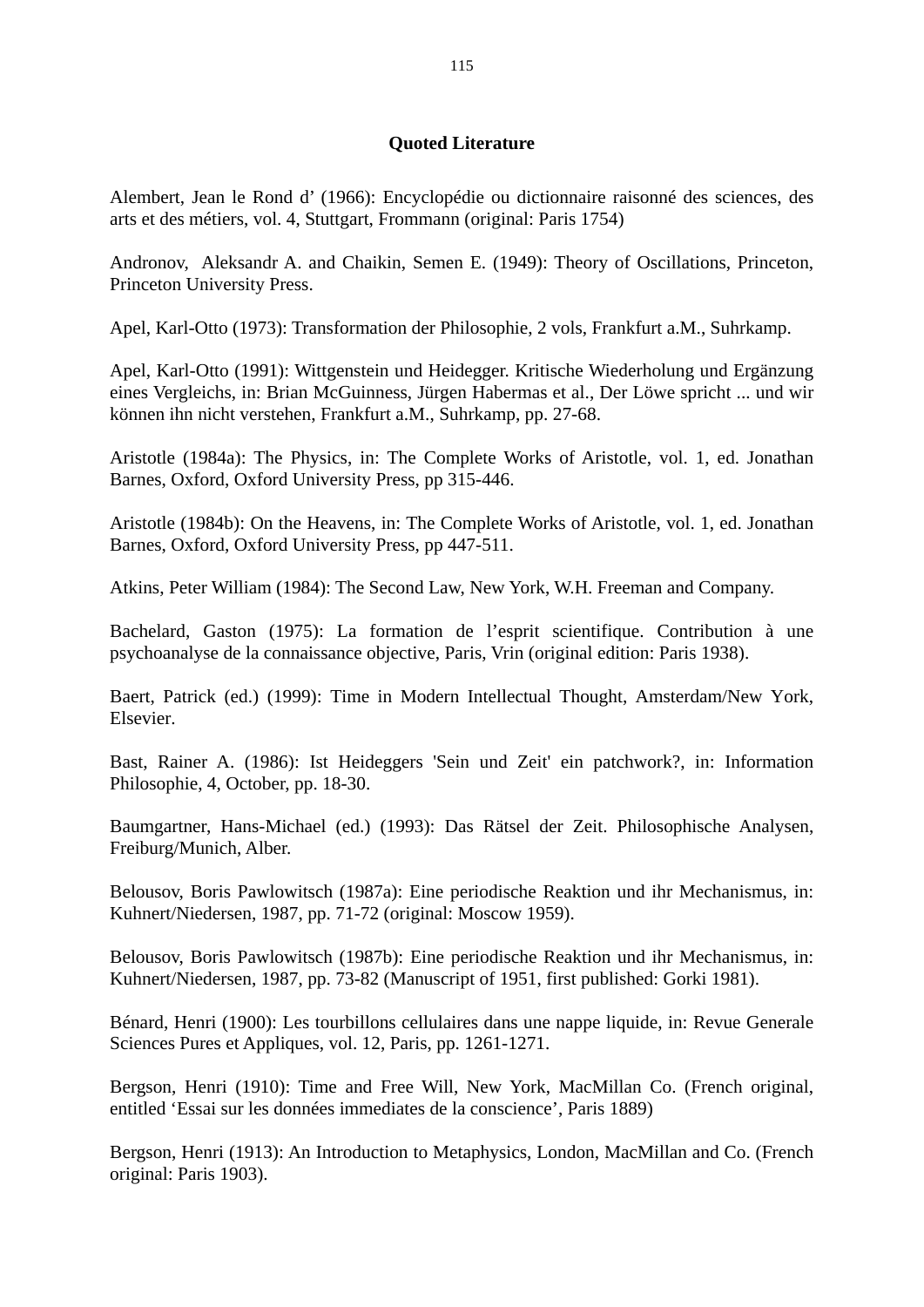## Quoted Literature

Alembert, Jean le Rond d' (1966): Encyclopédie ou dictionnaire raisonné des sciences, des arts et des métiers, vol. 4, Stuttgart, Frommann (original: Paris 1754)

Andronov, Aleksandr A. and Chaikin, Semen E. (1949): Theory of Oscillations, Princeton, Princeton University Press.

Apel, Karl-Otto (1973): Transformation der Philosophie, 2 vols, Frankfurt a.M., Suhrkamp.

Apel, Karl-Otto (1991): Wittgenstein und Heidegger. Kritische Wiederholung und Ergänzung eines Vergleichs, in: Brian McGuinness, Jürgen Habermas et al., Der Löwe spricht ... und wir können ihn nicht verstehen, Frankfurt a.M., Suhrkamp, pp. 27-68.

Aristotle (1984a): The Physics, in: The Complete Works of Aristotle, vol. 1, ed. Jonathan Barnes, Oxford, Oxford University Press, pp 315-446.

Aristotle (1984b): On the Heavens, in: The Complete Works of Aristotle, vol. 1, ed. Jonathan Barnes, Oxford, Oxford University Press, pp 447-511.

Atkins, Peter William (1984): The Second Law, New York, W.H. Freeman and Company.

Bachelard, Gaston (1975): La formation de l'esprit scientifique. Contribution à une psychoanalyse de la connaissance objective, Paris, Vrin (original edition: Paris 1938).

Baert, Patrick (ed.) (1999): Time in Modern Intellectual Thought, Amsterdam/New York, Elsevier.

Bast, Rainer A. (1986): Ist Heideggers 'Sein und Zeit' ein patchwork?, in: Information Philosophie, 4, October, pp. 18-30.

Baumgartner, Hans-Michael (ed.) (1993): Das Rätsel der Zeit. Philosophische Analysen, Freiburg/Munich, Alber.

Belousov, Boris Pawlowitsch (1987a): Eine periodische Reaktion und ihr Mechanismus, in: Kuhnert/Niedersen, 1987, pp. 71-72 (original: Moscow 1959).

Belousov, Boris Pawlowitsch (1987b): Eine periodische Reaktion und ihr Mechanismus, in: Kuhnert/Niedersen, 1987, pp. 73-82 (Manuscript of 1951, first published: Gorki 1981).

Bénard, Henri (1900): Les tourbillons cellulaires dans une nappe liquide, in: Revue Generale Sciences Pures et Appliques, vol. 12, Paris, pp. 1261-1271.

Bergson, Henri (1910): Time and Free Will, New York, MacMillan Co. (French original, entitled 'Essai sur les données immediates de la conscience', Paris 1889)

Bergson, Henri (1913): An Introduction to Metaphysics, London, MacMillan and Co. (French original: Paris 1903).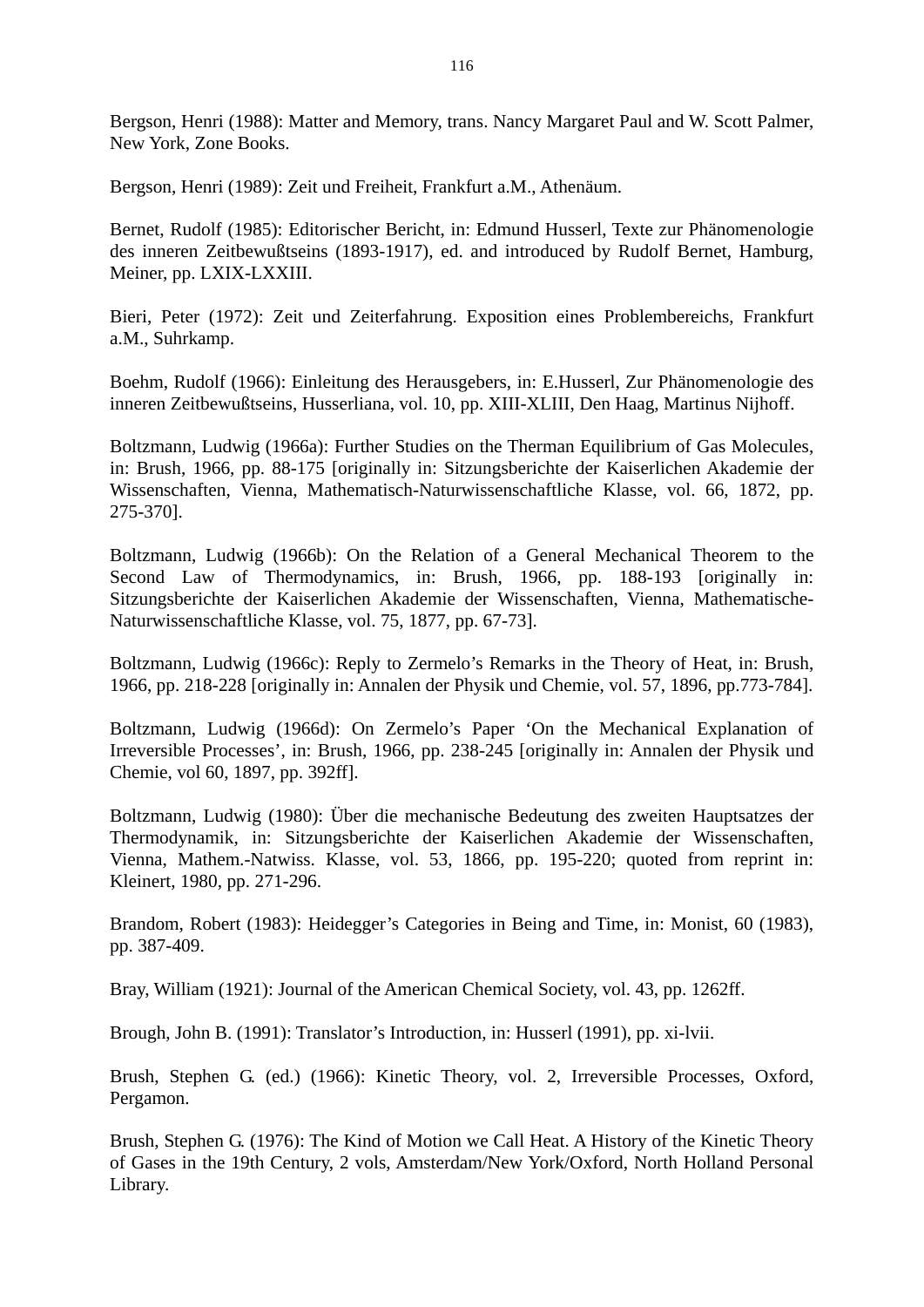Bergson, Henri (1988): Matter and Memory, trans. Nancy Margaret Paul and W. Scott Palmer, New York, Zone Books.

Bergson, Henri (1989): Zeit und Freiheit, Frankfurt a.M., Athenäum.

Bernet, Rudolf (1985): Editorischer Bericht, in: Edmund Husserl, Texte zur Phänomenologie des inneren Zeitbewußtseins (1893-1917), ed. and introduced by Rudolf Bernet, Hamburg, Meiner, pp. LXIX-LXXIII.

Bieri, Peter (1972): Zeit und Zeiterfahrung. Exposition eines Problembereichs, Frankfurt a.M., Suhrkamp.

Boehm, Rudolf (1966): Einleitung des Herausgebers, in: E.Husserl, Zur Phänomenologie des inneren Zeitbewußtseins, Husserliana, vol. 10, pp. XIII-XLIII, Den Haag, Martinus Nijhoff.

Boltzmann, Ludwig (1966a): Further Studies on the Therman Equilibrium of Gas Molecules, in: Brush, 1966, pp. 88-175 [originally in: Sitzungsberichte der Kaiserlichen Akademie der Wissenschaften, Vienna, Mathematisch-Naturwissenschaftliche Klasse, vol. 66, 1872, pp. 275-370].

Boltzmann, Ludwig (1966b): On the Relation of a General Mechanical Theorem to the Second Law of Thermodynamics, in: Brush, 1966, pp. 188-193 [originally in: Sitzungsberichte der Kaiserlichen Akademie der Wissenschaften, Vienna, Mathematische-Naturwissenschaftliche Klasse, vol. 75, 1877, pp. 67-73].

Boltzmann, Ludwig (1966c): Reply to Zermelo's Remarks in the Theory of Heat, in: Brush, 1966, pp. 218-228 [originally in: Annalen der Physik und Chemie, vol. 57, 1896, pp.773-784].

Boltzmann, Ludwig (1966d): On Zermelo's Paper 'On the Mechanical Explanation of Irreversible Processes', in: Brush, 1966, pp. 238-245 [originally in: Annalen der Physik und Chemie, vol 60, 1897, pp. 392ff].

Boltzmann, Ludwig (1980): Über die mechanische Bedeutung des zweiten Hauptsatzes der Thermodynamik, in: Sitzungsberichte der Kaiserlichen Akademie der Wissenschaften, Vienna, Mathem.-Natwiss. Klasse, vol. 53, 1866, pp. 195-220; quoted from reprint in: Kleinert, 1980, pp. 271-296.

Brandom, Robert (1983): Heidegger's Categories in Being and Time, in: Monist, 60 (1983), pp. 387-409.

Bray, William (1921): Journal of the American Chemical Society, vol. 43, pp. 1262ff.

Brough, John B. (1991): Translator's Introduction, in: Husserl (1991), pp. xi-lvii.

Brush, Stephen G. (ed.) (1966): Kinetic Theory, vol. 2, Irreversible Processes, Oxford, Pergamon.

Brush, Stephen G. (1976): The Kind of Motion we Call Heat. A History of the Kinetic Theory of Gases in the 19th Century, 2 vols, Amsterdam/New York/Oxford, North Holland Personal Library.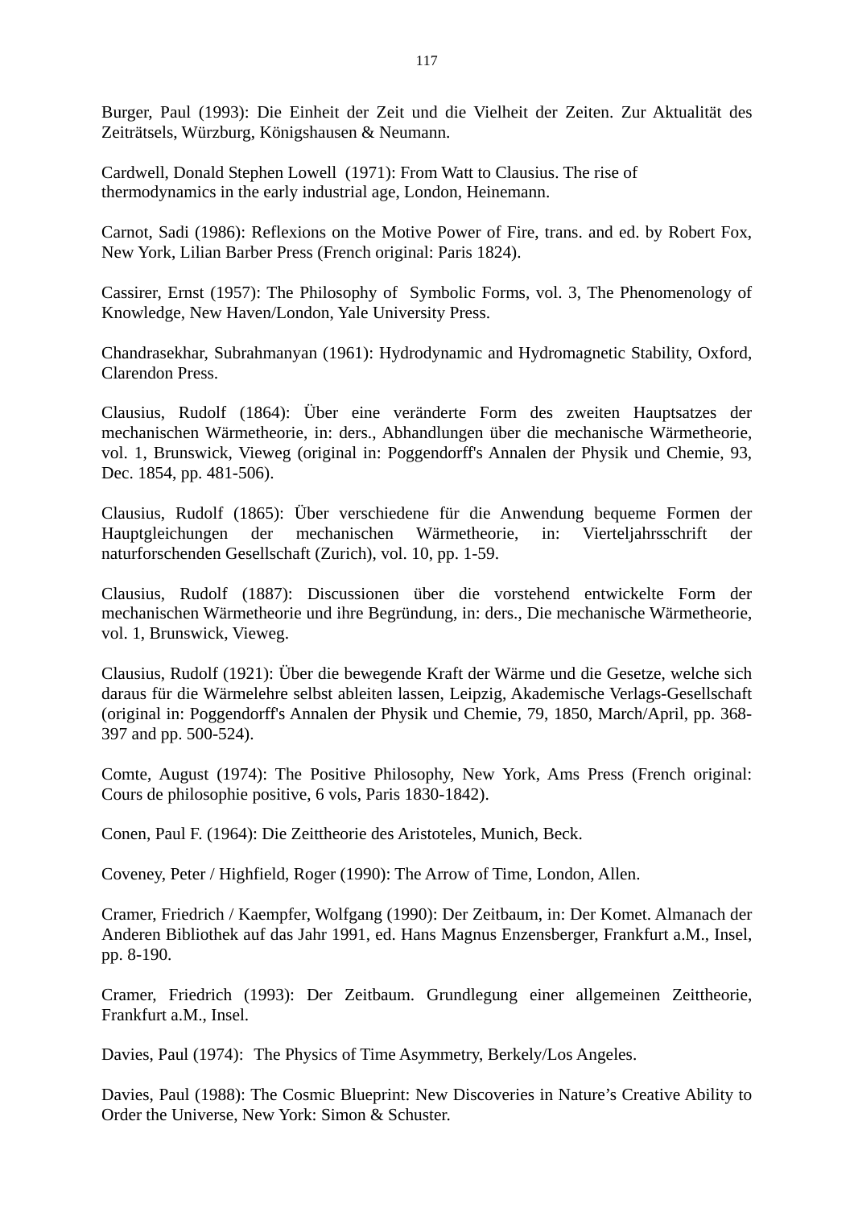Burger, Paul (1993): Die Einheit der Zeit und die Vielheit der Zeiten. Zur Aktualität des Zeiträtsels, Würzburg, Königshausen & Neumann.

Cardwell, Donald Stephen Lowell (1971): From Watt to Clausius. The rise of thermodynamics in the early industrial age, London, Heinemann.

Carnot, Sadi (1986): Reflexions on the Motive Power of Fire, trans. and ed. by Robert Fox, New York, Lilian Barber Press (French original: Paris 1824).

Cassirer, Ernst (1957): The Philosophy of Symbolic Forms, vol. 3, The Phenomenology of Knowledge, New Haven/London, Yale University Press.

Chandrasekhar, Subrahmanyan (1961): Hydrodynamic and Hydromagnetic Stability, Oxford, Clarendon Press.

Clausius, Rudolf (1864): Über eine veränderte Form des zweiten Hauptsatzes der mechanischen Wärmetheorie, in: ders., Abhandlungen über die mechanische Wärmetheorie, vol. 1, Brunswick, Vieweg (original in: Poggendorff's Annalen der Physik und Chemie, 93, Dec. 1854, pp. 481-506).

Clausius, Rudolf (1865): Über verschiedene für die Anwendung bequeme Formen der Hauptgleichungen der mechanischen Wärmetheorie, in: Vierteljahrsschrift der naturforschenden Gesellschaft (Zurich), vol. 10, pp. 1-59.

Clausius, Rudolf (1887): Discussionen über die vorstehend entwickelte Form der mechanischen Wärmetheorie und ihre Begründung, in: ders., Die mechanische Wärmetheorie, vol. 1, Brunswick, Vieweg.

Clausius, Rudolf (1921): Über die bewegende Kraft der Wärme und die Gesetze, welche sich daraus für die Wärmelehre selbst ableiten lassen, Leipzig, Akademische Verlags-Gesellschaft (original in: Poggendorff's Annalen der Physik und Chemie, 79, 1850, March/April, pp. 368-397 and pp. 500-524).

Comte, August (1974): The Positive Philosophy, New York, Ams Press (French original: Cours de philosophie positive, 6 vols, Paris 1830-1842).

Conen, Paul F. (1964): Die Zeittheorie des Aristoteles, Munich, Beck.

Coveney, Peter / Highfield, Roger (1990): The Arrow of Time, London, Allen.

Cramer, Friedrich / Kaempfer, Wolfgang (1990): Der Zeitbaum, in: Der Komet. Almanach der Anderen Bibliothek auf das Jahr 1991, ed. Hans Magnus Enzensberger, Frankfurt a.M., Insel, pp. 8-190.

Cramer, Friedrich (1993): Der Zeitbaum. Grundlegung einer allgemeinen Zeittheorie, Frankfurt a.M., Insel.

Davies, Paul (1974): The Physics of Time Asymmetry, Berkely/Los Angeles.

Davies, Paul (1988): The Cosmic Blueprint: New Discoveries in Nature's Creative Ability to Order the Universe, New York: Simon & Schuster.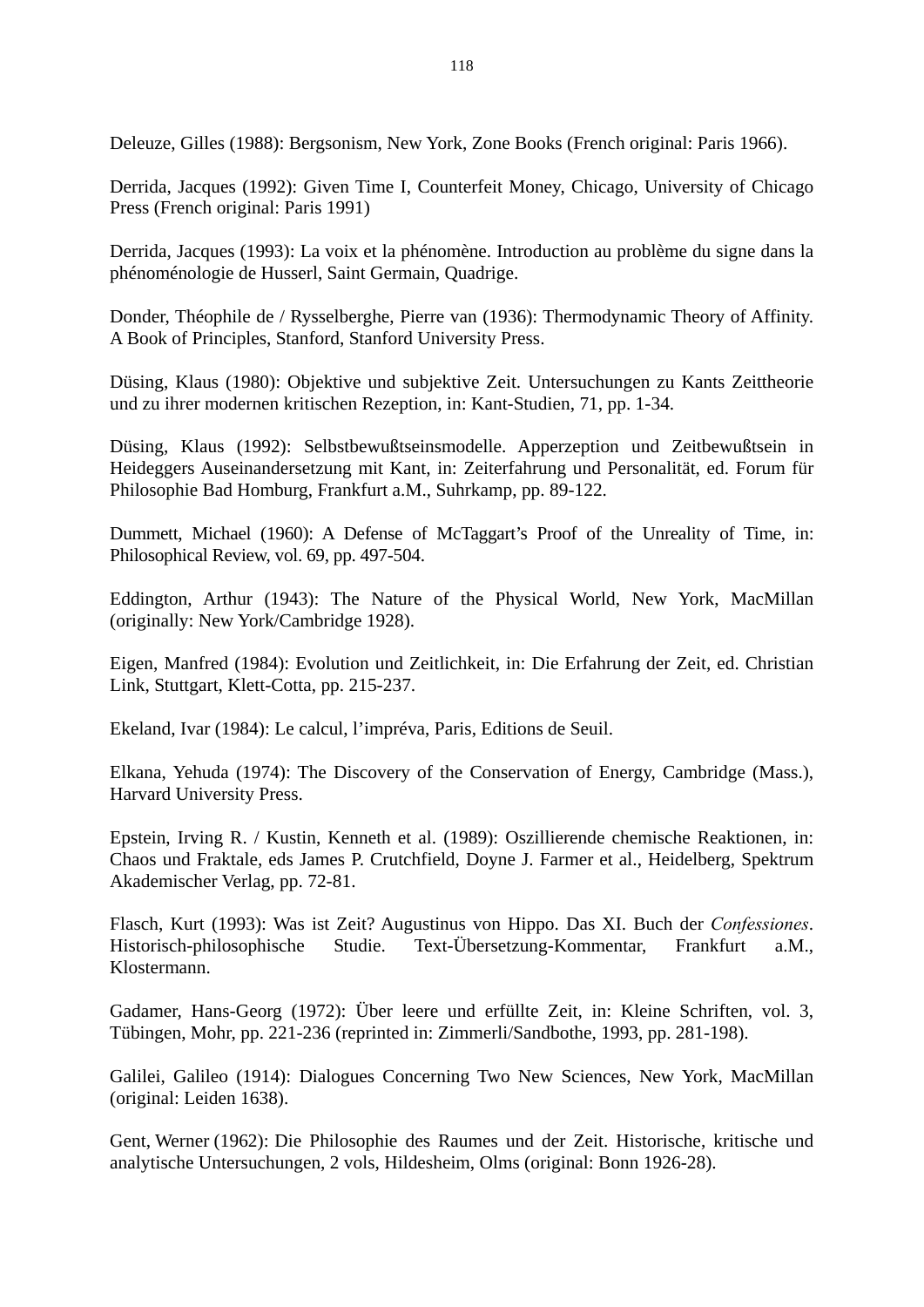Deleuze, Gilles (1988): Bergsonism, New York, Zone Books (French original: Paris 1966).

Derrida, Jacques (1992): Given Time I, Counterfeit Money, Chicago, University of Chicago Press (French original: Paris 1991)

Derrida, Jacques (1993): La voix et la phénomène. Introduction au problème du signe dans la phénoménologie de Husserl, Saint Germain, Quadrige.

Donder, Théophile de / Rysselberghe, Pierre van (1936): Thermodynamic Theory of Affinity. A Book of Principles, Stanford, Stanford University Press.

Düsing, Klaus (1980): Objektive und subjektive Zeit. Untersuchungen zu Kants Zeittheorie und zu ihrer modernen kritischen Rezeption, in: Kant-Studien, 71, pp. 1-34.

Düsing, Klaus (1992): Selbstbewußtseinsmodelle. Apperzeption und Zeitbewußtsein in Heideggers Auseinandersetzung mit Kant, in: Zeiterfahrung und Personalität, ed. Forum für Philosophie Bad Homburg, Frankfurt a.M., Suhrkamp, pp. 89-122.

Dummett, Michael (1960): A Defense of McTaggart's Proof of the Unreality of Time, in: Philosophical Review, vol. 69, pp. 497-504.

Eddington, Arthur (1943): The Nature of the Physical World, New York, MacMillan (originally: New York/Cambridge 1928).

Eigen, Manfred (1984): Evolution und Zeitlichkeit, in: Die Erfahrung der Zeit, ed. Christian Link, Stuttgart, Klett-Cotta, pp. 215-237.

Ekeland, Ivar (1984): Le calcul, l'impréva, Paris, Editions de Seuil.

Elkana, Yehuda (1974): The Discovery of the Conservation of Energy, Cambridge (Mass.), Harvard University Press.

Epstein, Irving R. / Kustin, Kenneth et al. (1989): Oszillierende chemische Reaktionen, in: Chaos und Fraktale, eds James P. Crutchfield, Doyne J. Farmer et al., Heidelberg, Spektrum Akademischer Verlag, pp. 72-81.

Flasch, Kurt (1993): Was ist Zeit? Augustinus von Hippo. Das XI. Buch der *Confessiones*. Historisch-philosophische Studie. Text-Übersetzung-Kommentar, Frankfurt a.M., Klostermann.

Gadamer, Hans-Georg (1972): Über leere und erfüllte Zeit, in: Kleine Schriften, vol. 3, Tübingen, Mohr, pp. 221-236 (reprinted in: Zimmerli/Sandbothe, 1993, pp. 281-198).

Galilei, Galileo (1914): Dialogues Concerning Two New Sciences, New York, MacMillan (original: Leiden 1638).

Gent, Werner (1962): Die Philosophie des Raumes und der Zeit. Historische, kritische und analytische Untersuchungen, 2 vols, Hildesheim, Olms (original: Bonn 1926-28).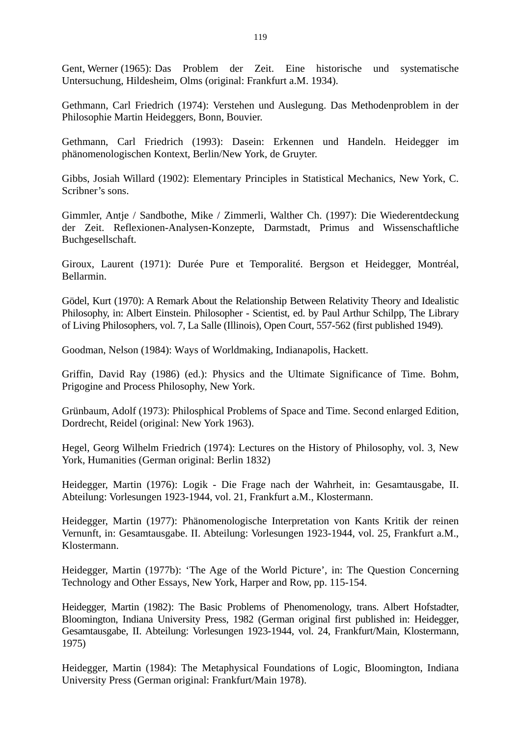Gent, Werner (1965): Das Problem der Zeit. Eine historische und systematische Untersuchung, Hildesheim, Olms (original: Frankfurt a.M. 1934).

Gethmann, Carl Friedrich (1974): Verstehen und Auslegung. Das Methodenproblem in der Philosophie Martin Heideggers, Bonn, Bouvier.

Gethmann, Carl Friedrich (1993): Dasein: Erkennen und Handeln. Heidegger im phänomenologischen Kontext, Berlin/New York, de Gruyter.

Gibbs, Josiah Willard (1902): Elementary Principles in Statistical Mechanics, New York, C. Scribner's sons.

Gimmler, Antje / Sandbothe, Mike / Zimmerli, Walther Ch. (1997): Die Wiederentdeckung der Zeit. Reflexionen-Analysen-Konzepte, Darmstadt, Primus and Wissenschaftliche Buchgesellschaft.

Giroux, Laurent (1971): Durée Pure et Temporalité. Bergson et Heidegger, Montréal, Bellarmin.

Gödel, Kurt (1970): A Remark About the Relationship Between Relativity Theory and Idealistic Philosophy, in: Albert Einstein. Philosopher - Scientist, ed. by Paul Arthur Schilpp, The Library of Living Philosophers, vol. 7, La Salle (Illinois), Open Court, 557-562 (first published 1949).

Goodman, Nelson (1984): Ways of Worldmaking, Indianapolis, Hackett.

Griffin, David Ray (1986) (ed.): Physics and the Ultimate Significance of Time. Bohm, Prigogine and Process Philosophy, New York.

Grünbaum, Adolf (1973): Philosphical Problems of Space and Time. Second enlarged Edition, Dordrecht, Reidel (original: New York 1963).

Hegel, Georg Wilhelm Friedrich (1974): Lectures on the History of Philosophy, vol. 3, New York, Humanities (German original: Berlin 1832)

Heidegger, Martin (1976): Logik - Die Frage nach der Wahrheit, in: Gesamtausgabe, II. Abteilung: Vorlesungen 1923-1944, vol. 21, Frankfurt a.M., Klostermann.

Heidegger, Martin (1977): Phänomenologische Interpretation von Kants Kritik der reinen Vernunft, in: Gesamtausgabe. II. Abteilung: Vorlesungen 1923-1944, vol. 25, Frankfurt a.M., Klostermann.

Heidegger, Martin (1977b): 'The Age of the World Picture', in: The Question Concerning Technology and Other Essays, New York, Harper and Row, pp. 115-154.

Heidegger, Martin (1982): The Basic Problems of Phenomenology, trans. Albert Hofstadter, Bloomington, Indiana University Press, 1982 (German original first published in: Heidegger, Gesamtausgabe, II. Abteilung: Vorlesungen 1923-1944, vol. 24, Frankfurt/Main, Klostermann, 1975)

Heidegger, Martin (1984): The Metaphysical Foundations of Logic, Bloomington, Indiana University Press (German original: Frankfurt/Main 1978).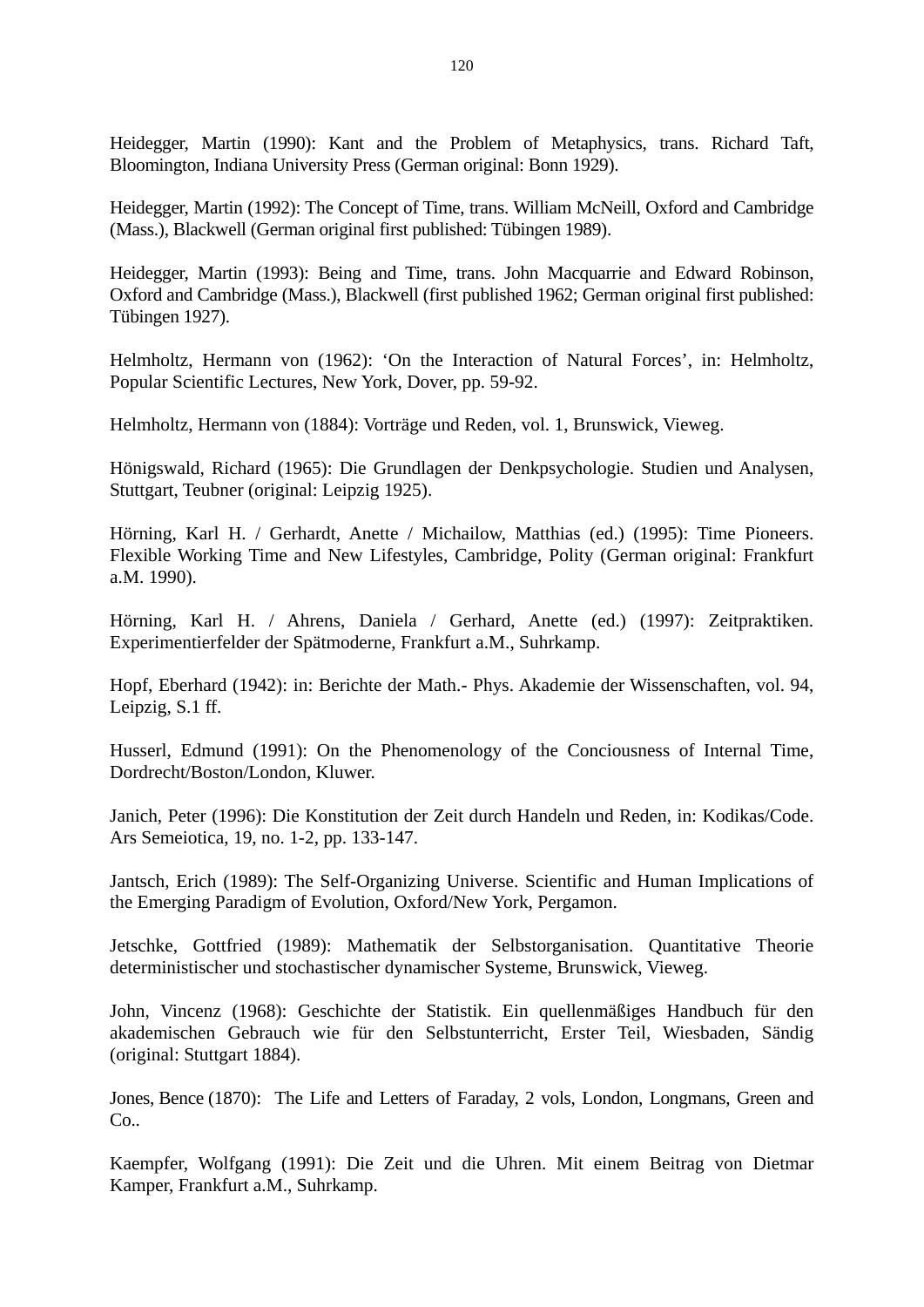Heidegger, Martin (1990): Kant and the Problem of Metaphysics, trans. Richard Taft, Bloomington, Indiana University Press (German original: Bonn 1929).

Heidegger, Martin (1992): The Concept of Time, trans. William McNeill, Oxford and Cambridge (Mass.), Blackwell (German original first published: Tübingen 1989).

Heidegger, Martin (1993): Being and Time, trans. John Macquarrie and Edward Robinson, Oxford and Cambridge (Mass.), Blackwell (first published 1962; German original first published: Tübingen 1927).

Helmholtz, Hermann von (1962): 'On the Interaction of Natural Forces', in: Helmholtz, Popular Scientific Lectures, New York, Dover, pp. 59-92.

Helmholtz, Hermann von (1884): Vorträge und Reden, vol. 1, Brunswick, Vieweg.

Hönigswald, Richard (1965): Die Grundlagen der Denkpsychologie. Studien und Analysen, Stuttgart, Teubner (original: Leipzig 1925).

Hörning, Karl H. / Gerhardt, Anette / Michailow, Matthias (ed.) (1995): Time Pioneers. Flexible Working Time and New Lifestyles, Cambridge, Polity (German original: Frankfurt a.M. 1990).

Hörning, Karl H. / Ahrens, Daniela / Gerhard, Anette (ed.) (1997): Zeitpraktiken. Experimentierfelder der Spätmoderne, Frankfurt a.M., Suhrkamp.

Hopf, Eberhard (1942): in: Berichte der Math.- Phys. Akademie der Wissenschaften, vol. 94, Leipzig, S.1 ff.

Husserl, Edmund (1991): On the Phenomenology of the Conciousness of Internal Time, Dordrecht/Boston/London, Kluwer.

Janich, Peter (1996): Die Konstitution der Zeit durch Handeln und Reden, in: Kodikas/Code. Ars Semeiotica, 19, no. 1-2, pp. 133-147.

Jantsch, Erich (1989): The Self-Organizing Universe. Scientific and Human Implications of the Emerging Paradigm of Evolution, Oxford/New York, Pergamon.

Jetschke, Gottfried (1989): Mathematik der Selbstorganisation. Quantitative Theorie deterministischer und stochastischer dynamischer Systeme, Brunswick, Vieweg.

John, Vincenz (1968): Geschichte der Statistik. Ein quellenmäßiges Handbuch für den akademischen Gebrauch wie für den Selbstunterricht, Erster Teil, Wiesbaden, Sändig (original: Stuttgart 1884).

Jones, Bence (1870): The Life and Letters of Faraday, 2 vols, London, Longmans, Green and Co..

Kaempfer, Wolfgang (1991): Die Zeit und die Uhren. Mit einem Beitrag von Dietmar Kamper, Frankfurt a.M., Suhrkamp.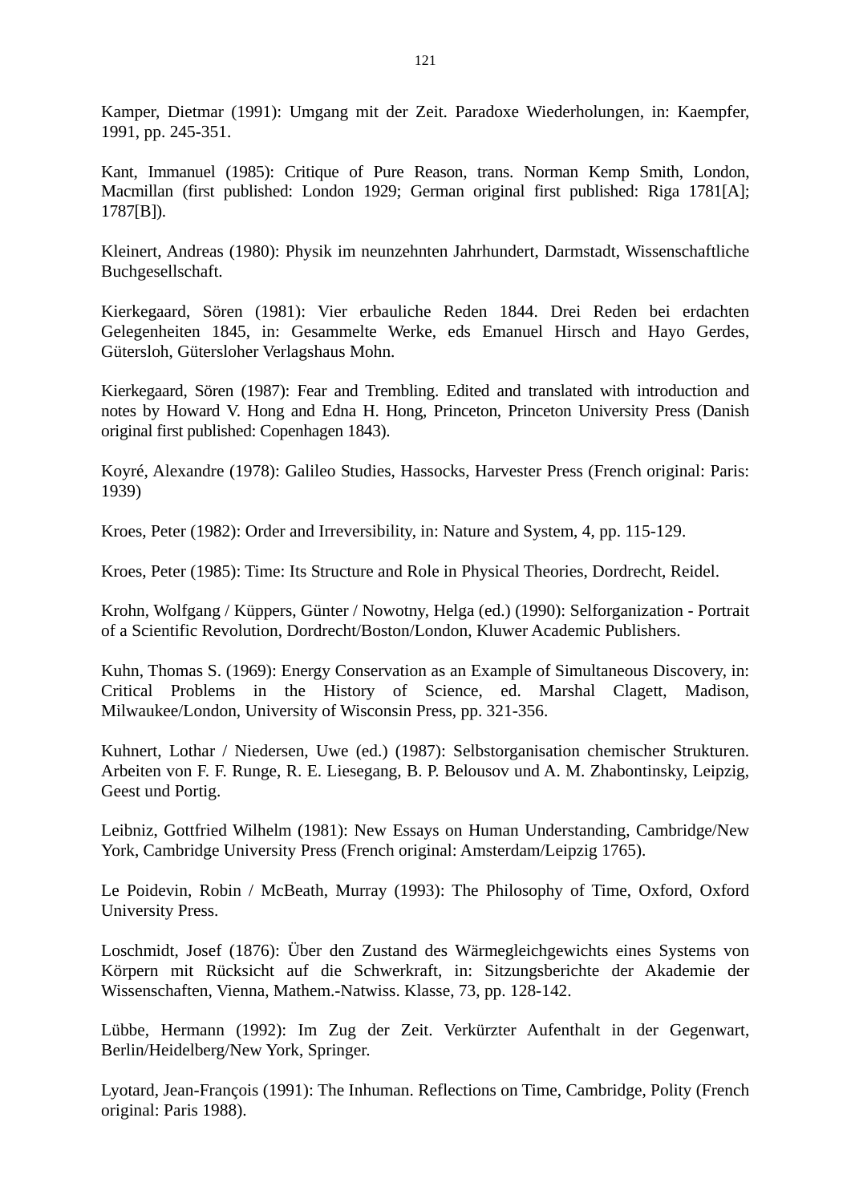Kamper, Dietmar (1991): Umgang mit der Zeit. Paradoxe Wiederholungen, in: Kaempfer, 1991, pp. 245-351.

Kant, Immanuel (1985): Critique of Pure Reason, trans. Norman Kemp Smith, London, Macmillan (first published: London 1929; German original first published: Riga 1781[A]; 1787[B]).

Kleinert, Andreas (1980): Physik im neunzehnten Jahrhundert, Darmstadt, Wissenschaftliche Buchgesellschaft.

Kierkegaard, Sören (1981): Vier erbauliche Reden 1844. Drei Reden bei erdachten Gelegenheiten 1845, in: Gesammelte Werke, eds Emanuel Hirsch and Hayo Gerdes, Gütersloh, Gütersloher Verlagshaus Mohn.

Kierkegaard, Sören (1987): Fear and Trembling. Edited and translated with introduction and notes by Howard V. Hong and Edna H. Hong, Princeton, Princeton University Press (Danish original first published: Copenhagen 1843).

Koyré, Alexandre (1978): Galileo Studies, Hassocks, Harvester Press (French original: Paris: 1939)

Kroes, Peter (1982): Order and Irreversibility, in: Nature and System, 4, pp. 115-129.

Kroes, Peter (1985): Time: Its Structure and Role in Physical Theories, Dordrecht, Reidel.

Krohn, Wolfgang / Küppers, Günter / Nowotny, Helga (ed.) (1990): Selforganization - Portrait of a Scientific Revolution, Dordrecht/Boston/London, Kluwer Academic Publishers.

Kuhn, Thomas S. (1969): Energy Conservation as an Example of Simultaneous Discovery, in: Critical Problems in the History of Science, ed. Marshal Clagett, Madison, Milwaukee/London, University of Wisconsin Press, pp. 321-356.

Kuhnert, Lothar / Niedersen, Uwe (ed.) (1987): Selbstorganisation chemischer Strukturen. Arbeiten von F. F. Runge, R. E. Liesegang, B. P. Belousov und A. M. Zhabontinsky, Leipzig, Geest und Portig.

Leibniz, Gottfried Wilhelm (1981): New Essays on Human Understanding, Cambridge/New York, Cambridge University Press (French original: Amsterdam/Leipzig 1765).

Le Poidevin, Robin / McBeath, Murray (1993): The Philosophy of Time, Oxford, Oxford University Press.

Loschmidt, Josef (1876): Über den Zustand des Wärmegleichgewichts eines Systems von Körpern mit Rücksicht auf die Schwerkraft, in: Sitzungsberichte der Akademie der Wissenschaften, Vienna, Mathem.-Natwiss. Klasse, 73, pp. 128-142.

Lübbe, Hermann (1992): Im Zug der Zeit. Verkürzter Aufenthalt in der Gegenwart, Berlin/Heidelberg/New York, Springer.

Lyotard, Jean-François (1991): The Inhuman. Reflections on Time, Cambridge, Polity (French original: Paris 1988).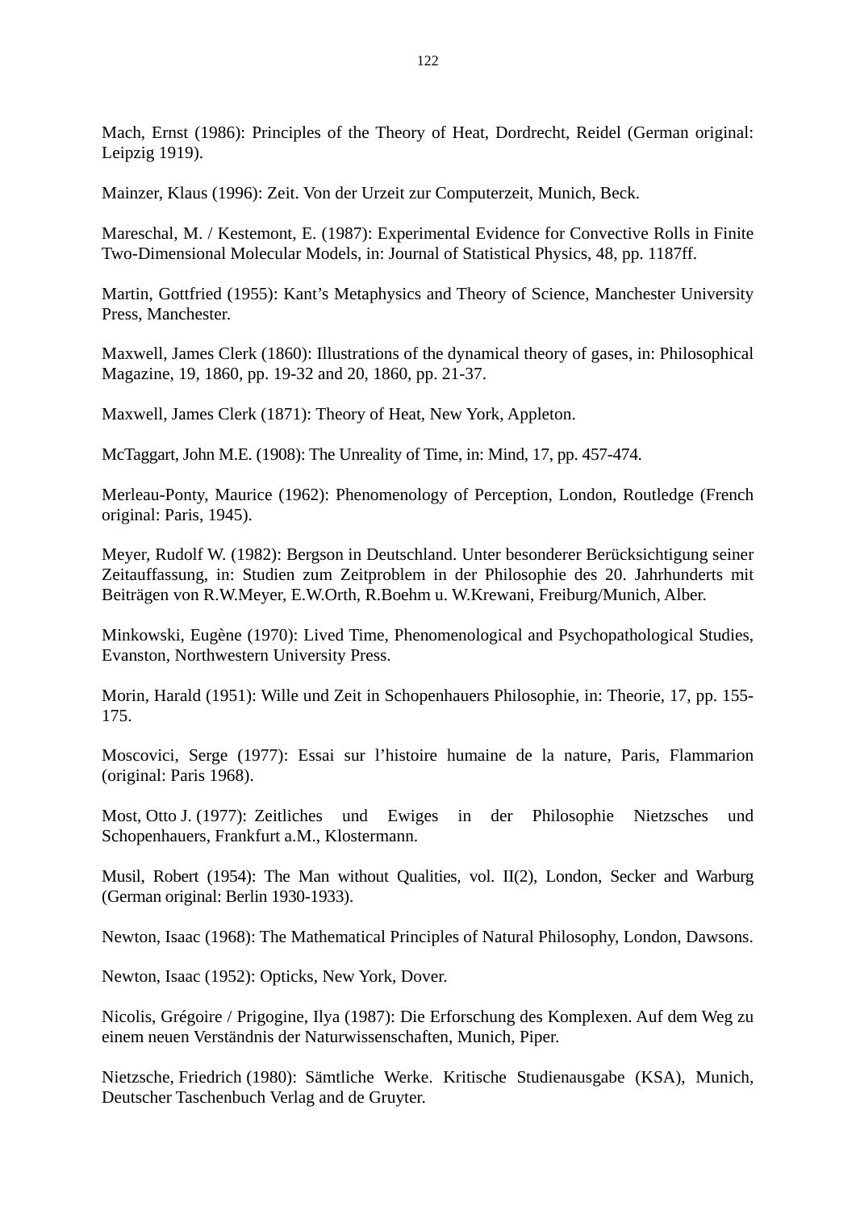Mach, Ernst (1986): Principles of the Theory of Heat, Dordrecht, Reidel (German original: Leipzig 1919).

Mainzer, Klaus (1996): Zeit. Von der Urzeit zur Computerzeit, Munich, Beck.

Mareschal, M. / Kestemont, E. (1987): Experimental Evidence for Convective Rolls in Finite Two-Dimensional Molecular Models, in: Journal of Statistical Physics, 48, pp. 1187ff.

Martin, Gottfried (1955): Kant's Metaphysics and Theory of Science, Manchester University Press, Manchester.

Maxwell, James Clerk (1860): Illustrations of the dynamical theory of gases, in: Philosophical Magazine, 19, 1860, pp. 19-32 and 20, 1860, pp. 21-37.

Maxwell, James Clerk (1871): Theory of Heat, New York, Appleton.

McTaggart, John M.E. (1908): The Unreality of Time, in: Mind, 17, pp. 457-474.

Merleau-Ponty, Maurice (1962): Phenomenology of Perception, London, Routledge (French original: Paris, 1945).

Meyer, Rudolf W. (1982): Bergson in Deutschland. Unter besonderer Berücksichtigung seiner Zeitauffassung, in: Studien zum Zeitproblem in der Philosophie des 20. Jahrhunderts mit Beiträgen von R.W.Meyer, E.W.Orth, R.Boehm u. W.Krewani, Freiburg/Munich, Alber.

Minkowski, Eugène (1970): Lived Time, Phenomenological and Psychopathological Studies, Evanston, Northwestern University Press.

Morin, Harald (1951): Wille und Zeit in Schopenhauers Philosophie, in: Theorie, 17, pp. 155-175.

Moscovici, Serge (1977): Essai sur l'histoire humaine de la nature, Paris, Flammarion (original: Paris 1968).

Most, Otto J. (1977): Zeitliches und Ewiges in der Philosophie Nietzsches und Schopenhauers, Frankfurt a.M., Klostermann.

Musil, Robert (1954): The Man without Qualities, vol. II(2), London, Secker and Warburg (German original: Berlin 1930-1933).

Newton, Isaac (1968): The Mathematical Principles of Natural Philosophy, London, Dawsons.

Newton, Isaac (1952): Opticks, New York, Dover.

Nicolis, Grégoire / Prigogine, Ilya (1987): Die Erforschung des Komplexen. Auf dem Weg zu einem neuen Verständnis der Naturwissenschaften, Munich, Piper.

Nietzsche, Friedrich (1980): Sämtliche Werke. Kritische Studienausgabe (KSA), Munich, Deutscher Taschenbuch Verlag and de Gruyter.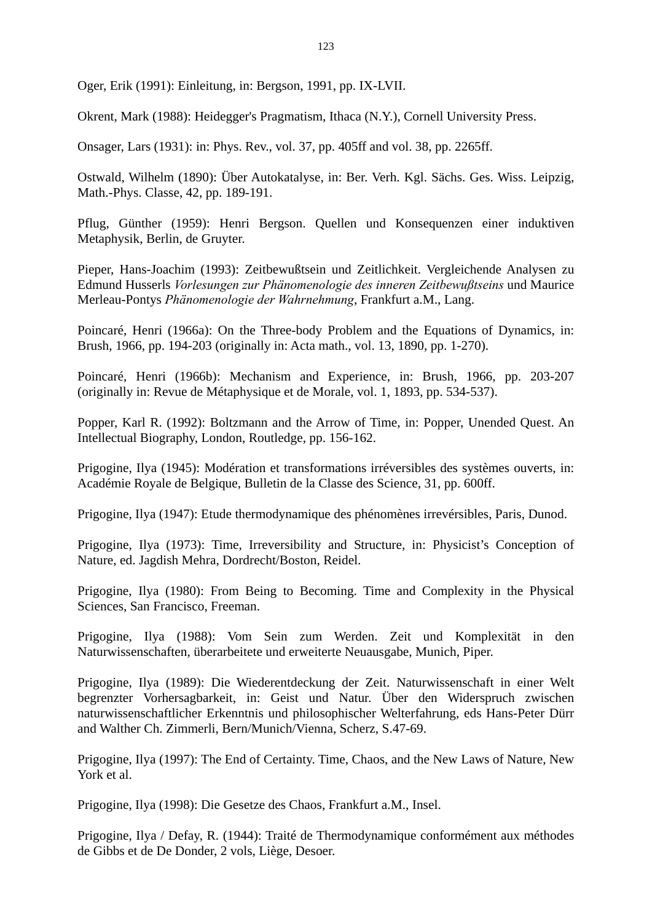Oger, Erik (1991): Einleitung, in: Bergson, 1991, pp. IX-LVII.

Okrent, Mark (1988): Heidegger's Pragmatism, Ithaca (N.Y.), Cornell University Press.

Onsager, Lars (1931): in: Phys. Rev., vol. 37, pp. 405ff and vol. 38, pp. 2265ff.

Ostwald, Wilhelm (1890): Über Autokatalyse, in: Ber. Verh. Kgl. Sächs. Ges. Wiss. Leipzig, Math.-Phys. Classe, 42, pp. 189-191.

Pflug, Günther (1959): Henri Bergson. Quellen und Konsequenzen einer induktiven Metaphysik, Berlin, de Gruyter.

Pieper, Hans-Joachim (1993): Zeitbewußtsein und Zeitlichkeit. Vergleichende Analysen zu Edmund Husserls *Vorlesungen zur Phänomenologie des inneren Zeitbewußtseins* und Maurice Merleau-Pontys *Phänomenologie der Wahrnehmung*, Frankfurt a.M., Lang.

Poincaré, Henri (1966a): On the Three-body Problem and the Equations of Dynamics, in: Brush, 1966, pp. 194-203 (originally in: Acta math., vol. 13, 1890, pp. 1-270).

Poincaré, Henri (1966b): Mechanism and Experience, in: Brush, 1966, pp. 203-207 (originally in: Revue de Métaphysique et de Morale, vol. 1, 1893, pp. 534-537).

Popper, Karl R. (1992): Boltzmann and the Arrow of Time, in: Popper, Unended Quest. An Intellectual Biography, London, Routledge, pp. 156-162.

Prigogine, Ilya (1945): Modération et transformations irréversibles des systèmes ouverts, in: Académie Royale de Belgique, Bulletin de la Classe des Science, 31, pp. 600ff.

Prigogine, Ilya (1947): Etude thermodynamique des phénomènes irrevérsibles, Paris, Dunod.

Prigogine, Ilya (1973): Time, Irreversibility and Structure, in: Physicist's Conception of Nature, ed. Jagdish Mehra, Dordrecht/Boston, Reidel.

Prigogine, Ilya (1980): From Being to Becoming. Time and Complexity in the Physical Sciences, San Francisco, Freeman.

Prigogine, Ilya (1988): Vom Sein zum Werden. Zeit und Komplexität in den Naturwissenschaften, überarbeitete und erweiterte Neuausgabe, Munich, Piper.

Prigogine, Ilya (1989): Die Wiederentdeckung der Zeit. Naturwissenschaft in einer Welt begrenzter Vorhersagbarkeit, in: Geist und Natur. Über den Widerspruch zwischen naturwissenschaftlicher Erkenntnis und philosophischer Welterfahrung, eds Hans-Peter Dürr and Walther Ch. Zimmerli, Bern/Munich/Vienna, Scherz, S.47-69.

Prigogine, Ilya (1997): The End of Certainty. Time, Chaos, and the New Laws of Nature, New York et al.

Prigogine, Ilya (1998): Die Gesetze des Chaos, Frankfurt a.M., Insel.

Prigogine, Ilya / Defay, R. (1944): Traité de Thermodynamique conformément aux méthodes de Gibbs et de De Donder, 2 vols, Liège, Desoer.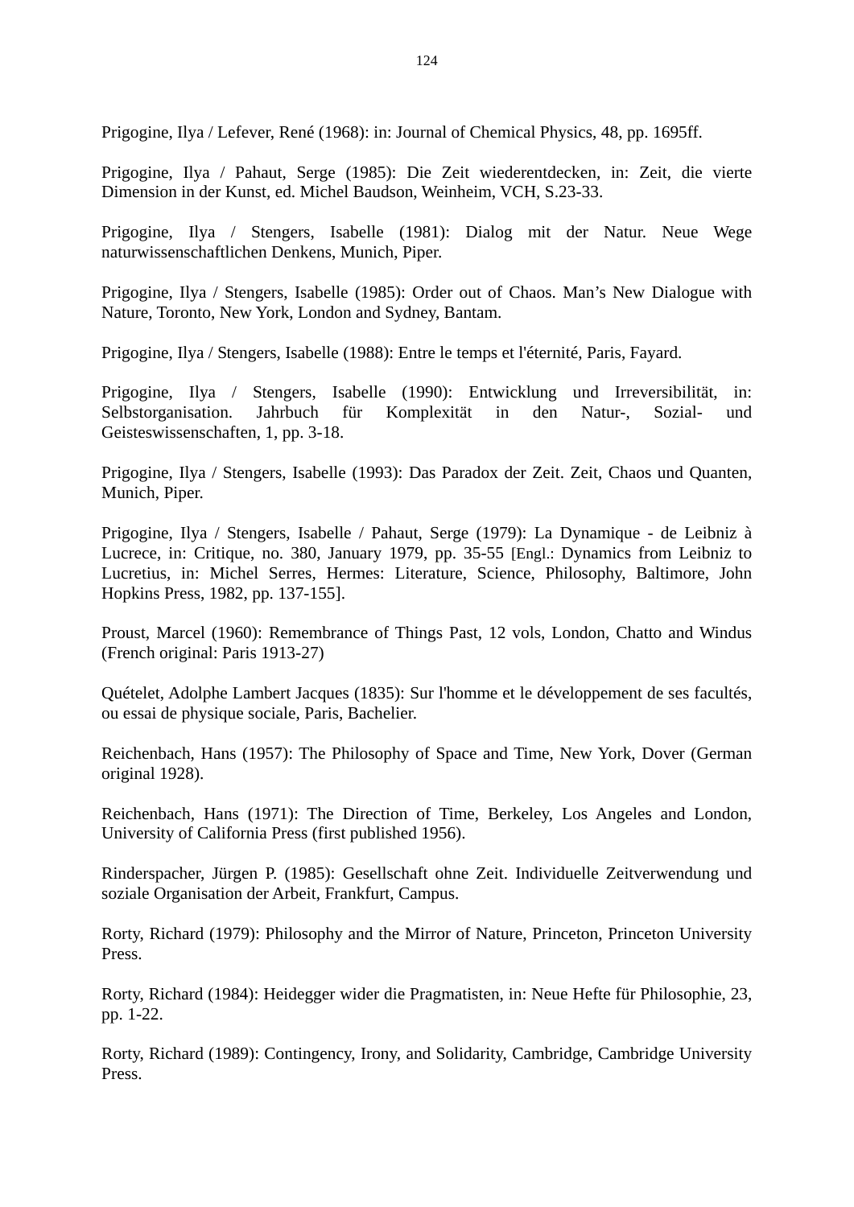Prigogine, Ilya / Lefever, René (1968): in: Journal of Chemical Physics, 48, pp. 1695ff.

Prigogine, Ilya / Pahaut, Serge (1985): Die Zeit wiederentdecken, in: Zeit, die vierte Dimension in der Kunst, ed. Michel Baudson, Weinheim, VCH, S.23-33.

Prigogine, Ilya / Stengers, Isabelle (1981): Dialog mit der Natur. Neue Wege naturwissenschaftlichen Denkens, Munich, Piper.

Prigogine, Ilya / Stengers, Isabelle (1985): Order out of Chaos. Man's New Dialogue with Nature, Toronto, New York, London and Sydney, Bantam.

Prigogine, Ilya / Stengers, Isabelle (1988): Entre le temps et l'éternité, Paris, Fayard.

Prigogine, Ilya / Stengers, Isabelle (1990): Entwicklung und Irreversibilität, in: Selbstorganisation. Jahrbuch für Komplexität in den Natur-, Sozial- und Geisteswissenschaften, 1, pp. 3-18.

Prigogine, Ilya / Stengers, Isabelle (1993): Das Paradox der Zeit. Zeit, Chaos und Quanten, Munich, Piper.

Prigogine, Ilya / Stengers, Isabelle / Pahaut, Serge (1979): La Dynamique - de Leibniz à Lucrece, in: Critique, no. 380, January 1979, pp. 35-55 [Engl.: Dynamics from Leibniz to Lucretius, in: Michel Serres, Hermes: Literature, Science, Philosophy, Baltimore, John Hopkins Press, 1982, pp. 137-155].

Proust, Marcel (1960): Remembrance of Things Past, 12 vols, London, Chatto and Windus (French original: Paris 1913-27)

Quételet, Adolphe Lambert Jacques (1835): Sur l'homme et le développement de ses facultés, ou essai de physique sociale, Paris, Bachelier.

Reichenbach, Hans (1957): The Philosophy of Space and Time, New York, Dover (German original 1928).

Reichenbach, Hans (1971): The Direction of Time, Berkeley, Los Angeles and London, University of California Press (first published 1956).

Rinderspacher, Jürgen P. (1985): Gesellschaft ohne Zeit. Individuelle Zeitverwendung und soziale Organisation der Arbeit, Frankfurt, Campus.

Rorty, Richard (1979): Philosophy and the Mirror of Nature, Princeton, Princeton University Press.

Rorty, Richard (1984): Heidegger wider die Pragmatisten, in: Neue Hefte für Philosophie, 23, pp. 1-22.

Rorty, Richard (1989): Contingency, Irony, and Solidarity, Cambridge, Cambridge University Press.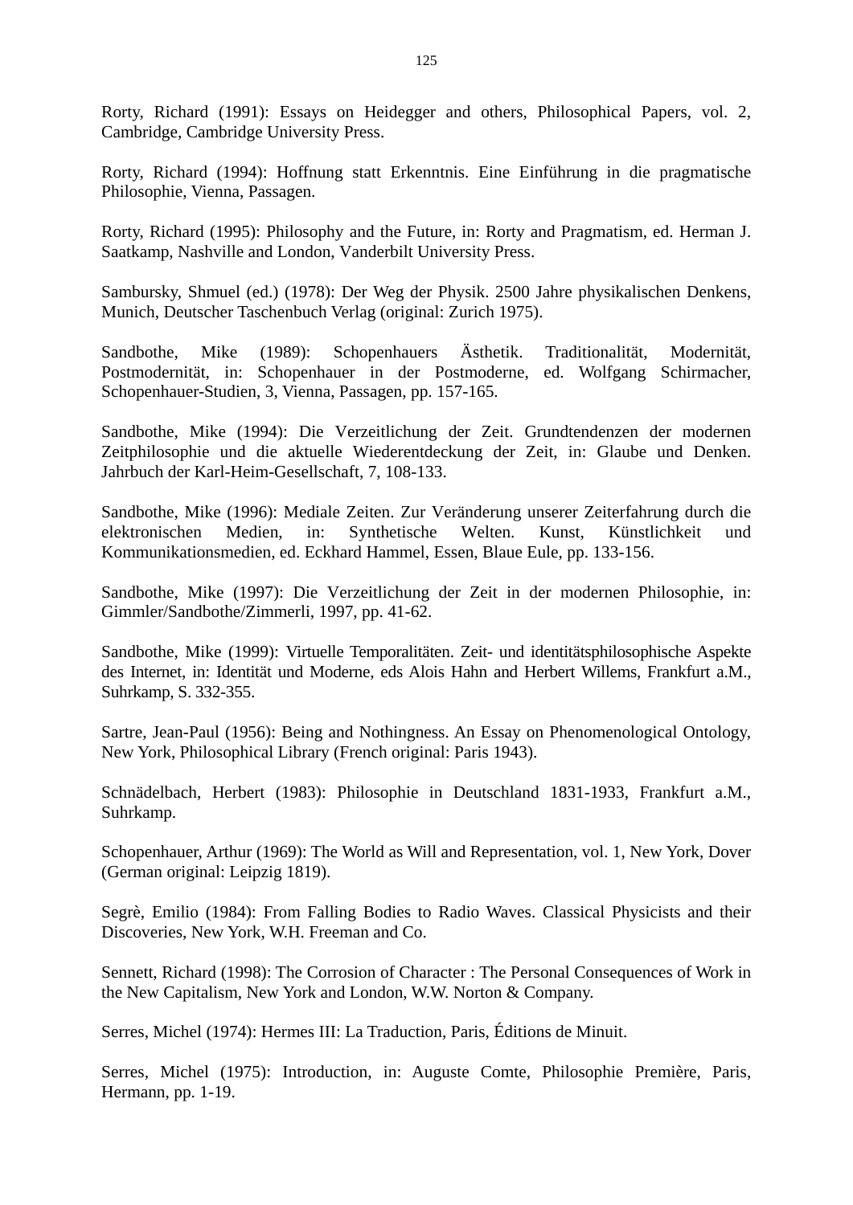Rorty, Richard (1991): Essays on Heidegger and others, Philosophical Papers, vol. 2, Cambridge, Cambridge University Press.

Rorty, Richard (1994): Hoffnung statt Erkenntnis. Eine Einführung in die pragmatische Philosophie, Vienna, Passagen.

Rorty, Richard (1995): Philosophy and the Future, in: Rorty and Pragmatism, ed. Herman J. Saatkamp, Nashville and London, Vanderbilt University Press.

Sambursky, Shmuel (ed.) (1978): Der Weg der Physik. 2500 Jahre physikalischen Denkens, Munich, Deutscher Taschenbuch Verlag (original: Zurich 1975).

Sandbothe, Mike (1989): Schopenhauers Ästhetik. Traditionalität, Modernität, Postmodernität, in: Schopenhauer in der Postmoderne, ed. Wolfgang Schirmacher, Schopenhauer-Studien, 3, Vienna, Passagen, pp. 157-165.

Sandbothe, Mike (1994): Die Verzeitlichung der Zeit. Grundtendenzen der modernen Zeitphilosophie und die aktuelle Wiederentdeckung der Zeit, in: Glaube und Denken. Jahrbuch der Karl-Heim-Gesellschaft, 7, 108-133.

Sandbothe, Mike (1996): Mediale Zeiten. Zur Veränderung unserer Zeiterfahrung durch die elektronischen Medien, in: Synthetische Welten. Kunst, Künstlichkeit und Kommunikationsmedien, ed. Eckhard Hammel, Essen, Blaue Eule, pp. 133-156.

Sandbothe, Mike (1997): Die Verzeitlichung der Zeit in der modernen Philosophie, in: Gimmler/Sandbothe/Zimmerli, 1997, pp. 41-62.

Sandbothe, Mike (1999): Virtuelle Temporalitäten. Zeit- und identitätsphilosophische Aspekte des Internet, in: Identität und Moderne, eds Alois Hahn and Herbert Willems, Frankfurt a.M., Suhrkamp, S. 332-355.

Sartre, Jean-Paul (1956): Being and Nothingness. An Essay on Phenomenological Ontology, New York, Philosophical Library (French original: Paris 1943).

Schnädelbach, Herbert (1983): Philosophie in Deutschland 1831-1933, Frankfurt a.M., Suhrkamp.

Schopenhauer, Arthur (1969): The World as Will and Representation, vol. 1, New York, Dover (German original: Leipzig 1819).

Segrè, Emilio (1984): From Falling Bodies to Radio Waves. Classical Physicists and their Discoveries, New York, W.H. Freeman and Co.

Sennett, Richard (1998): The Corrosion of Character : The Personal Consequences of Work in the New Capitalism, New York and London, W.W. Norton & Company.

Serres, Michel (1974): Hermes III: La Traduction, Paris, Éditions de Minuit.

Serres, Michel (1975): Introduction, in: Auguste Comte, Philosophie Première, Paris, Hermann, pp. 1-19.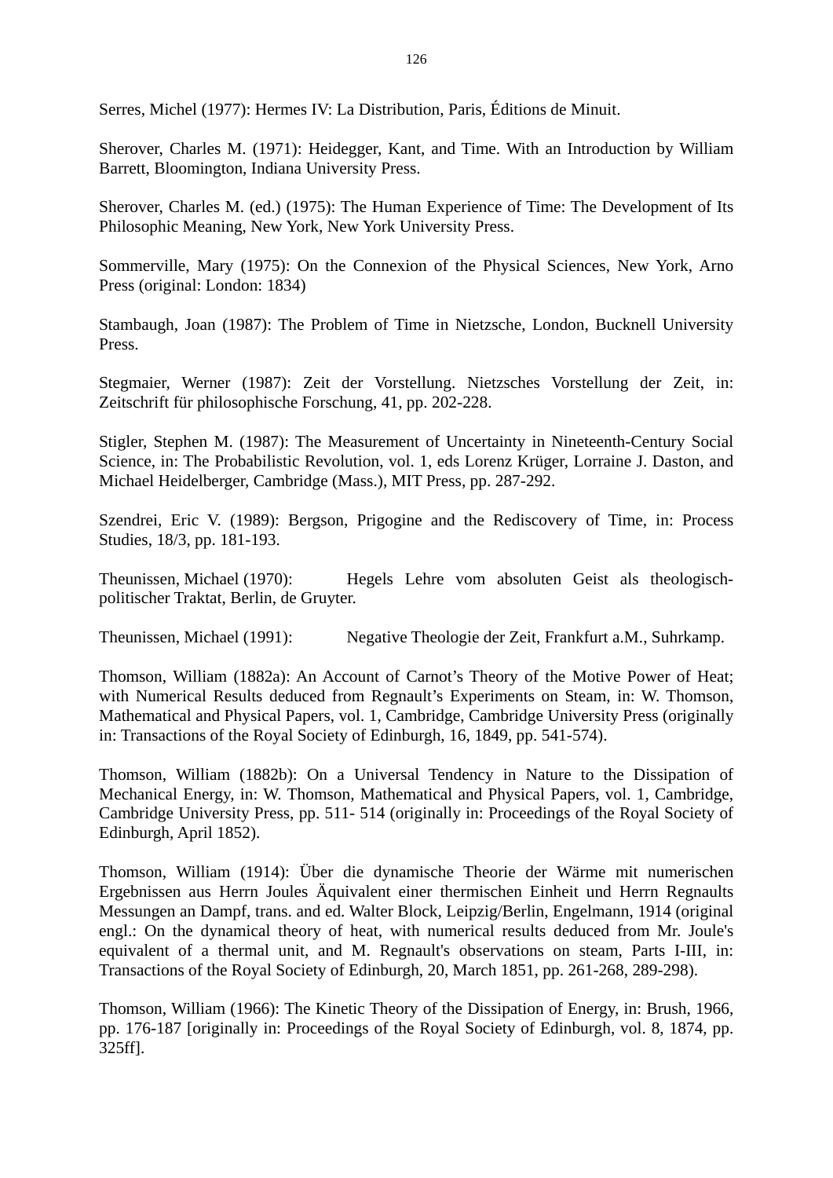Serres, Michel (1977): Hermes IV: La Distribution, Paris, Éditions de Minuit.

Sherover, Charles M. (1971): Heidegger, Kant, and Time. With an Introduction by William Barrett, Bloomington, Indiana University Press.

Sherover, Charles M. (ed.) (1975): The Human Experience of Time: The Development of Its Philosophic Meaning, New York, New York University Press.

Sommerville, Mary (1975): On the Connexion of the Physical Sciences, New York, Arno Press (original: London: 1834)

Stambaugh, Joan (1987): The Problem of Time in Nietzsche, London, Bucknell University Press.

Stegmaier, Werner (1987): Zeit der Vorstellung. Nietzsches Vorstellung der Zeit, in: Zeitschrift für philosophische Forschung, 41, pp. 202-228.

Stigler, Stephen M. (1987): The Measurement of Uncertainty in Nineteenth-Century Social Science, in: The Probabilistic Revolution, vol. 1, eds Lorenz Krüger, Lorraine J. Daston, and Michael Heidelberger, Cambridge (Mass.), MIT Press, pp. 287-292.

Szendrei, Eric V. (1989): Bergson, Prigogine and the Rediscovery of Time, in: Process Studies, 18/3, pp. 181-193.

Theunissen, Michael (1970): Hegels Lehre vom absoluten Geist als theologisch-politischer Traktat, Berlin, de Gruyter.

Theunissen, Michael (1991): Negative Theologie der Zeit, Frankfurt a.M., Suhrkamp.

Thomson, William (1882a): An Account of Carnot's Theory of the Motive Power of Heat; with Numerical Results deduced from Regnault's Experiments on Steam, in: W. Thomson, Mathematical and Physical Papers, vol. 1, Cambridge, Cambridge University Press (originally in: Transactions of the Royal Society of Edinburgh, 16, 1849, pp. 541-574).

Thomson, William (1882b): On a Universal Tendency in Nature to the Dissipation of Mechanical Energy, in: W. Thomson, Mathematical and Physical Papers, vol. 1, Cambridge, Cambridge University Press, pp. 511- 514 (originally in: Proceedings of the Royal Society of Edinburgh, April 1852).

Thomson, William (1914): Über die dynamische Theorie der Wärme mit numerischen Ergebnissen aus Herrn Joules Äquivalent einer thermischen Einheit und Herrn Regnaults Messungen an Dampf, trans. and ed. Walter Block, Leipzig/Berlin, Engelmann, 1914 (original engl.: On the dynamical theory of heat, with numerical results deduced from Mr. Joule's equivalent of a thermal unit, and M. Regnault's observations on steam, Parts I-III, in: Transactions of the Royal Society of Edinburgh, 20, March 1851, pp. 261-268, 289-298).

Thomson, William (1966): The Kinetic Theory of the Dissipation of Energy, in: Brush, 1966, pp. 176-187 [originally in: Proceedings of the Royal Society of Edinburgh, vol. 8, 1874, pp. 325ff].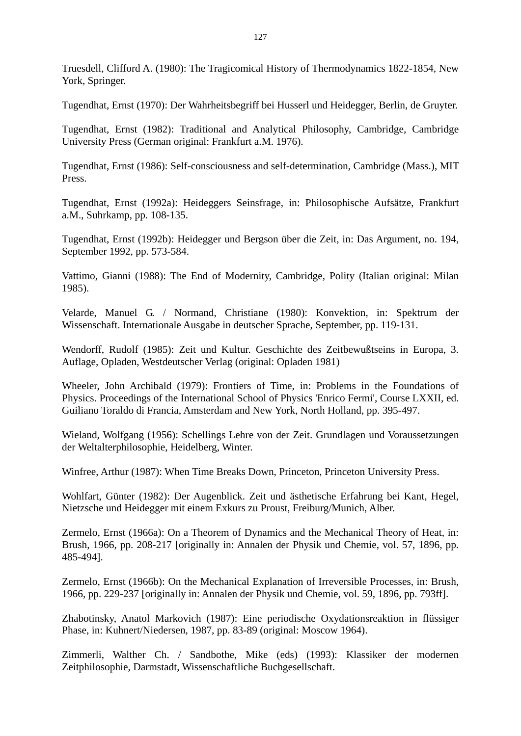Truesdell, Clifford A. (1980): The Tragicomical History of Thermodynamics 1822-1854, New York, Springer.

Tugendhat, Ernst (1970): Der Wahrheitsbegriff bei Husserl und Heidegger, Berlin, de Gruyter.

Tugendhat, Ernst (1982): Traditional and Analytical Philosophy, Cambridge, Cambridge University Press (German original: Frankfurt a.M. 1976).

Tugendhat, Ernst (1986): Self-consciousness and self-determination, Cambridge (Mass.), MIT Press.

Tugendhat, Ernst (1992a): Heideggers Seinsfrage, in: Philosophische Aufsätze, Frankfurt a.M., Suhrkamp, pp. 108-135.

Tugendhat, Ernst (1992b): Heidegger und Bergson über die Zeit, in: Das Argument, no. 194, September 1992, pp. 573-584.

Vattimo, Gianni (1988): The End of Modernity, Cambridge, Polity (Italian original: Milan 1985).

Velarde, Manuel G. / Normand, Christiane (1980): Konvektion, in: Spektrum der Wissenschaft. Internationale Ausgabe in deutscher Sprache, September, pp. 119-131.

Wendorff, Rudolf (1985): Zeit und Kultur. Geschichte des Zeitbewußtseins in Europa, 3. Auflage, Opladen, Westdeutscher Verlag (original: Opladen 1981)

Wheeler, John Archibald (1979): Frontiers of Time, in: Problems in the Foundations of Physics. Proceedings of the International School of Physics 'Enrico Fermi', Course LXXII, ed. Guiliano Toraldo di Francia, Amsterdam and New York, North Holland, pp. 395-497.

Wieland, Wolfgang (1956): Schellings Lehre von der Zeit. Grundlagen und Voraussetzungen der Weltalterphilosophie, Heidelberg, Winter.

Winfree, Arthur (1987): When Time Breaks Down, Princeton, Princeton University Press.

Wohlfart, Günter (1982): Der Augenblick. Zeit und ästhetische Erfahrung bei Kant, Hegel, Nietzsche und Heidegger mit einem Exkurs zu Proust, Freiburg/Munich, Alber.

Zermelo, Ernst (1966a): On a Theorem of Dynamics and the Mechanical Theory of Heat, in: Brush, 1966, pp. 208-217 [originally in: Annalen der Physik und Chemie, vol. 57, 1896, pp. 485-494].

Zermelo, Ernst (1966b): On the Mechanical Explanation of Irreversible Processes, in: Brush, 1966, pp. 229-237 [originally in: Annalen der Physik und Chemie, vol. 59, 1896, pp. 793ff].

Zhabotinsky, Anatol Markovich (1987): Eine periodische Oxydationsreaktion in flüssiger Phase, in: Kuhnert/Niedersen, 1987, pp. 83-89 (original: Moscow 1964).

Zimmerli, Walther Ch. / Sandbothe, Mike (eds) (1993): Klassiker der modernen Zeitphilosophie, Darmstadt, Wissenschaftliche Buchgesellschaft.